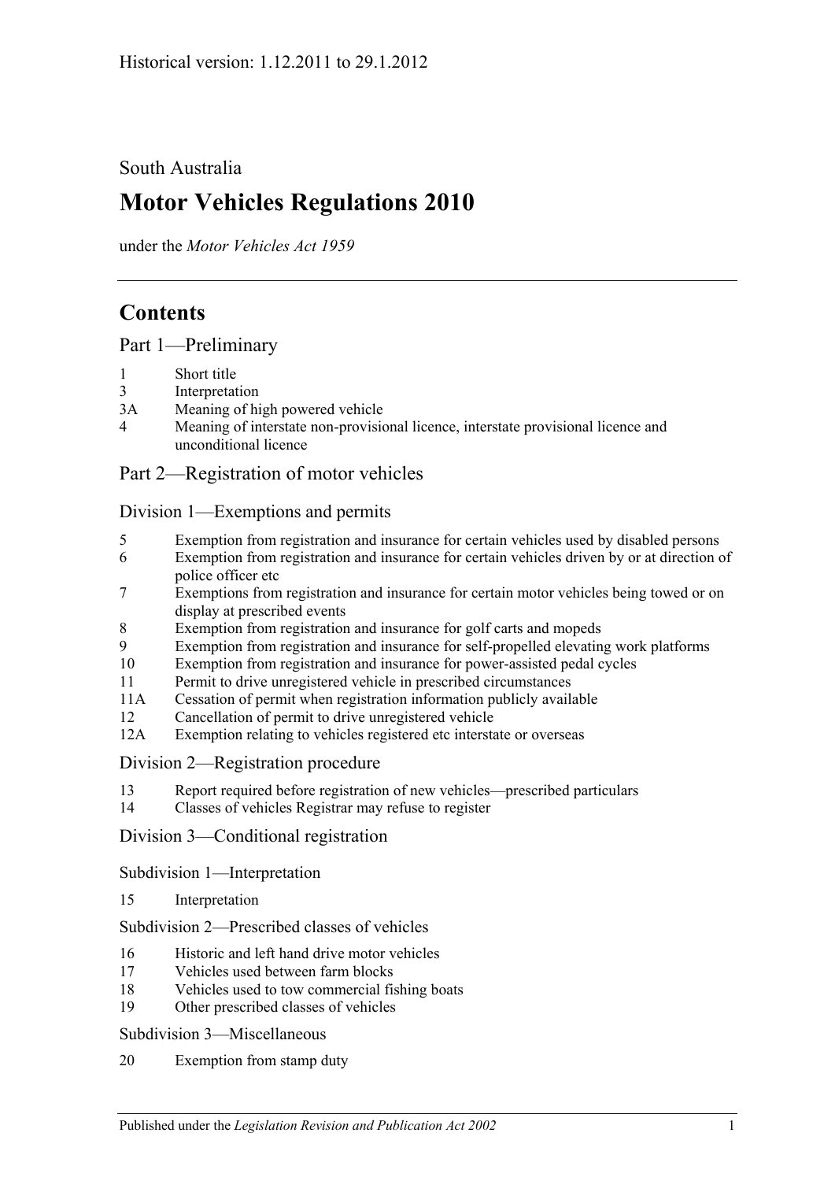Historical version: 1.12.2011 to 29.1.2012

South Australia

# Motor Vehicles Regulations 2010

under the *Motor Vehicles Act 1959*

## Contents

### Part 1—Preliminary

1 Short title
3 Interpretation
3A Meaning of high powered vehicle
4 Meaning of interstate non-provisional licence, interstate provisional licence and unconditional licence

### Part 2—Registration of motor vehicles

#### Division 1—Exemptions and permits

5 Exemption from registration and insurance for certain vehicles used by disabled persons
6 Exemption from registration and insurance for certain vehicles driven by or at direction of police officer etc
7 Exemptions from registration and insurance for certain motor vehicles being towed or on display at prescribed events
8 Exemption from registration and insurance for golf carts and mopeds
9 Exemption from registration and insurance for self-propelled elevating work platforms
10 Exemption from registration and insurance for power-assisted pedal cycles
11 Permit to drive unregistered vehicle in prescribed circumstances
11A Cessation of permit when registration information publicly available
12 Cancellation of permit to drive unregistered vehicle
12A Exemption relating to vehicles registered etc interstate or overseas

#### Division 2—Registration procedure

13 Report required before registration of new vehicles—prescribed particulars
14 Classes of vehicles Registrar may refuse to register

#### Division 3—Conditional registration

##### Subdivision 1—Interpretation

15 Interpretation

##### Subdivision 2—Prescribed classes of vehicles

16 Historic and left hand drive motor vehicles
17 Vehicles used between farm blocks
18 Vehicles used to tow commercial fishing boats
19 Other prescribed classes of vehicles

##### Subdivision 3—Miscellaneous

20 Exemption from stamp duty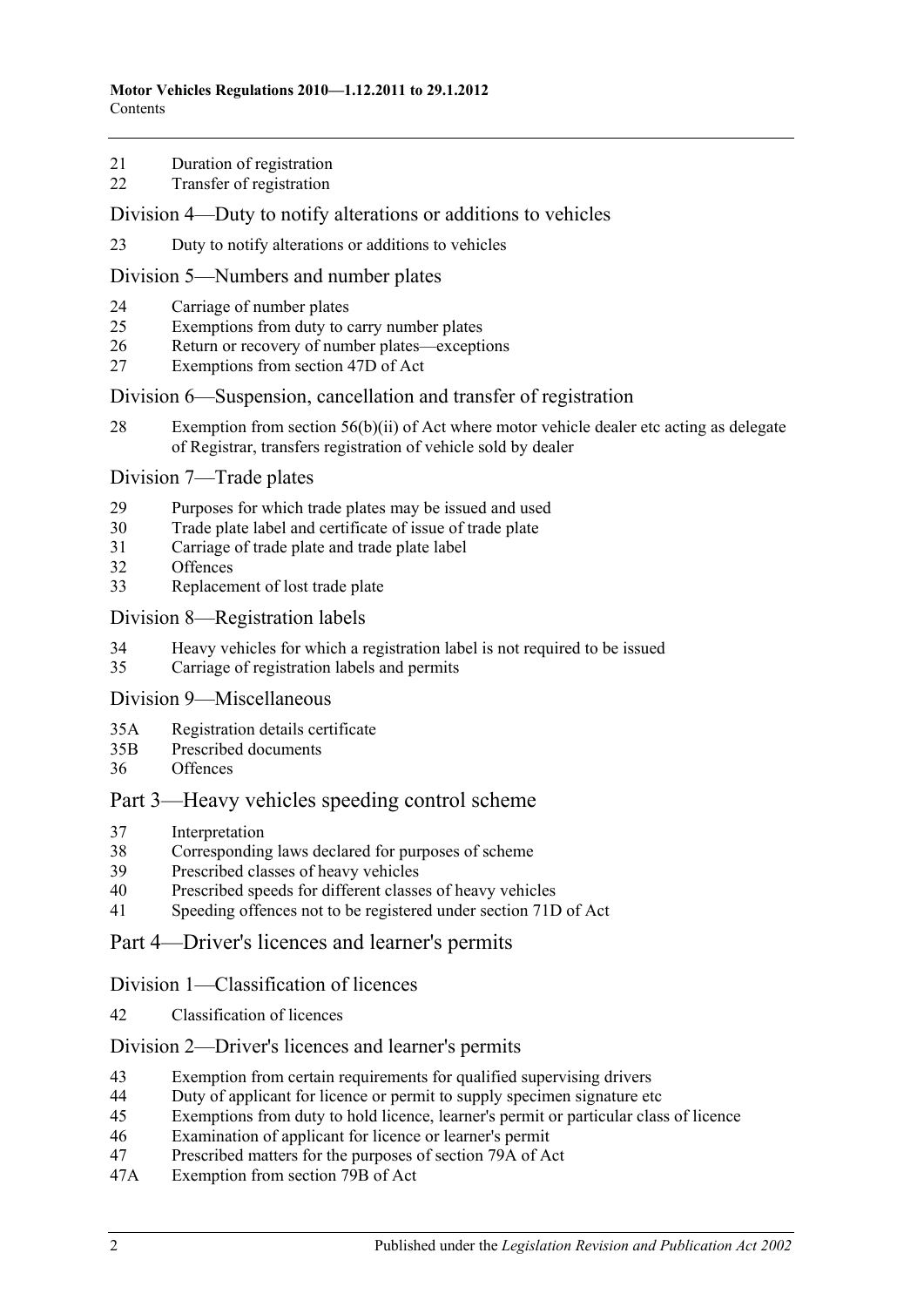21 Duration of registration
22 Transfer of registration

## Division 4—Duty to notify alterations or additions to vehicles

23 Duty to notify alterations or additions to vehicles

## Division 5—Numbers and number plates

24 Carriage of number plates
25 Exemptions from duty to carry number plates
26 Return or recovery of number plates—exceptions
27 Exemptions from section 47D of Act

## Division 6—Suspension, cancellation and transfer of registration

28 Exemption from section 56(b)(ii) of Act where motor vehicle dealer etc acting as delegate of Registrar, transfers registration of vehicle sold by dealer

## Division 7—Trade plates

29 Purposes for which trade plates may be issued and used
30 Trade plate label and certificate of issue of trade plate
31 Carriage of trade plate and trade plate label
32 Offences
33 Replacement of lost trade plate

## Division 8—Registration labels

34 Heavy vehicles for which a registration label is not required to be issued
35 Carriage of registration labels and permits

## Division 9—Miscellaneous

35A Registration details certificate
35B Prescribed documents
36 Offences

# Part 3—Heavy vehicles speeding control scheme

37 Interpretation
38 Corresponding laws declared for purposes of scheme
39 Prescribed classes of heavy vehicles
40 Prescribed speeds for different classes of heavy vehicles
41 Speeding offences not to be registered under section 71D of Act

# Part 4—Driver's licences and learner's permits

## Division 1—Classification of licences

42 Classification of licences

## Division 2—Driver's licences and learner's permits

43 Exemption from certain requirements for qualified supervising drivers
44 Duty of applicant for licence or permit to supply specimen signature etc
45 Exemptions from duty to hold licence, learner's permit or particular class of licence
46 Examination of applicant for licence or learner's permit
47 Prescribed matters for the purposes of section 79A of Act
47A Exemption from section 79B of Act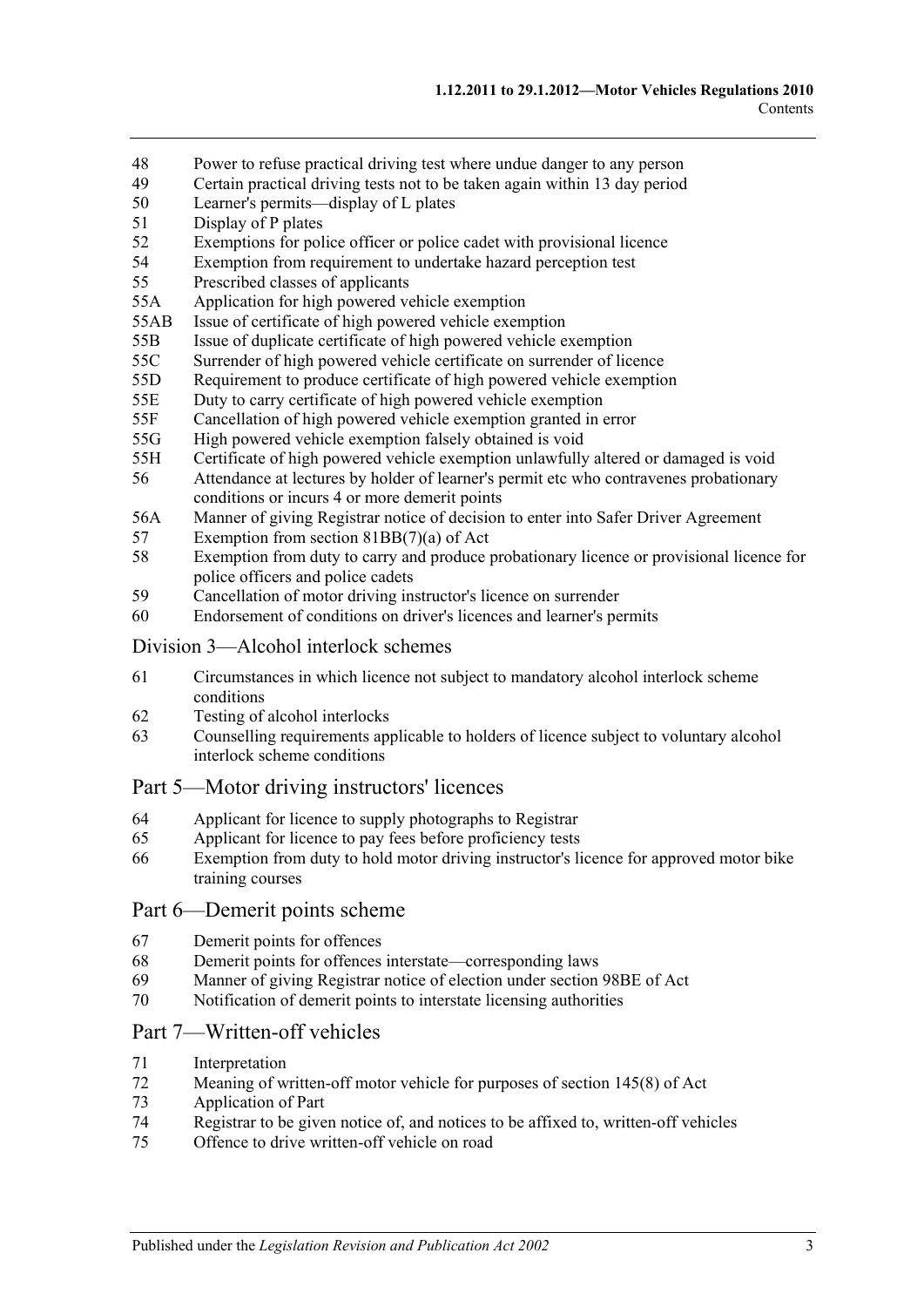48 Power to refuse practical driving test where undue danger to any person
49 Certain practical driving tests not to be taken again within 13 day period
50 Learner's permits—display of L plates
51 Display of P plates
52 Exemptions for police officer or police cadet with provisional licence
54 Exemption from requirement to undertake hazard perception test
55 Prescribed classes of applicants
55A Application for high powered vehicle exemption
55AB Issue of certificate of high powered vehicle exemption
55B Issue of duplicate certificate of high powered vehicle exemption
55C Surrender of high powered vehicle certificate on surrender of licence
55D Requirement to produce certificate of high powered vehicle exemption
55E Duty to carry certificate of high powered vehicle exemption
55F Cancellation of high powered vehicle exemption granted in error
55G High powered vehicle exemption falsely obtained is void
55H Certificate of high powered vehicle exemption unlawfully altered or damaged is void
56 Attendance at lectures by holder of learner's permit etc who contravenes probationary conditions or incurs 4 or more demerit points
56A Manner of giving Registrar notice of decision to enter into Safer Driver Agreement
57 Exemption from section 81BB(7)(a) of Act
58 Exemption from duty to carry and produce probationary licence or provisional licence for police officers and police cadets
59 Cancellation of motor driving instructor's licence on surrender
60 Endorsement of conditions on driver's licences and learner's permits

## Division 3—Alcohol interlock schemes

61 Circumstances in which licence not subject to mandatory alcohol interlock scheme conditions
62 Testing of alcohol interlocks
63 Counselling requirements applicable to holders of licence subject to voluntary alcohol interlock scheme conditions

## Part 5—Motor driving instructors' licences

64 Applicant for licence to supply photographs to Registrar
65 Applicant for licence to pay fees before proficiency tests
66 Exemption from duty to hold motor driving instructor's licence for approved motor bike training courses

## Part 6—Demerit points scheme

67 Demerit points for offences
68 Demerit points for offences interstate—corresponding laws
69 Manner of giving Registrar notice of election under section 98BE of Act
70 Notification of demerit points to interstate licensing authorities

## Part 7—Written-off vehicles

71 Interpretation
72 Meaning of written-off motor vehicle for purposes of section 145(8) of Act
73 Application of Part
74 Registrar to be given notice of, and notices to be affixed to, written-off vehicles
75 Offence to drive written-off vehicle on road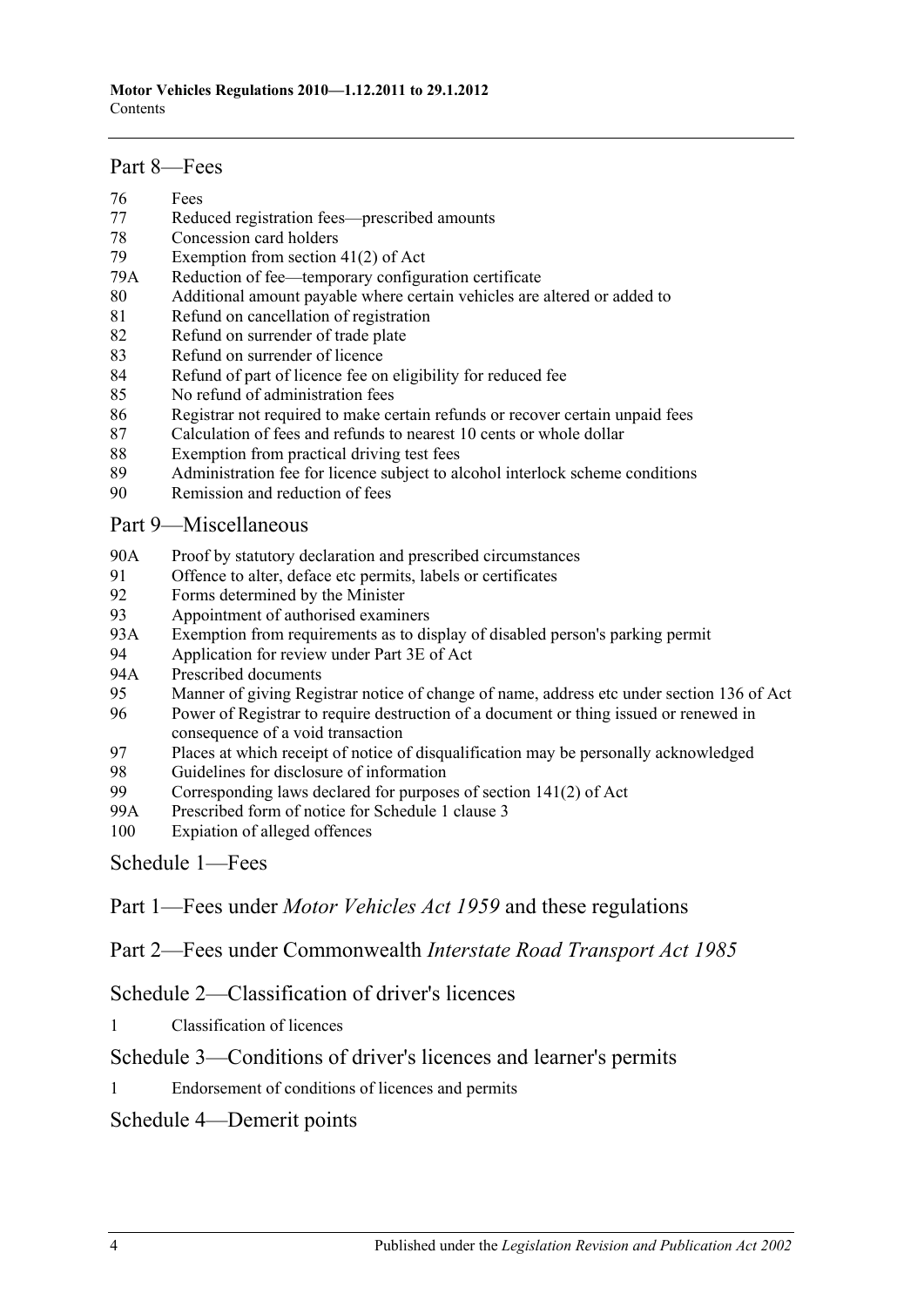## Part 8—Fees

76 Fees
77 Reduced registration fees—prescribed amounts
78 Concession card holders
79 Exemption from section 41(2) of Act
79A Reduction of fee—temporary configuration certificate
80 Additional amount payable where certain vehicles are altered or added to
81 Refund on cancellation of registration
82 Refund on surrender of trade plate
83 Refund on surrender of licence
84 Refund of part of licence fee on eligibility for reduced fee
85 No refund of administration fees
86 Registrar not required to make certain refunds or recover certain unpaid fees
87 Calculation of fees and refunds to nearest 10 cents or whole dollar
88 Exemption from practical driving test fees
89 Administration fee for licence subject to alcohol interlock scheme conditions
90 Remission and reduction of fees

## Part 9—Miscellaneous

90A Proof by statutory declaration and prescribed circumstances
91 Offence to alter, deface etc permits, labels or certificates
92 Forms determined by the Minister
93 Appointment of authorised examiners
93A Exemption from requirements as to display of disabled person's parking permit
94 Application for review under Part 3E of Act
94A Prescribed documents
95 Manner of giving Registrar notice of change of name, address etc under section 136 of Act
96 Power of Registrar to require destruction of a document or thing issued or renewed in consequence of a void transaction
97 Places at which receipt of notice of disqualification may be personally acknowledged
98 Guidelines for disclosure of information
99 Corresponding laws declared for purposes of section 141(2) of Act
99A Prescribed form of notice for Schedule 1 clause 3
100 Expiation of alleged offences

## Schedule 1—Fees

## Part 1—Fees under *Motor Vehicles Act 1959* and these regulations

## Part 2—Fees under Commonwealth *Interstate Road Transport Act 1985*

## Schedule 2—Classification of driver's licences

1 Classification of licences

## Schedule 3—Conditions of driver's licences and learner's permits

1 Endorsement of conditions of licences and permits

## Schedule 4—Demerit points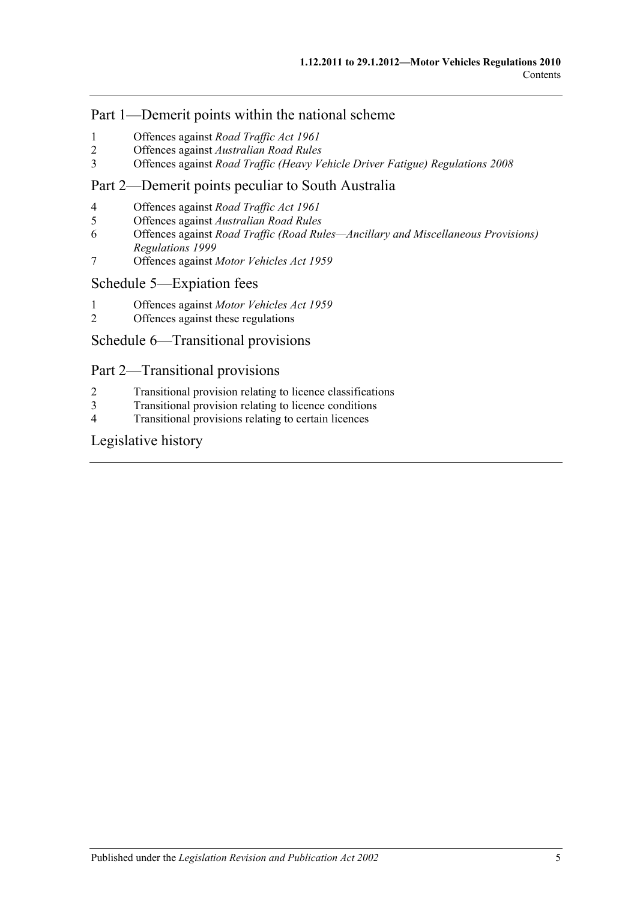## Part 1—Demerit points within the national scheme

1 Offences against *Road Traffic Act 1961*
2 Offences against *Australian Road Rules*
3 Offences against *Road Traffic (Heavy Vehicle Driver Fatigue) Regulations 2008*

## Part 2—Demerit points peculiar to South Australia

4 Offences against *Road Traffic Act 1961*
5 Offences against *Australian Road Rules*
6 Offences against *Road Traffic (Road Rules—Ancillary and Miscellaneous Provisions) Regulations 1999*
7 Offences against *Motor Vehicles Act 1959*

## Schedule 5—Expiation fees

1 Offences against *Motor Vehicles Act 1959*
2 Offences against these regulations

## Schedule 6—Transitional provisions

## Part 2—Transitional provisions

2 Transitional provision relating to licence classifications
3 Transitional provision relating to licence conditions
4 Transitional provisions relating to certain licences

## Legislative history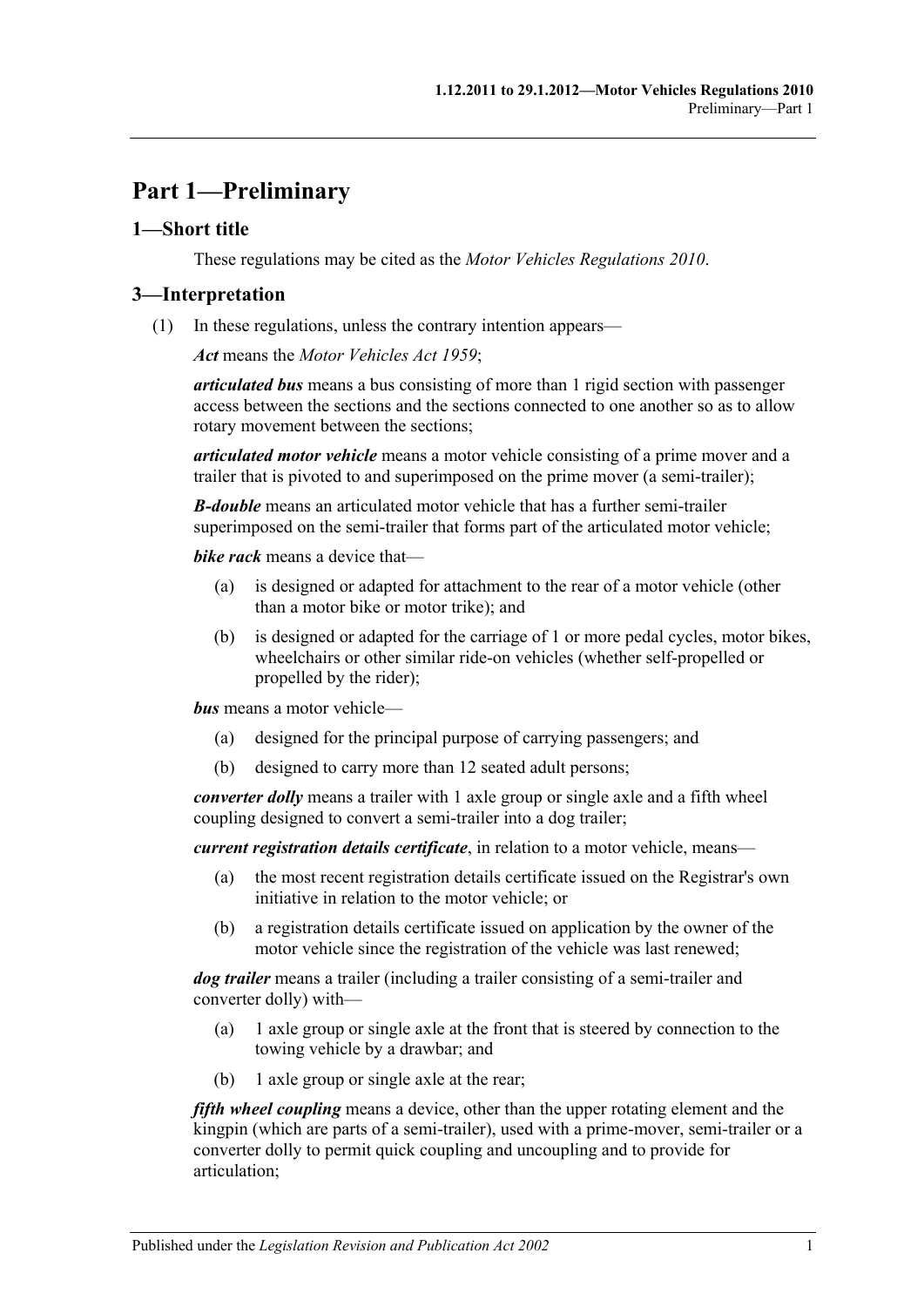# Part 1—Preliminary

## 1—Short title

These regulations may be cited as the *Motor Vehicles Regulations 2010*.

## 3—Interpretation

(1) In these regulations, unless the contrary intention appears—

***Act*** means the *Motor Vehicles Act 1959*;

***articulated bus*** means a bus consisting of more than 1 rigid section with passenger access between the sections and the sections connected to one another so as to allow rotary movement between the sections;

***articulated motor vehicle*** means a motor vehicle consisting of a prime mover and a trailer that is pivoted to and superimposed on the prime mover (a semi-trailer);

***B-double*** means an articulated motor vehicle that has a further semi-trailer superimposed on the semi-trailer that forms part of the articulated motor vehicle;

***bike rack*** means a device that—

- (a) is designed or adapted for attachment to the rear of a motor vehicle (other than a motor bike or motor trike); and
- (b) is designed or adapted for the carriage of 1 or more pedal cycles, motor bikes, wheelchairs or other similar ride-on vehicles (whether self-propelled or propelled by the rider);

***bus*** means a motor vehicle—

- (a) designed for the principal purpose of carrying passengers; and
- (b) designed to carry more than 12 seated adult persons;

***converter dolly*** means a trailer with 1 axle group or single axle and a fifth wheel coupling designed to convert a semi-trailer into a dog trailer;

***current registration details certificate***, in relation to a motor vehicle, means—

- (a) the most recent registration details certificate issued on the Registrar's own initiative in relation to the motor vehicle; or
- (b) a registration details certificate issued on application by the owner of the motor vehicle since the registration of the vehicle was last renewed;

***dog trailer*** means a trailer (including a trailer consisting of a semi-trailer and converter dolly) with—

- (a) 1 axle group or single axle at the front that is steered by connection to the towing vehicle by a drawbar; and
- (b) 1 axle group or single axle at the rear;

***fifth wheel coupling*** means a device, other than the upper rotating element and the kingpin (which are parts of a semi-trailer), used with a prime-mover, semi-trailer or a converter dolly to permit quick coupling and uncoupling and to provide for articulation;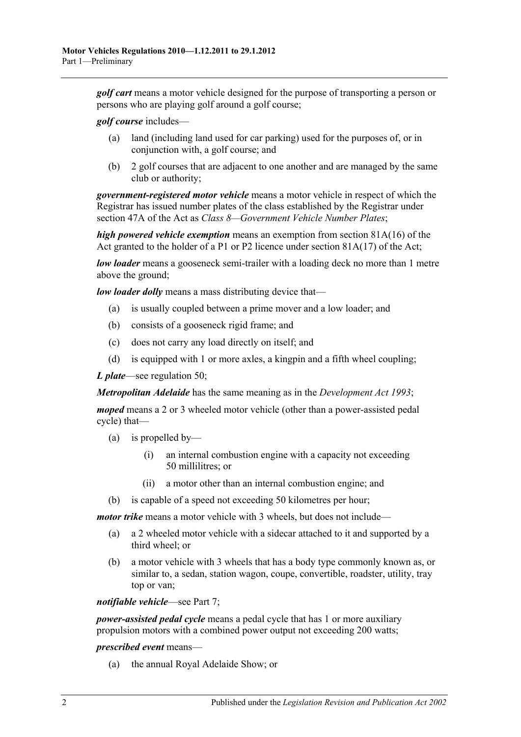***golf cart*** means a motor vehicle designed for the purpose of transporting a person or persons who are playing golf around a golf course;

***golf course*** includes—

(a) land (including land used for car parking) used for the purposes of, or in conjunction with, a golf course; and

(b) 2 golf courses that are adjacent to one another and are managed by the same club or authority;

***government-registered motor vehicle*** means a motor vehicle in respect of which the Registrar has issued number plates of the class established by the Registrar under section 47A of the Act as *Class 8—Government Vehicle Number Plates*;

***high powered vehicle exemption*** means an exemption from section 81A(16) of the Act granted to the holder of a P1 or P2 licence under section 81A(17) of the Act;

***low loader*** means a gooseneck semi-trailer with a loading deck no more than 1 metre above the ground;

***low loader dolly*** means a mass distributing device that—

(a) is usually coupled between a prime mover and a low loader; and

(b) consists of a gooseneck rigid frame; and

(c) does not carry any load directly on itself; and

(d) is equipped with 1 or more axles, a kingpin and a fifth wheel coupling;

***L plate***—see regulation 50;

***Metropolitan Adelaide*** has the same meaning as in the *Development Act 1993*;

***moped*** means a 2 or 3 wheeled motor vehicle (other than a power-assisted pedal cycle) that—

(a) is propelled by—

 (i) an internal combustion engine with a capacity not exceeding 50 millilitres; or

 (ii) a motor other than an internal combustion engine; and

(b) is capable of a speed not exceeding 50 kilometres per hour;

***motor trike*** means a motor vehicle with 3 wheels, but does not include—

(a) a 2 wheeled motor vehicle with a sidecar attached to it and supported by a third wheel; or

(b) a motor vehicle with 3 wheels that has a body type commonly known as, or similar to, a sedan, station wagon, coupe, convertible, roadster, utility, tray top or van;

***notifiable vehicle***—see Part 7;

***power-assisted pedal cycle*** means a pedal cycle that has 1 or more auxiliary propulsion motors with a combined power output not exceeding 200 watts;

***prescribed event*** means—

(a) the annual Royal Adelaide Show; or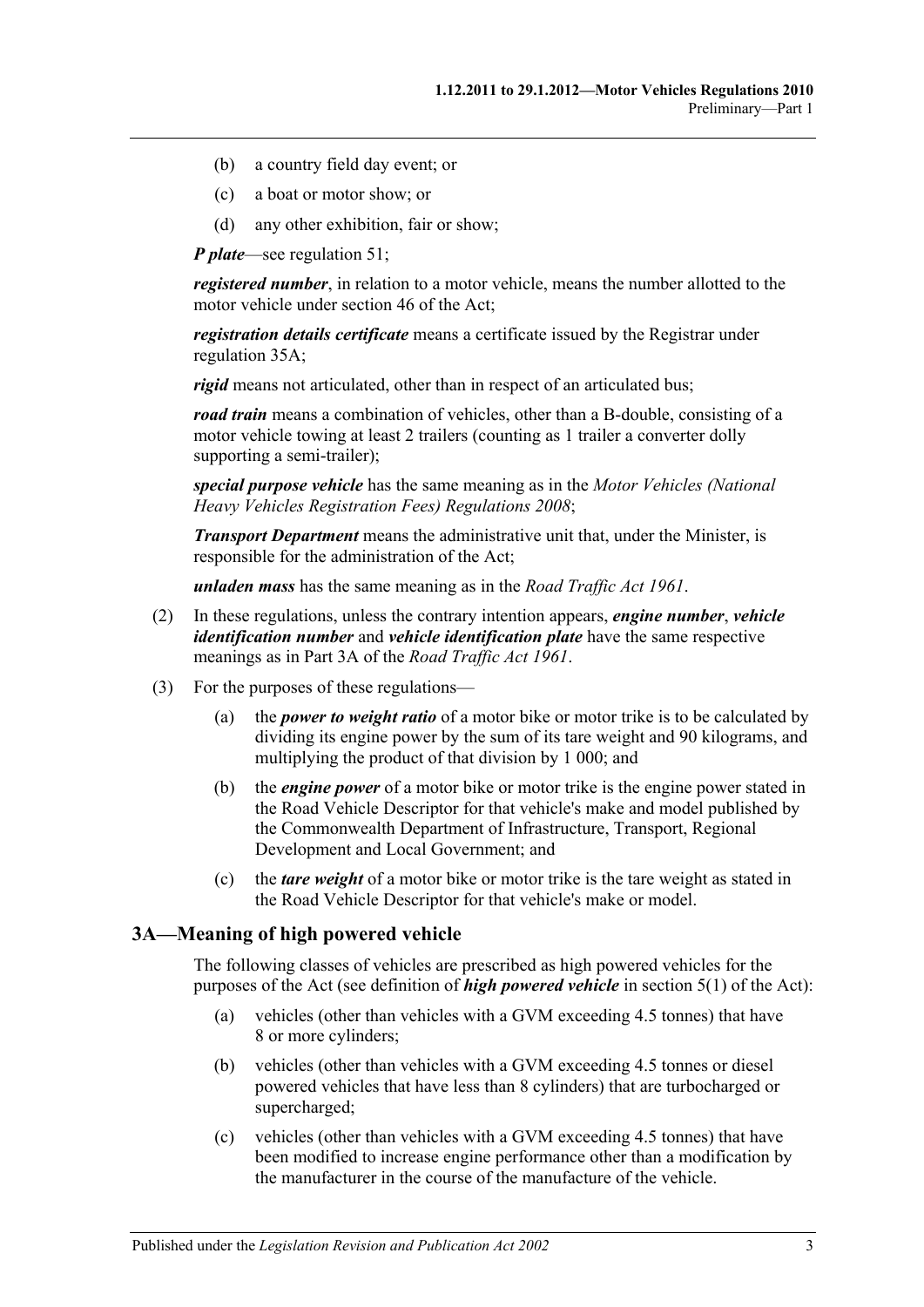(b) a country field day event; or

(c) a boat or motor show; or

(d) any other exhibition, fair or show;

***P plate***—see regulation 51;

***registered number***, in relation to a motor vehicle, means the number allotted to the motor vehicle under section 46 of the Act;

***registration details certificate*** means a certificate issued by the Registrar under regulation 35A;

***rigid*** means not articulated, other than in respect of an articulated bus;

***road train*** means a combination of vehicles, other than a B-double, consisting of a motor vehicle towing at least 2 trailers (counting as 1 trailer a converter dolly supporting a semi-trailer);

***special purpose vehicle*** has the same meaning as in the *Motor Vehicles (National Heavy Vehicles Registration Fees) Regulations 2008*;

***Transport Department*** means the administrative unit that, under the Minister, is responsible for the administration of the Act;

***unladen mass*** has the same meaning as in the *Road Traffic Act 1961*.

(2) In these regulations, unless the contrary intention appears, ***engine number***, ***vehicle identification number*** and ***vehicle identification plate*** have the same respective meanings as in Part 3A of the *Road Traffic Act 1961*.

(3) For the purposes of these regulations—

(a) the ***power to weight ratio*** of a motor bike or motor trike is to be calculated by dividing its engine power by the sum of its tare weight and 90 kilograms, and multiplying the product of that division by 1 000; and

(b) the ***engine power*** of a motor bike or motor trike is the engine power stated in the Road Vehicle Descriptor for that vehicle's make and model published by the Commonwealth Department of Infrastructure, Transport, Regional Development and Local Government; and

(c) the ***tare weight*** of a motor bike or motor trike is the tare weight as stated in the Road Vehicle Descriptor for that vehicle's make or model.

## 3A—Meaning of high powered vehicle

The following classes of vehicles are prescribed as high powered vehicles for the purposes of the Act (see definition of ***high powered vehicle*** in section 5(1) of the Act):

(a) vehicles (other than vehicles with a GVM exceeding 4.5 tonnes) that have 8 or more cylinders;

(b) vehicles (other than vehicles with a GVM exceeding 4.5 tonnes or diesel powered vehicles that have less than 8 cylinders) that are turbocharged or supercharged;

(c) vehicles (other than vehicles with a GVM exceeding 4.5 tonnes) that have been modified to increase engine performance other than a modification by the manufacturer in the course of the manufacture of the vehicle.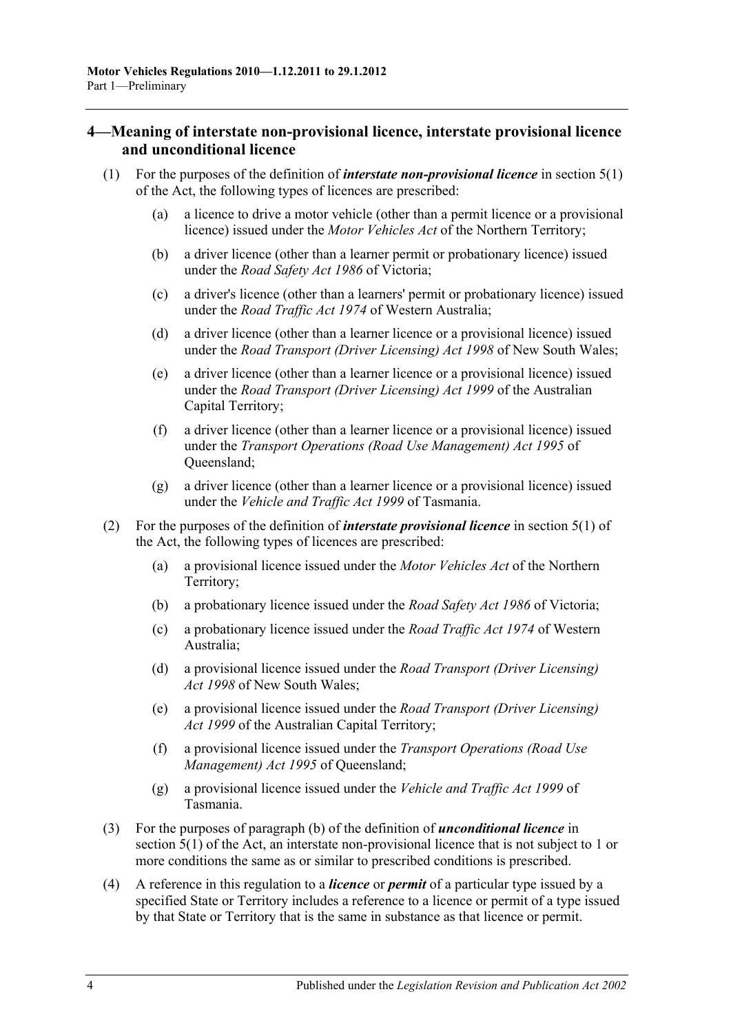## 4—Meaning of interstate non-provisional licence, interstate provisional licence and unconditional licence

(1) For the purposes of the definition of ***interstate non-provisional licence*** in section 5(1) of the Act, the following types of licences are prescribed:

(a) a licence to drive a motor vehicle (other than a permit licence or a provisional licence) issued under the *Motor Vehicles Act* of the Northern Territory;

(b) a driver licence (other than a learner permit or probationary licence) issued under the *Road Safety Act 1986* of Victoria;

(c) a driver's licence (other than a learners' permit or probationary licence) issued under the *Road Traffic Act 1974* of Western Australia;

(d) a driver licence (other than a learner licence or a provisional licence) issued under the *Road Transport (Driver Licensing) Act 1998* of New South Wales;

(e) a driver licence (other than a learner licence or a provisional licence) issued under the *Road Transport (Driver Licensing) Act 1999* of the Australian Capital Territory;

(f) a driver licence (other than a learner licence or a provisional licence) issued under the *Transport Operations (Road Use Management) Act 1995* of Queensland;

(g) a driver licence (other than a learner licence or a provisional licence) issued under the *Vehicle and Traffic Act 1999* of Tasmania.

(2) For the purposes of the definition of ***interstate provisional licence*** in section 5(1) of the Act, the following types of licences are prescribed:

(a) a provisional licence issued under the *Motor Vehicles Act* of the Northern Territory;

(b) a probationary licence issued under the *Road Safety Act 1986* of Victoria;

(c) a probationary licence issued under the *Road Traffic Act 1974* of Western Australia;

(d) a provisional licence issued under the *Road Transport (Driver Licensing) Act 1998* of New South Wales;

(e) a provisional licence issued under the *Road Transport (Driver Licensing) Act 1999* of the Australian Capital Territory;

(f) a provisional licence issued under the *Transport Operations (Road Use Management) Act 1995* of Queensland;

(g) a provisional licence issued under the *Vehicle and Traffic Act 1999* of Tasmania.

(3) For the purposes of paragraph (b) of the definition of ***unconditional licence*** in section 5(1) of the Act, an interstate non-provisional licence that is not subject to 1 or more conditions the same as or similar to prescribed conditions is prescribed.

(4) A reference in this regulation to a ***licence*** or ***permit*** of a particular type issued by a specified State or Territory includes a reference to a licence or permit of a type issued by that State or Territory that is the same in substance as that licence or permit.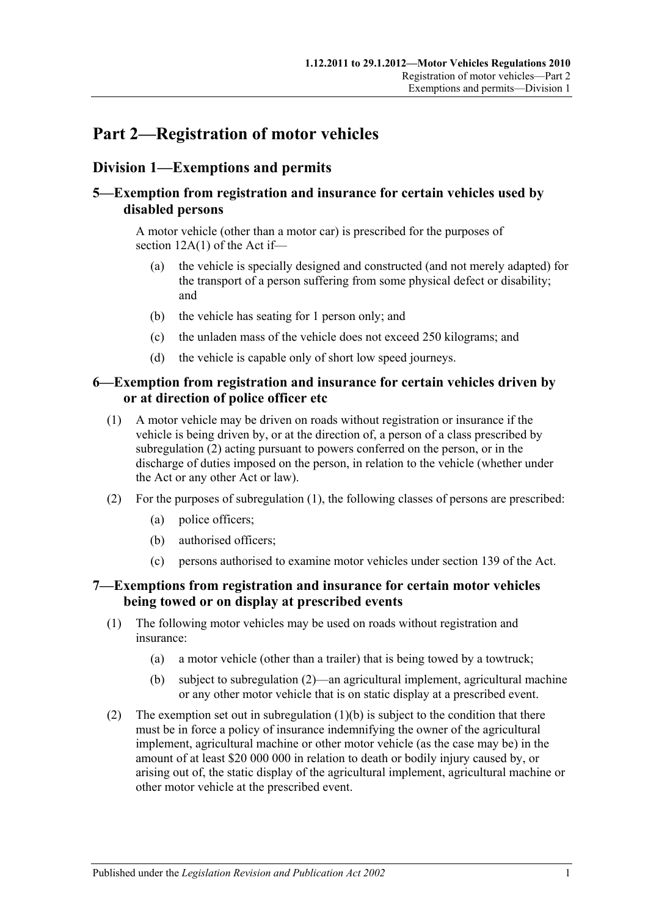# Part 2—Registration of motor vehicles

## Division 1—Exemptions and permits

### 5—Exemption from registration and insurance for certain vehicles used by disabled persons

A motor vehicle (other than a motor car) is prescribed for the purposes of section 12A(1) of the Act if—

- (a) the vehicle is specially designed and constructed (and not merely adapted) for the transport of a person suffering from some physical defect or disability; and
- (b) the vehicle has seating for 1 person only; and
- (c) the unladen mass of the vehicle does not exceed 250 kilograms; and
- (d) the vehicle is capable only of short low speed journeys.

### 6—Exemption from registration and insurance for certain vehicles driven by or at direction of police officer etc

(1) A motor vehicle may be driven on roads without registration or insurance if the vehicle is being driven by, or at the direction of, a person of a class prescribed by subregulation (2) acting pursuant to powers conferred on the person, or in the discharge of duties imposed on the person, in relation to the vehicle (whether under the Act or any other Act or law).

(2) For the purposes of subregulation (1), the following classes of persons are prescribed:

- (a) police officers;
- (b) authorised officers;
- (c) persons authorised to examine motor vehicles under section 139 of the Act.

### 7—Exemptions from registration and insurance for certain motor vehicles being towed or on display at prescribed events

(1) The following motor vehicles may be used on roads without registration and insurance:

- (a) a motor vehicle (other than a trailer) that is being towed by a towtruck;
- (b) subject to subregulation (2)—an agricultural implement, agricultural machine or any other motor vehicle that is on static display at a prescribed event.

(2) The exemption set out in subregulation (1)(b) is subject to the condition that there must be in force a policy of insurance indemnifying the owner of the agricultural implement, agricultural machine or other motor vehicle (as the case may be) in the amount of at least $20 000 000 in relation to death or bodily injury caused by, or arising out of, the static display of the agricultural implement, agricultural machine or other motor vehicle at the prescribed event.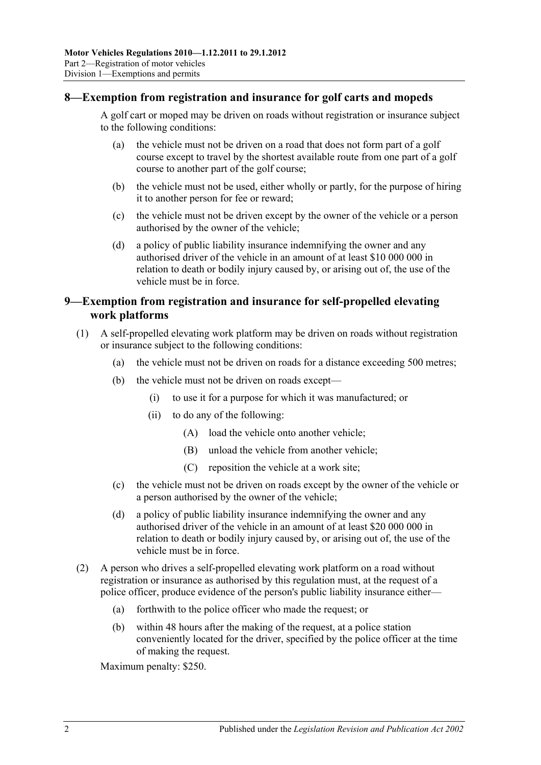## 8—Exemption from registration and insurance for golf carts and mopeds

A golf cart or moped may be driven on roads without registration or insurance subject to the following conditions:

(a) the vehicle must not be driven on a road that does not form part of a golf course except to travel by the shortest available route from one part of a golf course to another part of the golf course;

(b) the vehicle must not be used, either wholly or partly, for the purpose of hiring it to another person for fee or reward;

(c) the vehicle must not be driven except by the owner of the vehicle or a person authorised by the owner of the vehicle;

(d) a policy of public liability insurance indemnifying the owner and any authorised driver of the vehicle in an amount of at least $10 000 000 in relation to death or bodily injury caused by, or arising out of, the use of the vehicle must be in force.

## 9—Exemption from registration and insurance for self-propelled elevating work platforms

(1) A self-propelled elevating work platform may be driven on roads without registration or insurance subject to the following conditions:

(a) the vehicle must not be driven on roads for a distance exceeding 500 metres;

(b) the vehicle must not be driven on roads except—

(i) to use it for a purpose for which it was manufactured; or

(ii) to do any of the following:

(A) load the vehicle onto another vehicle;

(B) unload the vehicle from another vehicle;

(C) reposition the vehicle at a work site;

(c) the vehicle must not be driven on roads except by the owner of the vehicle or a person authorised by the owner of the vehicle;

(d) a policy of public liability insurance indemnifying the owner and any authorised driver of the vehicle in an amount of at least $20 000 000 in relation to death or bodily injury caused by, or arising out of, the use of the vehicle must be in force.

(2) A person who drives a self-propelled elevating work platform on a road without registration or insurance as authorised by this regulation must, at the request of a police officer, produce evidence of the person's public liability insurance either—

(a) forthwith to the police officer who made the request; or

(b) within 48 hours after the making of the request, at a police station conveniently located for the driver, specified by the police officer at the time of making the request.

Maximum penalty: $250.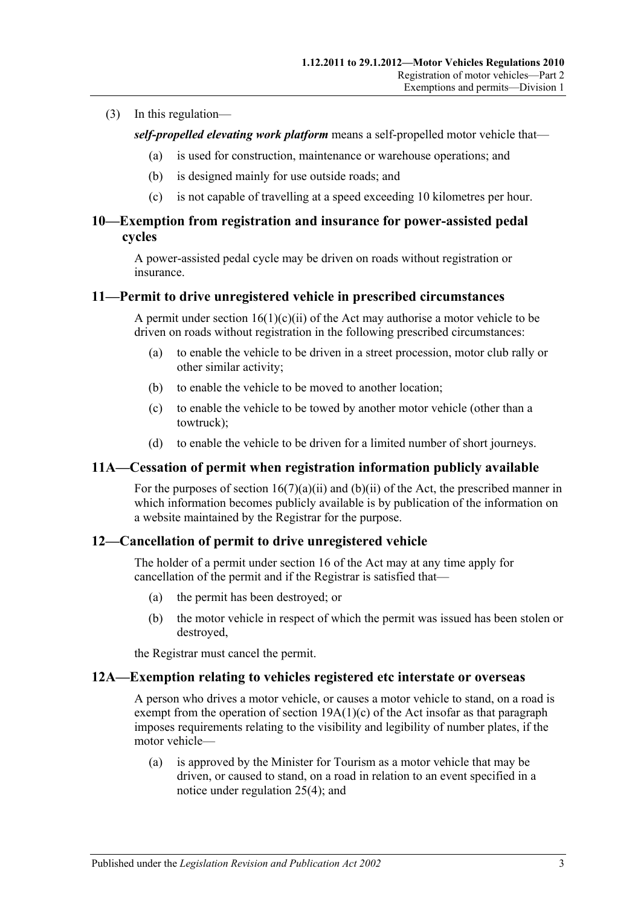(3) In this regulation—

***self-propelled elevating work platform*** means a self-propelled motor vehicle that—

- (a) is used for construction, maintenance or warehouse operations; and
- (b) is designed mainly for use outside roads; and
- (c) is not capable of travelling at a speed exceeding 10 kilometres per hour.

## 10—Exemption from registration and insurance for power-assisted pedal cycles

A power-assisted pedal cycle may be driven on roads without registration or insurance.

## 11—Permit to drive unregistered vehicle in prescribed circumstances

A permit under section 16(1)(c)(ii) of the Act may authorise a motor vehicle to be driven on roads without registration in the following prescribed circumstances:

- (a) to enable the vehicle to be driven in a street procession, motor club rally or other similar activity;
- (b) to enable the vehicle to be moved to another location;
- (c) to enable the vehicle to be towed by another motor vehicle (other than a towtruck);
- (d) to enable the vehicle to be driven for a limited number of short journeys.

## 11A—Cessation of permit when registration information publicly available

For the purposes of section 16(7)(a)(ii) and (b)(ii) of the Act, the prescribed manner in which information becomes publicly available is by publication of the information on a website maintained by the Registrar for the purpose.

## 12—Cancellation of permit to drive unregistered vehicle

The holder of a permit under section 16 of the Act may at any time apply for cancellation of the permit and if the Registrar is satisfied that—

- (a) the permit has been destroyed; or
- (b) the motor vehicle in respect of which the permit was issued has been stolen or destroyed,

the Registrar must cancel the permit.

## 12A—Exemption relating to vehicles registered etc interstate or overseas

A person who drives a motor vehicle, or causes a motor vehicle to stand, on a road is exempt from the operation of section 19A(1)(c) of the Act insofar as that paragraph imposes requirements relating to the visibility and legibility of number plates, if the motor vehicle—

- (a) is approved by the Minister for Tourism as a motor vehicle that may be driven, or caused to stand, on a road in relation to an event specified in a notice under regulation 25(4); and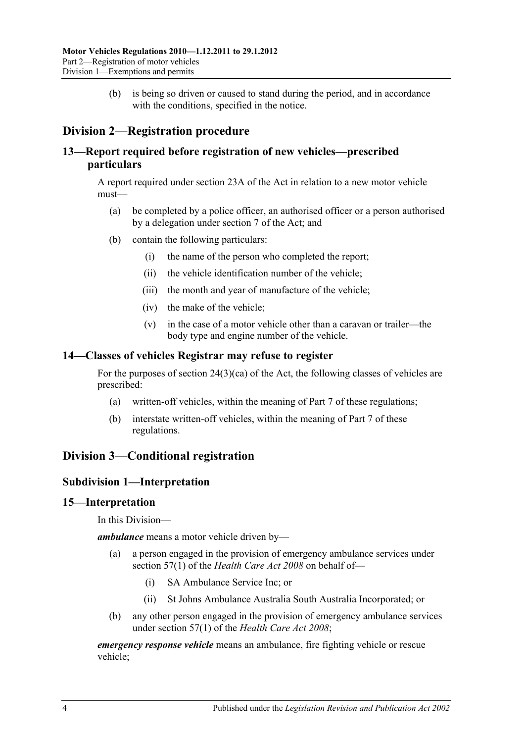(b) is being so driven or caused to stand during the period, and in accordance with the conditions, specified in the notice.

## Division 2—Registration procedure

### 13—Report required before registration of new vehicles—prescribed particulars

A report required under section 23A of the Act in relation to a new motor vehicle must—

(a) be completed by a police officer, an authorised officer or a person authorised by a delegation under section 7 of the Act; and

(b) contain the following particulars:

(i) the name of the person who completed the report;

(ii) the vehicle identification number of the vehicle;

(iii) the month and year of manufacture of the vehicle;

(iv) the make of the vehicle;

(v) in the case of a motor vehicle other than a caravan or trailer—the body type and engine number of the vehicle.

### 14—Classes of vehicles Registrar may refuse to register

For the purposes of section 24(3)(ca) of the Act, the following classes of vehicles are prescribed:

(a) written-off vehicles, within the meaning of Part 7 of these regulations;

(b) interstate written-off vehicles, within the meaning of Part 7 of these regulations.

## Division 3—Conditional registration

### Subdivision 1—Interpretation

### 15—Interpretation

In this Division—

***ambulance*** means a motor vehicle driven by—

(a) a person engaged in the provision of emergency ambulance services under section 57(1) of the *Health Care Act 2008* on behalf of—

(i) SA Ambulance Service Inc; or

(ii) St Johns Ambulance Australia South Australia Incorporated; or

(b) any other person engaged in the provision of emergency ambulance services under section 57(1) of the *Health Care Act 2008*;

***emergency response vehicle*** means an ambulance, fire fighting vehicle or rescue vehicle;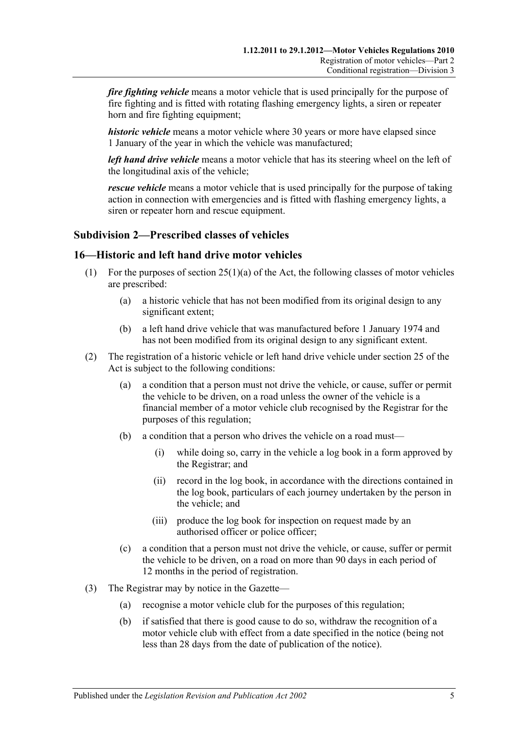***fire fighting vehicle*** means a motor vehicle that is used principally for the purpose of fire fighting and is fitted with rotating flashing emergency lights, a siren or repeater horn and fire fighting equipment;

***historic vehicle*** means a motor vehicle where 30 years or more have elapsed since 1 January of the year in which the vehicle was manufactured;

***left hand drive vehicle*** means a motor vehicle that has its steering wheel on the left of the longitudinal axis of the vehicle;

***rescue vehicle*** means a motor vehicle that is used principally for the purpose of taking action in connection with emergencies and is fitted with flashing emergency lights, a siren or repeater horn and rescue equipment.

### Subdivision 2—Prescribed classes of vehicles

### 16—Historic and left hand drive motor vehicles

(1) For the purposes of section 25(1)(a) of the Act, the following classes of motor vehicles are prescribed:

  (a) a historic vehicle that has not been modified from its original design to any significant extent;

  (b) a left hand drive vehicle that was manufactured before 1 January 1974 and has not been modified from its original design to any significant extent.

(2) The registration of a historic vehicle or left hand drive vehicle under section 25 of the Act is subject to the following conditions:

  (a) a condition that a person must not drive the vehicle, or cause, suffer or permit the vehicle to be driven, on a road unless the owner of the vehicle is a financial member of a motor vehicle club recognised by the Registrar for the purposes of this regulation;

  (b) a condition that a person who drives the vehicle on a road must—

    (i) while doing so, carry in the vehicle a log book in a form approved by the Registrar; and

    (ii) record in the log book, in accordance with the directions contained in the log book, particulars of each journey undertaken by the person in the vehicle; and

    (iii) produce the log book for inspection on request made by an authorised officer or police officer;

  (c) a condition that a person must not drive the vehicle, or cause, suffer or permit the vehicle to be driven, on a road on more than 90 days in each period of 12 months in the period of registration.

(3) The Registrar may by notice in the Gazette—

  (a) recognise a motor vehicle club for the purposes of this regulation;

  (b) if satisfied that there is good cause to do so, withdraw the recognition of a motor vehicle club with effect from a date specified in the notice (being not less than 28 days from the date of publication of the notice).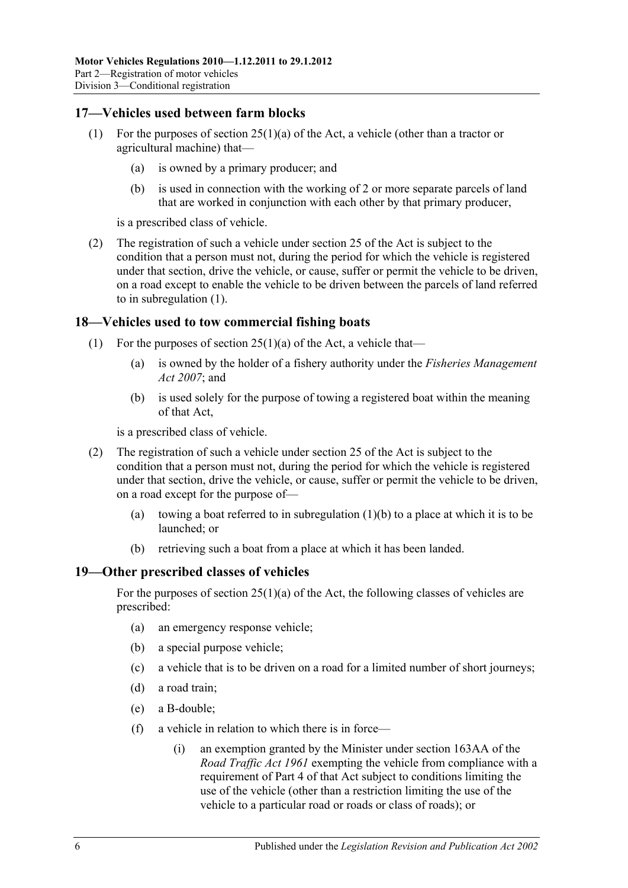## 17—Vehicles used between farm blocks

(1) For the purposes of section 25(1)(a) of the Act, a vehicle (other than a tractor or agricultural machine) that—

(a) is owned by a primary producer; and

(b) is used in connection with the working of 2 or more separate parcels of land that are worked in conjunction with each other by that primary producer,

is a prescribed class of vehicle.

(2) The registration of such a vehicle under section 25 of the Act is subject to the condition that a person must not, during the period for which the vehicle is registered under that section, drive the vehicle, or cause, suffer or permit the vehicle to be driven, on a road except to enable the vehicle to be driven between the parcels of land referred to in subregulation (1).

## 18—Vehicles used to tow commercial fishing boats

(1) For the purposes of section 25(1)(a) of the Act, a vehicle that—

(a) is owned by the holder of a fishery authority under the *Fisheries Management Act 2007*; and

(b) is used solely for the purpose of towing a registered boat within the meaning of that Act,

is a prescribed class of vehicle.

(2) The registration of such a vehicle under section 25 of the Act is subject to the condition that a person must not, during the period for which the vehicle is registered under that section, drive the vehicle, or cause, suffer or permit the vehicle to be driven, on a road except for the purpose of—

(a) towing a boat referred to in subregulation (1)(b) to a place at which it is to be launched; or

(b) retrieving such a boat from a place at which it has been landed.

## 19—Other prescribed classes of vehicles

For the purposes of section 25(1)(a) of the Act, the following classes of vehicles are prescribed:

(a) an emergency response vehicle;

(b) a special purpose vehicle;

(c) a vehicle that is to be driven on a road for a limited number of short journeys;

(d) a road train;

(e) a B-double;

(f) a vehicle in relation to which there is in force—

(i) an exemption granted by the Minister under section 163AA of the *Road Traffic Act 1961* exempting the vehicle from compliance with a requirement of Part 4 of that Act subject to conditions limiting the use of the vehicle (other than a restriction limiting the use of the vehicle to a particular road or roads or class of roads); or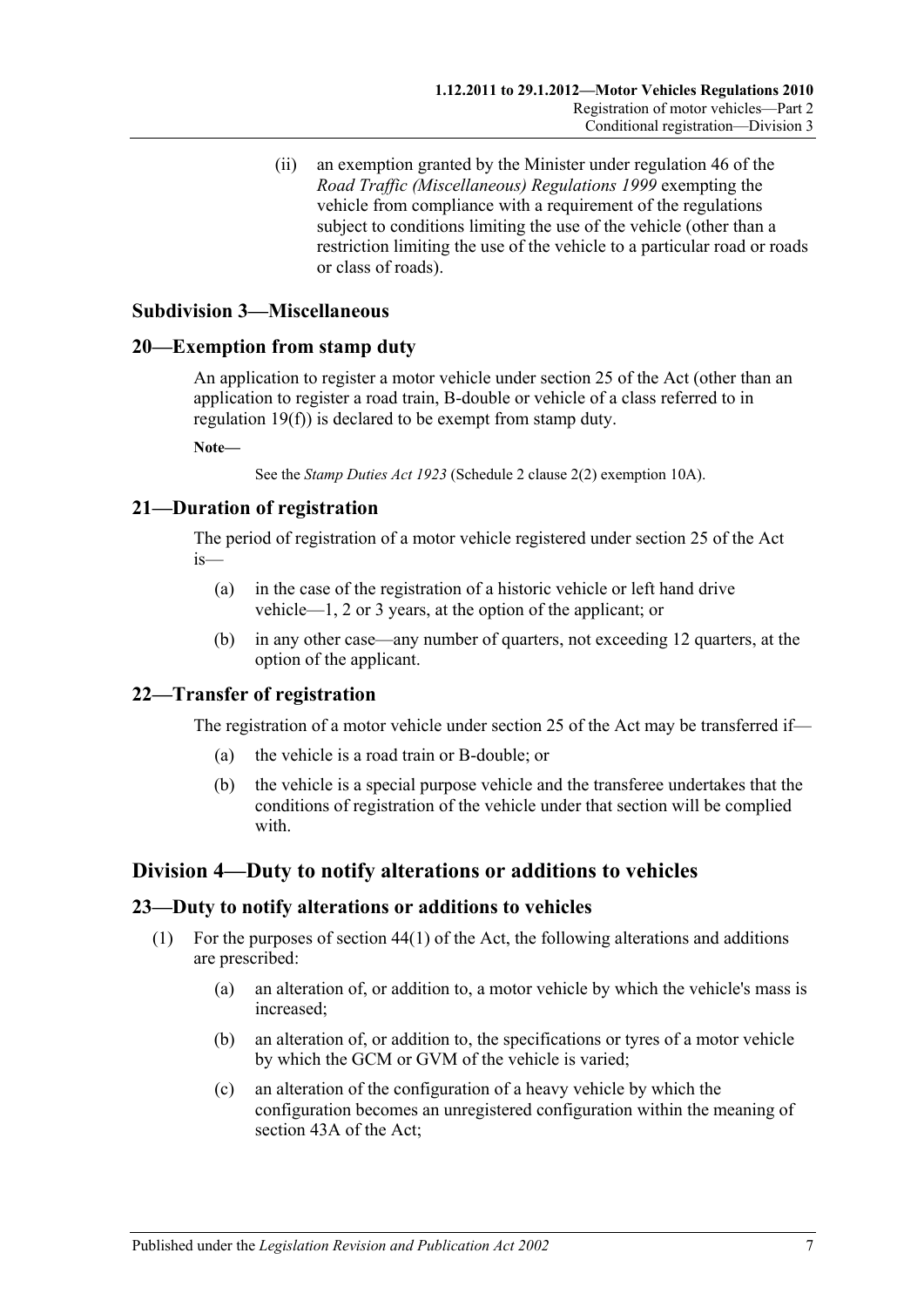(ii) an exemption granted by the Minister under regulation 46 of the *Road Traffic (Miscellaneous) Regulations 1999* exempting the vehicle from compliance with a requirement of the regulations subject to conditions limiting the use of the vehicle (other than a restriction limiting the use of the vehicle to a particular road or roads or class of roads).

### Subdivision 3—Miscellaneous

### 20—Exemption from stamp duty

An application to register a motor vehicle under section 25 of the Act (other than an application to register a road train, B-double or vehicle of a class referred to in regulation 19(f)) is declared to be exempt from stamp duty.

**Note—**

See the *Stamp Duties Act 1923* (Schedule 2 clause 2(2) exemption 10A).

### 21—Duration of registration

The period of registration of a motor vehicle registered under section 25 of the Act is—

(a) in the case of the registration of a historic vehicle or left hand drive vehicle—1, 2 or 3 years, at the option of the applicant; or

(b) in any other case—any number of quarters, not exceeding 12 quarters, at the option of the applicant.

### 22—Transfer of registration

The registration of a motor vehicle under section 25 of the Act may be transferred if—

(a) the vehicle is a road train or B-double; or

(b) the vehicle is a special purpose vehicle and the transferee undertakes that the conditions of registration of the vehicle under that section will be complied with.

## Division 4—Duty to notify alterations or additions to vehicles

### 23—Duty to notify alterations or additions to vehicles

(1) For the purposes of section 44(1) of the Act, the following alterations and additions are prescribed:

(a) an alteration of, or addition to, a motor vehicle by which the vehicle's mass is increased;

(b) an alteration of, or addition to, the specifications or tyres of a motor vehicle by which the GCM or GVM of the vehicle is varied;

(c) an alteration of the configuration of a heavy vehicle by which the configuration becomes an unregistered configuration within the meaning of section 43A of the Act;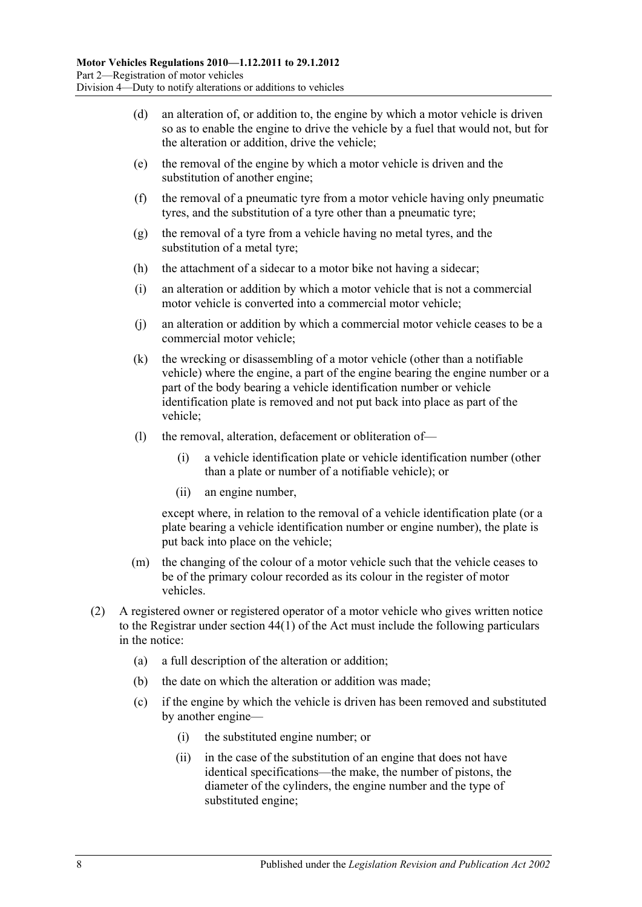(d) an alteration of, or addition to, the engine by which a motor vehicle is driven so as to enable the engine to drive the vehicle by a fuel that would not, but for the alteration or addition, drive the vehicle;

(e) the removal of the engine by which a motor vehicle is driven and the substitution of another engine;

(f) the removal of a pneumatic tyre from a motor vehicle having only pneumatic tyres, and the substitution of a tyre other than a pneumatic tyre;

(g) the removal of a tyre from a vehicle having no metal tyres, and the substitution of a metal tyre;

(h) the attachment of a sidecar to a motor bike not having a sidecar;

(i) an alteration or addition by which a motor vehicle that is not a commercial motor vehicle is converted into a commercial motor vehicle;

(j) an alteration or addition by which a commercial motor vehicle ceases to be a commercial motor vehicle;

(k) the wrecking or disassembling of a motor vehicle (other than a notifiable vehicle) where the engine, a part of the engine bearing the engine number or a part of the body bearing a vehicle identification number or vehicle identification plate is removed and not put back into place as part of the vehicle;

(l) the removal, alteration, defacement or obliteration of—

(i) a vehicle identification plate or vehicle identification number (other than a plate or number of a notifiable vehicle); or

(ii) an engine number,

except where, in relation to the removal of a vehicle identification plate (or a plate bearing a vehicle identification number or engine number), the plate is put back into place on the vehicle;

(m) the changing of the colour of a motor vehicle such that the vehicle ceases to be of the primary colour recorded as its colour in the register of motor vehicles.

(2) A registered owner or registered operator of a motor vehicle who gives written notice to the Registrar under section 44(1) of the Act must include the following particulars in the notice:

(a) a full description of the alteration or addition;

(b) the date on which the alteration or addition was made;

(c) if the engine by which the vehicle is driven has been removed and substituted by another engine—

(i) the substituted engine number; or

(ii) in the case of the substitution of an engine that does not have identical specifications—the make, the number of pistons, the diameter of the cylinders, the engine number and the type of substituted engine;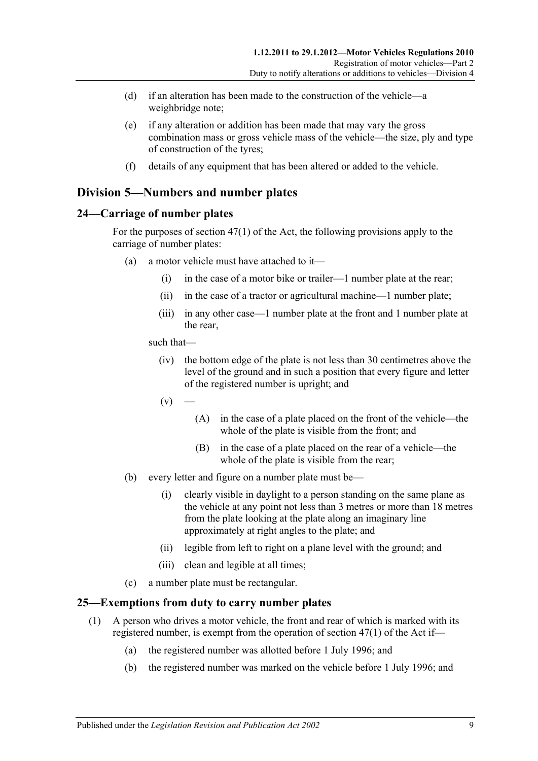(d) if an alteration has been made to the construction of the vehicle—a weighbridge note;

(e) if any alteration or addition has been made that may vary the gross combination mass or gross vehicle mass of the vehicle—the size, ply and type of construction of the tyres;

(f) details of any equipment that has been altered or added to the vehicle.

## Division 5—Numbers and number plates

### 24—Carriage of number plates

For the purposes of section 47(1) of the Act, the following provisions apply to the carriage of number plates:

(a) a motor vehicle must have attached to it—

  (i) in the case of a motor bike or trailer—1 number plate at the rear;

  (ii) in the case of a tractor or agricultural machine—1 number plate;

  (iii) in any other case—1 number plate at the front and 1 number plate at the rear,

  such that—

  (iv) the bottom edge of the plate is not less than 30 centimetres above the level of the ground and in such a position that every figure and letter of the registered number is upright; and

  (v) —

    (A) in the case of a plate placed on the front of the vehicle—the whole of the plate is visible from the front; and

    (B) in the case of a plate placed on the rear of a vehicle—the whole of the plate is visible from the rear;

(b) every letter and figure on a number plate must be—

  (i) clearly visible in daylight to a person standing on the same plane as the vehicle at any point not less than 3 metres or more than 18 metres from the plate looking at the plate along an imaginary line approximately at right angles to the plate; and

  (ii) legible from left to right on a plane level with the ground; and

  (iii) clean and legible at all times;

(c) a number plate must be rectangular.

### 25—Exemptions from duty to carry number plates

(1) A person who drives a motor vehicle, the front and rear of which is marked with its registered number, is exempt from the operation of section 47(1) of the Act if—

  (a) the registered number was allotted before 1 July 1996; and

  (b) the registered number was marked on the vehicle before 1 July 1996; and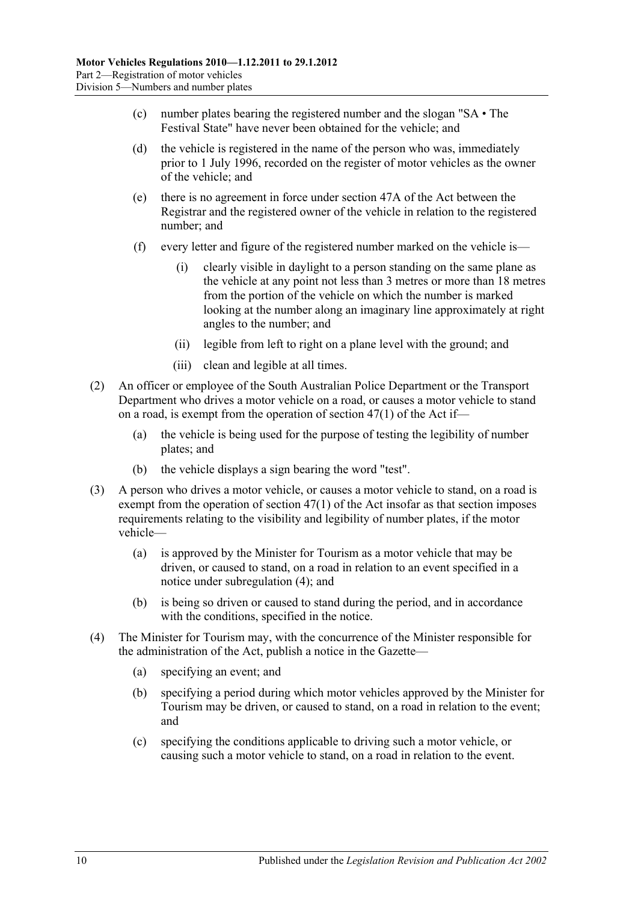(c) number plates bearing the registered number and the slogan "SA • The Festival State" have never been obtained for the vehicle; and

(d) the vehicle is registered in the name of the person who was, immediately prior to 1 July 1996, recorded on the register of motor vehicles as the owner of the vehicle; and

(e) there is no agreement in force under section 47A of the Act between the Registrar and the registered owner of the vehicle in relation to the registered number; and

(f) every letter and figure of the registered number marked on the vehicle is—

(i) clearly visible in daylight to a person standing on the same plane as the vehicle at any point not less than 3 metres or more than 18 metres from the portion of the vehicle on which the number is marked looking at the number along an imaginary line approximately at right angles to the number; and

(ii) legible from left to right on a plane level with the ground; and

(iii) clean and legible at all times.

(2) An officer or employee of the South Australian Police Department or the Transport Department who drives a motor vehicle on a road, or causes a motor vehicle to stand on a road, is exempt from the operation of section 47(1) of the Act if—

(a) the vehicle is being used for the purpose of testing the legibility of number plates; and

(b) the vehicle displays a sign bearing the word "test".

(3) A person who drives a motor vehicle, or causes a motor vehicle to stand, on a road is exempt from the operation of section 47(1) of the Act insofar as that section imposes requirements relating to the visibility and legibility of number plates, if the motor vehicle—

(a) is approved by the Minister for Tourism as a motor vehicle that may be driven, or caused to stand, on a road in relation to an event specified in a notice under subregulation (4); and

(b) is being so driven or caused to stand during the period, and in accordance with the conditions, specified in the notice.

(4) The Minister for Tourism may, with the concurrence of the Minister responsible for the administration of the Act, publish a notice in the Gazette—

(a) specifying an event; and

(b) specifying a period during which motor vehicles approved by the Minister for Tourism may be driven, or caused to stand, on a road in relation to the event; and

(c) specifying the conditions applicable to driving such a motor vehicle, or causing such a motor vehicle to stand, on a road in relation to the event.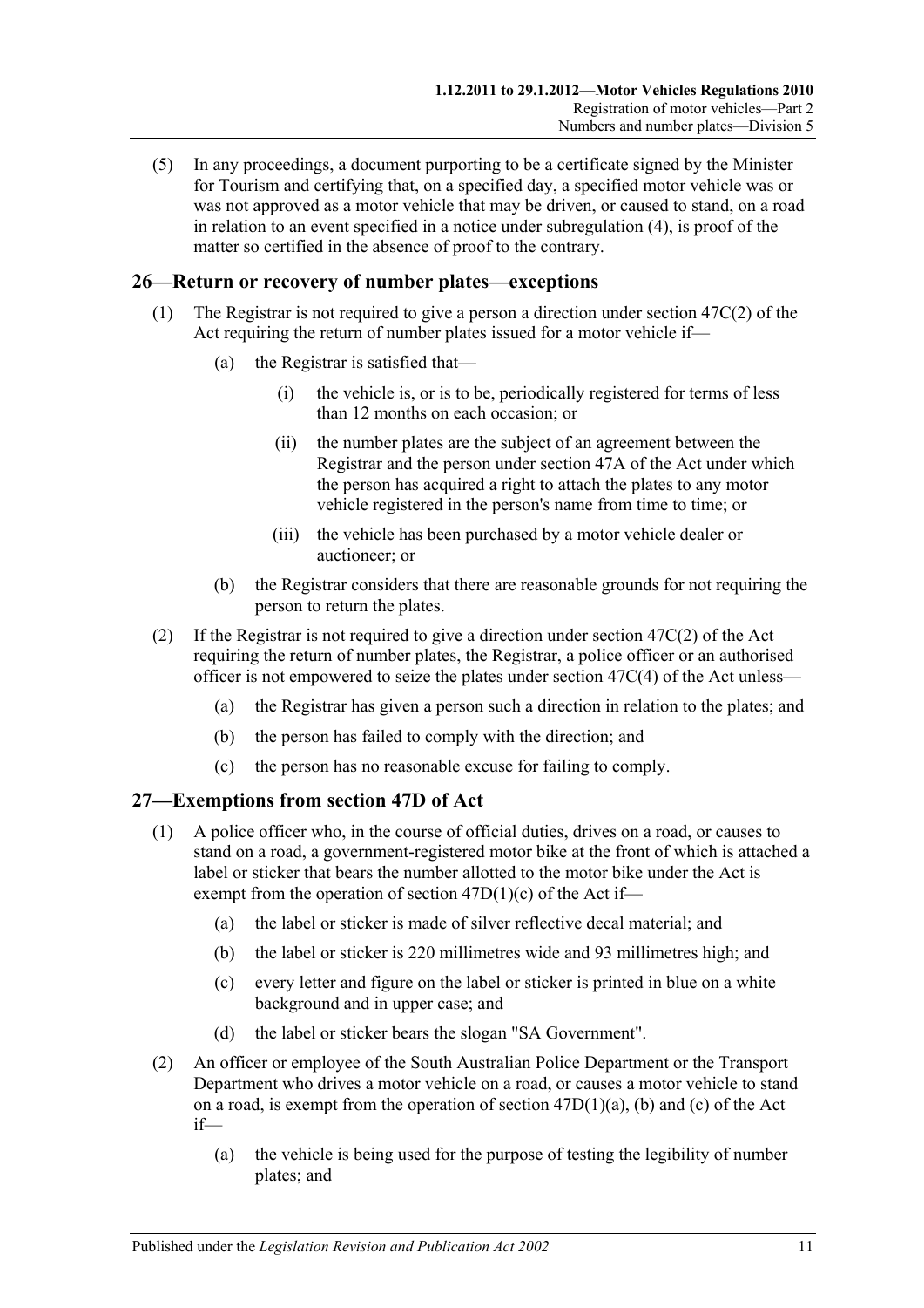(5) In any proceedings, a document purporting to be a certificate signed by the Minister for Tourism and certifying that, on a specified day, a specified motor vehicle was or was not approved as a motor vehicle that may be driven, or caused to stand, on a road in relation to an event specified in a notice under subregulation (4), is proof of the matter so certified in the absence of proof to the contrary.

## 26—Return or recovery of number plates—exceptions

(1) The Registrar is not required to give a person a direction under section 47C(2) of the Act requiring the return of number plates issued for a motor vehicle if—

(a) the Registrar is satisfied that—

(i) the vehicle is, or is to be, periodically registered for terms of less than 12 months on each occasion; or

(ii) the number plates are the subject of an agreement between the Registrar and the person under section 47A of the Act under which the person has acquired a right to attach the plates to any motor vehicle registered in the person's name from time to time; or

(iii) the vehicle has been purchased by a motor vehicle dealer or auctioneer; or

(b) the Registrar considers that there are reasonable grounds for not requiring the person to return the plates.

(2) If the Registrar is not required to give a direction under section 47C(2) of the Act requiring the return of number plates, the Registrar, a police officer or an authorised officer is not empowered to seize the plates under section 47C(4) of the Act unless—

(a) the Registrar has given a person such a direction in relation to the plates; and

(b) the person has failed to comply with the direction; and

(c) the person has no reasonable excuse for failing to comply.

## 27—Exemptions from section 47D of Act

(1) A police officer who, in the course of official duties, drives on a road, or causes to stand on a road, a government-registered motor bike at the front of which is attached a label or sticker that bears the number allotted to the motor bike under the Act is exempt from the operation of section 47D(1)(c) of the Act if—

(a) the label or sticker is made of silver reflective decal material; and

(b) the label or sticker is 220 millimetres wide and 93 millimetres high; and

(c) every letter and figure on the label or sticker is printed in blue on a white background and in upper case; and

(d) the label or sticker bears the slogan "SA Government".

(2) An officer or employee of the South Australian Police Department or the Transport Department who drives a motor vehicle on a road, or causes a motor vehicle to stand on a road, is exempt from the operation of section 47D(1)(a), (b) and (c) of the Act if—

(a) the vehicle is being used for the purpose of testing the legibility of number plates; and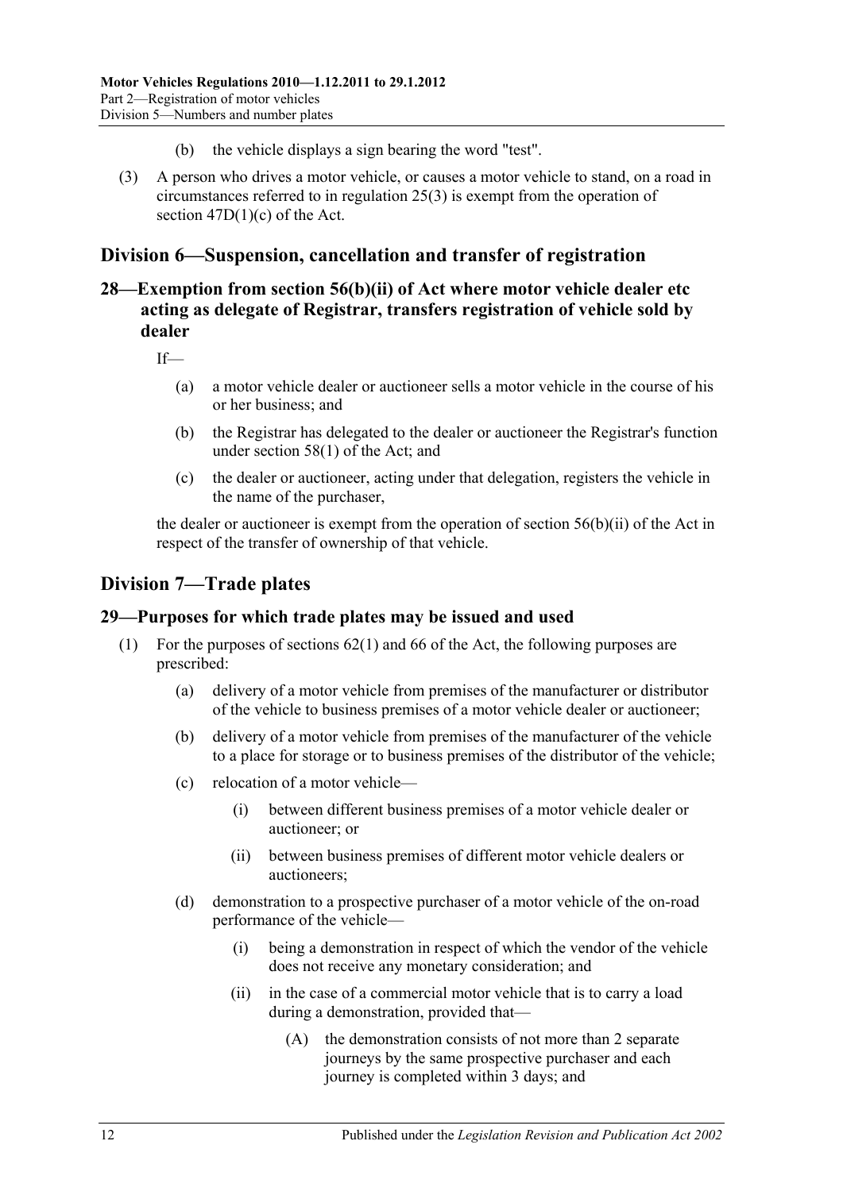(b) the vehicle displays a sign bearing the word "test".

(3) A person who drives a motor vehicle, or causes a motor vehicle to stand, on a road in circumstances referred to in regulation 25(3) is exempt from the operation of section 47D(1)(c) of the Act.

## Division 6—Suspension, cancellation and transfer of registration

### 28—Exemption from section 56(b)(ii) of Act where motor vehicle dealer etc acting as delegate of Registrar, transfers registration of vehicle sold by dealer

If—

(a) a motor vehicle dealer or auctioneer sells a motor vehicle in the course of his or her business; and

(b) the Registrar has delegated to the dealer or auctioneer the Registrar's function under section 58(1) of the Act; and

(c) the dealer or auctioneer, acting under that delegation, registers the vehicle in the name of the purchaser,

the dealer or auctioneer is exempt from the operation of section 56(b)(ii) of the Act in respect of the transfer of ownership of that vehicle.

## Division 7—Trade plates

### 29—Purposes for which trade plates may be issued and used

(1) For the purposes of sections 62(1) and 66 of the Act, the following purposes are prescribed:

(a) delivery of a motor vehicle from premises of the manufacturer or distributor of the vehicle to business premises of a motor vehicle dealer or auctioneer;

(b) delivery of a motor vehicle from premises of the manufacturer of the vehicle to a place for storage or to business premises of the distributor of the vehicle;

(c) relocation of a motor vehicle—

(i) between different business premises of a motor vehicle dealer or auctioneer; or

(ii) between business premises of different motor vehicle dealers or auctioneers;

(d) demonstration to a prospective purchaser of a motor vehicle of the on-road performance of the vehicle—

(i) being a demonstration in respect of which the vendor of the vehicle does not receive any monetary consideration; and

(ii) in the case of a commercial motor vehicle that is to carry a load during a demonstration, provided that—

(A) the demonstration consists of not more than 2 separate journeys by the same prospective purchaser and each journey is completed within 3 days; and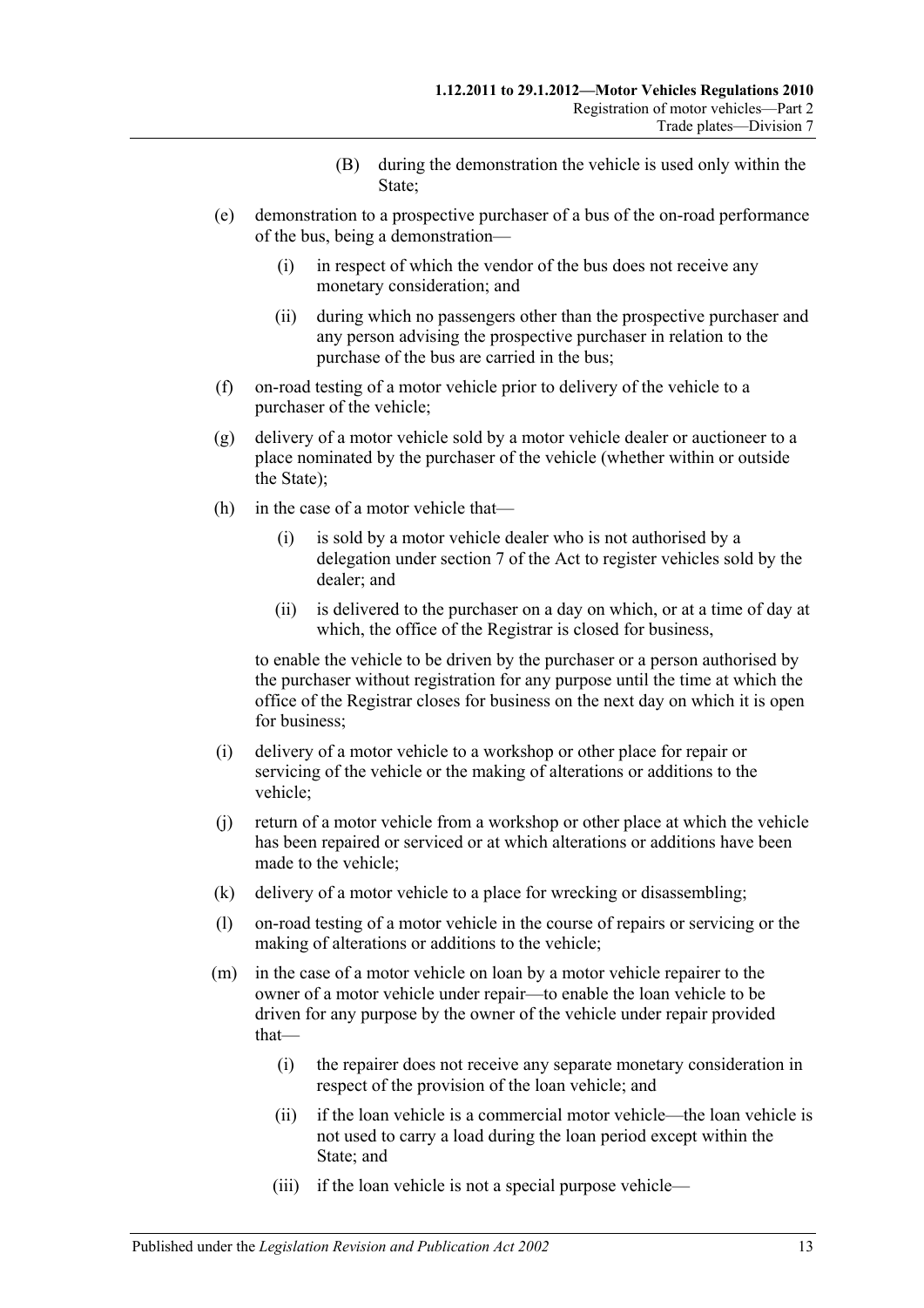(B) during the demonstration the vehicle is used only within the State;

(e) demonstration to a prospective purchaser of a bus of the on-road performance of the bus, being a demonstration—

(i) in respect of which the vendor of the bus does not receive any monetary consideration; and

(ii) during which no passengers other than the prospective purchaser and any person advising the prospective purchaser in relation to the purchase of the bus are carried in the bus;

(f) on-road testing of a motor vehicle prior to delivery of the vehicle to a purchaser of the vehicle;

(g) delivery of a motor vehicle sold by a motor vehicle dealer or auctioneer to a place nominated by the purchaser of the vehicle (whether within or outside the State);

(h) in the case of a motor vehicle that—

(i) is sold by a motor vehicle dealer who is not authorised by a delegation under section 7 of the Act to register vehicles sold by the dealer; and

(ii) is delivered to the purchaser on a day on which, or at a time of day at which, the office of the Registrar is closed for business,

to enable the vehicle to be driven by the purchaser or a person authorised by the purchaser without registration for any purpose until the time at which the office of the Registrar closes for business on the next day on which it is open for business;

(i) delivery of a motor vehicle to a workshop or other place for repair or servicing of the vehicle or the making of alterations or additions to the vehicle;

(j) return of a motor vehicle from a workshop or other place at which the vehicle has been repaired or serviced or at which alterations or additions have been made to the vehicle;

(k) delivery of a motor vehicle to a place for wrecking or disassembling;

(l) on-road testing of a motor vehicle in the course of repairs or servicing or the making of alterations or additions to the vehicle;

(m) in the case of a motor vehicle on loan by a motor vehicle repairer to the owner of a motor vehicle under repair—to enable the loan vehicle to be driven for any purpose by the owner of the vehicle under repair provided that—

(i) the repairer does not receive any separate monetary consideration in respect of the provision of the loan vehicle; and

(ii) if the loan vehicle is a commercial motor vehicle—the loan vehicle is not used to carry a load during the loan period except within the State; and

(iii) if the loan vehicle is not a special purpose vehicle—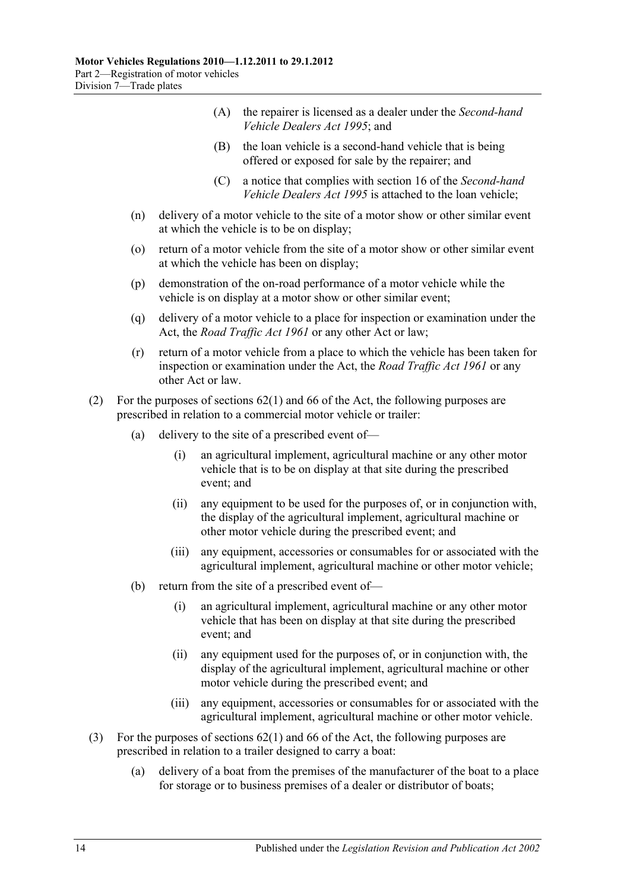(A) the repairer is licensed as a dealer under the *Second-hand Vehicle Dealers Act 1995*; and

(B) the loan vehicle is a second-hand vehicle that is being offered or exposed for sale by the repairer; and

(C) a notice that complies with section 16 of the *Second-hand Vehicle Dealers Act 1995* is attached to the loan vehicle;

(n) delivery of a motor vehicle to the site of a motor show or other similar event at which the vehicle is to be on display;

(o) return of a motor vehicle from the site of a motor show or other similar event at which the vehicle has been on display;

(p) demonstration of the on-road performance of a motor vehicle while the vehicle is on display at a motor show or other similar event;

(q) delivery of a motor vehicle to a place for inspection or examination under the Act, the *Road Traffic Act 1961* or any other Act or law;

(r) return of a motor vehicle from a place to which the vehicle has been taken for inspection or examination under the Act, the *Road Traffic Act 1961* or any other Act or law.

(2) For the purposes of sections 62(1) and 66 of the Act, the following purposes are prescribed in relation to a commercial motor vehicle or trailer:

(a) delivery to the site of a prescribed event of—

(i) an agricultural implement, agricultural machine or any other motor vehicle that is to be on display at that site during the prescribed event; and

(ii) any equipment to be used for the purposes of, or in conjunction with, the display of the agricultural implement, agricultural machine or other motor vehicle during the prescribed event; and

(iii) any equipment, accessories or consumables for or associated with the agricultural implement, agricultural machine or other motor vehicle;

(b) return from the site of a prescribed event of—

(i) an agricultural implement, agricultural machine or any other motor vehicle that has been on display at that site during the prescribed event; and

(ii) any equipment used for the purposes of, or in conjunction with, the display of the agricultural implement, agricultural machine or other motor vehicle during the prescribed event; and

(iii) any equipment, accessories or consumables for or associated with the agricultural implement, agricultural machine or other motor vehicle.

(3) For the purposes of sections 62(1) and 66 of the Act, the following purposes are prescribed in relation to a trailer designed to carry a boat:

(a) delivery of a boat from the premises of the manufacturer of the boat to a place for storage or to business premises of a dealer or distributor of boats;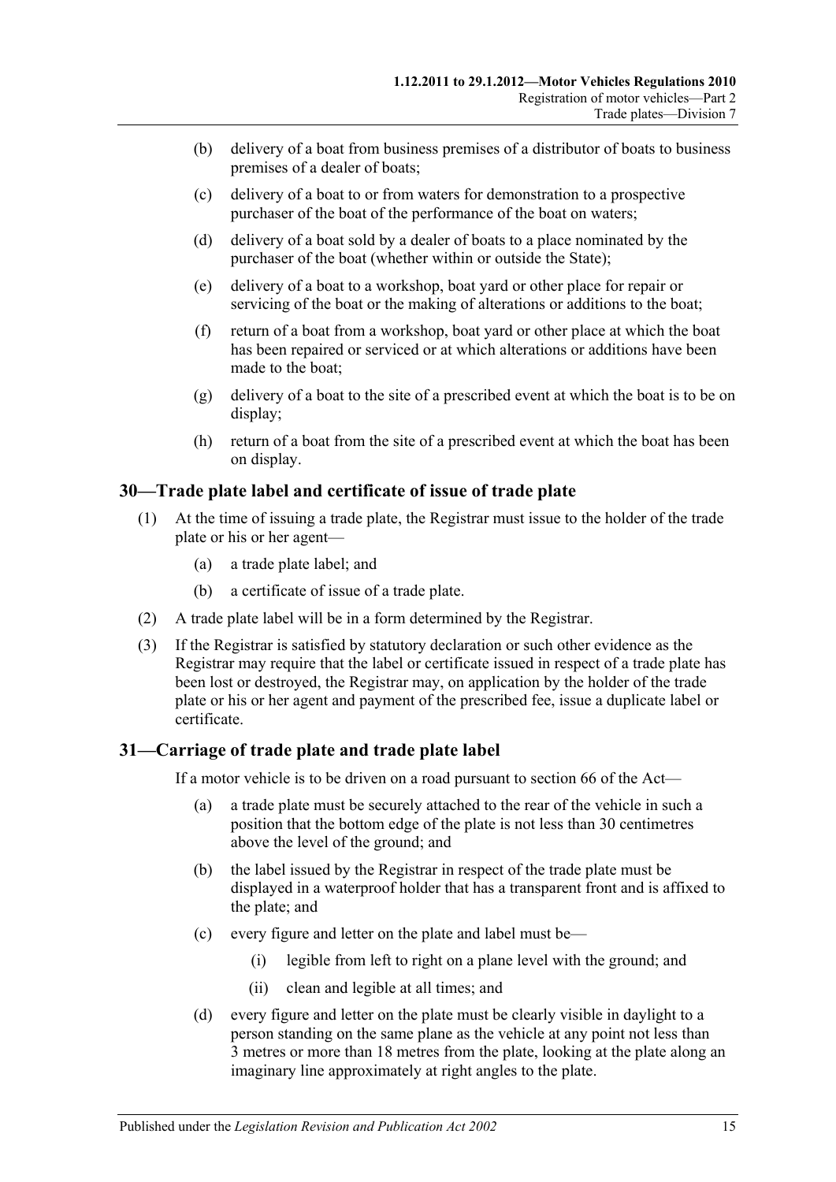(b) delivery of a boat from business premises of a distributor of boats to business premises of a dealer of boats;

(c) delivery of a boat to or from waters for demonstration to a prospective purchaser of the boat of the performance of the boat on waters;

(d) delivery of a boat sold by a dealer of boats to a place nominated by the purchaser of the boat (whether within or outside the State);

(e) delivery of a boat to a workshop, boat yard or other place for repair or servicing of the boat or the making of alterations or additions to the boat;

(f) return of a boat from a workshop, boat yard or other place at which the boat has been repaired or serviced or at which alterations or additions have been made to the boat;

(g) delivery of a boat to the site of a prescribed event at which the boat is to be on display;

(h) return of a boat from the site of a prescribed event at which the boat has been on display.

## 30—Trade plate label and certificate of issue of trade plate

(1) At the time of issuing a trade plate, the Registrar must issue to the holder of the trade plate or his or her agent—

(a) a trade plate label; and

(b) a certificate of issue of a trade plate.

(2) A trade plate label will be in a form determined by the Registrar.

(3) If the Registrar is satisfied by statutory declaration or such other evidence as the Registrar may require that the label or certificate issued in respect of a trade plate has been lost or destroyed, the Registrar may, on application by the holder of the trade plate or his or her agent and payment of the prescribed fee, issue a duplicate label or certificate.

## 31—Carriage of trade plate and trade plate label

If a motor vehicle is to be driven on a road pursuant to section 66 of the Act—

(a) a trade plate must be securely attached to the rear of the vehicle in such a position that the bottom edge of the plate is not less than 30 centimetres above the level of the ground; and

(b) the label issued by the Registrar in respect of the trade plate must be displayed in a waterproof holder that has a transparent front and is affixed to the plate; and

(c) every figure and letter on the plate and label must be—

(i) legible from left to right on a plane level with the ground; and

(ii) clean and legible at all times; and

(d) every figure and letter on the plate must be clearly visible in daylight to a person standing on the same plane as the vehicle at any point not less than 3 metres or more than 18 metres from the plate, looking at the plate along an imaginary line approximately at right angles to the plate.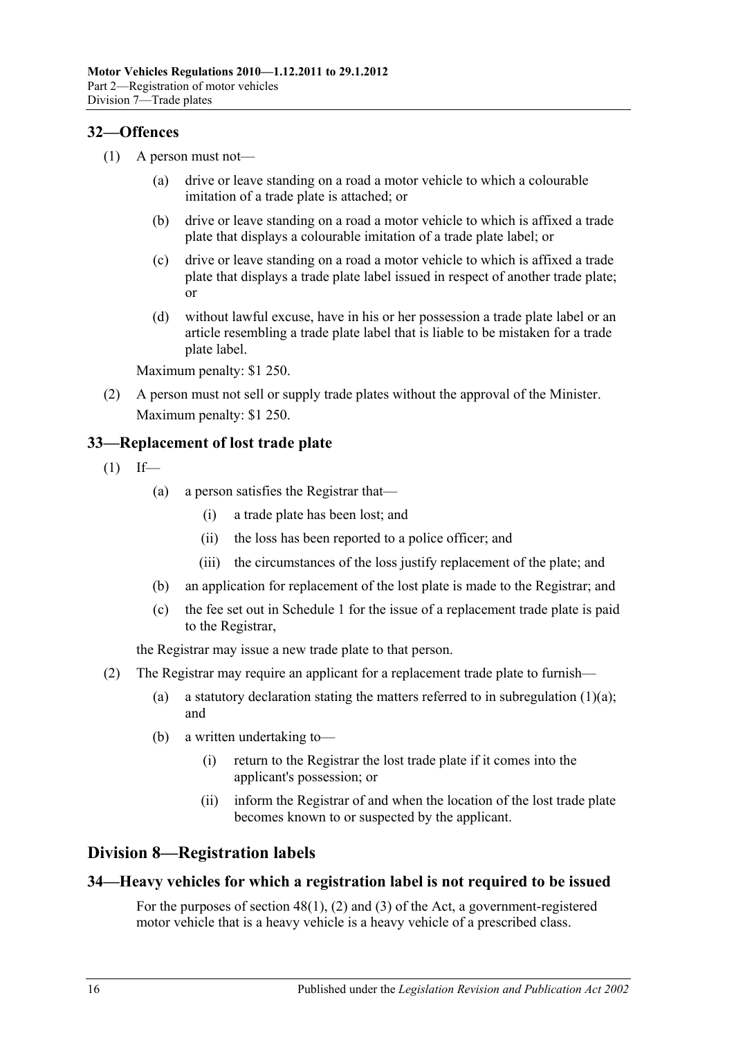## 32—Offences

(1) A person must not—

(a) drive or leave standing on a road a motor vehicle to which a colourable imitation of a trade plate is attached; or

(b) drive or leave standing on a road a motor vehicle to which is affixed a trade plate that displays a colourable imitation of a trade plate label; or

(c) drive or leave standing on a road a motor vehicle to which is affixed a trade plate that displays a trade plate label issued in respect of another trade plate; or

(d) without lawful excuse, have in his or her possession a trade plate label or an article resembling a trade plate label that is liable to be mistaken for a trade plate label.

Maximum penalty: $1 250.

(2) A person must not sell or supply trade plates without the approval of the Minister.

Maximum penalty: $1 250.

## 33—Replacement of lost trade plate

(1) If—

(a) a person satisfies the Registrar that—

(i) a trade plate has been lost; and

(ii) the loss has been reported to a police officer; and

(iii) the circumstances of the loss justify replacement of the plate; and

(b) an application for replacement of the lost plate is made to the Registrar; and

(c) the fee set out in Schedule 1 for the issue of a replacement trade plate is paid to the Registrar,

the Registrar may issue a new trade plate to that person.

(2) The Registrar may require an applicant for a replacement trade plate to furnish—

(a) a statutory declaration stating the matters referred to in subregulation (1)(a); and

(b) a written undertaking to—

(i) return to the Registrar the lost trade plate if it comes into the applicant's possession; or

(ii) inform the Registrar of and when the location of the lost trade plate becomes known to or suspected by the applicant.

# Division 8—Registration labels

## 34—Heavy vehicles for which a registration label is not required to be issued

For the purposes of section 48(1), (2) and (3) of the Act, a government-registered motor vehicle that is a heavy vehicle is a heavy vehicle of a prescribed class.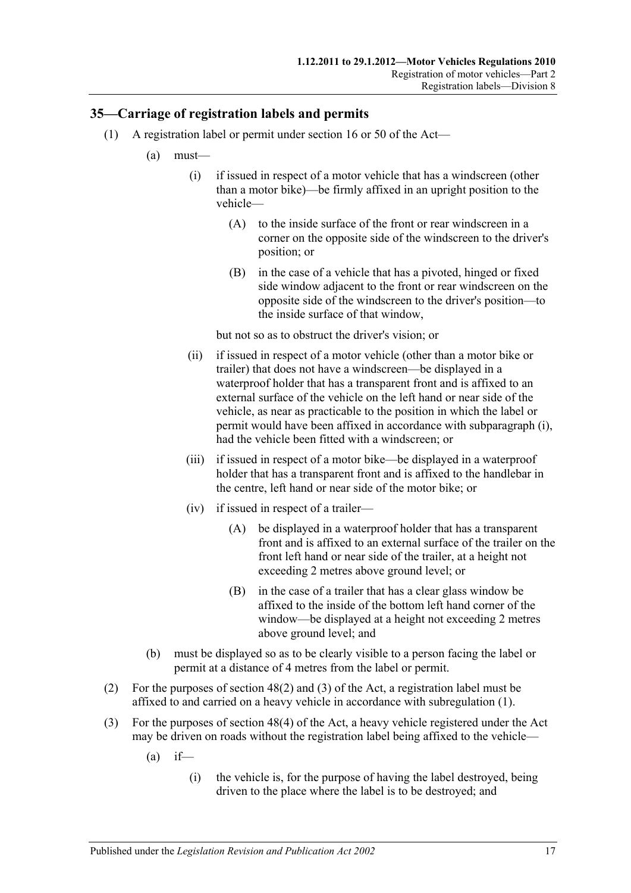## 35—Carriage of registration labels and permits

(1) A registration label or permit under section 16 or 50 of the Act—

  (a) must—

    (i) if issued in respect of a motor vehicle that has a windscreen (other than a motor bike)—be firmly affixed in an upright position to the vehicle—

      (A) to the inside surface of the front or rear windscreen in a corner on the opposite side of the windscreen to the driver's position; or

      (B) in the case of a vehicle that has a pivoted, hinged or fixed side window adjacent to the front or rear windscreen on the opposite side of the windscreen to the driver's position—to the inside surface of that window,

    but not so as to obstruct the driver's vision; or

    (ii) if issued in respect of a motor vehicle (other than a motor bike or trailer) that does not have a windscreen—be displayed in a waterproof holder that has a transparent front and is affixed to an external surface of the vehicle on the left hand or near side of the vehicle, as near as practicable to the position in which the label or permit would have been affixed in accordance with subparagraph (i), had the vehicle been fitted with a windscreen; or

    (iii) if issued in respect of a motor bike—be displayed in a waterproof holder that has a transparent front and is affixed to the handlebar in the centre, left hand or near side of the motor bike; or

    (iv) if issued in respect of a trailer—

      (A) be displayed in a waterproof holder that has a transparent front and is affixed to an external surface of the trailer on the front left hand or near side of the trailer, at a height not exceeding 2 metres above ground level; or

      (B) in the case of a trailer that has a clear glass window be affixed to the inside of the bottom left hand corner of the window—be displayed at a height not exceeding 2 metres above ground level; and

  (b) must be displayed so as to be clearly visible to a person facing the label or permit at a distance of 4 metres from the label or permit.

(2) For the purposes of section 48(2) and (3) of the Act, a registration label must be affixed to and carried on a heavy vehicle in accordance with subregulation (1).

(3) For the purposes of section 48(4) of the Act, a heavy vehicle registered under the Act may be driven on roads without the registration label being affixed to the vehicle—

  (a) if—

    (i) the vehicle is, for the purpose of having the label destroyed, being driven to the place where the label is to be destroyed; and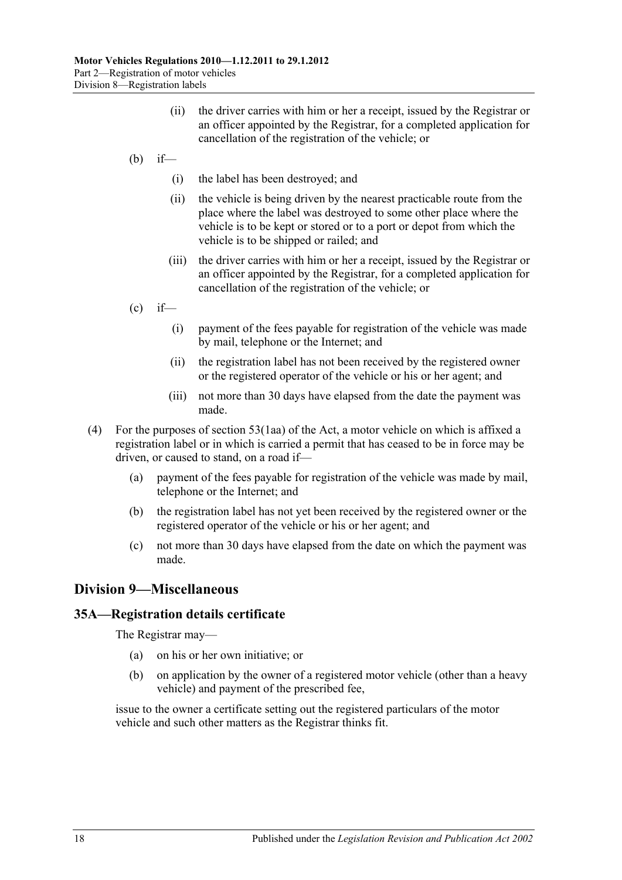(ii) the driver carries with him or her a receipt, issued by the Registrar or an officer appointed by the Registrar, for a completed application for cancellation of the registration of the vehicle; or

(b) if—

(i) the label has been destroyed; and

(ii) the vehicle is being driven by the nearest practicable route from the place where the label was destroyed to some other place where the vehicle is to be kept or stored or to a port or depot from which the vehicle is to be shipped or railed; and

(iii) the driver carries with him or her a receipt, issued by the Registrar or an officer appointed by the Registrar, for a completed application for cancellation of the registration of the vehicle; or

(c) if—

(i) payment of the fees payable for registration of the vehicle was made by mail, telephone or the Internet; and

(ii) the registration label has not been received by the registered owner or the registered operator of the vehicle or his or her agent; and

(iii) not more than 30 days have elapsed from the date the payment was made.

(4) For the purposes of section 53(1aa) of the Act, a motor vehicle on which is affixed a registration label or in which is carried a permit that has ceased to be in force may be driven, or caused to stand, on a road if—

(a) payment of the fees payable for registration of the vehicle was made by mail, telephone or the Internet; and

(b) the registration label has not yet been received by the registered owner or the registered operator of the vehicle or his or her agent; and

(c) not more than 30 days have elapsed from the date on which the payment was made.

## Division 9—Miscellaneous

### 35A—Registration details certificate

The Registrar may—

(a) on his or her own initiative; or

(b) on application by the owner of a registered motor vehicle (other than a heavy vehicle) and payment of the prescribed fee,

issue to the owner a certificate setting out the registered particulars of the motor vehicle and such other matters as the Registrar thinks fit.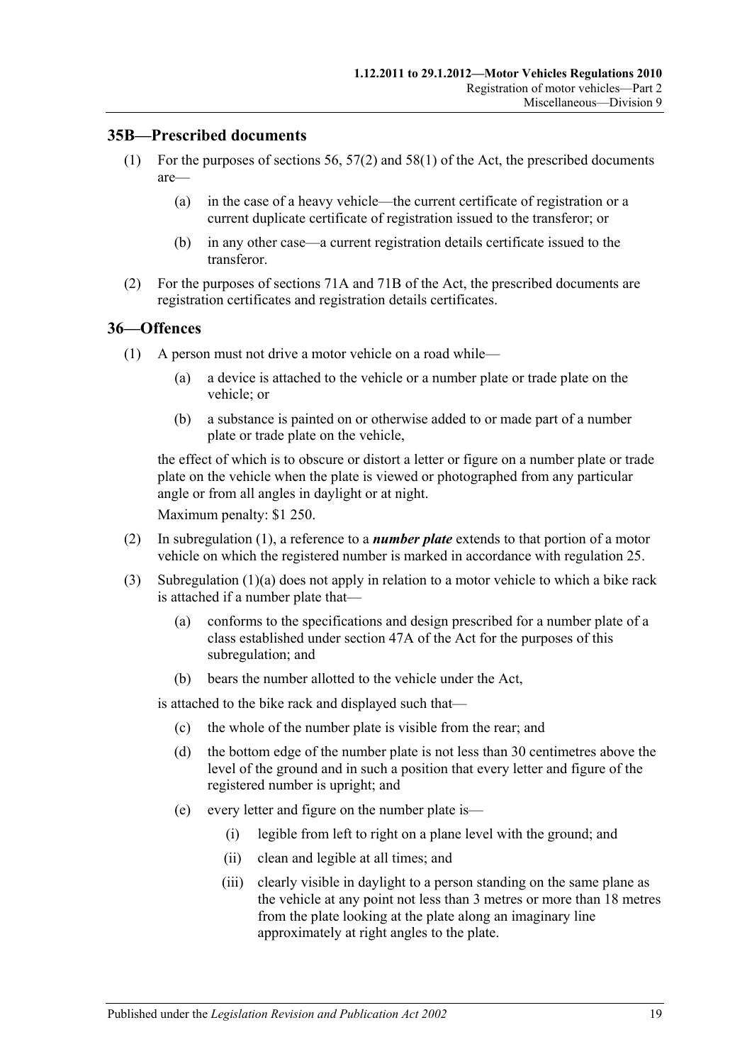## 35B—Prescribed documents

(1) For the purposes of sections 56, 57(2) and 58(1) of the Act, the prescribed documents are—

(a) in the case of a heavy vehicle—the current certificate of registration or a current duplicate certificate of registration issued to the transferor; or

(b) in any other case—a current registration details certificate issued to the transferor.

(2) For the purposes of sections 71A and 71B of the Act, the prescribed documents are registration certificates and registration details certificates.

## 36—Offences

(1) A person must not drive a motor vehicle on a road while—

(a) a device is attached to the vehicle or a number plate or trade plate on the vehicle; or

(b) a substance is painted on or otherwise added to or made part of a number plate or trade plate on the vehicle,

the effect of which is to obscure or distort a letter or figure on a number plate or trade plate on the vehicle when the plate is viewed or photographed from any particular angle or from all angles in daylight or at night.

Maximum penalty: $1 250.

(2) In subregulation (1), a reference to a ***number plate*** extends to that portion of a motor vehicle on which the registered number is marked in accordance with regulation 25.

(3) Subregulation (1)(a) does not apply in relation to a motor vehicle to which a bike rack is attached if a number plate that—

(a) conforms to the specifications and design prescribed for a number plate of a class established under section 47A of the Act for the purposes of this subregulation; and

(b) bears the number allotted to the vehicle under the Act,

is attached to the bike rack and displayed such that—

(c) the whole of the number plate is visible from the rear; and

(d) the bottom edge of the number plate is not less than 30 centimetres above the level of the ground and in such a position that every letter and figure of the registered number is upright; and

(e) every letter and figure on the number plate is—

(i) legible from left to right on a plane level with the ground; and

(ii) clean and legible at all times; and

(iii) clearly visible in daylight to a person standing on the same plane as the vehicle at any point not less than 3 metres or more than 18 metres from the plate looking at the plate along an imaginary line approximately at right angles to the plate.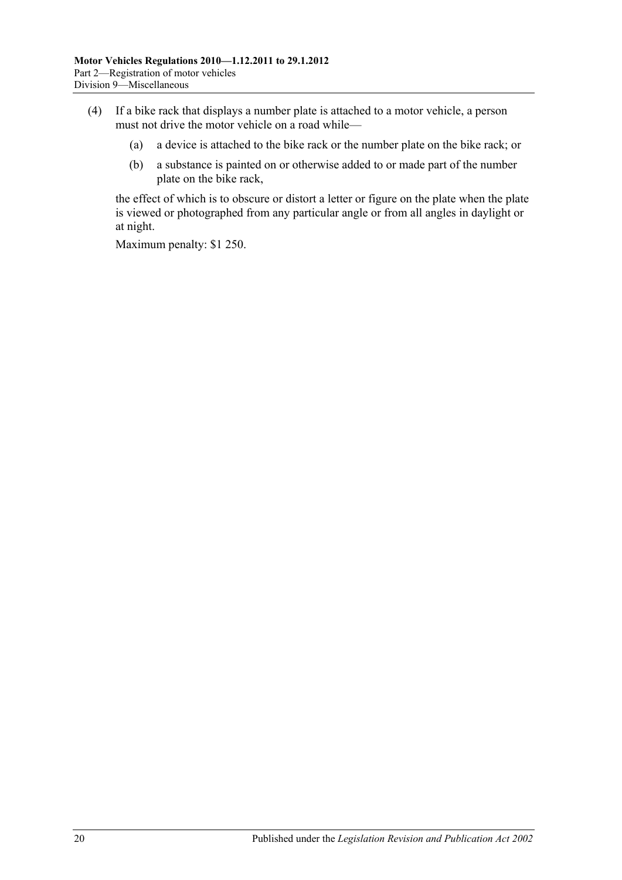(4) If a bike rack that displays a number plate is attached to a motor vehicle, a person must not drive the motor vehicle on a road while—

  (a) a device is attached to the bike rack or the number plate on the bike rack; or

  (b) a substance is painted on or otherwise added to or made part of the number plate on the bike rack,

the effect of which is to obscure or distort a letter or figure on the plate when the plate is viewed or photographed from any particular angle or from all angles in daylight or at night.

Maximum penalty: $1 250.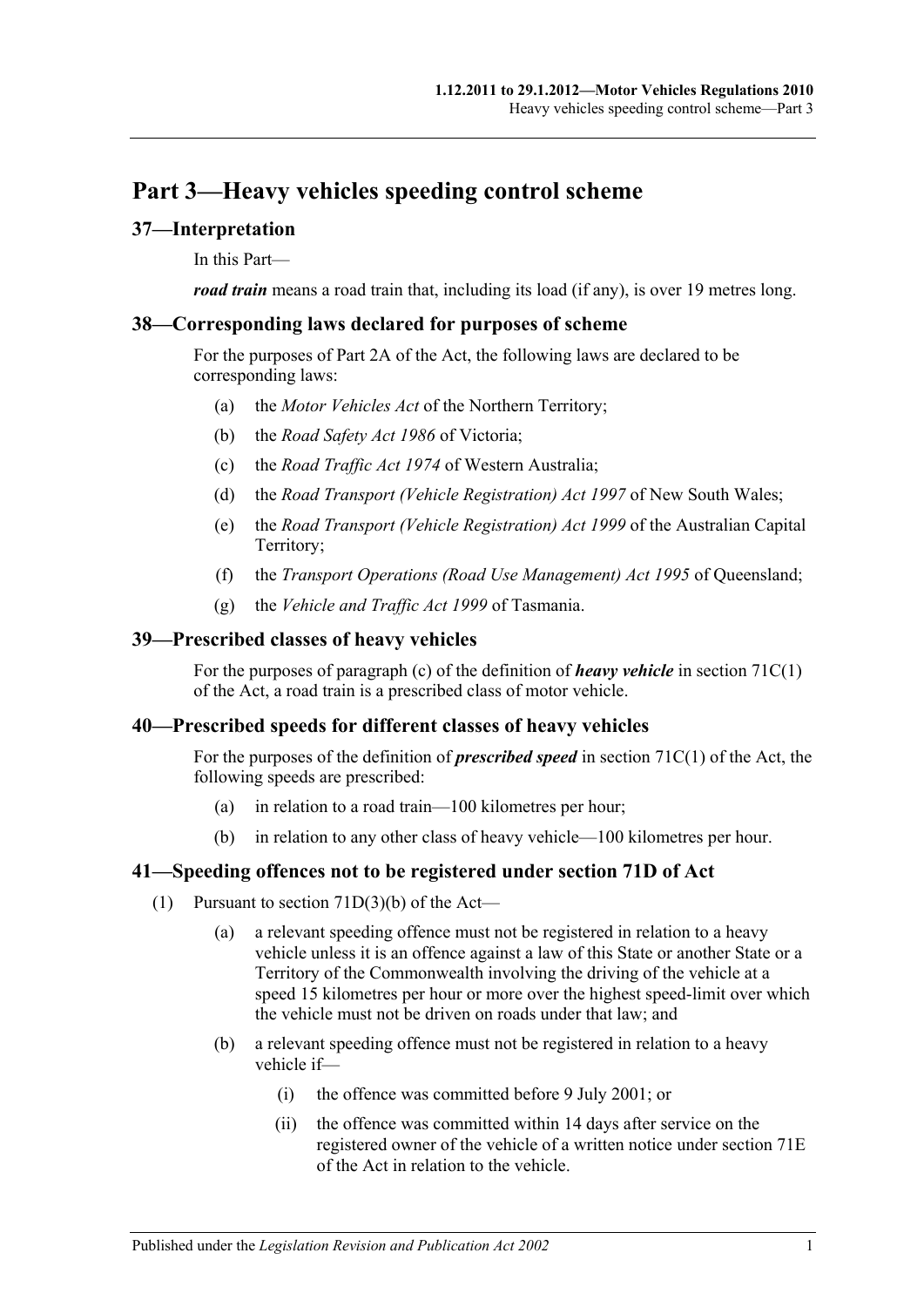# Part 3—Heavy vehicles speeding control scheme

## 37—Interpretation

In this Part—

***road train*** means a road train that, including its load (if any), is over 19 metres long.

## 38—Corresponding laws declared for purposes of scheme

For the purposes of Part 2A of the Act, the following laws are declared to be corresponding laws:

- (a) the *Motor Vehicles Act* of the Northern Territory;
- (b) the *Road Safety Act 1986* of Victoria;
- (c) the *Road Traffic Act 1974* of Western Australia;
- (d) the *Road Transport (Vehicle Registration) Act 1997* of New South Wales;
- (e) the *Road Transport (Vehicle Registration) Act 1999* of the Australian Capital Territory;
- (f) the *Transport Operations (Road Use Management) Act 1995* of Queensland;
- (g) the *Vehicle and Traffic Act 1999* of Tasmania.

## 39—Prescribed classes of heavy vehicles

For the purposes of paragraph (c) of the definition of ***heavy vehicle*** in section 71C(1) of the Act, a road train is a prescribed class of motor vehicle.

## 40—Prescribed speeds for different classes of heavy vehicles

For the purposes of the definition of ***prescribed speed*** in section 71C(1) of the Act, the following speeds are prescribed:

- (a) in relation to a road train—100 kilometres per hour;
- (b) in relation to any other class of heavy vehicle—100 kilometres per hour.

## 41—Speeding offences not to be registered under section 71D of Act

(1) Pursuant to section 71D(3)(b) of the Act—

- (a) a relevant speeding offence must not be registered in relation to a heavy vehicle unless it is an offence against a law of this State or another State or a Territory of the Commonwealth involving the driving of the vehicle at a speed 15 kilometres per hour or more over the highest speed-limit over which the vehicle must not be driven on roads under that law; and
- (b) a relevant speeding offence must not be registered in relation to a heavy vehicle if—
  - (i) the offence was committed before 9 July 2001; or
  - (ii) the offence was committed within 14 days after service on the registered owner of the vehicle of a written notice under section 71E of the Act in relation to the vehicle.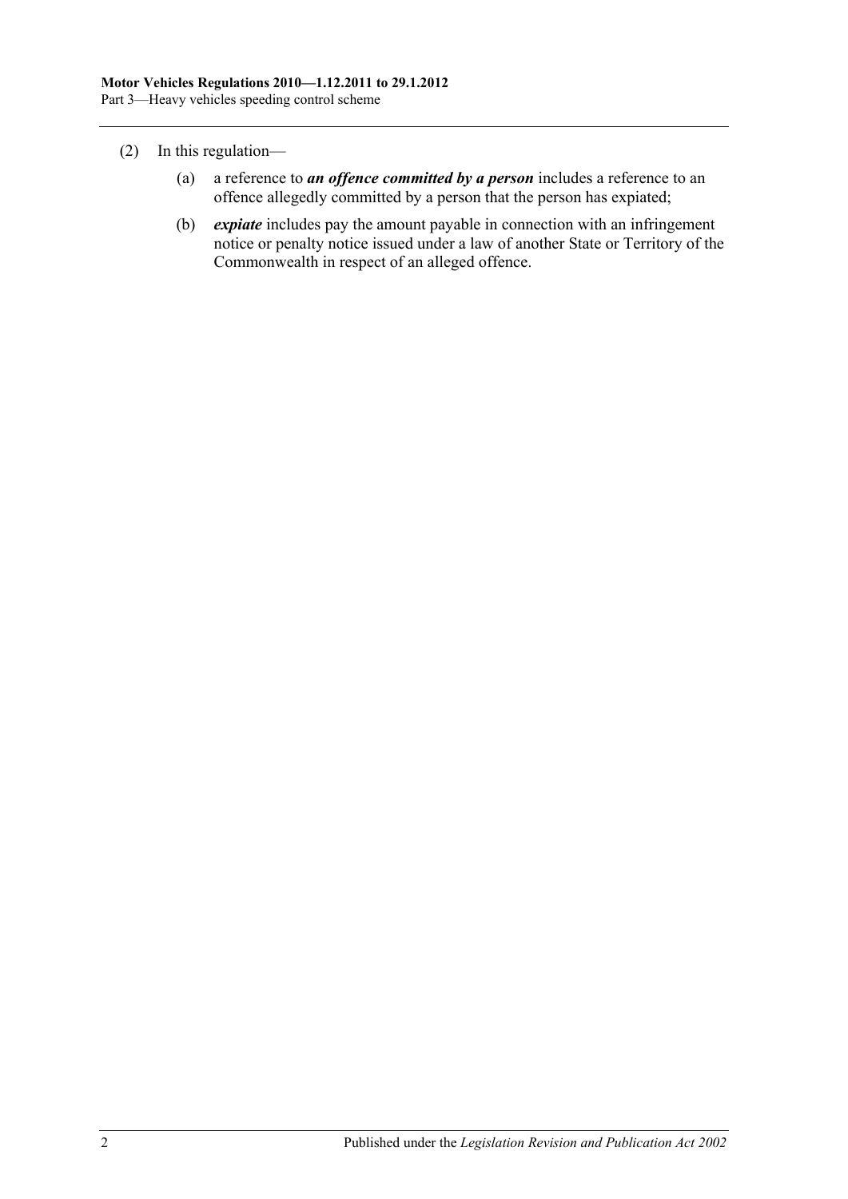(2) In this regulation—

(a) a reference to ***an offence committed by a person*** includes a reference to an offence allegedly committed by a person that the person has expiated;

(b) ***expiate*** includes pay the amount payable in connection with an infringement notice or penalty notice issued under a law of another State or Territory of the Commonwealth in respect of an alleged offence.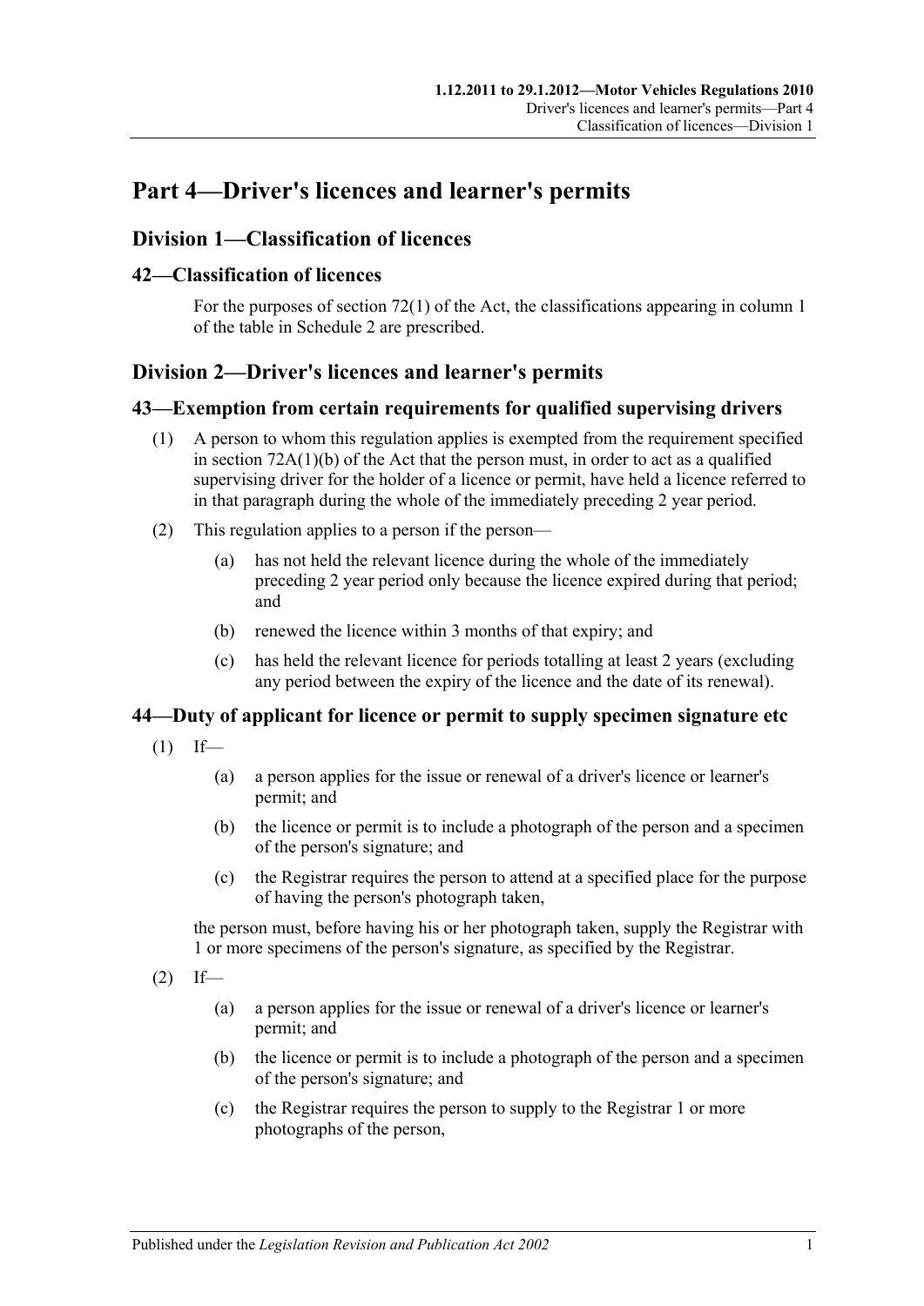# Part 4—Driver's licences and learner's permits

## Division 1—Classification of licences

### 42—Classification of licences

For the purposes of section 72(1) of the Act, the classifications appearing in column 1 of the table in Schedule 2 are prescribed.

## Division 2—Driver's licences and learner's permits

### 43—Exemption from certain requirements for qualified supervising drivers

(1) A person to whom this regulation applies is exempted from the requirement specified in section 72A(1)(b) of the Act that the person must, in order to act as a qualified supervising driver for the holder of a licence or permit, have held a licence referred to in that paragraph during the whole of the immediately preceding 2 year period.

(2) This regulation applies to a person if the person—

- (a) has not held the relevant licence during the whole of the immediately preceding 2 year period only because the licence expired during that period; and
- (b) renewed the licence within 3 months of that expiry; and
- (c) has held the relevant licence for periods totalling at least 2 years (excluding any period between the expiry of the licence and the date of its renewal).

### 44—Duty of applicant for licence or permit to supply specimen signature etc

(1) If—

- (a) a person applies for the issue or renewal of a driver's licence or learner's permit; and
- (b) the licence or permit is to include a photograph of the person and a specimen of the person's signature; and
- (c) the Registrar requires the person to attend at a specified place for the purpose of having the person's photograph taken,

the person must, before having his or her photograph taken, supply the Registrar with 1 or more specimens of the person's signature, as specified by the Registrar.

(2) If—

- (a) a person applies for the issue or renewal of a driver's licence or learner's permit; and
- (b) the licence or permit is to include a photograph of the person and a specimen of the person's signature; and
- (c) the Registrar requires the person to supply to the Registrar 1 or more photographs of the person,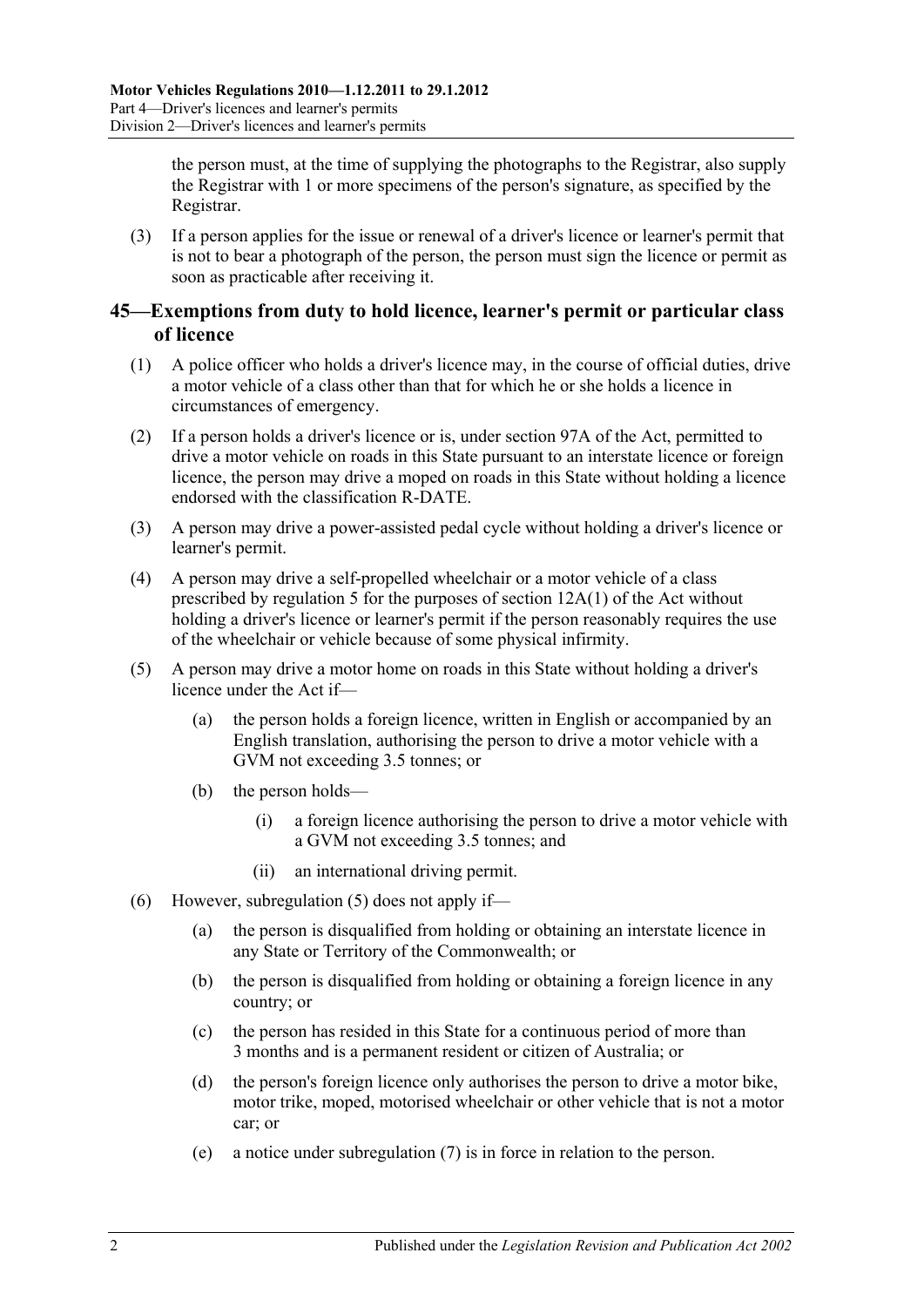the person must, at the time of supplying the photographs to the Registrar, also supply the Registrar with 1 or more specimens of the person's signature, as specified by the Registrar.

(3) If a person applies for the issue or renewal of a driver's licence or learner's permit that is not to bear a photograph of the person, the person must sign the licence or permit as soon as practicable after receiving it.

## 45—Exemptions from duty to hold licence, learner's permit or particular class of licence

(1) A police officer who holds a driver's licence may, in the course of official duties, drive a motor vehicle of a class other than that for which he or she holds a licence in circumstances of emergency.

(2) If a person holds a driver's licence or is, under section 97A of the Act, permitted to drive a motor vehicle on roads in this State pursuant to an interstate licence or foreign licence, the person may drive a moped on roads in this State without holding a licence endorsed with the classification R-DATE.

(3) A person may drive a power-assisted pedal cycle without holding a driver's licence or learner's permit.

(4) A person may drive a self-propelled wheelchair or a motor vehicle of a class prescribed by regulation 5 for the purposes of section 12A(1) of the Act without holding a driver's licence or learner's permit if the person reasonably requires the use of the wheelchair or vehicle because of some physical infirmity.

(5) A person may drive a motor home on roads in this State without holding a driver's licence under the Act if—

(a) the person holds a foreign licence, written in English or accompanied by an English translation, authorising the person to drive a motor vehicle with a GVM not exceeding 3.5 tonnes; or

(b) the person holds—

(i) a foreign licence authorising the person to drive a motor vehicle with a GVM not exceeding 3.5 tonnes; and

(ii) an international driving permit.

(6) However, subregulation (5) does not apply if—

(a) the person is disqualified from holding or obtaining an interstate licence in any State or Territory of the Commonwealth; or

(b) the person is disqualified from holding or obtaining a foreign licence in any country; or

(c) the person has resided in this State for a continuous period of more than 3 months and is a permanent resident or citizen of Australia; or

(d) the person's foreign licence only authorises the person to drive a motor bike, motor trike, moped, motorised wheelchair or other vehicle that is not a motor car; or

(e) a notice under subregulation (7) is in force in relation to the person.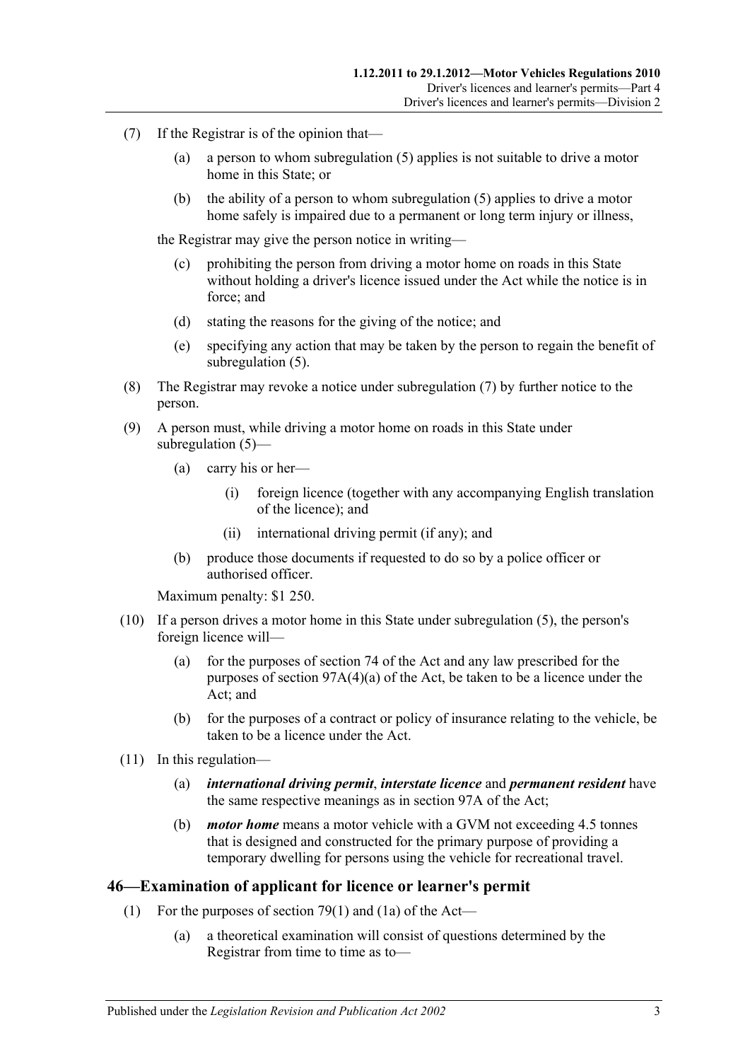(7) If the Registrar is of the opinion that—

(a) a person to whom subregulation (5) applies is not suitable to drive a motor home in this State; or

(b) the ability of a person to whom subregulation (5) applies to drive a motor home safely is impaired due to a permanent or long term injury or illness,

the Registrar may give the person notice in writing—

(c) prohibiting the person from driving a motor home on roads in this State without holding a driver's licence issued under the Act while the notice is in force; and

(d) stating the reasons for the giving of the notice; and

(e) specifying any action that may be taken by the person to regain the benefit of subregulation (5).

(8) The Registrar may revoke a notice under subregulation (7) by further notice to the person.

(9) A person must, while driving a motor home on roads in this State under subregulation (5)—

(a) carry his or her—

(i) foreign licence (together with any accompanying English translation of the licence); and

(ii) international driving permit (if any); and

(b) produce those documents if requested to do so by a police officer or authorised officer.

Maximum penalty: $1 250.

(10) If a person drives a motor home in this State under subregulation (5), the person's foreign licence will—

(a) for the purposes of section 74 of the Act and any law prescribed for the purposes of section 97A(4)(a) of the Act, be taken to be a licence under the Act; and

(b) for the purposes of a contract or policy of insurance relating to the vehicle, be taken to be a licence under the Act.

(11) In this regulation—

(a) ***international driving permit***, ***interstate licence*** and ***permanent resident*** have the same respective meanings as in section 97A of the Act;

(b) ***motor home*** means a motor vehicle with a GVM not exceeding 4.5 tonnes that is designed and constructed for the primary purpose of providing a temporary dwelling for persons using the vehicle for recreational travel.

## 46—Examination of applicant for licence or learner's permit

(1) For the purposes of section 79(1) and (1a) of the Act—

(a) a theoretical examination will consist of questions determined by the Registrar from time to time as to—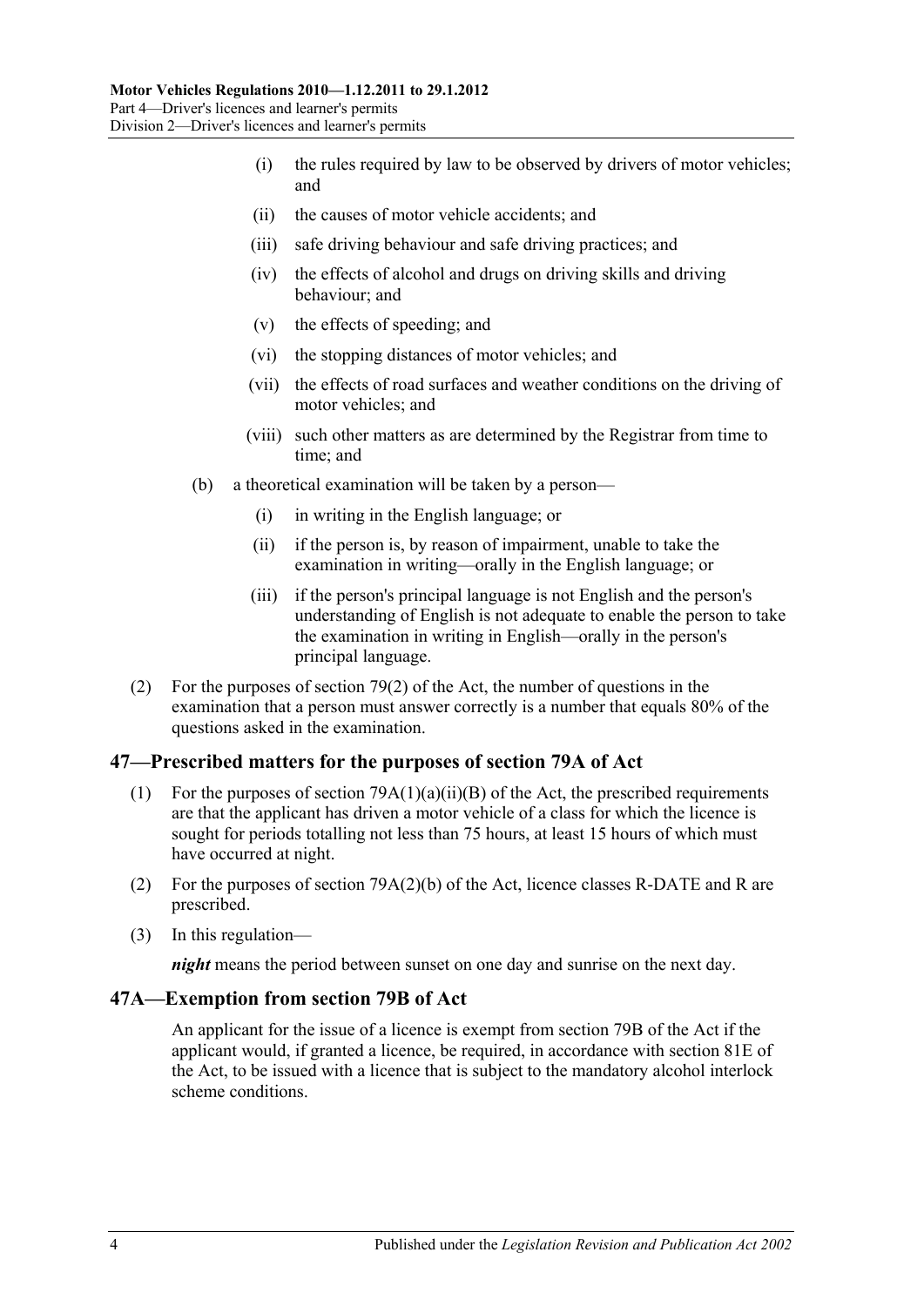(i) the rules required by law to be observed by drivers of motor vehicles; and

(ii) the causes of motor vehicle accidents; and

(iii) safe driving behaviour and safe driving practices; and

(iv) the effects of alcohol and drugs on driving skills and driving behaviour; and

(v) the effects of speeding; and

(vi) the stopping distances of motor vehicles; and

(vii) the effects of road surfaces and weather conditions on the driving of motor vehicles; and

(viii) such other matters as are determined by the Registrar from time to time; and

(b) a theoretical examination will be taken by a person—

(i) in writing in the English language; or

(ii) if the person is, by reason of impairment, unable to take the examination in writing—orally in the English language; or

(iii) if the person's principal language is not English and the person's understanding of English is not adequate to enable the person to take the examination in writing in English—orally in the person's principal language.

(2) For the purposes of section 79(2) of the Act, the number of questions in the examination that a person must answer correctly is a number that equals 80% of the questions asked in the examination.

## 47—Prescribed matters for the purposes of section 79A of Act

(1) For the purposes of section 79A(1)(a)(ii)(B) of the Act, the prescribed requirements are that the applicant has driven a motor vehicle of a class for which the licence is sought for periods totalling not less than 75 hours, at least 15 hours of which must have occurred at night.

(2) For the purposes of section 79A(2)(b) of the Act, licence classes R-DATE and R are prescribed.

(3) In this regulation—

***night*** means the period between sunset on one day and sunrise on the next day.

## 47A—Exemption from section 79B of Act

An applicant for the issue of a licence is exempt from section 79B of the Act if the applicant would, if granted a licence, be required, in accordance with section 81E of the Act, to be issued with a licence that is subject to the mandatory alcohol interlock scheme conditions.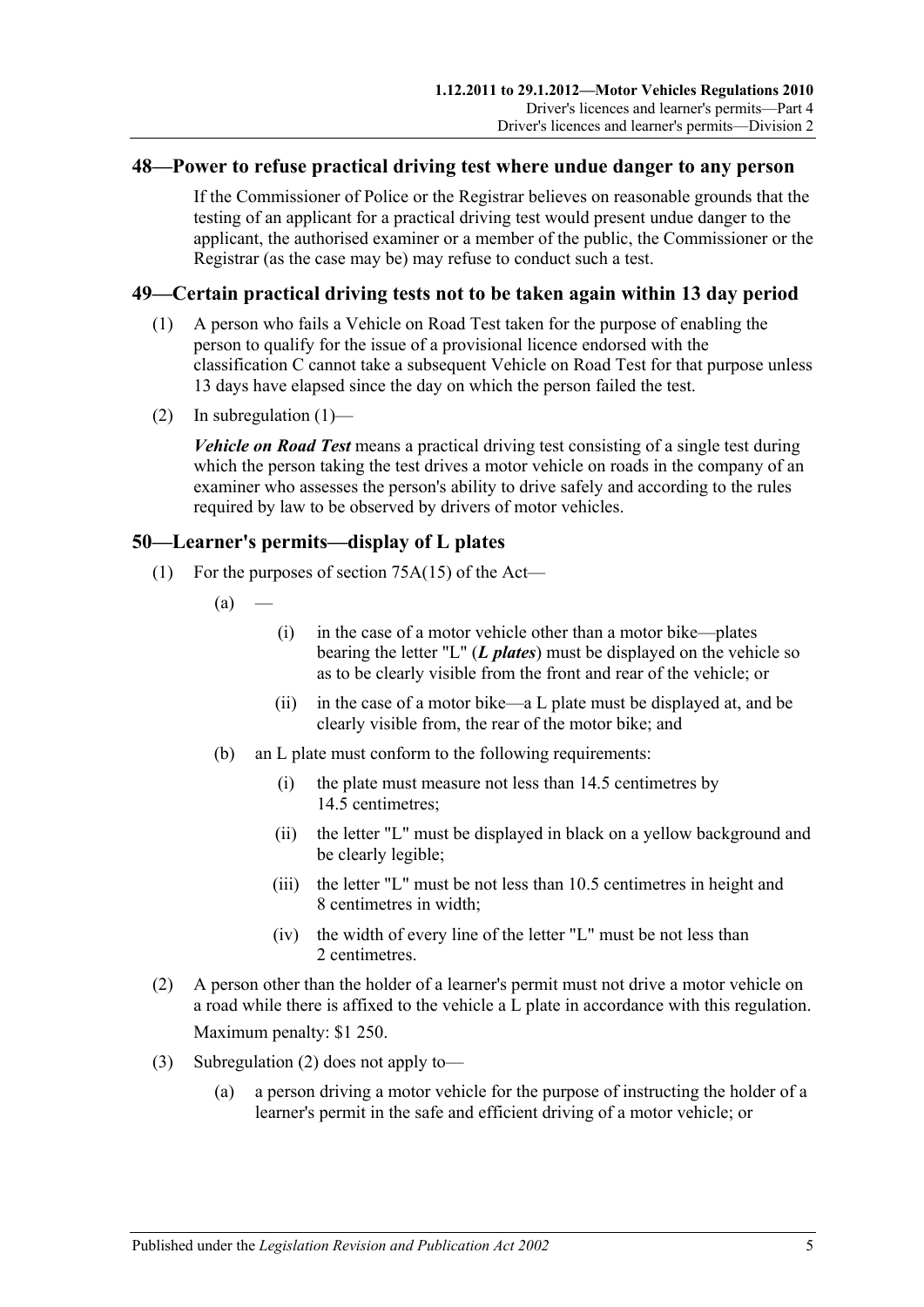## 48—Power to refuse practical driving test where undue danger to any person

If the Commissioner of Police or the Registrar believes on reasonable grounds that the testing of an applicant for a practical driving test would present undue danger to the applicant, the authorised examiner or a member of the public, the Commissioner or the Registrar (as the case may be) may refuse to conduct such a test.

## 49—Certain practical driving tests not to be taken again within 13 day period

(1) A person who fails a Vehicle on Road Test taken for the purpose of enabling the person to qualify for the issue of a provisional licence endorsed with the classification C cannot take a subsequent Vehicle on Road Test for that purpose unless 13 days have elapsed since the day on which the person failed the test.

(2) In subregulation (1)—

***Vehicle on Road Test*** means a practical driving test consisting of a single test during which the person taking the test drives a motor vehicle on roads in the company of an examiner who assesses the person's ability to drive safely and according to the rules required by law to be observed by drivers of motor vehicles.

## 50—Learner's permits—display of L plates

(1) For the purposes of section 75A(15) of the Act—

(a) —

(i) in the case of a motor vehicle other than a motor bike—plates bearing the letter "L" (***L plates***) must be displayed on the vehicle so as to be clearly visible from the front and rear of the vehicle; or

(ii) in the case of a motor bike—a L plate must be displayed at, and be clearly visible from, the rear of the motor bike; and

(b) an L plate must conform to the following requirements:

(i) the plate must measure not less than 14.5 centimetres by 14.5 centimetres;

(ii) the letter "L" must be displayed in black on a yellow background and be clearly legible;

(iii) the letter "L" must be not less than 10.5 centimetres in height and 8 centimetres in width;

(iv) the width of every line of the letter "L" must be not less than 2 centimetres.

(2) A person other than the holder of a learner's permit must not drive a motor vehicle on a road while there is affixed to the vehicle a L plate in accordance with this regulation.

Maximum penalty: $1 250.

(3) Subregulation (2) does not apply to—

(a) a person driving a motor vehicle for the purpose of instructing the holder of a learner's permit in the safe and efficient driving of a motor vehicle; or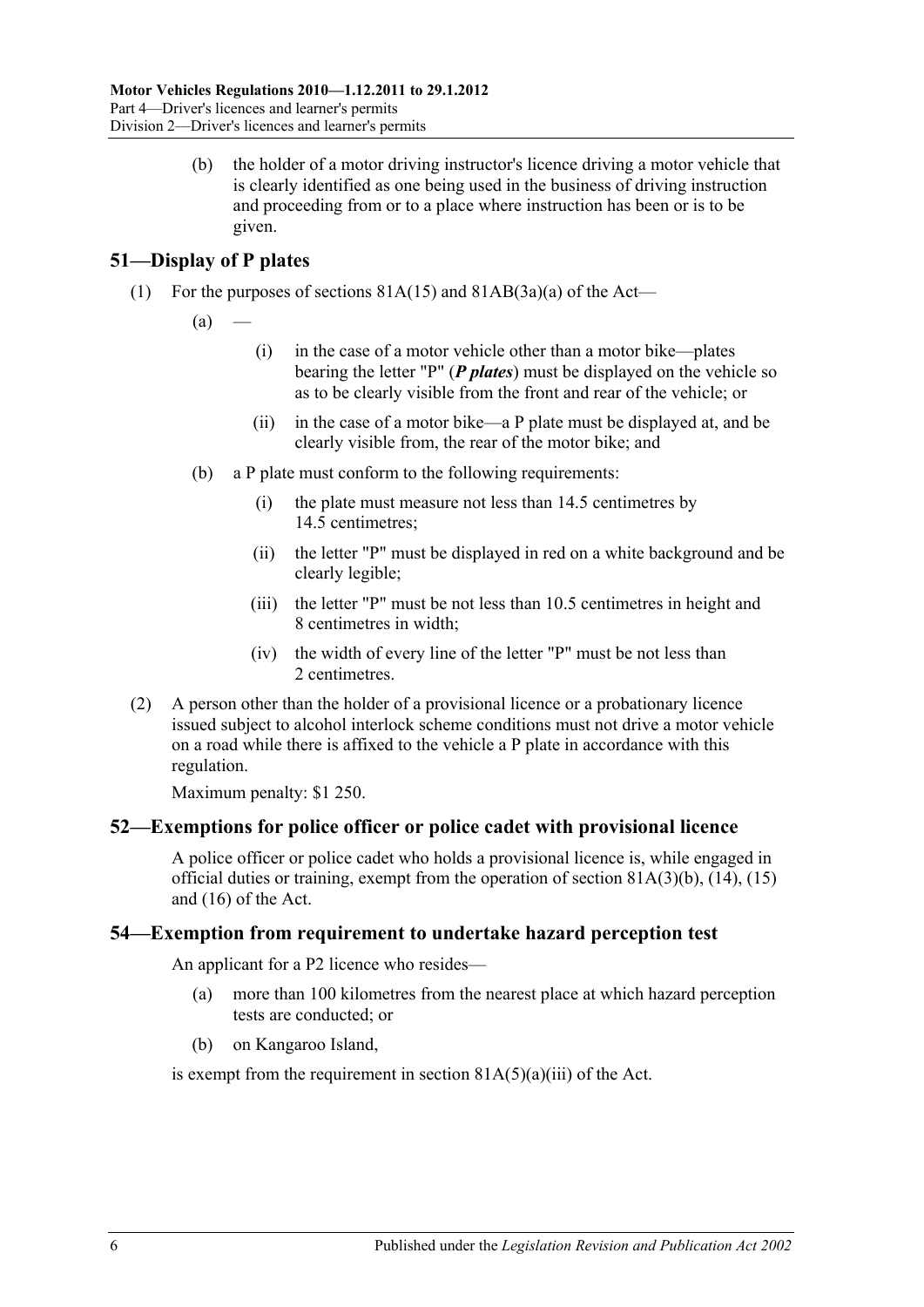(b) the holder of a motor driving instructor's licence driving a motor vehicle that is clearly identified as one being used in the business of driving instruction and proceeding from or to a place where instruction has been or is to be given.

## 51—Display of P plates

(1) For the purposes of sections 81A(15) and 81AB(3a)(a) of the Act—

(a) —

(i) in the case of a motor vehicle other than a motor bike—plates bearing the letter "P" (***P plates***) must be displayed on the vehicle so as to be clearly visible from the front and rear of the vehicle; or

(ii) in the case of a motor bike—a P plate must be displayed at, and be clearly visible from, the rear of the motor bike; and

(b) a P plate must conform to the following requirements:

(i) the plate must measure not less than 14.5 centimetres by 14.5 centimetres;

(ii) the letter "P" must be displayed in red on a white background and be clearly legible;

(iii) the letter "P" must be not less than 10.5 centimetres in height and 8 centimetres in width;

(iv) the width of every line of the letter "P" must be not less than 2 centimetres.

(2) A person other than the holder of a provisional licence or a probationary licence issued subject to alcohol interlock scheme conditions must not drive a motor vehicle on a road while there is affixed to the vehicle a P plate in accordance with this regulation.

Maximum penalty: $1 250.

## 52—Exemptions for police officer or police cadet with provisional licence

A police officer or police cadet who holds a provisional licence is, while engaged in official duties or training, exempt from the operation of section 81A(3)(b), (14), (15) and (16) of the Act.

## 54—Exemption from requirement to undertake hazard perception test

An applicant for a P2 licence who resides—

(a) more than 100 kilometres from the nearest place at which hazard perception tests are conducted; or

(b) on Kangaroo Island,

is exempt from the requirement in section 81A(5)(a)(iii) of the Act.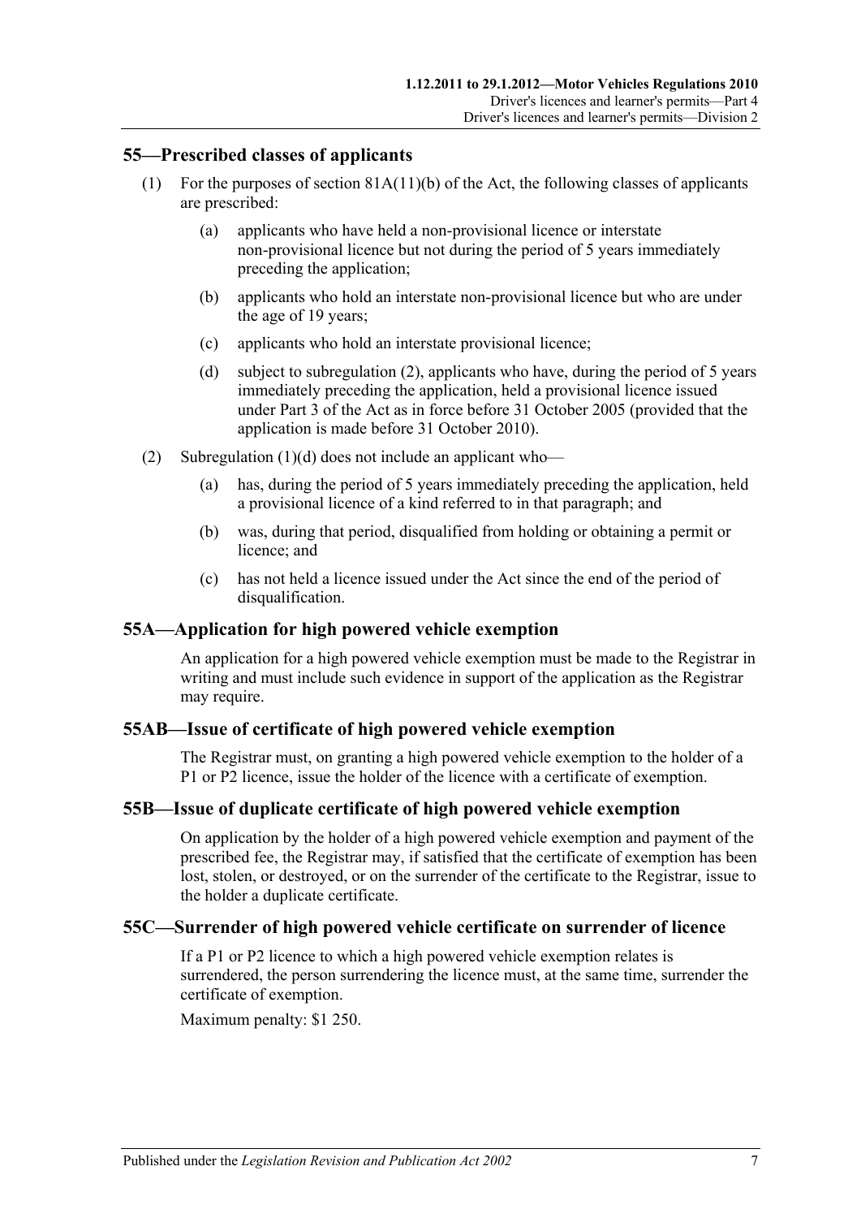## 55—Prescribed classes of applicants

(1) For the purposes of section 81A(11)(b) of the Act, the following classes of applicants are prescribed:

(a) applicants who have held a non-provisional licence or interstate non-provisional licence but not during the period of 5 years immediately preceding the application;

(b) applicants who hold an interstate non-provisional licence but who are under the age of 19 years;

(c) applicants who hold an interstate provisional licence;

(d) subject to subregulation (2), applicants who have, during the period of 5 years immediately preceding the application, held a provisional licence issued under Part 3 of the Act as in force before 31 October 2005 (provided that the application is made before 31 October 2010).

(2) Subregulation (1)(d) does not include an applicant who—

(a) has, during the period of 5 years immediately preceding the application, held a provisional licence of a kind referred to in that paragraph; and

(b) was, during that period, disqualified from holding or obtaining a permit or licence; and

(c) has not held a licence issued under the Act since the end of the period of disqualification.

## 55A—Application for high powered vehicle exemption

An application for a high powered vehicle exemption must be made to the Registrar in writing and must include such evidence in support of the application as the Registrar may require.

## 55AB—Issue of certificate of high powered vehicle exemption

The Registrar must, on granting a high powered vehicle exemption to the holder of a P1 or P2 licence, issue the holder of the licence with a certificate of exemption.

## 55B—Issue of duplicate certificate of high powered vehicle exemption

On application by the holder of a high powered vehicle exemption and payment of the prescribed fee, the Registrar may, if satisfied that the certificate of exemption has been lost, stolen, or destroyed, or on the surrender of the certificate to the Registrar, issue to the holder a duplicate certificate.

## 55C—Surrender of high powered vehicle certificate on surrender of licence

If a P1 or P2 licence to which a high powered vehicle exemption relates is surrendered, the person surrendering the licence must, at the same time, surrender the certificate of exemption.

Maximum penalty: $1 250.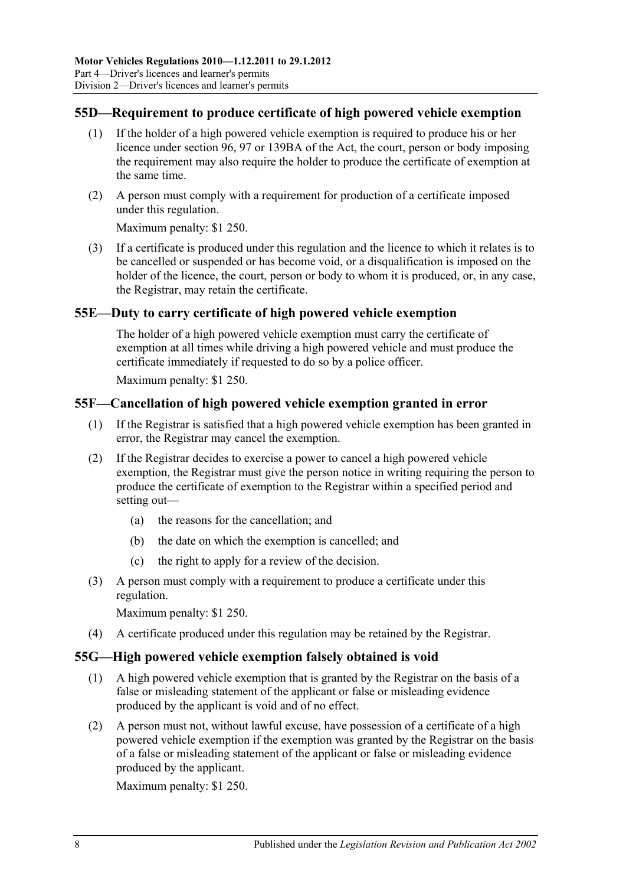## 55D—Requirement to produce certificate of high powered vehicle exemption

(1) If the holder of a high powered vehicle exemption is required to produce his or her licence under section 96, 97 or 139BA of the Act, the court, person or body imposing the requirement may also require the holder to produce the certificate of exemption at the same time.

(2) A person must comply with a requirement for production of a certificate imposed under this regulation.

Maximum penalty: $1 250.

(3) If a certificate is produced under this regulation and the licence to which it relates is to be cancelled or suspended or has become void, or a disqualification is imposed on the holder of the licence, the court, person or body to whom it is produced, or, in any case, the Registrar, may retain the certificate.

## 55E—Duty to carry certificate of high powered vehicle exemption

The holder of a high powered vehicle exemption must carry the certificate of exemption at all times while driving a high powered vehicle and must produce the certificate immediately if requested to do so by a police officer.

Maximum penalty: $1 250.

## 55F—Cancellation of high powered vehicle exemption granted in error

(1) If the Registrar is satisfied that a high powered vehicle exemption has been granted in error, the Registrar may cancel the exemption.

(2) If the Registrar decides to exercise a power to cancel a high powered vehicle exemption, the Registrar must give the person notice in writing requiring the person to produce the certificate of exemption to the Registrar within a specified period and setting out—

(a) the reasons for the cancellation; and

(b) the date on which the exemption is cancelled; and

(c) the right to apply for a review of the decision.

(3) A person must comply with a requirement to produce a certificate under this regulation.

Maximum penalty: $1 250.

(4) A certificate produced under this regulation may be retained by the Registrar.

## 55G—High powered vehicle exemption falsely obtained is void

(1) A high powered vehicle exemption that is granted by the Registrar on the basis of a false or misleading statement of the applicant or false or misleading evidence produced by the applicant is void and of no effect.

(2) A person must not, without lawful excuse, have possession of a certificate of a high powered vehicle exemption if the exemption was granted by the Registrar on the basis of a false or misleading statement of the applicant or false or misleading evidence produced by the applicant.

Maximum penalty: $1 250.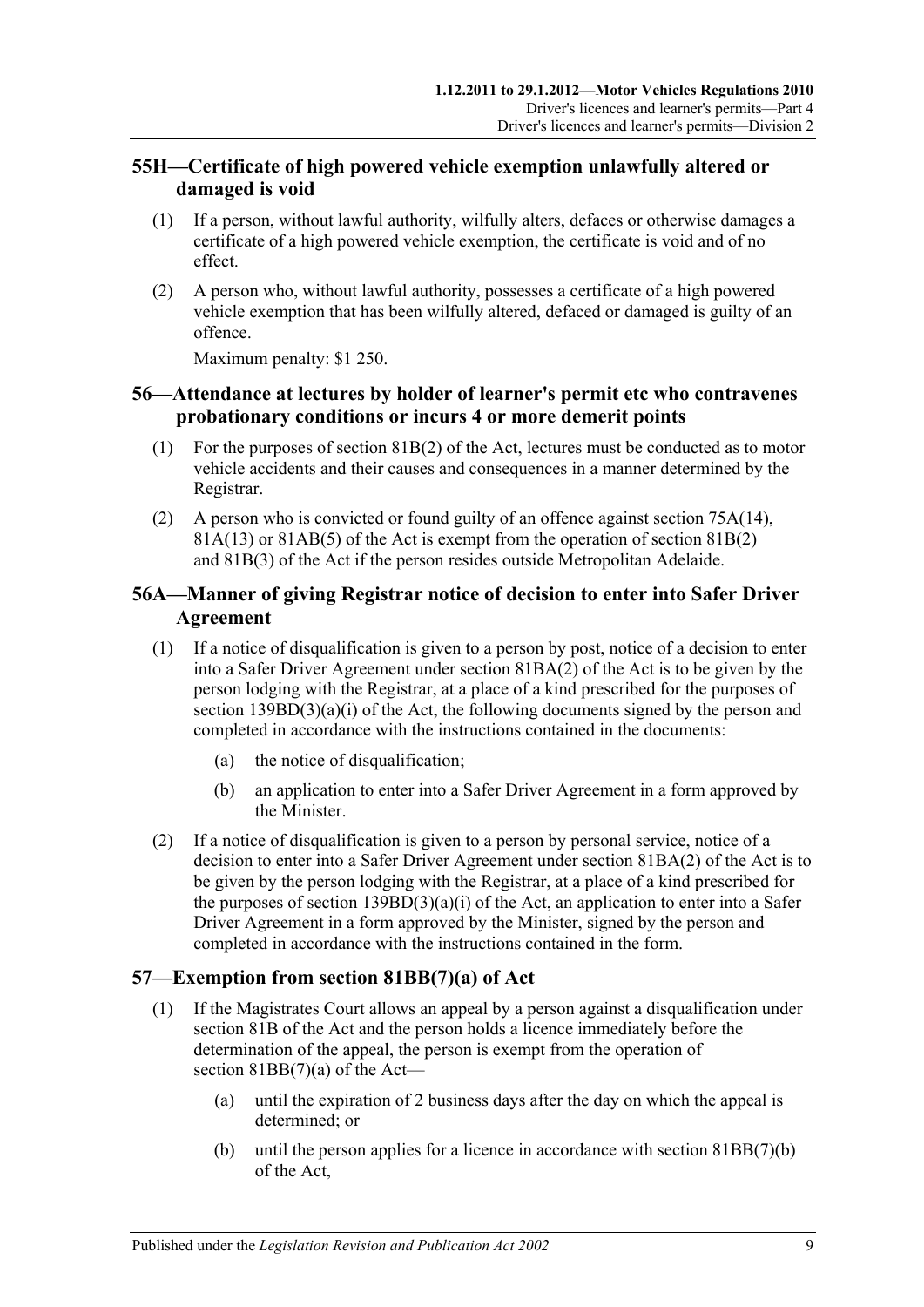## 55H—Certificate of high powered vehicle exemption unlawfully altered or damaged is void

(1) If a person, without lawful authority, wilfully alters, defaces or otherwise damages a certificate of a high powered vehicle exemption, the certificate is void and of no effect.

(2) A person who, without lawful authority, possesses a certificate of a high powered vehicle exemption that has been wilfully altered, defaced or damaged is guilty of an offence.

Maximum penalty: $1 250.

## 56—Attendance at lectures by holder of learner's permit etc who contravenes probationary conditions or incurs 4 or more demerit points

(1) For the purposes of section 81B(2) of the Act, lectures must be conducted as to motor vehicle accidents and their causes and consequences in a manner determined by the Registrar.

(2) A person who is convicted or found guilty of an offence against section 75A(14), 81A(13) or 81AB(5) of the Act is exempt from the operation of section 81B(2) and 81B(3) of the Act if the person resides outside Metropolitan Adelaide.

## 56A—Manner of giving Registrar notice of decision to enter into Safer Driver Agreement

(1) If a notice of disqualification is given to a person by post, notice of a decision to enter into a Safer Driver Agreement under section 81BA(2) of the Act is to be given by the person lodging with the Registrar, at a place of a kind prescribed for the purposes of section 139BD(3)(a)(i) of the Act, the following documents signed by the person and completed in accordance with the instructions contained in the documents:

(a) the notice of disqualification;

(b) an application to enter into a Safer Driver Agreement in a form approved by the Minister.

(2) If a notice of disqualification is given to a person by personal service, notice of a decision to enter into a Safer Driver Agreement under section 81BA(2) of the Act is to be given by the person lodging with the Registrar, at a place of a kind prescribed for the purposes of section 139BD(3)(a)(i) of the Act, an application to enter into a Safer Driver Agreement in a form approved by the Minister, signed by the person and completed in accordance with the instructions contained in the form.

## 57—Exemption from section 81BB(7)(a) of Act

(1) If the Magistrates Court allows an appeal by a person against a disqualification under section 81B of the Act and the person holds a licence immediately before the determination of the appeal, the person is exempt from the operation of section 81BB(7)(a) of the Act—

(a) until the expiration of 2 business days after the day on which the appeal is determined; or

(b) until the person applies for a licence in accordance with section 81BB(7)(b) of the Act,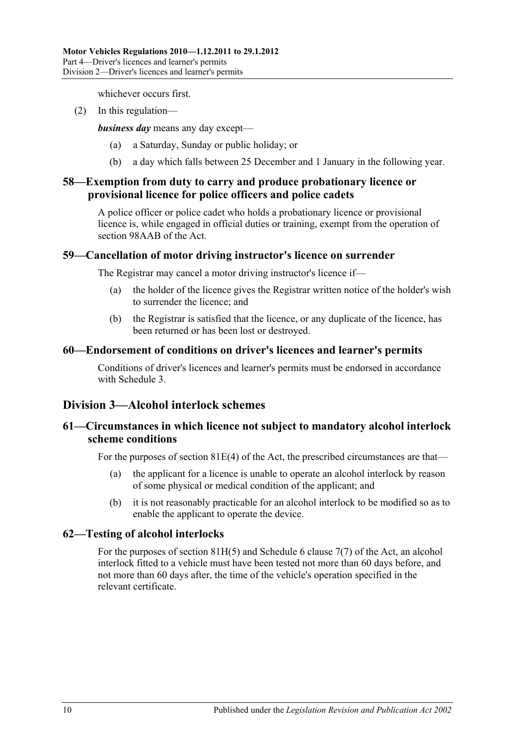whichever occurs first.

(2) In this regulation—

***business day*** means any day except—

(a) a Saturday, Sunday or public holiday; or

(b) a day which falls between 25 December and 1 January in the following year.

## 58—Exemption from duty to carry and produce probationary licence or provisional licence for police officers and police cadets

A police officer or police cadet who holds a probationary licence or provisional licence is, while engaged in official duties or training, exempt from the operation of section 98AAB of the Act.

## 59—Cancellation of motor driving instructor's licence on surrender

The Registrar may cancel a motor driving instructor's licence if—

(a) the holder of the licence gives the Registrar written notice of the holder's wish to surrender the licence; and

(b) the Registrar is satisfied that the licence, or any duplicate of the licence, has been returned or has been lost or destroyed.

## 60—Endorsement of conditions on driver's licences and learner's permits

Conditions of driver's licences and learner's permits must be endorsed in accordance with Schedule 3.

# Division 3—Alcohol interlock schemes

## 61—Circumstances in which licence not subject to mandatory alcohol interlock scheme conditions

For the purposes of section 81E(4) of the Act, the prescribed circumstances are that—

(a) the applicant for a licence is unable to operate an alcohol interlock by reason of some physical or medical condition of the applicant; and

(b) it is not reasonably practicable for an alcohol interlock to be modified so as to enable the applicant to operate the device.

## 62—Testing of alcohol interlocks

For the purposes of section 81H(5) and Schedule 6 clause 7(7) of the Act, an alcohol interlock fitted to a vehicle must have been tested not more than 60 days before, and not more than 60 days after, the time of the vehicle's operation specified in the relevant certificate.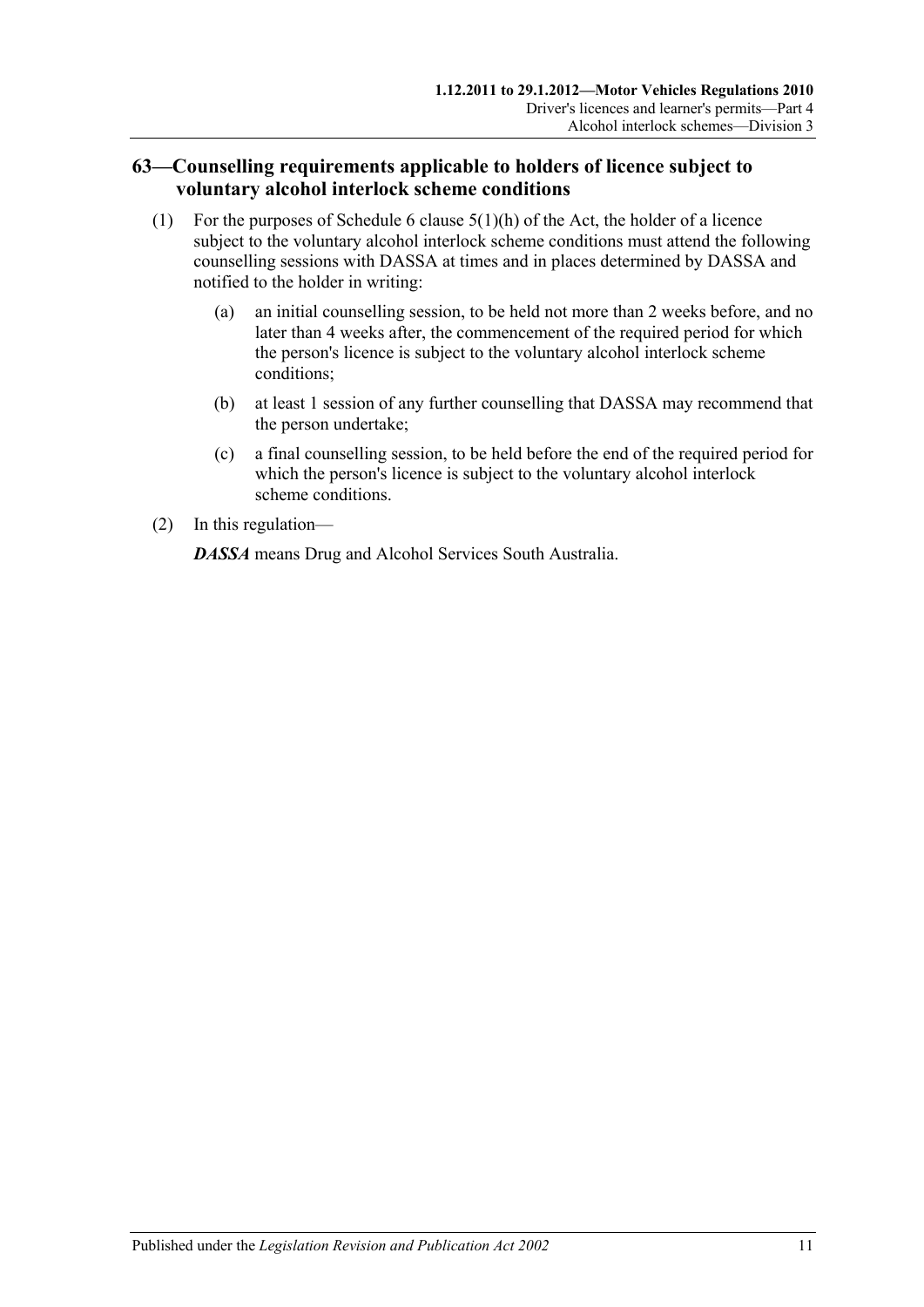## 63—Counselling requirements applicable to holders of licence subject to voluntary alcohol interlock scheme conditions

(1) For the purposes of Schedule 6 clause 5(1)(h) of the Act, the holder of a licence subject to the voluntary alcohol interlock scheme conditions must attend the following counselling sessions with DASSA at times and in places determined by DASSA and notified to the holder in writing:

(a) an initial counselling session, to be held not more than 2 weeks before, and no later than 4 weeks after, the commencement of the required period for which the person's licence is subject to the voluntary alcohol interlock scheme conditions;

(b) at least 1 session of any further counselling that DASSA may recommend that the person undertake;

(c) a final counselling session, to be held before the end of the required period for which the person's licence is subject to the voluntary alcohol interlock scheme conditions.

(2) In this regulation—

***DASSA*** means Drug and Alcohol Services South Australia.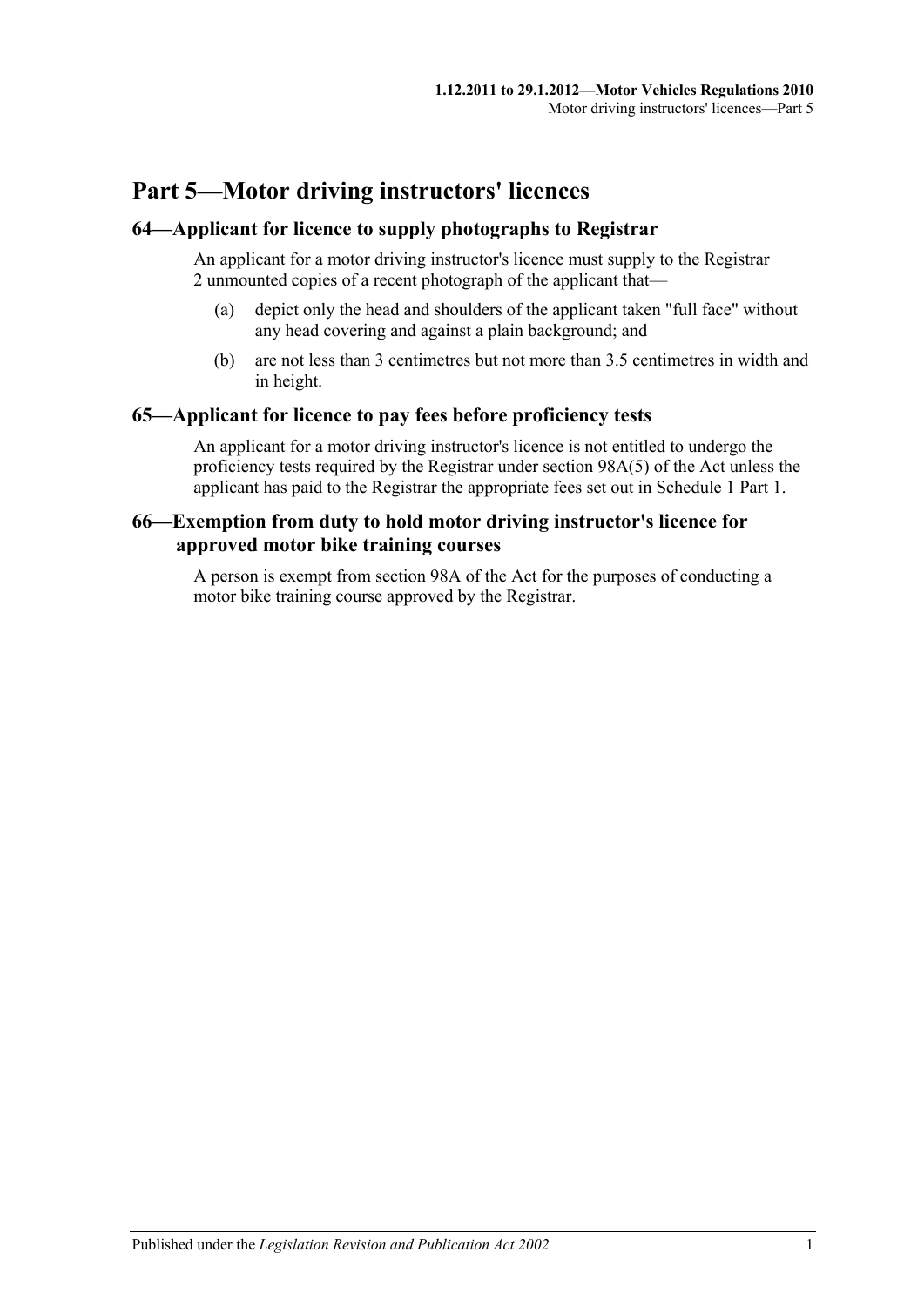# Part 5—Motor driving instructors' licences

## 64—Applicant for licence to supply photographs to Registrar

An applicant for a motor driving instructor's licence must supply to the Registrar 2 unmounted copies of a recent photograph of the applicant that—

(a) depict only the head and shoulders of the applicant taken "full face" without any head covering and against a plain background; and

(b) are not less than 3 centimetres but not more than 3.5 centimetres in width and in height.

## 65—Applicant for licence to pay fees before proficiency tests

An applicant for a motor driving instructor's licence is not entitled to undergo the proficiency tests required by the Registrar under section 98A(5) of the Act unless the applicant has paid to the Registrar the appropriate fees set out in Schedule 1 Part 1.

## 66—Exemption from duty to hold motor driving instructor's licence for approved motor bike training courses

A person is exempt from section 98A of the Act for the purposes of conducting a motor bike training course approved by the Registrar.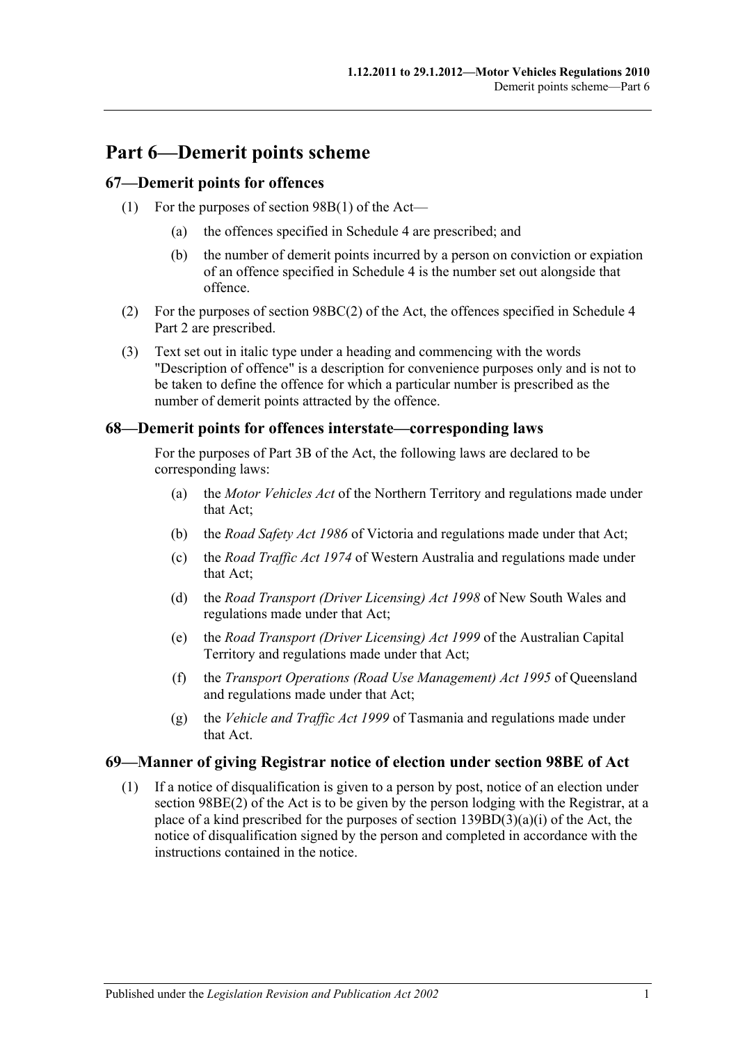# Part 6—Demerit points scheme

## 67—Demerit points for offences

(1) For the purposes of section 98B(1) of the Act—

(a) the offences specified in Schedule 4 are prescribed; and

(b) the number of demerit points incurred by a person on conviction or expiation of an offence specified in Schedule 4 is the number set out alongside that offence.

(2) For the purposes of section 98BC(2) of the Act, the offences specified in Schedule 4 Part 2 are prescribed.

(3) Text set out in italic type under a heading and commencing with the words "Description of offence" is a description for convenience purposes only and is not to be taken to define the offence for which a particular number is prescribed as the number of demerit points attracted by the offence.

## 68—Demerit points for offences interstate—corresponding laws

For the purposes of Part 3B of the Act, the following laws are declared to be corresponding laws:

(a) the *Motor Vehicles Act* of the Northern Territory and regulations made under that Act;

(b) the *Road Safety Act 1986* of Victoria and regulations made under that Act;

(c) the *Road Traffic Act 1974* of Western Australia and regulations made under that Act;

(d) the *Road Transport (Driver Licensing) Act 1998* of New South Wales and regulations made under that Act;

(e) the *Road Transport (Driver Licensing) Act 1999* of the Australian Capital Territory and regulations made under that Act;

(f) the *Transport Operations (Road Use Management) Act 1995* of Queensland and regulations made under that Act;

(g) the *Vehicle and Traffic Act 1999* of Tasmania and regulations made under that Act.

## 69—Manner of giving Registrar notice of election under section 98BE of Act

(1) If a notice of disqualification is given to a person by post, notice of an election under section 98BE(2) of the Act is to be given by the person lodging with the Registrar, at a place of a kind prescribed for the purposes of section 139BD(3)(a)(i) of the Act, the notice of disqualification signed by the person and completed in accordance with the instructions contained in the notice.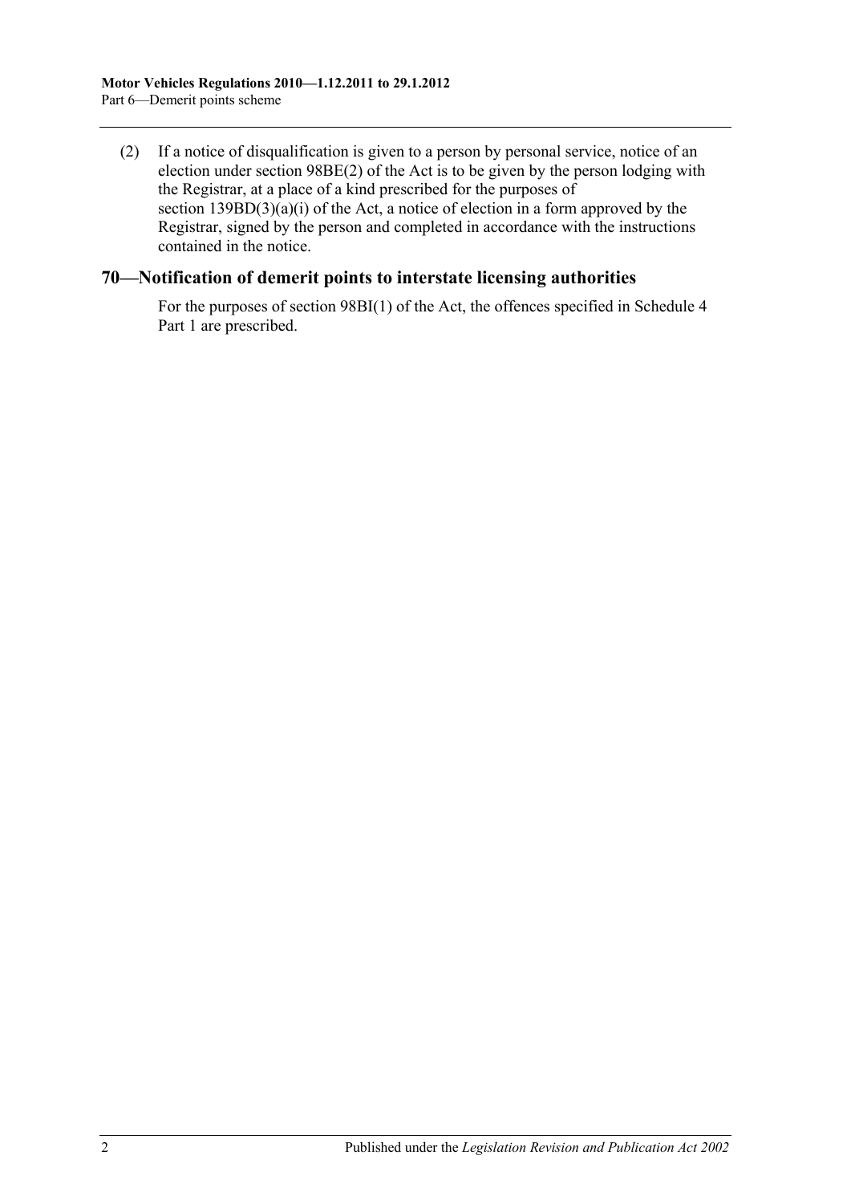(2) If a notice of disqualification is given to a person by personal service, notice of an election under section 98BE(2) of the Act is to be given by the person lodging with the Registrar, at a place of a kind prescribed for the purposes of section 139BD(3)(a)(i) of the Act, a notice of election in a form approved by the Registrar, signed by the person and completed in accordance with the instructions contained in the notice.

## 70—Notification of demerit points to interstate licensing authorities

For the purposes of section 98BI(1) of the Act, the offences specified in Schedule 4 Part 1 are prescribed.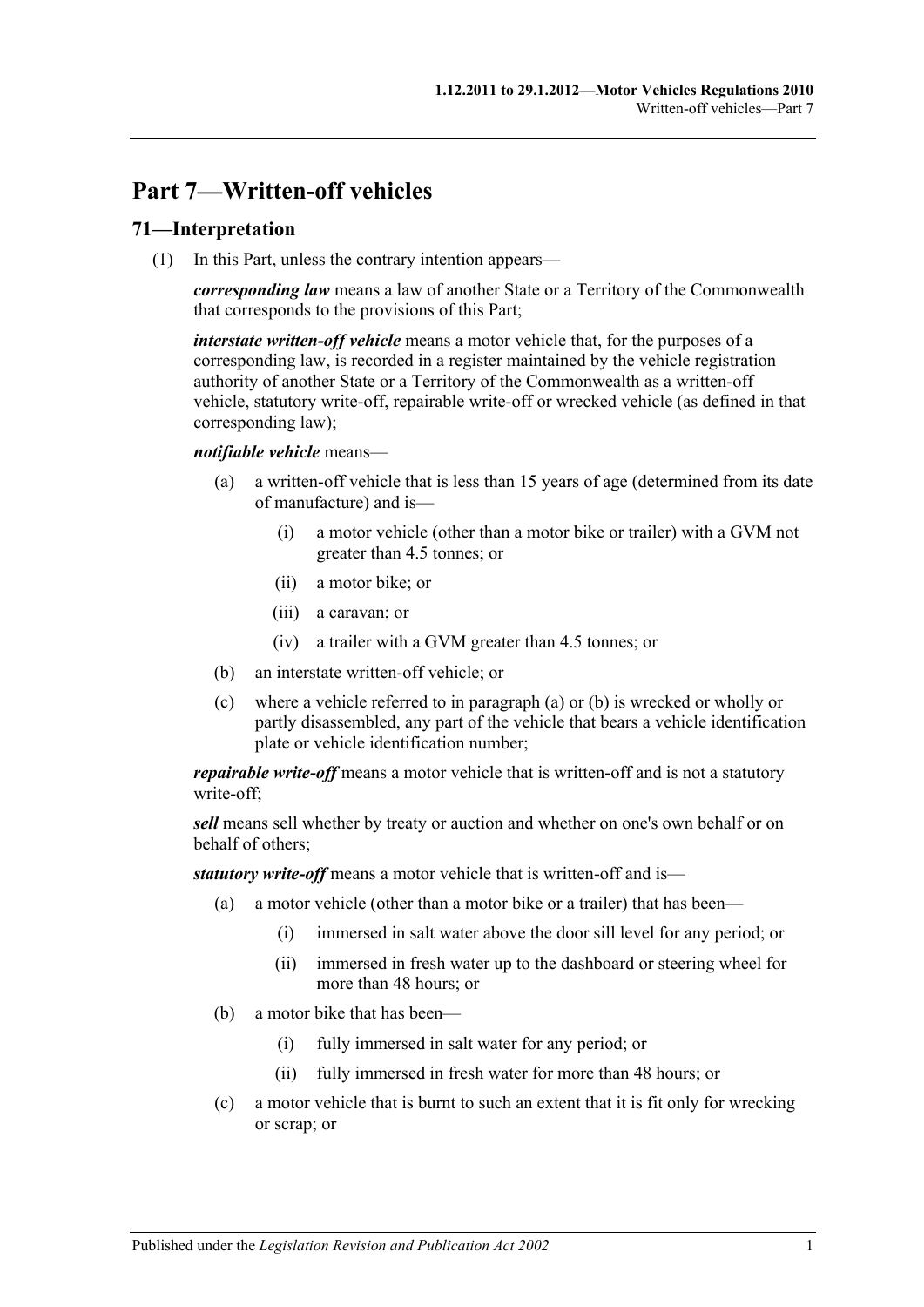# Part 7—Written-off vehicles

## 71—Interpretation

(1) In this Part, unless the contrary intention appears—

***corresponding law*** means a law of another State or a Territory of the Commonwealth that corresponds to the provisions of this Part;

***interstate written-off vehicle*** means a motor vehicle that, for the purposes of a corresponding law, is recorded in a register maintained by the vehicle registration authority of another State or a Territory of the Commonwealth as a written-off vehicle, statutory write-off, repairable write-off or wrecked vehicle (as defined in that corresponding law);

***notifiable vehicle*** means—

- (a) a written-off vehicle that is less than 15 years of age (determined from its date of manufacture) and is—
  - (i) a motor vehicle (other than a motor bike or trailer) with a GVM not greater than 4.5 tonnes; or
  - (ii) a motor bike; or
  - (iii) a caravan; or
  - (iv) a trailer with a GVM greater than 4.5 tonnes; or
- (b) an interstate written-off vehicle; or
- (c) where a vehicle referred to in paragraph (a) or (b) is wrecked or wholly or partly disassembled, any part of the vehicle that bears a vehicle identification plate or vehicle identification number;

***repairable write-off*** means a motor vehicle that is written-off and is not a statutory write-off;

***sell*** means sell whether by treaty or auction and whether on one's own behalf or on behalf of others;

***statutory write-off*** means a motor vehicle that is written-off and is—

- (a) a motor vehicle (other than a motor bike or a trailer) that has been—
  - (i) immersed in salt water above the door sill level for any period; or
  - (ii) immersed in fresh water up to the dashboard or steering wheel for more than 48 hours; or
- (b) a motor bike that has been—
  - (i) fully immersed in salt water for any period; or
  - (ii) fully immersed in fresh water for more than 48 hours; or
- (c) a motor vehicle that is burnt to such an extent that it is fit only for wrecking or scrap; or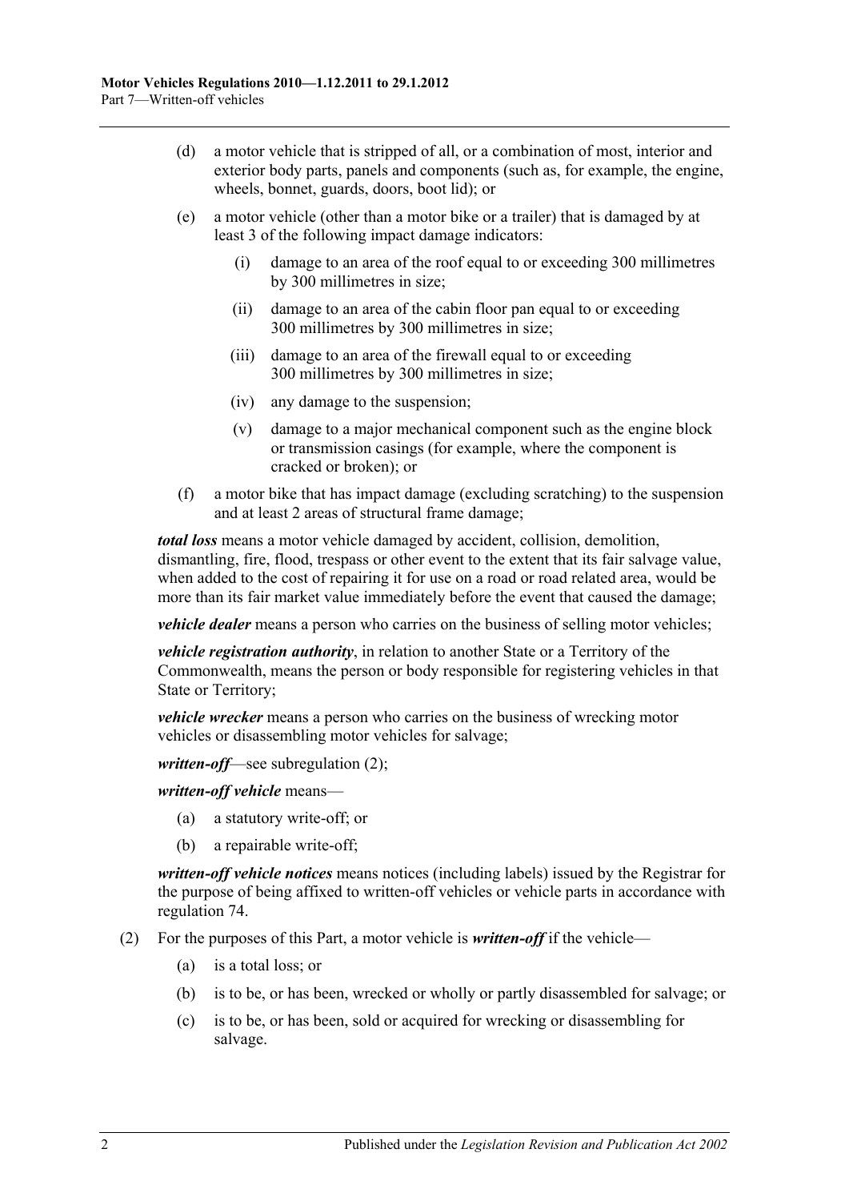(d) a motor vehicle that is stripped of all, or a combination of most, interior and exterior body parts, panels and components (such as, for example, the engine, wheels, bonnet, guards, doors, boot lid); or

(e) a motor vehicle (other than a motor bike or a trailer) that is damaged by at least 3 of the following impact damage indicators:

(i) damage to an area of the roof equal to or exceeding 300 millimetres by 300 millimetres in size;

(ii) damage to an area of the cabin floor pan equal to or exceeding 300 millimetres by 300 millimetres in size;

(iii) damage to an area of the firewall equal to or exceeding 300 millimetres by 300 millimetres in size;

(iv) any damage to the suspension;

(v) damage to a major mechanical component such as the engine block or transmission casings (for example, where the component is cracked or broken); or

(f) a motor bike that has impact damage (excluding scratching) to the suspension and at least 2 areas of structural frame damage;

***total loss*** means a motor vehicle damaged by accident, collision, demolition, dismantling, fire, flood, trespass or other event to the extent that its fair salvage value, when added to the cost of repairing it for use on a road or road related area, would be more than its fair market value immediately before the event that caused the damage;

***vehicle dealer*** means a person who carries on the business of selling motor vehicles;

***vehicle registration authority***, in relation to another State or a Territory of the Commonwealth, means the person or body responsible for registering vehicles in that State or Territory;

***vehicle wrecker*** means a person who carries on the business of wrecking motor vehicles or disassembling motor vehicles for salvage;

***written-off***—see subregulation (2);

***written-off vehicle*** means—

(a) a statutory write-off; or

(b) a repairable write-off;

***written-off vehicle notices*** means notices (including labels) issued by the Registrar for the purpose of being affixed to written-off vehicles or vehicle parts in accordance with regulation 74.

(2) For the purposes of this Part, a motor vehicle is ***written-off*** if the vehicle—

(a) is a total loss; or

(b) is to be, or has been, wrecked or wholly or partly disassembled for salvage; or

(c) is to be, or has been, sold or acquired for wrecking or disassembling for salvage.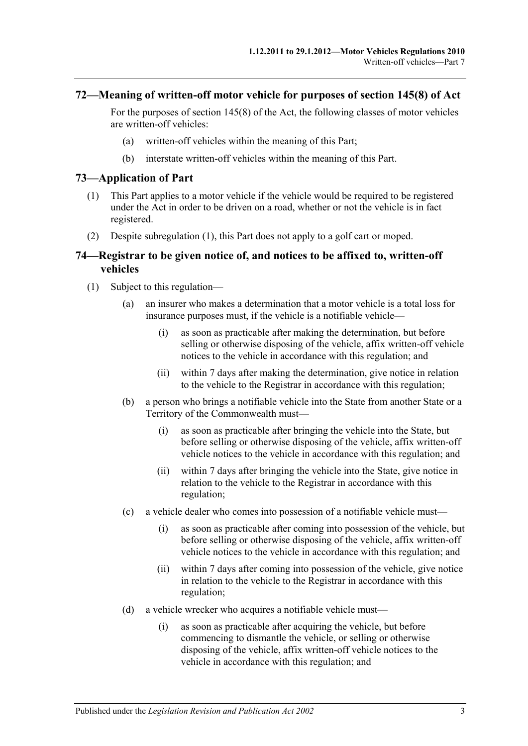## 72—Meaning of written-off motor vehicle for purposes of section 145(8) of Act

For the purposes of section 145(8) of the Act, the following classes of motor vehicles are written-off vehicles:

(a) written-off vehicles within the meaning of this Part;

(b) interstate written-off vehicles within the meaning of this Part.

## 73—Application of Part

(1) This Part applies to a motor vehicle if the vehicle would be required to be registered under the Act in order to be driven on a road, whether or not the vehicle is in fact registered.

(2) Despite subregulation (1), this Part does not apply to a golf cart or moped.

## 74—Registrar to be given notice of, and notices to be affixed to, written-off vehicles

(1) Subject to this regulation—

(a) an insurer who makes a determination that a motor vehicle is a total loss for insurance purposes must, if the vehicle is a notifiable vehicle—

(i) as soon as practicable after making the determination, but before selling or otherwise disposing of the vehicle, affix written-off vehicle notices to the vehicle in accordance with this regulation; and

(ii) within 7 days after making the determination, give notice in relation to the vehicle to the Registrar in accordance with this regulation;

(b) a person who brings a notifiable vehicle into the State from another State or a Territory of the Commonwealth must—

(i) as soon as practicable after bringing the vehicle into the State, but before selling or otherwise disposing of the vehicle, affix written-off vehicle notices to the vehicle in accordance with this regulation; and

(ii) within 7 days after bringing the vehicle into the State, give notice in relation to the vehicle to the Registrar in accordance with this regulation;

(c) a vehicle dealer who comes into possession of a notifiable vehicle must—

(i) as soon as practicable after coming into possession of the vehicle, but before selling or otherwise disposing of the vehicle, affix written-off vehicle notices to the vehicle in accordance with this regulation; and

(ii) within 7 days after coming into possession of the vehicle, give notice in relation to the vehicle to the Registrar in accordance with this regulation;

(d) a vehicle wrecker who acquires a notifiable vehicle must—

(i) as soon as practicable after acquiring the vehicle, but before commencing to dismantle the vehicle, or selling or otherwise disposing of the vehicle, affix written-off vehicle notices to the vehicle in accordance with this regulation; and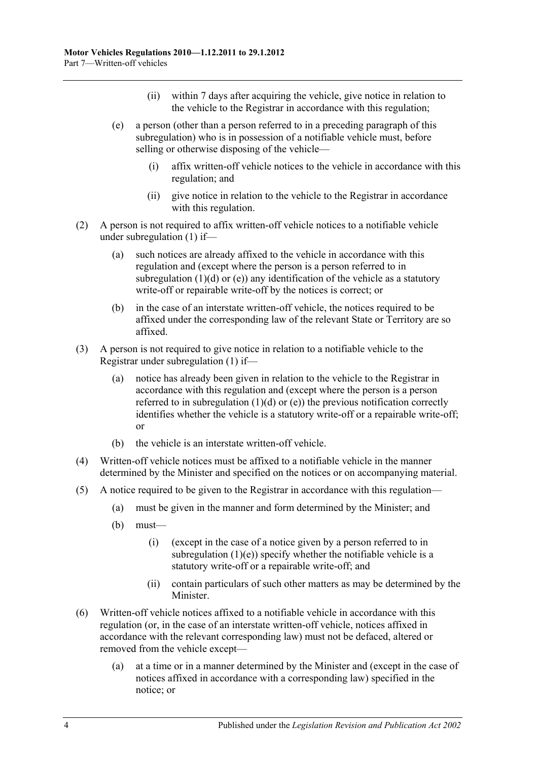(ii) within 7 days after acquiring the vehicle, give notice in relation to the vehicle to the Registrar in accordance with this regulation;

(e) a person (other than a person referred to in a preceding paragraph of this subregulation) who is in possession of a notifiable vehicle must, before selling or otherwise disposing of the vehicle—

(i) affix written-off vehicle notices to the vehicle in accordance with this regulation; and

(ii) give notice in relation to the vehicle to the Registrar in accordance with this regulation.

(2) A person is not required to affix written-off vehicle notices to a notifiable vehicle under subregulation (1) if—

(a) such notices are already affixed to the vehicle in accordance with this regulation and (except where the person is a person referred to in subregulation (1)(d) or (e)) any identification of the vehicle as a statutory write-off or repairable write-off by the notices is correct; or

(b) in the case of an interstate written-off vehicle, the notices required to be affixed under the corresponding law of the relevant State or Territory are so affixed.

(3) A person is not required to give notice in relation to a notifiable vehicle to the Registrar under subregulation (1) if—

(a) notice has already been given in relation to the vehicle to the Registrar in accordance with this regulation and (except where the person is a person referred to in subregulation (1)(d) or (e)) the previous notification correctly identifies whether the vehicle is a statutory write-off or a repairable write-off; or

(b) the vehicle is an interstate written-off vehicle.

(4) Written-off vehicle notices must be affixed to a notifiable vehicle in the manner determined by the Minister and specified on the notices or on accompanying material.

(5) A notice required to be given to the Registrar in accordance with this regulation—

(a) must be given in the manner and form determined by the Minister; and

(b) must—

(i) (except in the case of a notice given by a person referred to in subregulation (1)(e)) specify whether the notifiable vehicle is a statutory write-off or a repairable write-off; and

(ii) contain particulars of such other matters as may be determined by the Minister.

(6) Written-off vehicle notices affixed to a notifiable vehicle in accordance with this regulation (or, in the case of an interstate written-off vehicle, notices affixed in accordance with the relevant corresponding law) must not be defaced, altered or removed from the vehicle except—

(a) at a time or in a manner determined by the Minister and (except in the case of notices affixed in accordance with a corresponding law) specified in the notice; or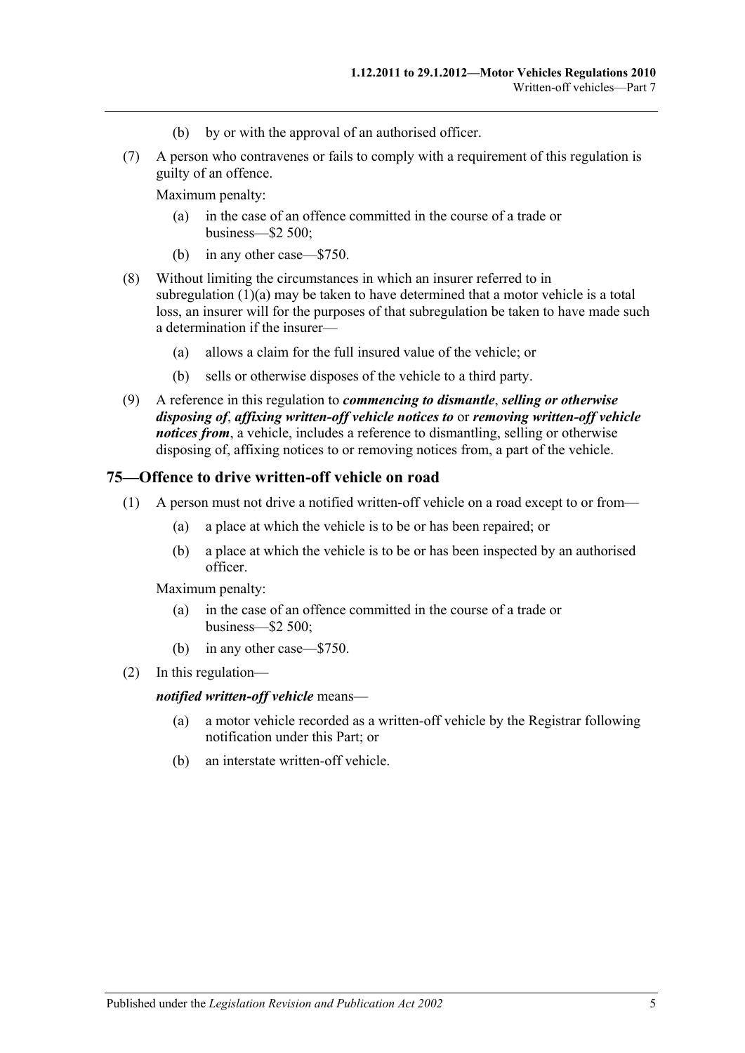(b) by or with the approval of an authorised officer.

(7) A person who contravenes or fails to comply with a requirement of this regulation is guilty of an offence.

Maximum penalty:

(a) in the case of an offence committed in the course of a trade or business—$2 500;

(b) in any other case—$750.

(8) Without limiting the circumstances in which an insurer referred to in subregulation (1)(a) may be taken to have determined that a motor vehicle is a total loss, an insurer will for the purposes of that subregulation be taken to have made such a determination if the insurer—

(a) allows a claim for the full insured value of the vehicle; or

(b) sells or otherwise disposes of the vehicle to a third party.

(9) A reference in this regulation to ***commencing to dismantle***, ***selling or otherwise disposing of***, ***affixing written-off vehicle notices to*** or ***removing written-off vehicle notices from***, a vehicle, includes a reference to dismantling, selling or otherwise disposing of, affixing notices to or removing notices from, a part of the vehicle.

## 75—Offence to drive written-off vehicle on road

(1) A person must not drive a notified written-off vehicle on a road except to or from—

(a) a place at which the vehicle is to be or has been repaired; or

(b) a place at which the vehicle is to be or has been inspected by an authorised officer.

Maximum penalty:

(a) in the case of an offence committed in the course of a trade or business—$2 500;

(b) in any other case—$750.

(2) In this regulation—

***notified written-off vehicle*** means—

(a) a motor vehicle recorded as a written-off vehicle by the Registrar following notification under this Part; or

(b) an interstate written-off vehicle.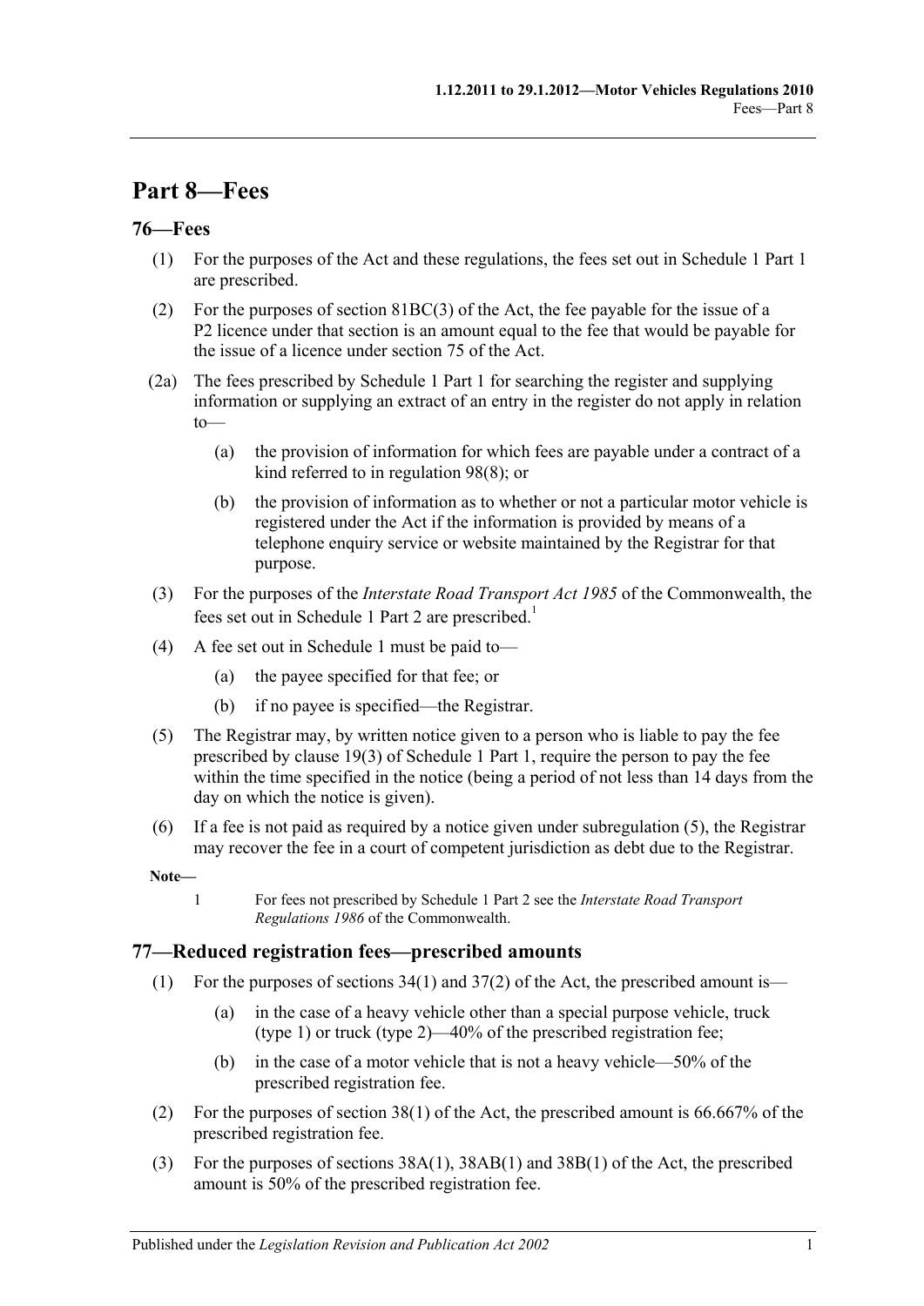# Part 8—Fees

## 76—Fees

(1) For the purposes of the Act and these regulations, the fees set out in Schedule 1 Part 1 are prescribed.

(2) For the purposes of section 81BC(3) of the Act, the fee payable for the issue of a P2 licence under that section is an amount equal to the fee that would be payable for the issue of a licence under section 75 of the Act.

(2a) The fees prescribed by Schedule 1 Part 1 for searching the register and supplying information or supplying an extract of an entry in the register do not apply in relation to—

- (a) the provision of information for which fees are payable under a contract of a kind referred to in regulation 98(8); or
- (b) the provision of information as to whether or not a particular motor vehicle is registered under the Act if the information is provided by means of a telephone enquiry service or website maintained by the Registrar for that purpose.

(3) For the purposes of the *Interstate Road Transport Act 1985* of the Commonwealth, the fees set out in Schedule 1 Part 2 are prescribed.[1]

(4) A fee set out in Schedule 1 must be paid to—

- (a) the payee specified for that fee; or
- (b) if no payee is specified—the Registrar.

(5) The Registrar may, by written notice given to a person who is liable to pay the fee prescribed by clause 19(3) of Schedule 1 Part 1, require the person to pay the fee within the time specified in the notice (being a period of not less than 14 days from the day on which the notice is given).

(6) If a fee is not paid as required by a notice given under subregulation (5), the Registrar may recover the fee in a court of competent jurisdiction as debt due to the Registrar.

**Note—**

1 For fees not prescribed by Schedule 1 Part 2 see the *Interstate Road Transport Regulations 1986* of the Commonwealth.

## 77—Reduced registration fees—prescribed amounts

(1) For the purposes of sections 34(1) and 37(2) of the Act, the prescribed amount is—

- (a) in the case of a heavy vehicle other than a special purpose vehicle, truck (type 1) or truck (type 2)—40% of the prescribed registration fee;
- (b) in the case of a motor vehicle that is not a heavy vehicle—50% of the prescribed registration fee.

(2) For the purposes of section 38(1) of the Act, the prescribed amount is 66.667% of the prescribed registration fee.

(3) For the purposes of sections 38A(1), 38AB(1) and 38B(1) of the Act, the prescribed amount is 50% of the prescribed registration fee.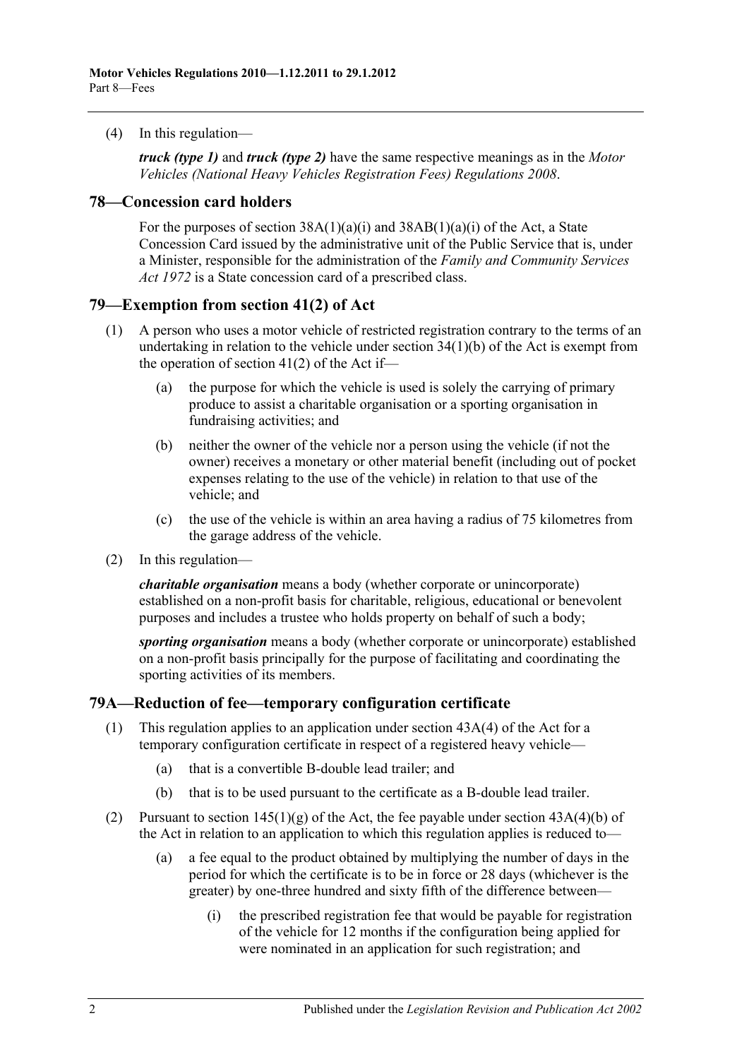(4) In this regulation—

***truck (type 1)*** and ***truck (type 2)*** have the same respective meanings as in the *Motor Vehicles (National Heavy Vehicles Registration Fees) Regulations 2008*.

## 78—Concession card holders

For the purposes of section 38A(1)(a)(i) and 38AB(1)(a)(i) of the Act, a State Concession Card issued by the administrative unit of the Public Service that is, under a Minister, responsible for the administration of the *Family and Community Services Act 1972* is a State concession card of a prescribed class.

## 79—Exemption from section 41(2) of Act

(1) A person who uses a motor vehicle of restricted registration contrary to the terms of an undertaking in relation to the vehicle under section 34(1)(b) of the Act is exempt from the operation of section 41(2) of the Act if—

(a) the purpose for which the vehicle is used is solely the carrying of primary produce to assist a charitable organisation or a sporting organisation in fundraising activities; and

(b) neither the owner of the vehicle nor a person using the vehicle (if not the owner) receives a monetary or other material benefit (including out of pocket expenses relating to the use of the vehicle) in relation to that use of the vehicle; and

(c) the use of the vehicle is within an area having a radius of 75 kilometres from the garage address of the vehicle.

(2) In this regulation—

***charitable organisation*** means a body (whether corporate or unincorporate) established on a non-profit basis for charitable, religious, educational or benevolent purposes and includes a trustee who holds property on behalf of such a body;

***sporting organisation*** means a body (whether corporate or unincorporate) established on a non-profit basis principally for the purpose of facilitating and coordinating the sporting activities of its members.

## 79A—Reduction of fee—temporary configuration certificate

(1) This regulation applies to an application under section 43A(4) of the Act for a temporary configuration certificate in respect of a registered heavy vehicle—

(a) that is a convertible B-double lead trailer; and

(b) that is to be used pursuant to the certificate as a B-double lead trailer.

(2) Pursuant to section 145(1)(g) of the Act, the fee payable under section 43A(4)(b) of the Act in relation to an application to which this regulation applies is reduced to—

(a) a fee equal to the product obtained by multiplying the number of days in the period for which the certificate is to be in force or 28 days (whichever is the greater) by one-three hundred and sixty fifth of the difference between—

(i) the prescribed registration fee that would be payable for registration of the vehicle for 12 months if the configuration being applied for were nominated in an application for such registration; and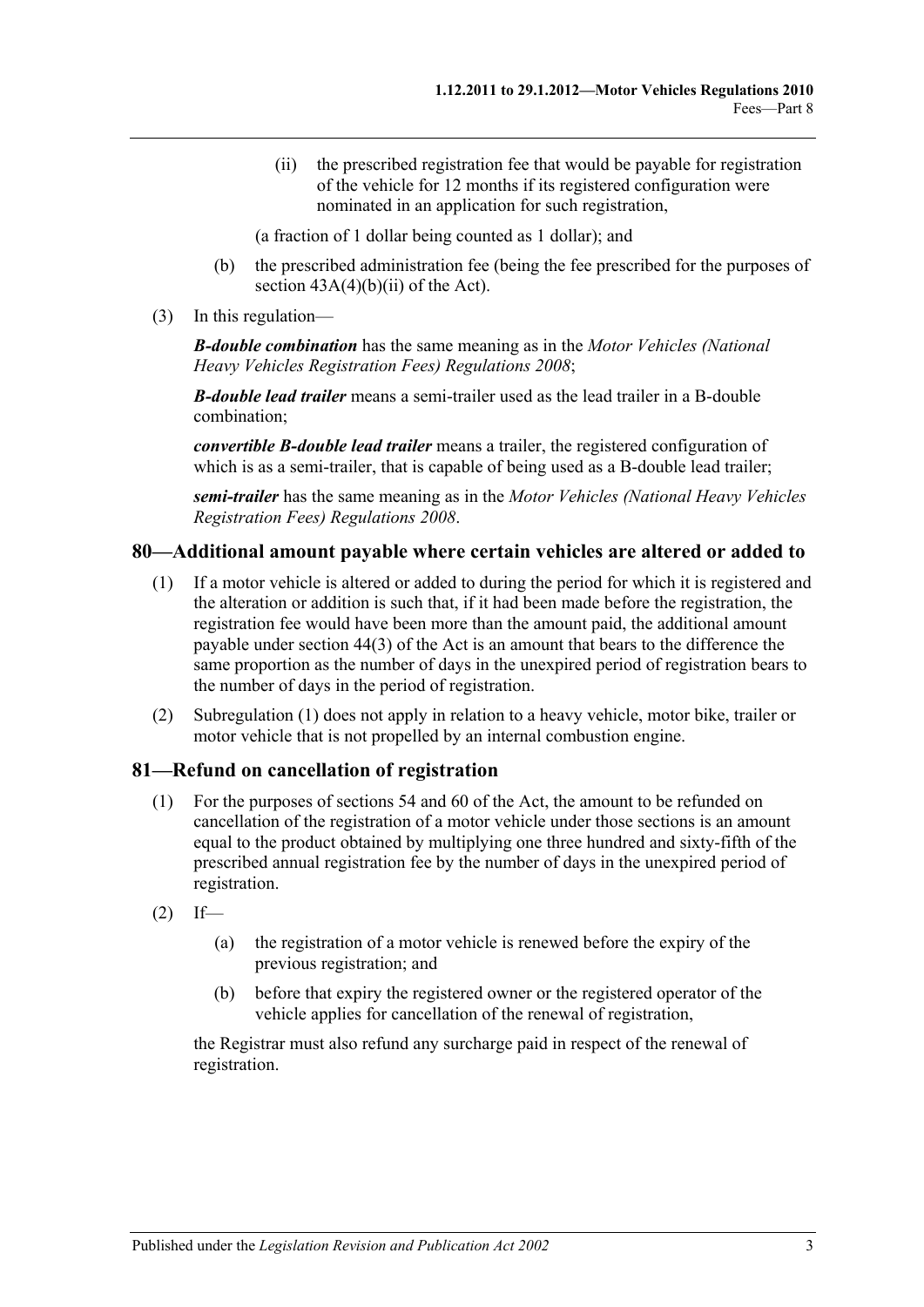(ii) the prescribed registration fee that would be payable for registration of the vehicle for 12 months if its registered configuration were nominated in an application for such registration,

(a fraction of 1 dollar being counted as 1 dollar); and

(b) the prescribed administration fee (being the fee prescribed for the purposes of section 43A(4)(b)(ii) of the Act).

(3) In this regulation—

***B-double combination*** has the same meaning as in the *Motor Vehicles (National Heavy Vehicles Registration Fees) Regulations 2008*;

***B-double lead trailer*** means a semi-trailer used as the lead trailer in a B-double combination;

***convertible B-double lead trailer*** means a trailer, the registered configuration of which is as a semi-trailer, that is capable of being used as a B-double lead trailer;

***semi-trailer*** has the same meaning as in the *Motor Vehicles (National Heavy Vehicles Registration Fees) Regulations 2008*.

## 80—Additional amount payable where certain vehicles are altered or added to

(1) If a motor vehicle is altered or added to during the period for which it is registered and the alteration or addition is such that, if it had been made before the registration, the registration fee would have been more than the amount paid, the additional amount payable under section 44(3) of the Act is an amount that bears to the difference the same proportion as the number of days in the unexpired period of registration bears to the number of days in the period of registration.

(2) Subregulation (1) does not apply in relation to a heavy vehicle, motor bike, trailer or motor vehicle that is not propelled by an internal combustion engine.

## 81—Refund on cancellation of registration

(1) For the purposes of sections 54 and 60 of the Act, the amount to be refunded on cancellation of the registration of a motor vehicle under those sections is an amount equal to the product obtained by multiplying one three hundred and sixty-fifth of the prescribed annual registration fee by the number of days in the unexpired period of registration.

(2) If—

(a) the registration of a motor vehicle is renewed before the expiry of the previous registration; and

(b) before that expiry the registered owner or the registered operator of the vehicle applies for cancellation of the renewal of registration,

the Registrar must also refund any surcharge paid in respect of the renewal of registration.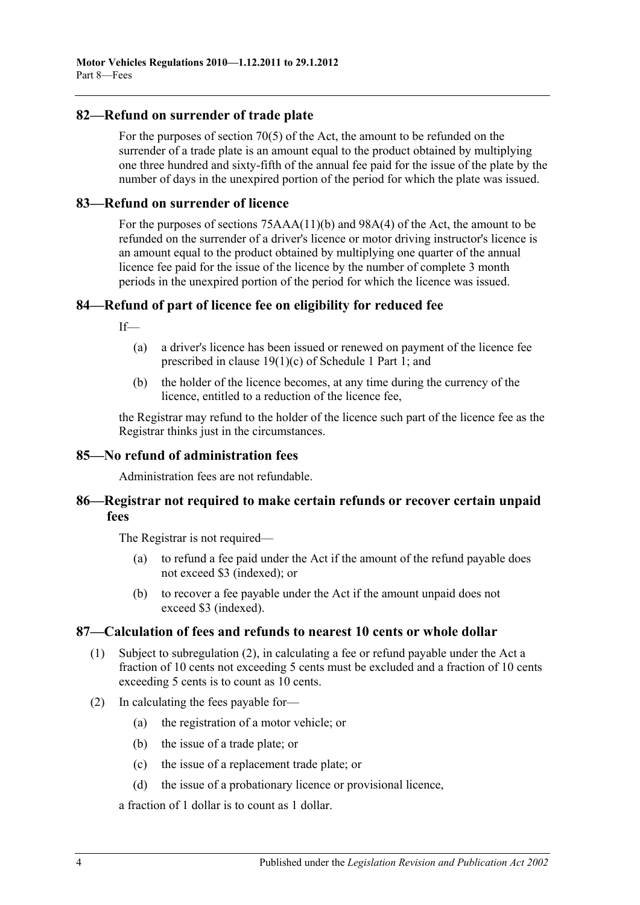## 82—Refund on surrender of trade plate

For the purposes of section 70(5) of the Act, the amount to be refunded on the surrender of a trade plate is an amount equal to the product obtained by multiplying one three hundred and sixty-fifth of the annual fee paid for the issue of the plate by the number of days in the unexpired portion of the period for which the plate was issued.

## 83—Refund on surrender of licence

For the purposes of sections 75AAA(11)(b) and 98A(4) of the Act, the amount to be refunded on the surrender of a driver's licence or motor driving instructor's licence is an amount equal to the product obtained by multiplying one quarter of the annual licence fee paid for the issue of the licence by the number of complete 3 month periods in the unexpired portion of the period for which the licence was issued.

## 84—Refund of part of licence fee on eligibility for reduced fee

If—

(a) a driver's licence has been issued or renewed on payment of the licence fee prescribed in clause 19(1)(c) of Schedule 1 Part 1; and

(b) the holder of the licence becomes, at any time during the currency of the licence, entitled to a reduction of the licence fee,

the Registrar may refund to the holder of the licence such part of the licence fee as the Registrar thinks just in the circumstances.

## 85—No refund of administration fees

Administration fees are not refundable.

## 86—Registrar not required to make certain refunds or recover certain unpaid fees

The Registrar is not required—

(a) to refund a fee paid under the Act if the amount of the refund payable does not exceed $3 (indexed); or

(b) to recover a fee payable under the Act if the amount unpaid does not exceed $3 (indexed).

## 87—Calculation of fees and refunds to nearest 10 cents or whole dollar

(1) Subject to subregulation (2), in calculating a fee or refund payable under the Act a fraction of 10 cents not exceeding 5 cents must be excluded and a fraction of 10 cents exceeding 5 cents is to count as 10 cents.

(2) In calculating the fees payable for—

(a) the registration of a motor vehicle; or

(b) the issue of a trade plate; or

(c) the issue of a replacement trade plate; or

(d) the issue of a probationary licence or provisional licence,

a fraction of 1 dollar is to count as 1 dollar.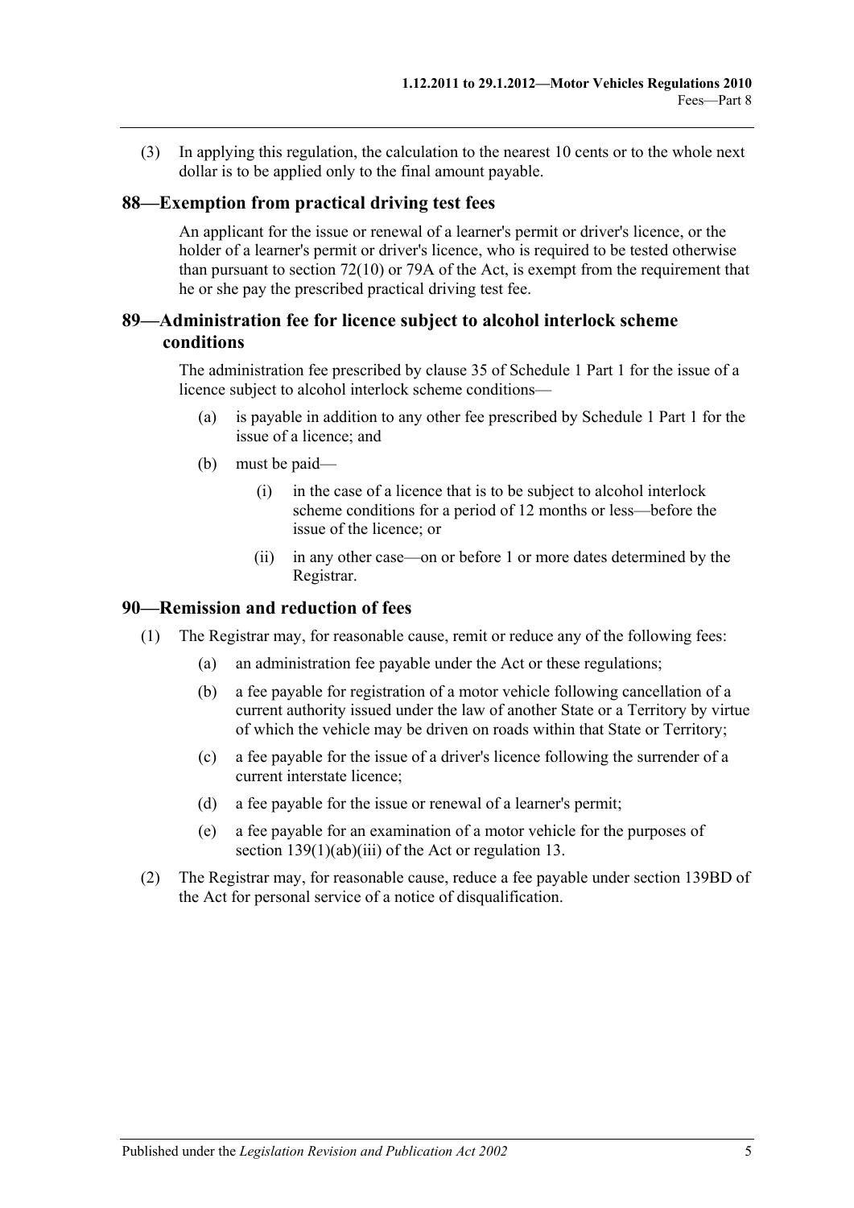(3) In applying this regulation, the calculation to the nearest 10 cents or to the whole next dollar is to be applied only to the final amount payable.

## 88—Exemption from practical driving test fees

An applicant for the issue or renewal of a learner's permit or driver's licence, or the holder of a learner's permit or driver's licence, who is required to be tested otherwise than pursuant to section 72(10) or 79A of the Act, is exempt from the requirement that he or she pay the prescribed practical driving test fee.

## 89—Administration fee for licence subject to alcohol interlock scheme conditions

The administration fee prescribed by clause 35 of Schedule 1 Part 1 for the issue of a licence subject to alcohol interlock scheme conditions—

- (a) is payable in addition to any other fee prescribed by Schedule 1 Part 1 for the issue of a licence; and
- (b) must be paid—
    - (i) in the case of a licence that is to be subject to alcohol interlock scheme conditions for a period of 12 months or less—before the issue of the licence; or
    - (ii) in any other case—on or before 1 or more dates determined by the Registrar.

## 90—Remission and reduction of fees

(1) The Registrar may, for reasonable cause, remit or reduce any of the following fees:

- (a) an administration fee payable under the Act or these regulations;
- (b) a fee payable for registration of a motor vehicle following cancellation of a current authority issued under the law of another State or a Territory by virtue of which the vehicle may be driven on roads within that State or Territory;
- (c) a fee payable for the issue of a driver's licence following the surrender of a current interstate licence;
- (d) a fee payable for the issue or renewal of a learner's permit;
- (e) a fee payable for an examination of a motor vehicle for the purposes of section 139(1)(ab)(iii) of the Act or regulation 13.

(2) The Registrar may, for reasonable cause, reduce a fee payable under section 139BD of the Act for personal service of a notice of disqualification.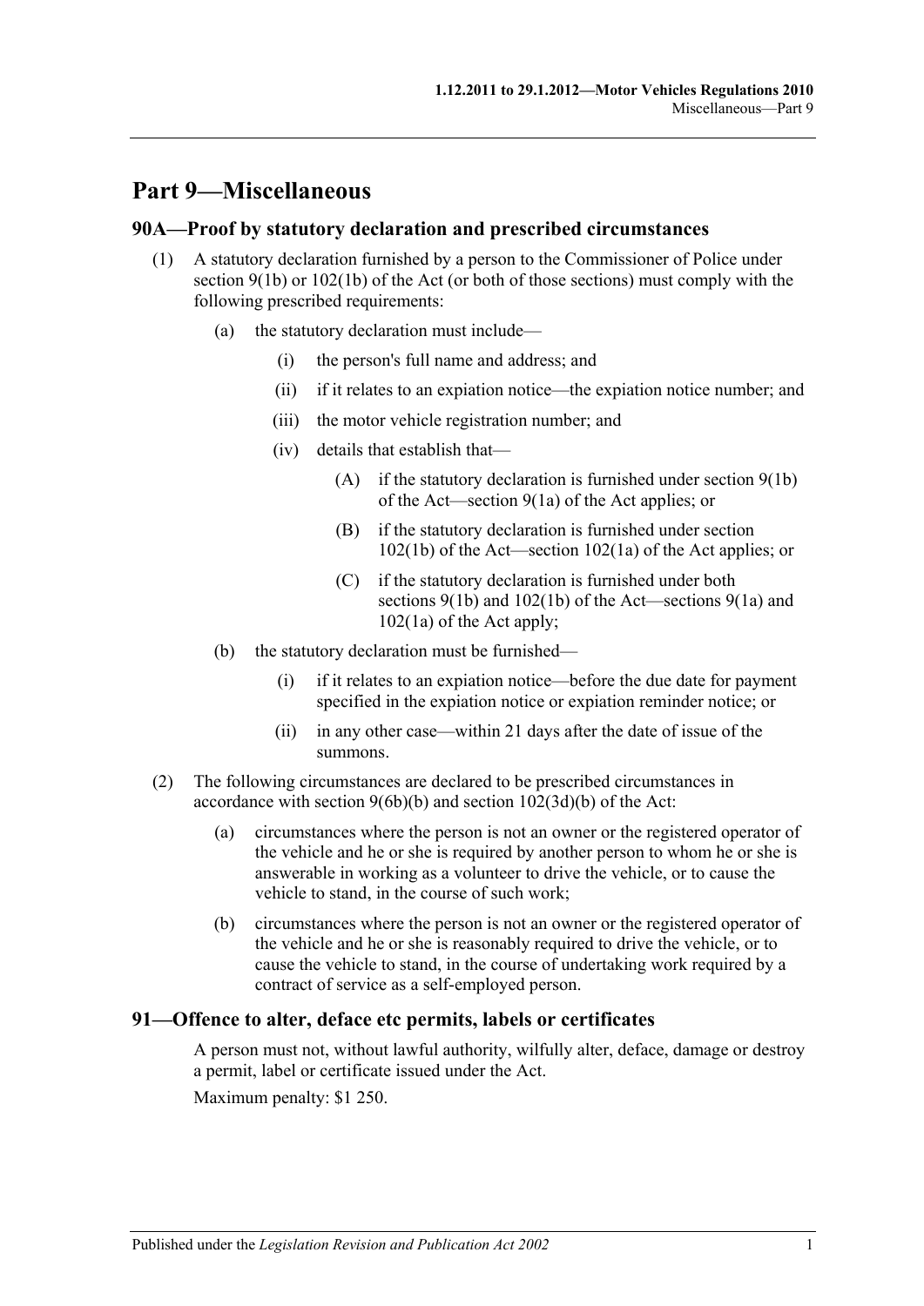# Part 9—Miscellaneous

## 90A—Proof by statutory declaration and prescribed circumstances

(1) A statutory declaration furnished by a person to the Commissioner of Police under section 9(1b) or 102(1b) of the Act (or both of those sections) must comply with the following prescribed requirements:

(a) the statutory declaration must include—

(i) the person's full name and address; and

(ii) if it relates to an expiation notice—the expiation notice number; and

(iii) the motor vehicle registration number; and

(iv) details that establish that—

(A) if the statutory declaration is furnished under section 9(1b) of the Act—section 9(1a) of the Act applies; or

(B) if the statutory declaration is furnished under section 102(1b) of the Act—section 102(1a) of the Act applies; or

(C) if the statutory declaration is furnished under both sections 9(1b) and 102(1b) of the Act—sections 9(1a) and 102(1a) of the Act apply;

(b) the statutory declaration must be furnished—

(i) if it relates to an expiation notice—before the due date for payment specified in the expiation notice or expiation reminder notice; or

(ii) in any other case—within 21 days after the date of issue of the summons.

(2) The following circumstances are declared to be prescribed circumstances in accordance with section 9(6b)(b) and section 102(3d)(b) of the Act:

(a) circumstances where the person is not an owner or the registered operator of the vehicle and he or she is required by another person to whom he or she is answerable in working as a volunteer to drive the vehicle, or to cause the vehicle to stand, in the course of such work;

(b) circumstances where the person is not an owner or the registered operator of the vehicle and he or she is reasonably required to drive the vehicle, or to cause the vehicle to stand, in the course of undertaking work required by a contract of service as a self-employed person.

## 91—Offence to alter, deface etc permits, labels or certificates

A person must not, without lawful authority, wilfully alter, deface, damage or destroy a permit, label or certificate issued under the Act.

Maximum penalty: $1 250.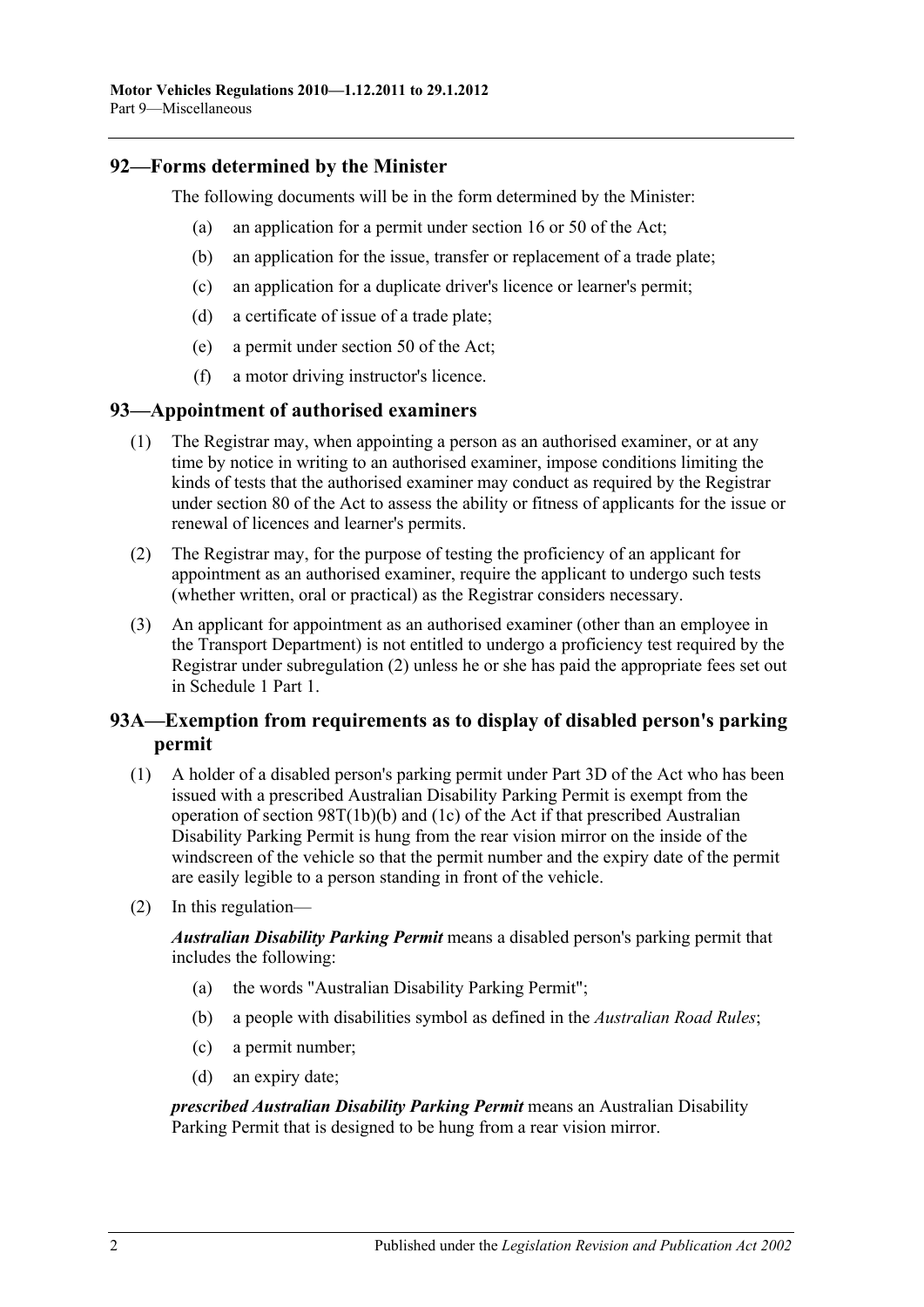## 92—Forms determined by the Minister

The following documents will be in the form determined by the Minister:

- (a) an application for a permit under section 16 or 50 of the Act;
- (b) an application for the issue, transfer or replacement of a trade plate;
- (c) an application for a duplicate driver's licence or learner's permit;
- (d) a certificate of issue of a trade plate;
- (e) a permit under section 50 of the Act;
- (f) a motor driving instructor's licence.

## 93—Appointment of authorised examiners

(1) The Registrar may, when appointing a person as an authorised examiner, or at any time by notice in writing to an authorised examiner, impose conditions limiting the kinds of tests that the authorised examiner may conduct as required by the Registrar under section 80 of the Act to assess the ability or fitness of applicants for the issue or renewal of licences and learner's permits.

(2) The Registrar may, for the purpose of testing the proficiency of an applicant for appointment as an authorised examiner, require the applicant to undergo such tests (whether written, oral or practical) as the Registrar considers necessary.

(3) An applicant for appointment as an authorised examiner (other than an employee in the Transport Department) is not entitled to undergo a proficiency test required by the Registrar under subregulation (2) unless he or she has paid the appropriate fees set out in Schedule 1 Part 1.

## 93A—Exemption from requirements as to display of disabled person's parking permit

(1) A holder of a disabled person's parking permit under Part 3D of the Act who has been issued with a prescribed Australian Disability Parking Permit is exempt from the operation of section 98T(1b)(b) and (1c) of the Act if that prescribed Australian Disability Parking Permit is hung from the rear vision mirror on the inside of the windscreen of the vehicle so that the permit number and the expiry date of the permit are easily legible to a person standing in front of the vehicle.

(2) In this regulation—

***Australian Disability Parking Permit*** means a disabled person's parking permit that includes the following:

- (a) the words "Australian Disability Parking Permit";
- (b) a people with disabilities symbol as defined in the *Australian Road Rules*;
- (c) a permit number;
- (d) an expiry date;

***prescribed Australian Disability Parking Permit*** means an Australian Disability Parking Permit that is designed to be hung from a rear vision mirror.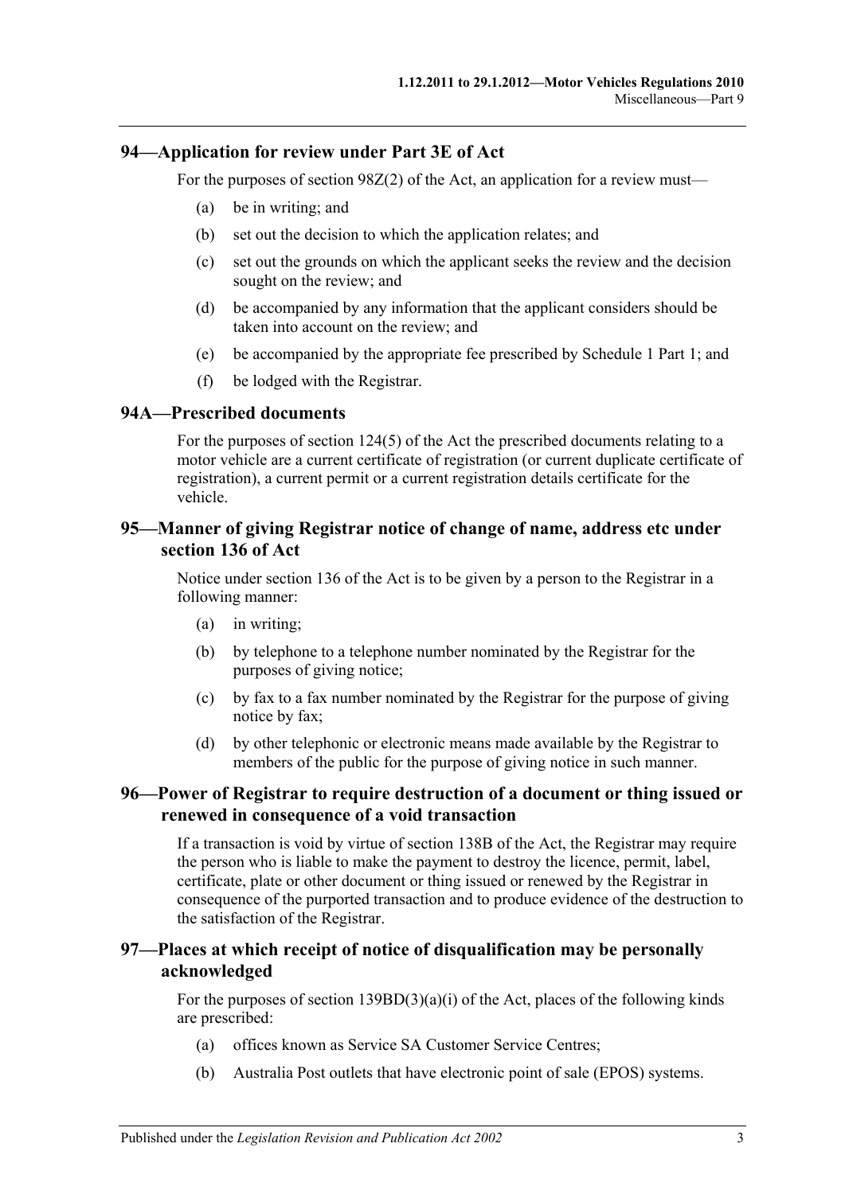## 94—Application for review under Part 3E of Act

For the purposes of section 98Z(2) of the Act, an application for a review must—

(a) be in writing; and

(b) set out the decision to which the application relates; and

(c) set out the grounds on which the applicant seeks the review and the decision sought on the review; and

(d) be accompanied by any information that the applicant considers should be taken into account on the review; and

(e) be accompanied by the appropriate fee prescribed by Schedule 1 Part 1; and

(f) be lodged with the Registrar.

## 94A—Prescribed documents

For the purposes of section 124(5) of the Act the prescribed documents relating to a motor vehicle are a current certificate of registration (or current duplicate certificate of registration), a current permit or a current registration details certificate for the vehicle.

## 95—Manner of giving Registrar notice of change of name, address etc under section 136 of Act

Notice under section 136 of the Act is to be given by a person to the Registrar in a following manner:

(a) in writing;

(b) by telephone to a telephone number nominated by the Registrar for the purposes of giving notice;

(c) by fax to a fax number nominated by the Registrar for the purpose of giving notice by fax;

(d) by other telephonic or electronic means made available by the Registrar to members of the public for the purpose of giving notice in such manner.

## 96—Power of Registrar to require destruction of a document or thing issued or renewed in consequence of a void transaction

If a transaction is void by virtue of section 138B of the Act, the Registrar may require the person who is liable to make the payment to destroy the licence, permit, label, certificate, plate or other document or thing issued or renewed by the Registrar in consequence of the purported transaction and to produce evidence of the destruction to the satisfaction of the Registrar.

## 97—Places at which receipt of notice of disqualification may be personally acknowledged

For the purposes of section 139BD(3)(a)(i) of the Act, places of the following kinds are prescribed:

(a) offices known as Service SA Customer Service Centres;

(b) Australia Post outlets that have electronic point of sale (EPOS) systems.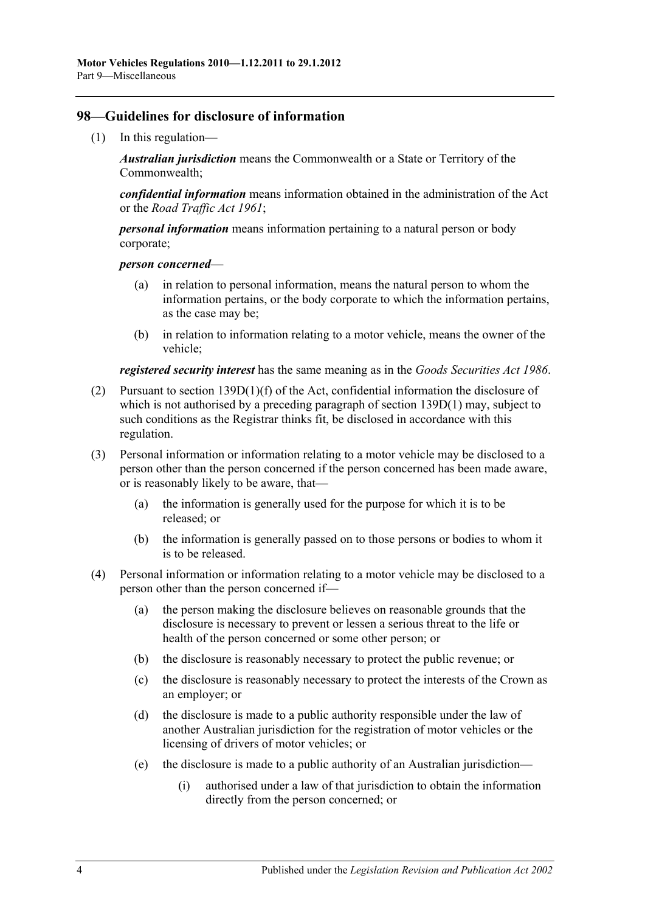## 98—Guidelines for disclosure of information

(1) In this regulation—

***Australian jurisdiction*** means the Commonwealth or a State or Territory of the Commonwealth;

***confidential information*** means information obtained in the administration of the Act or the *Road Traffic Act 1961*;

***personal information*** means information pertaining to a natural person or body corporate;

***person concerned***—

(a) in relation to personal information, means the natural person to whom the information pertains, or the body corporate to which the information pertains, as the case may be;

(b) in relation to information relating to a motor vehicle, means the owner of the vehicle;

***registered security interest*** has the same meaning as in the *Goods Securities Act 1986*.

(2) Pursuant to section 139D(1)(f) of the Act, confidential information the disclosure of which is not authorised by a preceding paragraph of section 139D(1) may, subject to such conditions as the Registrar thinks fit, be disclosed in accordance with this regulation.

(3) Personal information or information relating to a motor vehicle may be disclosed to a person other than the person concerned if the person concerned has been made aware, or is reasonably likely to be aware, that—

(a) the information is generally used for the purpose for which it is to be released; or

(b) the information is generally passed on to those persons or bodies to whom it is to be released.

(4) Personal information or information relating to a motor vehicle may be disclosed to a person other than the person concerned if—

(a) the person making the disclosure believes on reasonable grounds that the disclosure is necessary to prevent or lessen a serious threat to the life or health of the person concerned or some other person; or

(b) the disclosure is reasonably necessary to protect the public revenue; or

(c) the disclosure is reasonably necessary to protect the interests of the Crown as an employer; or

(d) the disclosure is made to a public authority responsible under the law of another Australian jurisdiction for the registration of motor vehicles or the licensing of drivers of motor vehicles; or

(e) the disclosure is made to a public authority of an Australian jurisdiction—

(i) authorised under a law of that jurisdiction to obtain the information directly from the person concerned; or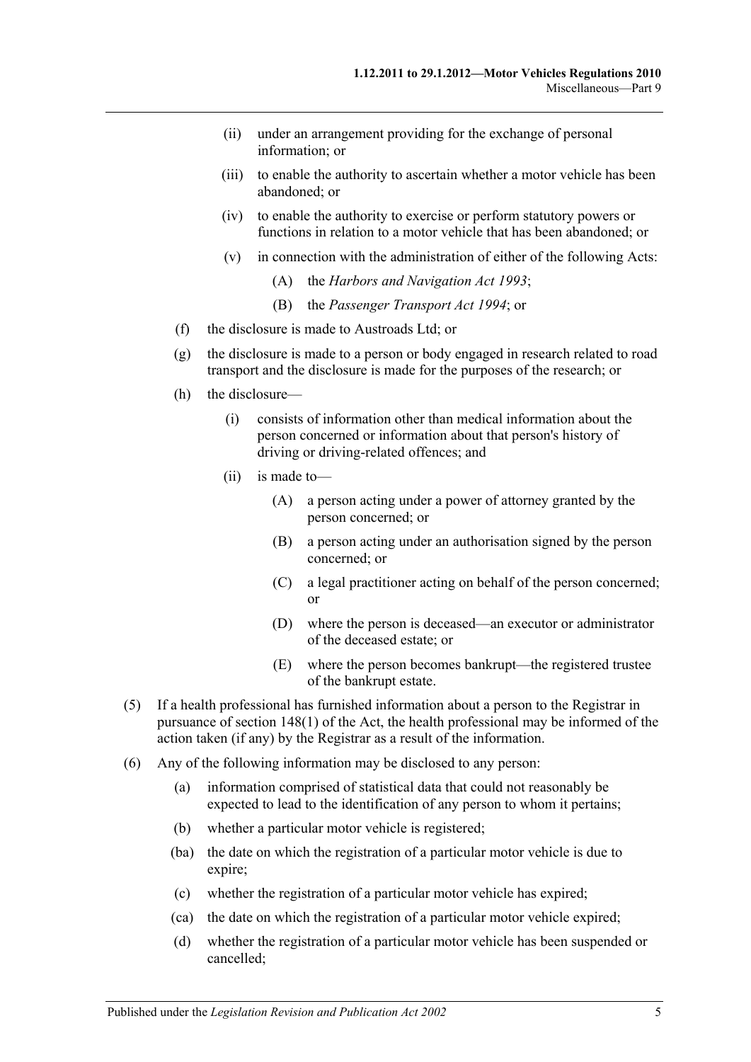(ii) under an arrangement providing for the exchange of personal information; or

(iii) to enable the authority to ascertain whether a motor vehicle has been abandoned; or

(iv) to enable the authority to exercise or perform statutory powers or functions in relation to a motor vehicle that has been abandoned; or

(v) in connection with the administration of either of the following Acts:

(A) the *Harbors and Navigation Act 1993*;

(B) the *Passenger Transport Act 1994*; or

(f) the disclosure is made to Austroads Ltd; or

(g) the disclosure is made to a person or body engaged in research related to road transport and the disclosure is made for the purposes of the research; or

(h) the disclosure—

(i) consists of information other than medical information about the person concerned or information about that person's history of driving or driving-related offences; and

(ii) is made to—

(A) a person acting under a power of attorney granted by the person concerned; or

(B) a person acting under an authorisation signed by the person concerned; or

(C) a legal practitioner acting on behalf of the person concerned; or

(D) where the person is deceased—an executor or administrator of the deceased estate; or

(E) where the person becomes bankrupt—the registered trustee of the bankrupt estate.

(5) If a health professional has furnished information about a person to the Registrar in pursuance of section 148(1) of the Act, the health professional may be informed of the action taken (if any) by the Registrar as a result of the information.

(6) Any of the following information may be disclosed to any person:

(a) information comprised of statistical data that could not reasonably be expected to lead to the identification of any person to whom it pertains;

(b) whether a particular motor vehicle is registered;

(ba) the date on which the registration of a particular motor vehicle is due to expire;

(c) whether the registration of a particular motor vehicle has expired;

(ca) the date on which the registration of a particular motor vehicle expired;

(d) whether the registration of a particular motor vehicle has been suspended or cancelled;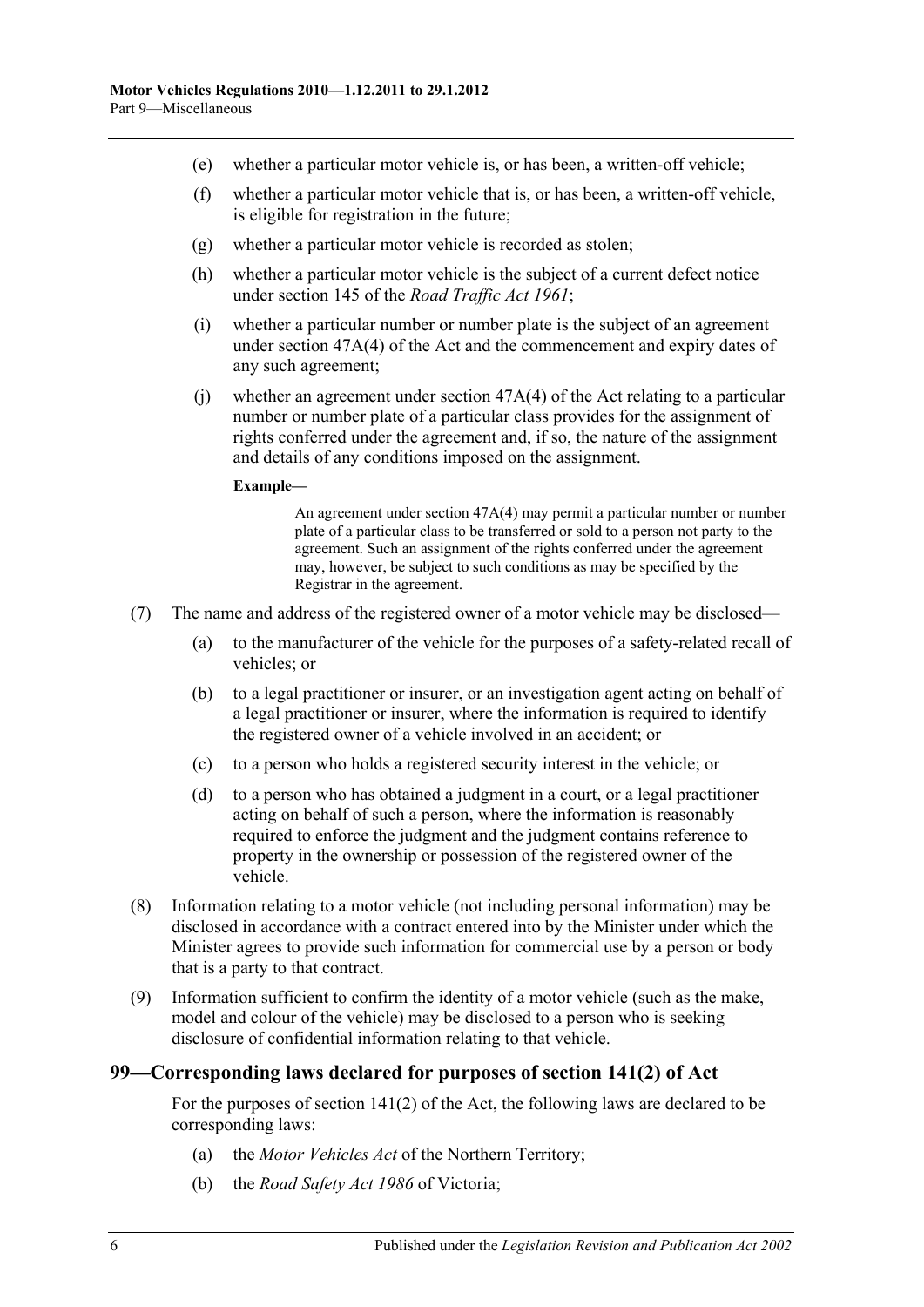(e) whether a particular motor vehicle is, or has been, a written-off vehicle;

(f) whether a particular motor vehicle that is, or has been, a written-off vehicle, is eligible for registration in the future;

(g) whether a particular motor vehicle is recorded as stolen;

(h) whether a particular motor vehicle is the subject of a current defect notice under section 145 of the *Road Traffic Act 1961*;

(i) whether a particular number or number plate is the subject of an agreement under section 47A(4) of the Act and the commencement and expiry dates of any such agreement;

(j) whether an agreement under section 47A(4) of the Act relating to a particular number or number plate of a particular class provides for the assignment of rights conferred under the agreement and, if so, the nature of the assignment and details of any conditions imposed on the assignment.

**Example—**

An agreement under section 47A(4) may permit a particular number or number plate of a particular class to be transferred or sold to a person not party to the agreement. Such an assignment of the rights conferred under the agreement may, however, be subject to such conditions as may be specified by the Registrar in the agreement.

(7) The name and address of the registered owner of a motor vehicle may be disclosed—

(a) to the manufacturer of the vehicle for the purposes of a safety-related recall of vehicles; or

(b) to a legal practitioner or insurer, or an investigation agent acting on behalf of a legal practitioner or insurer, where the information is required to identify the registered owner of a vehicle involved in an accident; or

(c) to a person who holds a registered security interest in the vehicle; or

(d) to a person who has obtained a judgment in a court, or a legal practitioner acting on behalf of such a person, where the information is reasonably required to enforce the judgment and the judgment contains reference to property in the ownership or possession of the registered owner of the vehicle.

(8) Information relating to a motor vehicle (not including personal information) may be disclosed in accordance with a contract entered into by the Minister under which the Minister agrees to provide such information for commercial use by a person or body that is a party to that contract.

(9) Information sufficient to confirm the identity of a motor vehicle (such as the make, model and colour of the vehicle) may be disclosed to a person who is seeking disclosure of confidential information relating to that vehicle.

## 99—Corresponding laws declared for purposes of section 141(2) of Act

For the purposes of section 141(2) of the Act, the following laws are declared to be corresponding laws:

(a) the *Motor Vehicles Act* of the Northern Territory;

(b) the *Road Safety Act 1986* of Victoria;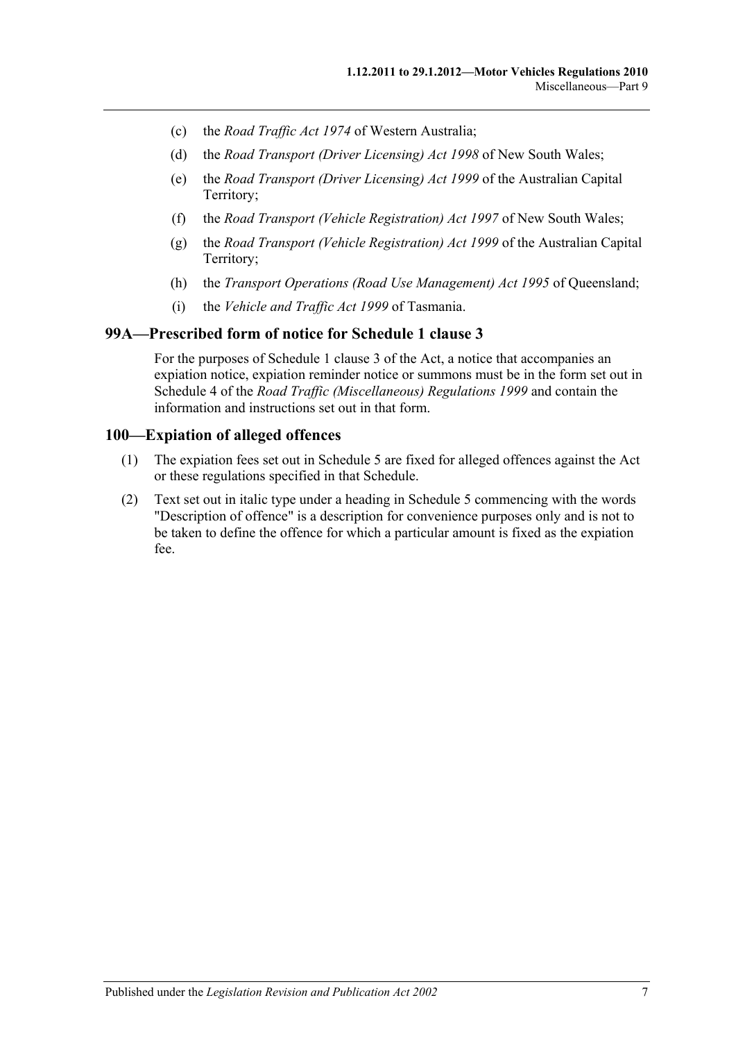(c) the *Road Traffic Act 1974* of Western Australia;

(d) the *Road Transport (Driver Licensing) Act 1998* of New South Wales;

(e) the *Road Transport (Driver Licensing) Act 1999* of the Australian Capital Territory;

(f) the *Road Transport (Vehicle Registration) Act 1997* of New South Wales;

(g) the *Road Transport (Vehicle Registration) Act 1999* of the Australian Capital Territory;

(h) the *Transport Operations (Road Use Management) Act 1995* of Queensland;

(i) the *Vehicle and Traffic Act 1999* of Tasmania.

## 99A—Prescribed form of notice for Schedule 1 clause 3

For the purposes of Schedule 1 clause 3 of the Act, a notice that accompanies an expiation notice, expiation reminder notice or summons must be in the form set out in Schedule 4 of the *Road Traffic (Miscellaneous) Regulations 1999* and contain the information and instructions set out in that form.

## 100—Expiation of alleged offences

(1) The expiation fees set out in Schedule 5 are fixed for alleged offences against the Act or these regulations specified in that Schedule.

(2) Text set out in italic type under a heading in Schedule 5 commencing with the words "Description of offence" is a description for convenience purposes only and is not to be taken to define the offence for which a particular amount is fixed as the expiation fee.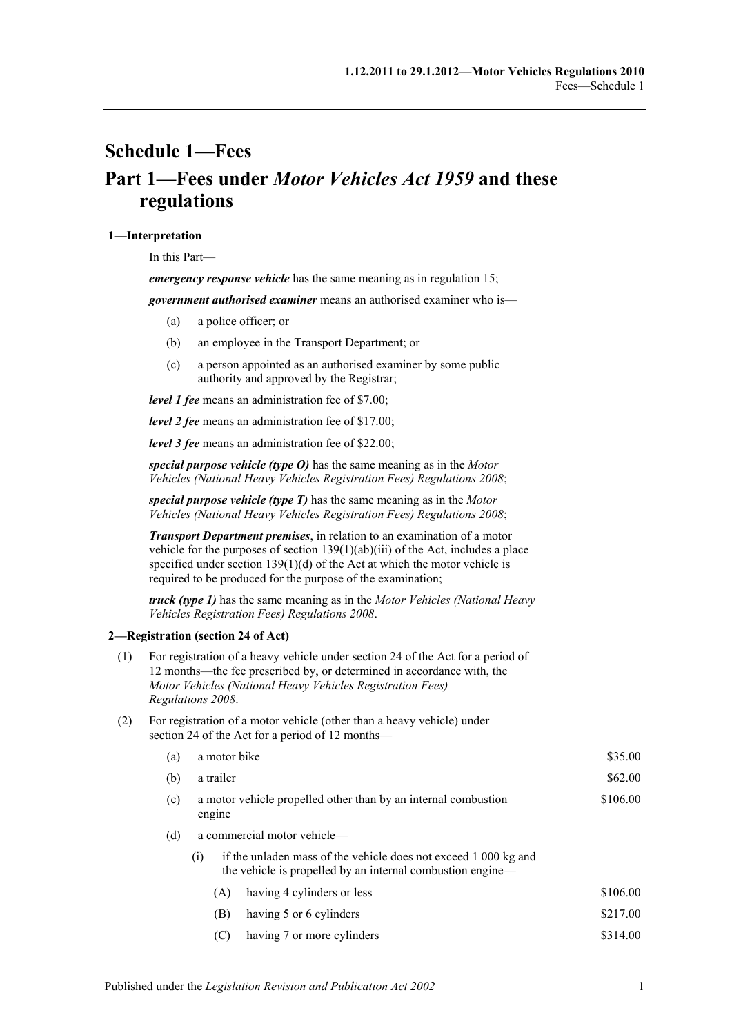# Schedule 1—Fees

## Part 1—Fees under *Motor Vehicles Act 1959* and these regulations

### 1—Interpretation

In this Part—

***emergency response vehicle*** has the same meaning as in regulation 15;

***government authorised examiner*** means an authorised examiner who is—

(a) a police officer; or

(b) an employee in the Transport Department; or

(c) a person appointed as an authorised examiner by some public authority and approved by the Registrar;

***level 1 fee*** means an administration fee of $7.00;

***level 2 fee*** means an administration fee of $17.00;

***level 3 fee*** means an administration fee of $22.00;

***special purpose vehicle (type O)*** has the same meaning as in the *Motor Vehicles (National Heavy Vehicles Registration Fees) Regulations 2008*;

***special purpose vehicle (type T)*** has the same meaning as in the *Motor Vehicles (National Heavy Vehicles Registration Fees) Regulations 2008*;

***Transport Department premises***, in relation to an examination of a motor vehicle for the purposes of section 139(1)(ab)(iii) of the Act, includes a place specified under section 139(1)(d) of the Act at which the motor vehicle is required to be produced for the purpose of the examination;

***truck (type 1)*** has the same meaning as in the *Motor Vehicles (National Heavy Vehicles Registration Fees) Regulations 2008*.

### 2—Registration (section 24 of Act)

(1) For registration of a heavy vehicle under section 24 of the Act for a period of 12 months—the fee prescribed by, or determined in accordance with, the *Motor Vehicles (National Heavy Vehicles Registration Fees) Regulations 2008*.

(2) For registration of a motor vehicle (other than a heavy vehicle) under section 24 of the Act for a period of 12 months—

| | | |
|---|---|---|
| (a) | a motor bike | $35.00 |
| (b) | a trailer | $62.00 |
| (c) | a motor vehicle propelled other than by an internal combustion engine | $106.00 |
| (d) | a commercial motor vehicle— | |
| | (i) if the unladen mass of the vehicle does not exceed 1 000 kg and the vehicle is propelled by an internal combustion engine— | |
| | (A) having 4 cylinders or less | $106.00 |
| | (B) having 5 or 6 cylinders | $217.00 |
| | (C) having 7 or more cylinders | $314.00 |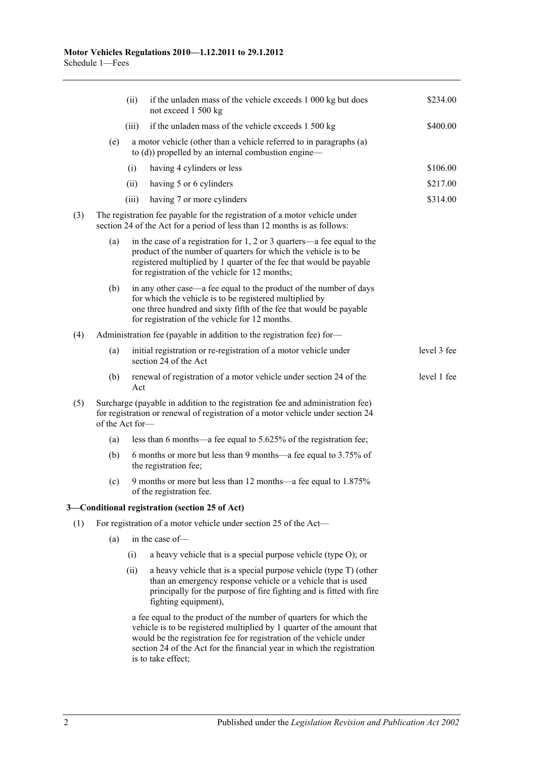(ii) if the unladen mass of the vehicle exceeds 1 000 kg but does not exceed 1 500 kg — $234.00

(iii) if the unladen mass of the vehicle exceeds 1 500 kg — $400.00

(e) a motor vehicle (other than a vehicle referred to in paragraphs (a) to (d)) propelled by an internal combustion engine—

(i) having 4 cylinders or less — $106.00

(ii) having 5 or 6 cylinders — $217.00

(iii) having 7 or more cylinders — $314.00

(3) The registration fee payable for the registration of a motor vehicle under section 24 of the Act for a period of less than 12 months is as follows:

(a) in the case of a registration for 1, 2 or 3 quarters—a fee equal to the product of the number of quarters for which the vehicle is to be registered multiplied by 1 quarter of the fee that would be payable for registration of the vehicle for 12 months;

(b) in any other case—a fee equal to the product of the number of days for which the vehicle is to be registered multiplied by one three hundred and sixty fifth of the fee that would be payable for registration of the vehicle for 12 months.

(4) Administration fee (payable in addition to the registration fee) for—

(a) initial registration or re-registration of a motor vehicle under section 24 of the Act — level 3 fee

(b) renewal of registration of a motor vehicle under section 24 of the Act — level 1 fee

(5) Surcharge (payable in addition to the registration fee and administration fee) for registration or renewal of registration of a motor vehicle under section 24 of the Act for—

(a) less than 6 months—a fee equal to 5.625% of the registration fee;

(b) 6 months or more but less than 9 months—a fee equal to 3.75% of the registration fee;

(c) 9 months or more but less than 12 months—a fee equal to 1.875% of the registration fee.

### 3—Conditional registration (section 25 of Act)

(1) For registration of a motor vehicle under section 25 of the Act—

(a) in the case of—

(i) a heavy vehicle that is a special purpose vehicle (type O); or

(ii) a heavy vehicle that is a special purpose vehicle (type T) (other than an emergency response vehicle or a vehicle that is used principally for the purpose of fire fighting and is fitted with fire fighting equipment),

a fee equal to the product of the number of quarters for which the vehicle is to be registered multiplied by 1 quarter of the amount that would be the registration fee for registration of the vehicle under section 24 of the Act for the financial year in which the registration is to take effect;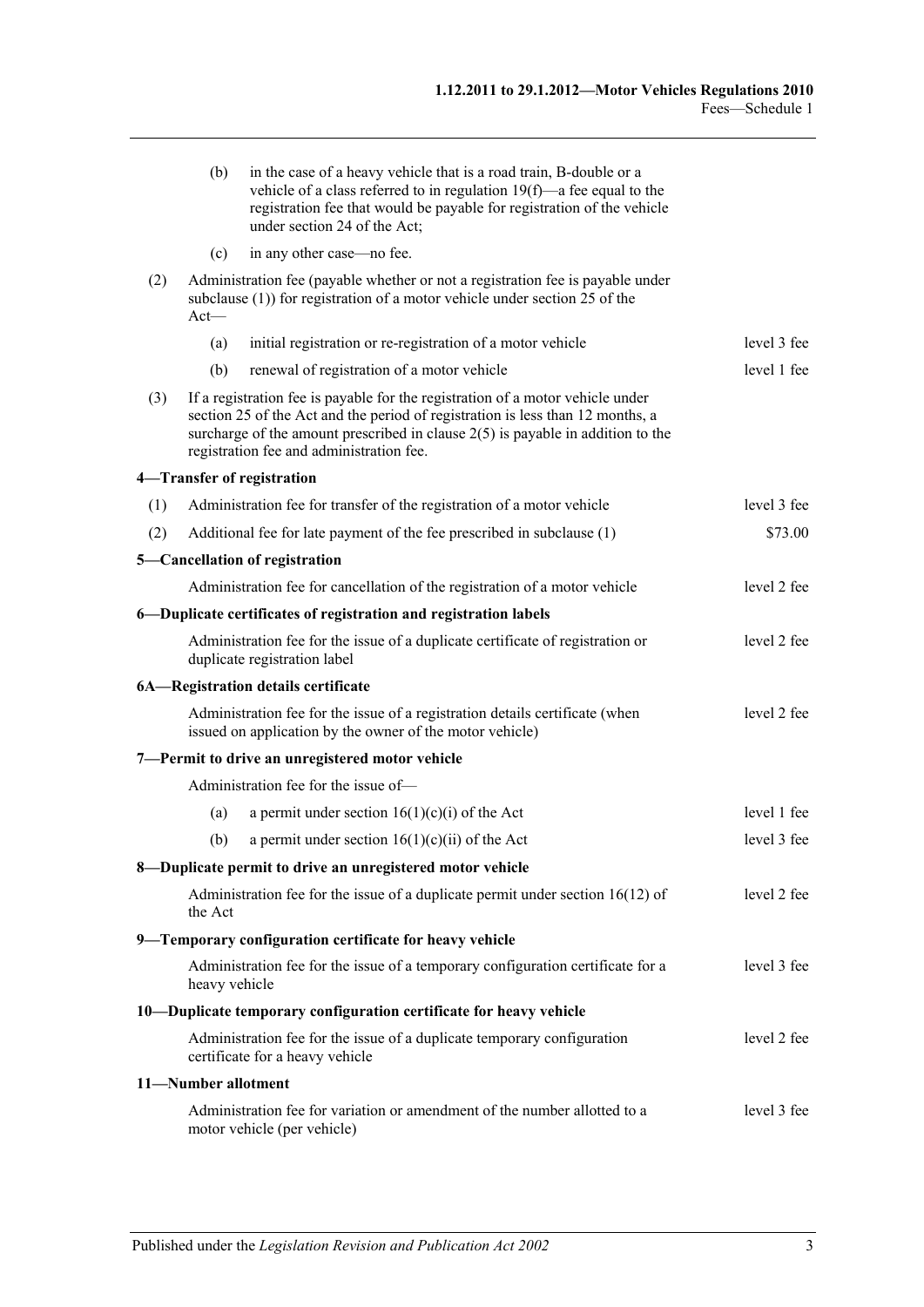(b) in the case of a heavy vehicle that is a road train, B-double or a vehicle of a class referred to in regulation 19(f)—a fee equal to the registration fee that would be payable for registration of the vehicle under section 24 of the Act;

(c) in any other case—no fee.

(2) Administration fee (payable whether or not a registration fee is payable under subclause (1)) for registration of a motor vehicle under section 25 of the Act—

| | |
|---|---|
| (a) initial registration or re-registration of a motor vehicle | level 3 fee |
| (b) renewal of registration of a motor vehicle | level 1 fee |

(3) If a registration fee is payable for the registration of a motor vehicle under section 25 of the Act and the period of registration is less than 12 months, a surcharge of the amount prescribed in clause 2(5) is payable in addition to the registration fee and administration fee.

**4—Transfer of registration**

| | |
|---|---|
| (1) Administration fee for transfer of the registration of a motor vehicle | level 3 fee |
| (2) Additional fee for late payment of the fee prescribed in subclause (1) | \$73.00 |

**5—Cancellation of registration**

| | |
|---|---|
| Administration fee for cancellation of the registration of a motor vehicle | level 2 fee |

**6—Duplicate certificates of registration and registration labels**

| | |
|---|---|
| Administration fee for the issue of a duplicate certificate of registration or duplicate registration label | level 2 fee |

**6A—Registration details certificate**

| | |
|---|---|
| Administration fee for the issue of a registration details certificate (when issued on application by the owner of the motor vehicle) | level 2 fee |

**7—Permit to drive an unregistered motor vehicle**

Administration fee for the issue of—

| | |
|---|---|
| (a) a permit under section 16(1)(c)(i) of the Act | level 1 fee |
| (b) a permit under section 16(1)(c)(ii) of the Act | level 3 fee |

**8—Duplicate permit to drive an unregistered motor vehicle**

| | |
|---|---|
| Administration fee for the issue of a duplicate permit under section 16(12) of the Act | level 2 fee |

**9—Temporary configuration certificate for heavy vehicle**

| | |
|---|---|
| Administration fee for the issue of a temporary configuration certificate for a heavy vehicle | level 3 fee |

**10—Duplicate temporary configuration certificate for heavy vehicle**

| | |
|---|---|
| Administration fee for the issue of a duplicate temporary configuration certificate for a heavy vehicle | level 2 fee |

**11—Number allotment**

| | |
|---|---|
| Administration fee for variation or amendment of the number allotted to a motor vehicle (per vehicle) | level 3 fee |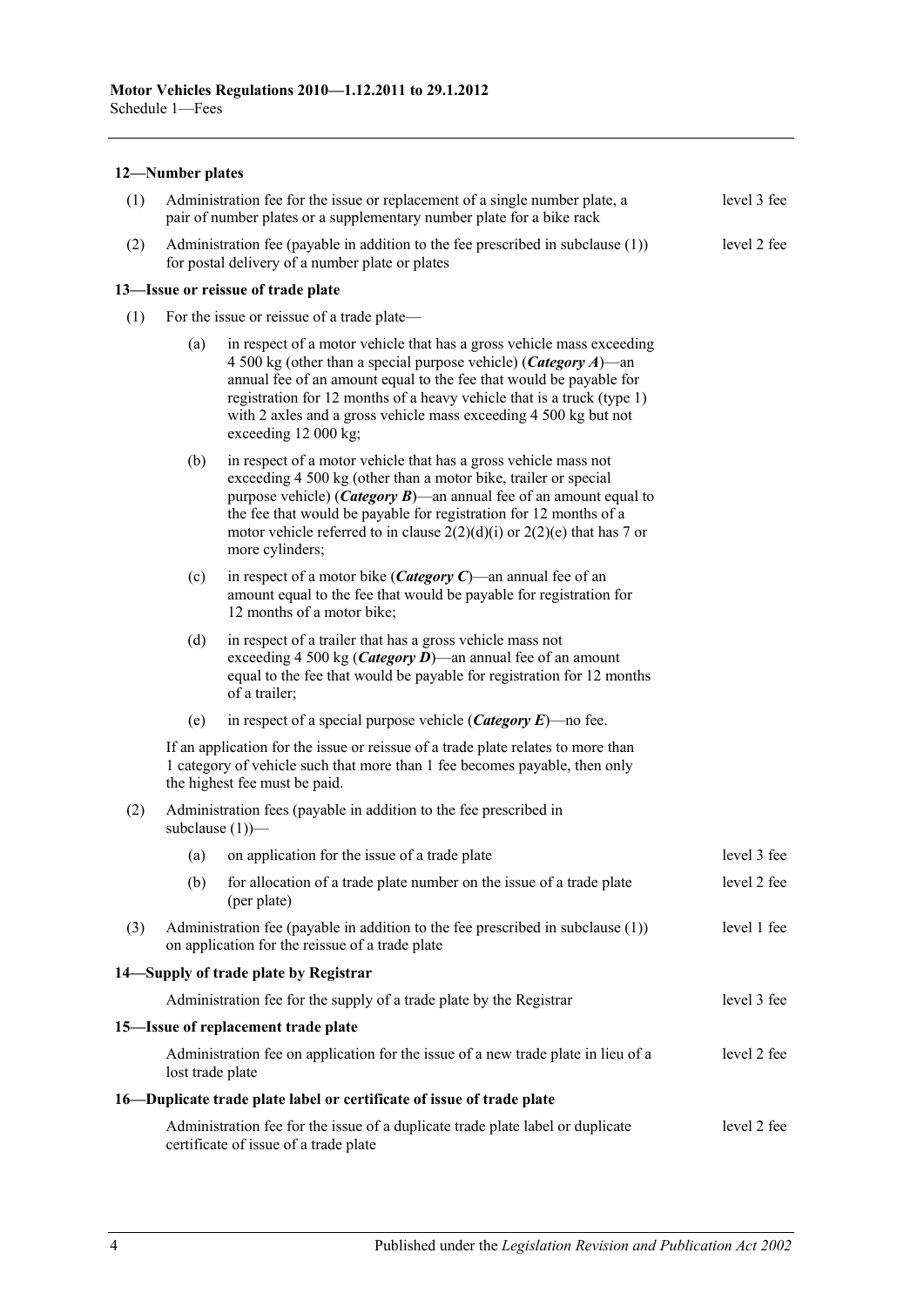#### 12—Number plates

| | | |
|---|---|---|
| (1) | Administration fee for the issue or replacement of a single number plate, a pair of number plates or a supplementary number plate for a bike rack | level 3 fee |
| (2) | Administration fee (payable in addition to the fee prescribed in subclause (1)) for postal delivery of a number plate or plates | level 2 fee |

#### 13—Issue or reissue of trade plate

(1) For the issue or reissue of a trade plate—

(a) in respect of a motor vehicle that has a gross vehicle mass exceeding 4 500 kg (other than a special purpose vehicle) (***Category A***)—an annual fee of an amount equal to the fee that would be payable for registration for 12 months of a heavy vehicle that is a truck (type 1) with 2 axles and a gross vehicle mass exceeding 4 500 kg but not exceeding 12 000 kg;

(b) in respect of a motor vehicle that has a gross vehicle mass not exceeding 4 500 kg (other than a motor bike, trailer or special purpose vehicle) (***Category B***)—an annual fee of an amount equal to the fee that would be payable for registration for 12 months of a motor vehicle referred to in clause 2(2)(d)(i) or 2(2)(e) that has 7 or more cylinders;

(c) in respect of a motor bike (***Category C***)—an annual fee of an amount equal to the fee that would be payable for registration for 12 months of a motor bike;

(d) in respect of a trailer that has a gross vehicle mass not exceeding 4 500 kg (***Category D***)—an annual fee of an amount equal to the fee that would be payable for registration for 12 months of a trailer;

(e) in respect of a special purpose vehicle (***Category E***)—no fee.

If an application for the issue or reissue of a trade plate relates to more than 1 category of vehicle such that more than 1 fee becomes payable, then only the highest fee must be paid.

(2) Administration fees (payable in addition to the fee prescribed in subclause (1))—

| | | |
|---|---|---|
| (a) | on application for the issue of a trade plate | level 3 fee |
| (b) | for allocation of a trade plate number on the issue of a trade plate (per plate) | level 2 fee |

| | | |
|---|---|---|
| (3) | Administration fee (payable in addition to the fee prescribed in subclause (1)) on application for the reissue of a trade plate | level 1 fee |

#### 14—Supply of trade plate by Registrar

| | |
|---|---|
| Administration fee for the supply of a trade plate by the Registrar | level 3 fee |

#### 15—Issue of replacement trade plate

| | |
|---|---|
| Administration fee on application for the issue of a new trade plate in lieu of a lost trade plate | level 2 fee |

#### 16—Duplicate trade plate label or certificate of issue of trade plate

| | |
|---|---|
| Administration fee for the issue of a duplicate trade plate label or duplicate certificate of issue of a trade plate | level 2 fee |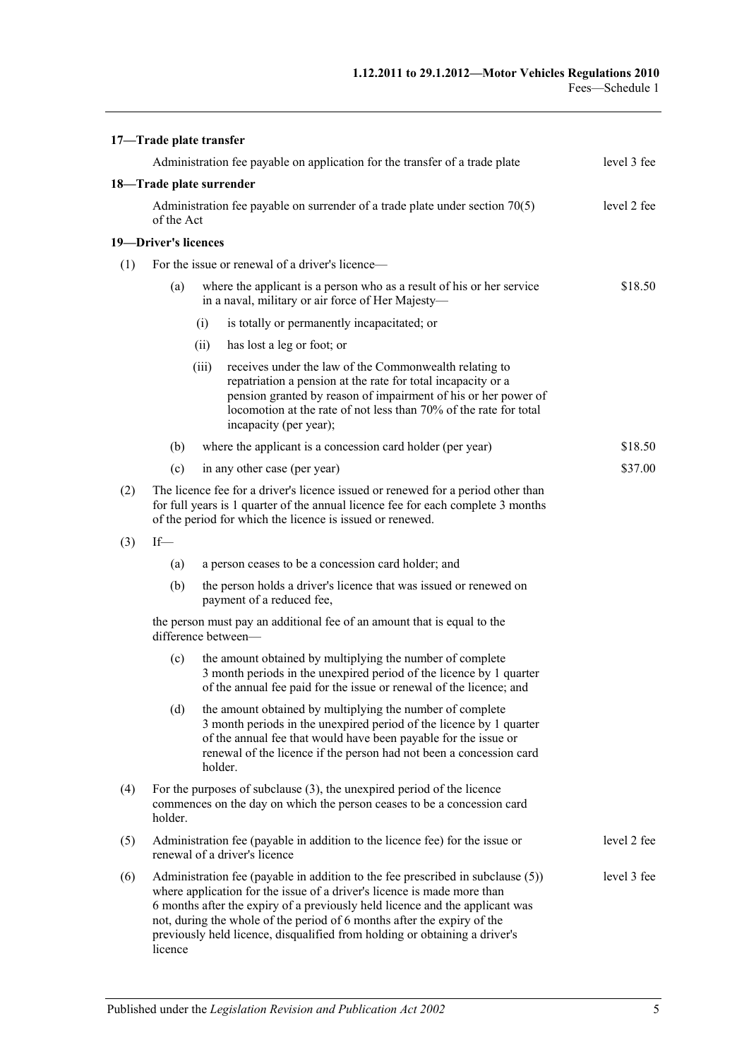**17—Trade plate transfer**

Administration fee payable on application for the transfer of a trade plate — level 3 fee

**18—Trade plate surrender**

Administration fee payable on surrender of a trade plate under section 70(5) of the Act — level 2 fee

**19—Driver's licences**

(1) For the issue or renewal of a driver's licence—

(a) where the applicant is a person who as a result of his or her service in a naval, military or air force of Her Majesty— — $18.50

(i) is totally or permanently incapacitated; or

(ii) has lost a leg or foot; or

(iii) receives under the law of the Commonwealth relating to repatriation a pension at the rate for total incapacity or a pension granted by reason of impairment of his or her power of locomotion at the rate of not less than 70% of the rate for total incapacity (per year);

(b) where the applicant is a concession card holder (per year) — $18.50

(c) in any other case (per year) — $37.00

(2) The licence fee for a driver's licence issued or renewed for a period other than for full years is 1 quarter of the annual licence fee for each complete 3 months of the period for which the licence is issued or renewed.

(3) If—

(a) a person ceases to be a concession card holder; and

(b) the person holds a driver's licence that was issued or renewed on payment of a reduced fee,

the person must pay an additional fee of an amount that is equal to the difference between—

(c) the amount obtained by multiplying the number of complete 3 month periods in the unexpired period of the licence by 1 quarter of the annual fee paid for the issue or renewal of the licence; and

(d) the amount obtained by multiplying the number of complete 3 month periods in the unexpired period of the licence by 1 quarter of the annual fee that would have been payable for the issue or renewal of the licence if the person had not been a concession card holder.

(4) For the purposes of subclause (3), the unexpired period of the licence commences on the day on which the person ceases to be a concession card holder.

(5) Administration fee (payable in addition to the licence fee) for the issue or renewal of a driver's licence — level 2 fee

(6) Administration fee (payable in addition to the fee prescribed in subclause (5)) where application for the issue of a driver's licence is made more than 6 months after the expiry of a previously held licence and the applicant was not, during the whole of the period of 6 months after the expiry of the previously held licence, disqualified from holding or obtaining a driver's licence — level 3 fee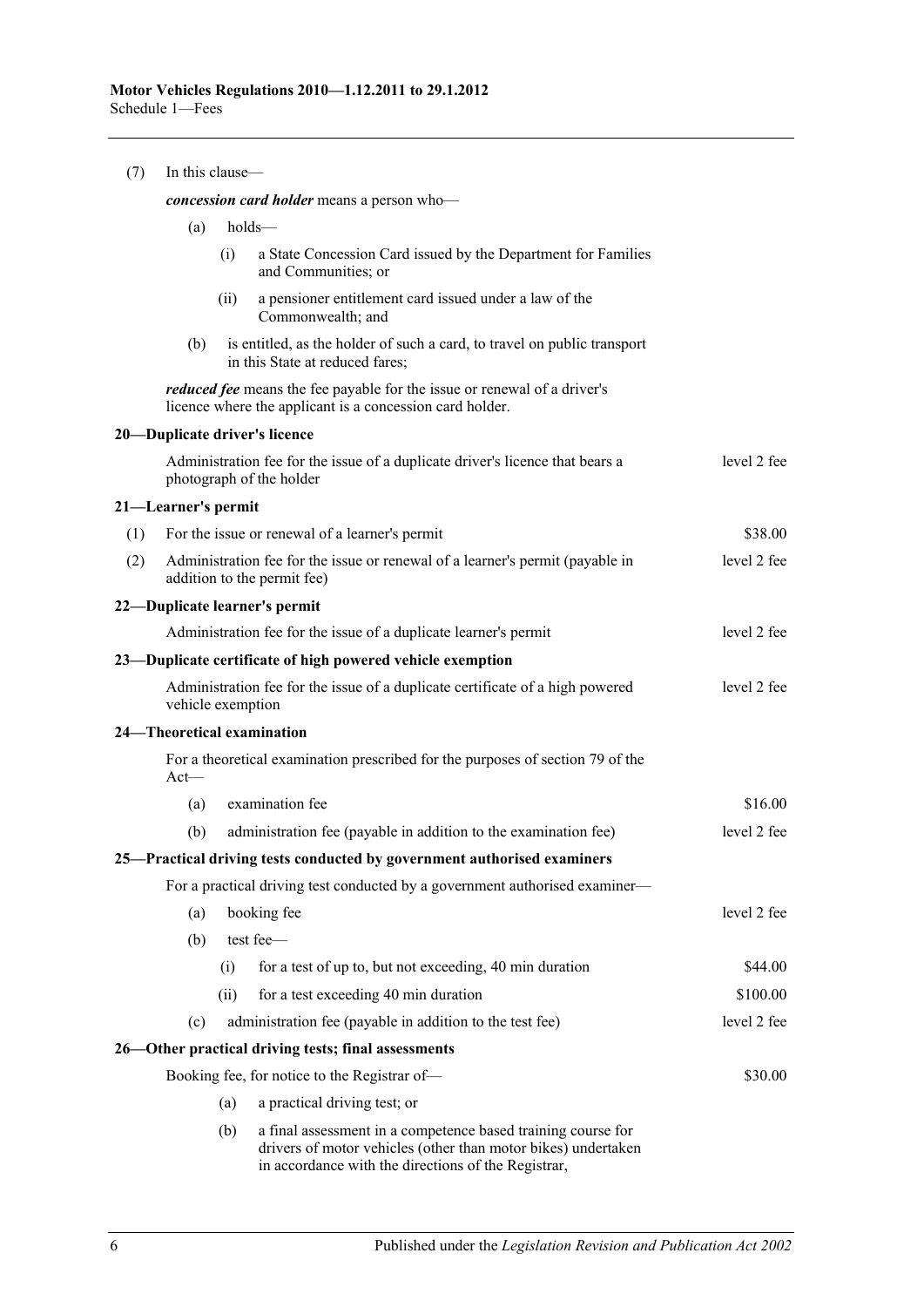(7) In this clause—

***concession card holder*** means a person who—

(a) holds—

(i) a State Concession Card issued by the Department for Families and Communities; or

(ii) a pensioner entitlement card issued under a law of the Commonwealth; and

(b) is entitled, as the holder of such a card, to travel on public transport in this State at reduced fares;

***reduced fee*** means the fee payable for the issue or renewal of a driver's licence where the applicant is a concession card holder.

**20—Duplicate driver's licence**

| | |
|---|---|
| Administration fee for the issue of a duplicate driver's licence that bears a photograph of the holder | level 2 fee |

**21—Learner's permit**

| | | |
|---|---|---|
| (1) | For the issue or renewal of a learner's permit | \$38.00 |
| (2) | Administration fee for the issue or renewal of a learner's permit (payable in addition to the permit fee) | level 2 fee |

**22—Duplicate learner's permit**

| | |
|---|---|
| Administration fee for the issue of a duplicate learner's permit | level 2 fee |

**23—Duplicate certificate of high powered vehicle exemption**

| | |
|---|---|
| Administration fee for the issue of a duplicate certificate of a high powered vehicle exemption | level 2 fee |

**24—Theoretical examination**

For a theoretical examination prescribed for the purposes of section 79 of the Act—

| | | |
|---|---|---|
| (a) | examination fee | \$16.00 |
| (b) | administration fee (payable in addition to the examination fee) | level 2 fee |

**25—Practical driving tests conducted by government authorised examiners**

For a practical driving test conducted by a government authorised examiner—

| | | |
|---|---|---|
| (a) | booking fee | level 2 fee |
| (b) | test fee— | |
| | (i) for a test of up to, but not exceeding, 40 min duration | \$44.00 |
| | (ii) for a test exceeding 40 min duration | \$100.00 |
| (c) | administration fee (payable in addition to the test fee) | level 2 fee |

**26—Other practical driving tests; final assessments**

| | |
|---|---|
| Booking fee, for notice to the Registrar of— | \$30.00 |

(a) a practical driving test; or

(b) a final assessment in a competence based training course for drivers of motor vehicles (other than motor bikes) undertaken in accordance with the directions of the Registrar,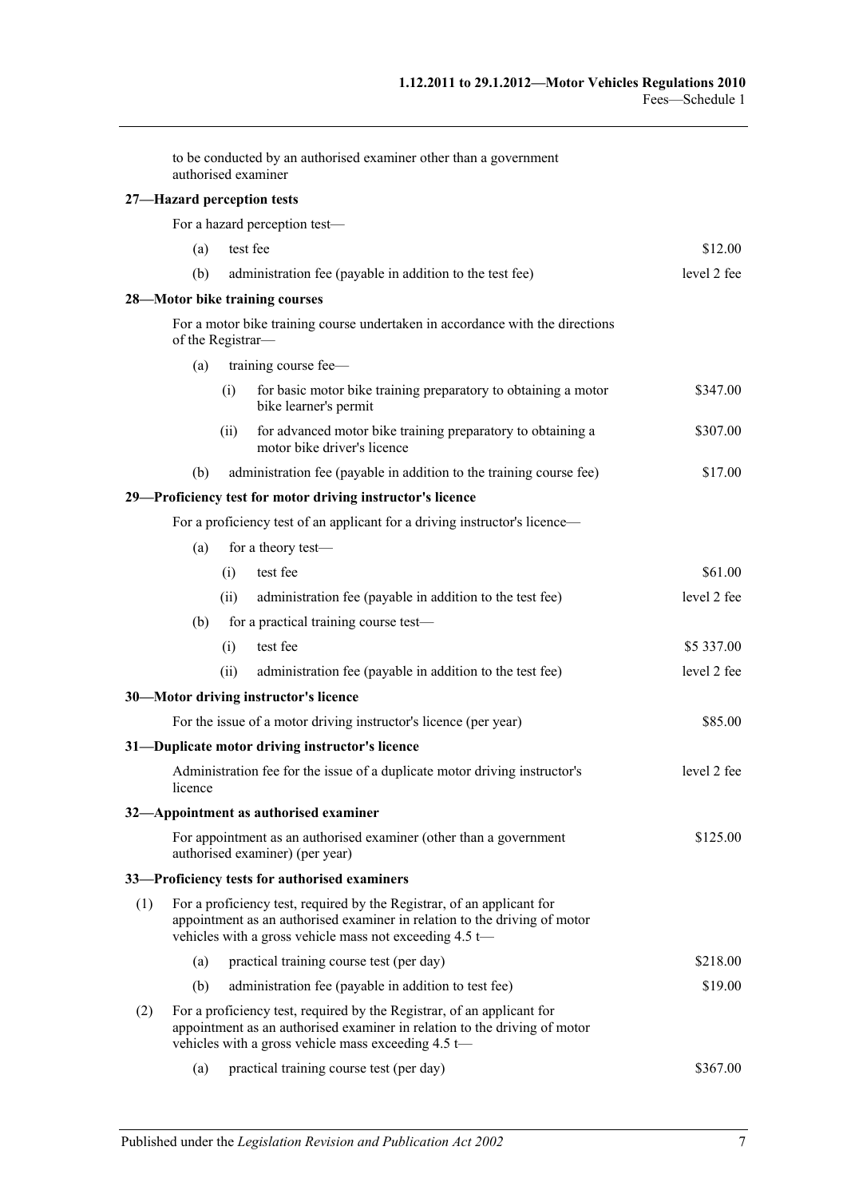to be conducted by an authorised examiner other than a government authorised examiner

**27—Hazard perception tests**

For a hazard perception test—

| | | |
|---|---|---|
| (a) | test fee | $12.00 |
| (b) | administration fee (payable in addition to the test fee) | level 2 fee |

**28—Motor bike training courses**

For a motor bike training course undertaken in accordance with the directions of the Registrar—

| | | | |
|---|---|---|---|
| (a) | training course fee— | | |
| | (i) | for basic motor bike training preparatory to obtaining a motor bike learner's permit | $347.00 |
| | (ii) | for advanced motor bike training preparatory to obtaining a motor bike driver's licence | $307.00 |
| (b) | administration fee (payable in addition to the training course fee) | | $17.00 |

**29—Proficiency test for motor driving instructor's licence**

For a proficiency test of an applicant for a driving instructor's licence—

| | | | |
|---|---|---|---|
| (a) | for a theory test— | | |
| | (i) | test fee | $61.00 |
| | (ii) | administration fee (payable in addition to the test fee) | level 2 fee |
| (b) | for a practical training course test— | | |
| | (i) | test fee | $5 337.00 |
| | (ii) | administration fee (payable in addition to the test fee) | level 2 fee |

**30—Motor driving instructor's licence**

| | |
|---|---|
| For the issue of a motor driving instructor's licence (per year) | $85.00 |

**31—Duplicate motor driving instructor's licence**

| | |
|---|---|
| Administration fee for the issue of a duplicate motor driving instructor's licence | level 2 fee |

**32—Appointment as authorised examiner**

| | |
|---|---|
| For appointment as an authorised examiner (other than a government authorised examiner) (per year) | $125.00 |

**33—Proficiency tests for authorised examiners**

(1) For a proficiency test, required by the Registrar, of an applicant for appointment as an authorised examiner in relation to the driving of motor vehicles with a gross vehicle mass not exceeding 4.5 t—

| | | |
|---|---|---|
| (a) | practical training course test (per day) | $218.00 |
| (b) | administration fee (payable in addition to test fee) | $19.00 |

(2) For a proficiency test, required by the Registrar, of an applicant for appointment as an authorised examiner in relation to the driving of motor vehicles with a gross vehicle mass exceeding 4.5 t—

| | | |
|---|---|---|
| (a) | practical training course test (per day) | $367.00 |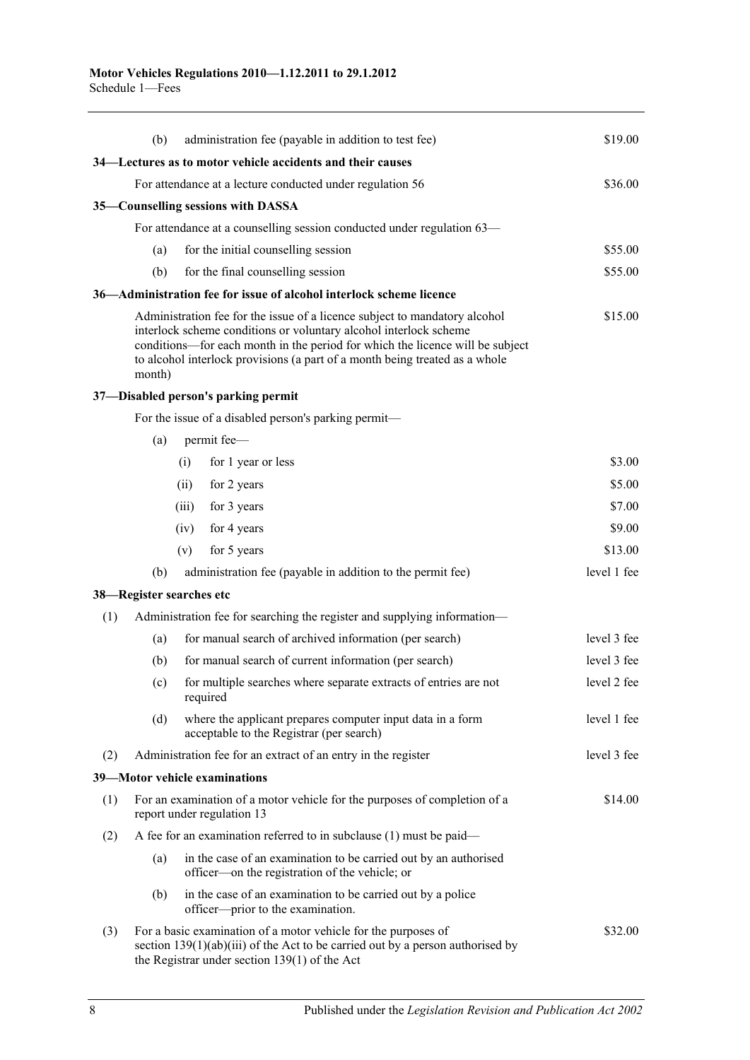| | | |
|---|---|---|
| (b) | administration fee (payable in addition to test fee) | \$19.00 |

**34—Lectures as to motor vehicle accidents and their causes**

| | |
|---|---|
| For attendance at a lecture conducted under regulation 56 | \$36.00 |

**35—Counselling sessions with DASSA**

For attendance at a counselling session conducted under regulation 63—

| | | |
|---|---|---|
| (a) | for the initial counselling session | \$55.00 |
| (b) | for the final counselling session | \$55.00 |

**36—Administration fee for issue of alcohol interlock scheme licence**

| | |
|---|---|
| Administration fee for the issue of a licence subject to mandatory alcohol interlock scheme conditions or voluntary alcohol interlock scheme conditions—for each month in the period for which the licence will be subject to alcohol interlock provisions (a part of a month being treated as a whole month) | \$15.00 |

**37—Disabled person's parking permit**

For the issue of a disabled person's parking permit—

(a) permit fee—

| | | |
|---|---|---|
| (i) | for 1 year or less | \$3.00 |
| (ii) | for 2 years | \$5.00 |
| (iii) | for 3 years | \$7.00 |
| (iv) | for 4 years | \$9.00 |
| (v) | for 5 years | \$13.00 |

| | | |
|---|---|---|
| (b) | administration fee (payable in addition to the permit fee) | level 1 fee |

**38—Register searches etc**

(1) Administration fee for searching the register and supplying information—

| | | |
|---|---|---|
| (a) | for manual search of archived information (per search) | level 3 fee |
| (b) | for manual search of current information (per search) | level 3 fee |
| (c) | for multiple searches where separate extracts of entries are not required | level 2 fee |
| (d) | where the applicant prepares computer input data in a form acceptable to the Registrar (per search) | level 1 fee |

| | | |
|---|---|---|
| (2) | Administration fee for an extract of an entry in the register | level 3 fee |

**39—Motor vehicle examinations**

| | | |
|---|---|---|
| (1) | For an examination of a motor vehicle for the purposes of completion of a report under regulation 13 | \$14.00 |

(2) A fee for an examination referred to in subclause (1) must be paid—

(a) in the case of an examination to be carried out by an authorised officer—on the registration of the vehicle; or

(b) in the case of an examination to be carried out by a police officer—prior to the examination.

| | | |
|---|---|---|
| (3) | For a basic examination of a motor vehicle for the purposes of section 139(1)(ab)(iii) of the Act to be carried out by a person authorised by the Registrar under section 139(1) of the Act | \$32.00 |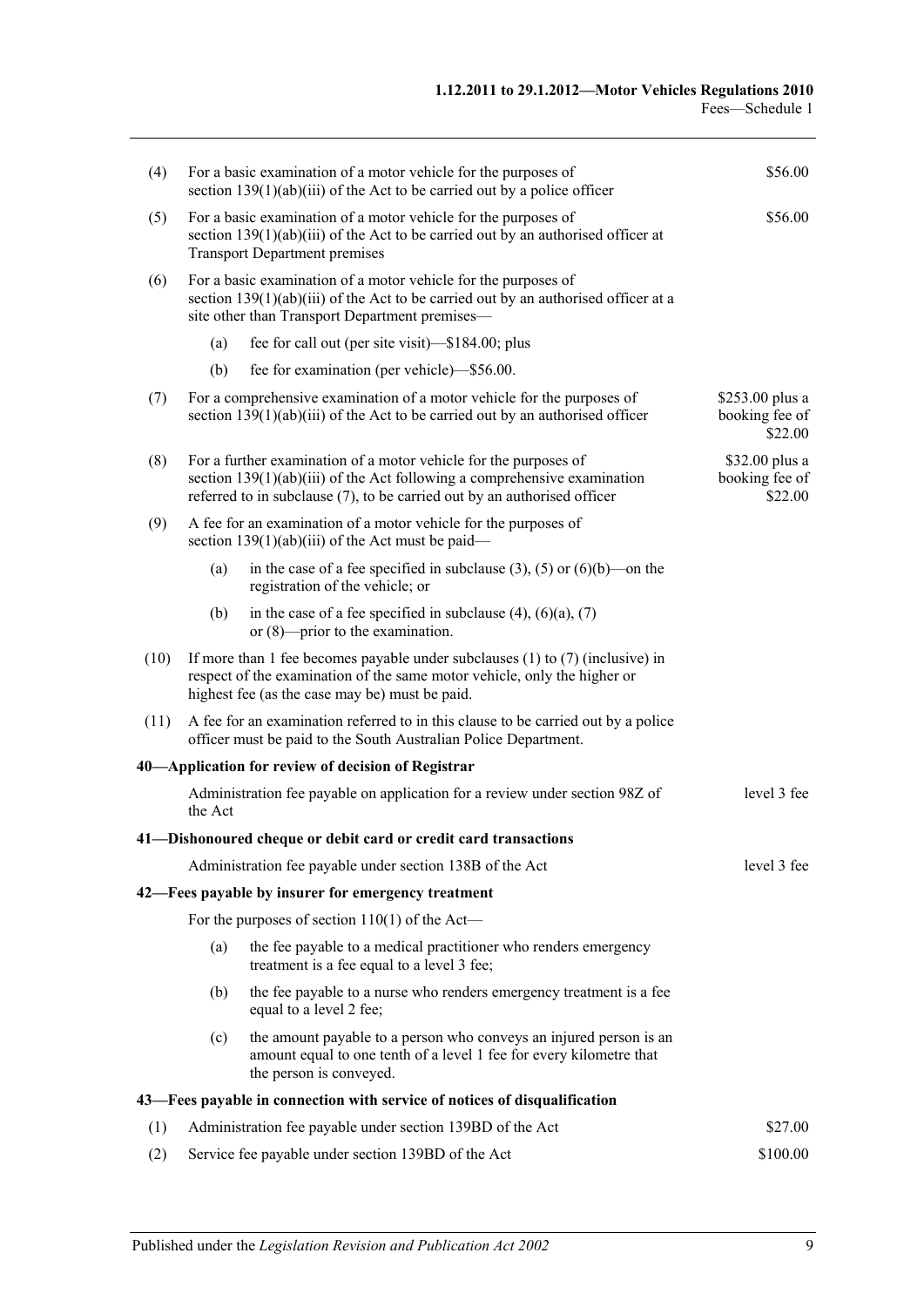(4) For a basic examination of a motor vehicle for the purposes of section 139(1)(ab)(iii) of the Act to be carried out by a police officer — $56.00

(5) For a basic examination of a motor vehicle for the purposes of section 139(1)(ab)(iii) of the Act to be carried out by an authorised officer at Transport Department premises — $56.00

(6) For a basic examination of a motor vehicle for the purposes of section 139(1)(ab)(iii) of the Act to be carried out by an authorised officer at a site other than Transport Department premises—

(a) fee for call out (per site visit)—$184.00; plus

(b) fee for examination (per vehicle)—$56.00.

(7) For a comprehensive examination of a motor vehicle for the purposes of section 139(1)(ab)(iii) of the Act to be carried out by an authorised officer — $253.00 plus a booking fee of $22.00

(8) For a further examination of a motor vehicle for the purposes of section 139(1)(ab)(iii) of the Act following a comprehensive examination referred to in subclause (7), to be carried out by an authorised officer — $32.00 plus a booking fee of $22.00

(9) A fee for an examination of a motor vehicle for the purposes of section 139(1)(ab)(iii) of the Act must be paid—

(a) in the case of a fee specified in subclause (3), (5) or (6)(b)—on the registration of the vehicle; or

(b) in the case of a fee specified in subclause (4), (6)(a), (7) or (8)—prior to the examination.

(10) If more than 1 fee becomes payable under subclauses (1) to (7) (inclusive) in respect of the examination of the same motor vehicle, only the higher or highest fee (as the case may be) must be paid.

(11) A fee for an examination referred to in this clause to be carried out by a police officer must be paid to the South Australian Police Department.

**40—Application for review of decision of Registrar**

Administration fee payable on application for a review under section 98Z of the Act — level 3 fee

**41—Dishonoured cheque or debit card or credit card transactions**

Administration fee payable under section 138B of the Act — level 3 fee

**42—Fees payable by insurer for emergency treatment**

For the purposes of section 110(1) of the Act—

(a) the fee payable to a medical practitioner who renders emergency treatment is a fee equal to a level 3 fee;

(b) the fee payable to a nurse who renders emergency treatment is a fee equal to a level 2 fee;

(c) the amount payable to a person who conveys an injured person is an amount equal to one tenth of a level 1 fee for every kilometre that the person is conveyed.

**43—Fees payable in connection with service of notices of disqualification**

(1) Administration fee payable under section 139BD of the Act — $27.00

(2) Service fee payable under section 139BD of the Act — $100.00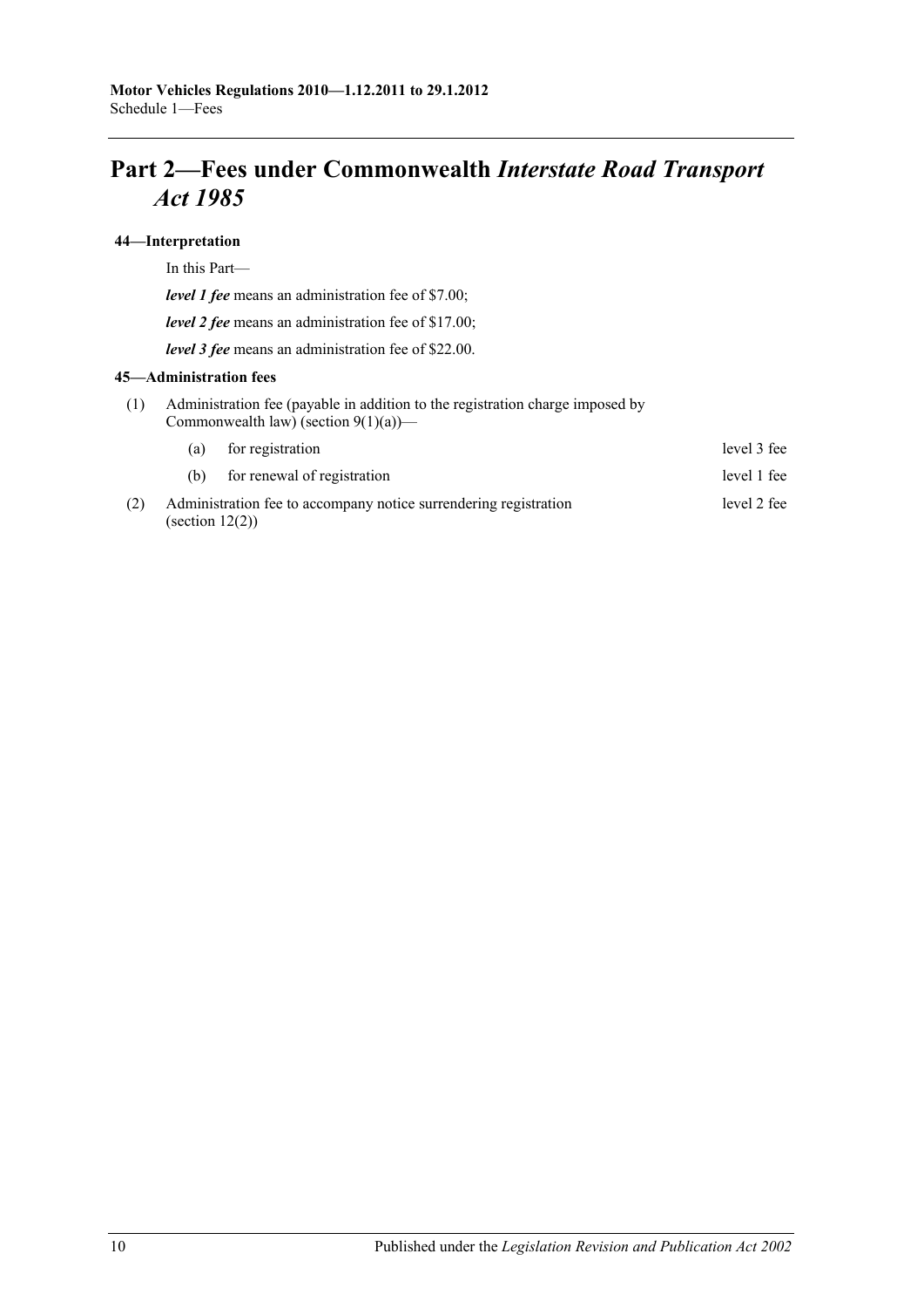# Part 2—Fees under Commonwealth *Interstate Road Transport Act 1985*

### 44—Interpretation

In this Part—

***level 1 fee*** means an administration fee of $7.00;

***level 2 fee*** means an administration fee of $17.00;

***level 3 fee*** means an administration fee of $22.00.

### 45—Administration fees

| | | |
|---|---|---|
| (1) | Administration fee (payable in addition to the registration charge imposed by Commonwealth law) (section 9(1)(a))— | |
| | (a) for registration | level 3 fee |
| | (b) for renewal of registration | level 1 fee |
| (2) | Administration fee to accompany notice surrendering registration (section 12(2)) | level 2 fee |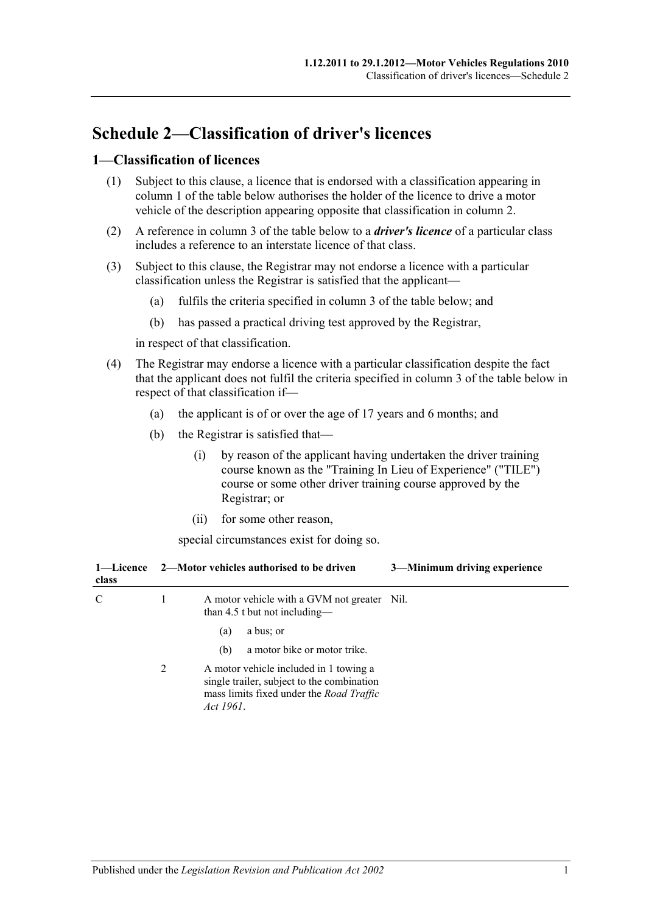# Schedule 2—Classification of driver's licences

## 1—Classification of licences

(1) Subject to this clause, a licence that is endorsed with a classification appearing in column 1 of the table below authorises the holder of the licence to drive a motor vehicle of the description appearing opposite that classification in column 2.

(2) A reference in column 3 of the table below to a ***driver's licence*** of a particular class includes a reference to an interstate licence of that class.

(3) Subject to this clause, the Registrar may not endorse a licence with a particular classification unless the Registrar is satisfied that the applicant—

(a) fulfils the criteria specified in column 3 of the table below; and

(b) has passed a practical driving test approved by the Registrar,

in respect of that classification.

(4) The Registrar may endorse a licence with a particular classification despite the fact that the applicant does not fulfil the criteria specified in column 3 of the table below in respect of that classification if—

(a) the applicant is of or over the age of 17 years and 6 months; and

(b) the Registrar is satisfied that—

(i) by reason of the applicant having undertaken the driver training course known as the "Training In Lieu of Experience" ("TILE") course or some other driver training course approved by the Registrar; or

(ii) for some other reason,

special circumstances exist for doing so.

| 1—Licence class | 2—Motor vehicles authorised to be driven | | 3—Minimum driving experience |
|---|---|---|---|
| C | 1 | A motor vehicle with a GVM not greater than 4.5 t but not including—<br>(a) a bus; or<br>(b) a motor bike or motor trike. | Nil. |
| | 2 | A motor vehicle included in 1 towing a single trailer, subject to the combination mass limits fixed under the *Road Traffic Act 1961*. | |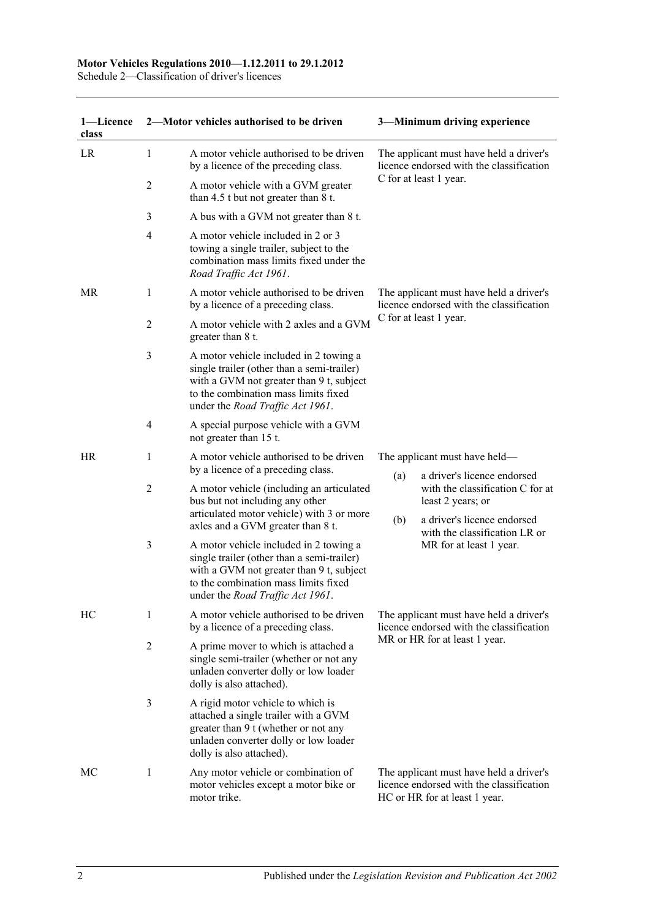| 1—Licence class | 2—Motor vehicles authorised to be driven | | 3—Minimum driving experience |
|---|---|---|---|
| LR | 1 | A motor vehicle authorised to be driven by a licence of the preceding class. | The applicant must have held a driver's licence endorsed with the classification C for at least 1 year. |
| | 2 | A motor vehicle with a GVM greater than 4.5 t but not greater than 8 t. | |
| | 3 | A bus with a GVM not greater than 8 t. | |
| | 4 | A motor vehicle included in 2 or 3 towing a single trailer, subject to the combination mass limits fixed under the *Road Traffic Act 1961*. | |
| MR | 1 | A motor vehicle authorised to be driven by a licence of a preceding class. | The applicant must have held a driver's licence endorsed with the classification C for at least 1 year. |
| | 2 | A motor vehicle with 2 axles and a GVM greater than 8 t. | |
| | 3 | A motor vehicle included in 2 towing a single trailer (other than a semi-trailer) with a GVM not greater than 9 t, subject to the combination mass limits fixed under the *Road Traffic Act 1961*. | |
| | 4 | A special purpose vehicle with a GVM not greater than 15 t. | |
| HR | 1 | A motor vehicle authorised to be driven by a licence of a preceding class. | The applicant must have held—<br>(a) a driver's licence endorsed with the classification C for at least 2 years; or<br>(b) a driver's licence endorsed with the classification LR or MR for at least 1 year. |
| | 2 | A motor vehicle (including an articulated bus but not including any other articulated motor vehicle) with 3 or more axles and a GVM greater than 8 t. | |
| | 3 | A motor vehicle included in 2 towing a single trailer (other than a semi-trailer) with a GVM not greater than 9 t, subject to the combination mass limits fixed under the *Road Traffic Act 1961*. | |
| HC | 1 | A motor vehicle authorised to be driven by a licence of a preceding class. | The applicant must have held a driver's licence endorsed with the classification MR or HR for at least 1 year. |
| | 2 | A prime mover to which is attached a single semi-trailer (whether or not any unladen converter dolly or low loader dolly is also attached). | |
| | 3 | A rigid motor vehicle to which is attached a single trailer with a GVM greater than 9 t (whether or not any unladen converter dolly or low loader dolly is also attached). | |
| MC | 1 | Any motor vehicle or combination of motor vehicles except a motor bike or motor trike. | The applicant must have held a driver's licence endorsed with the classification HC or HR for at least 1 year. |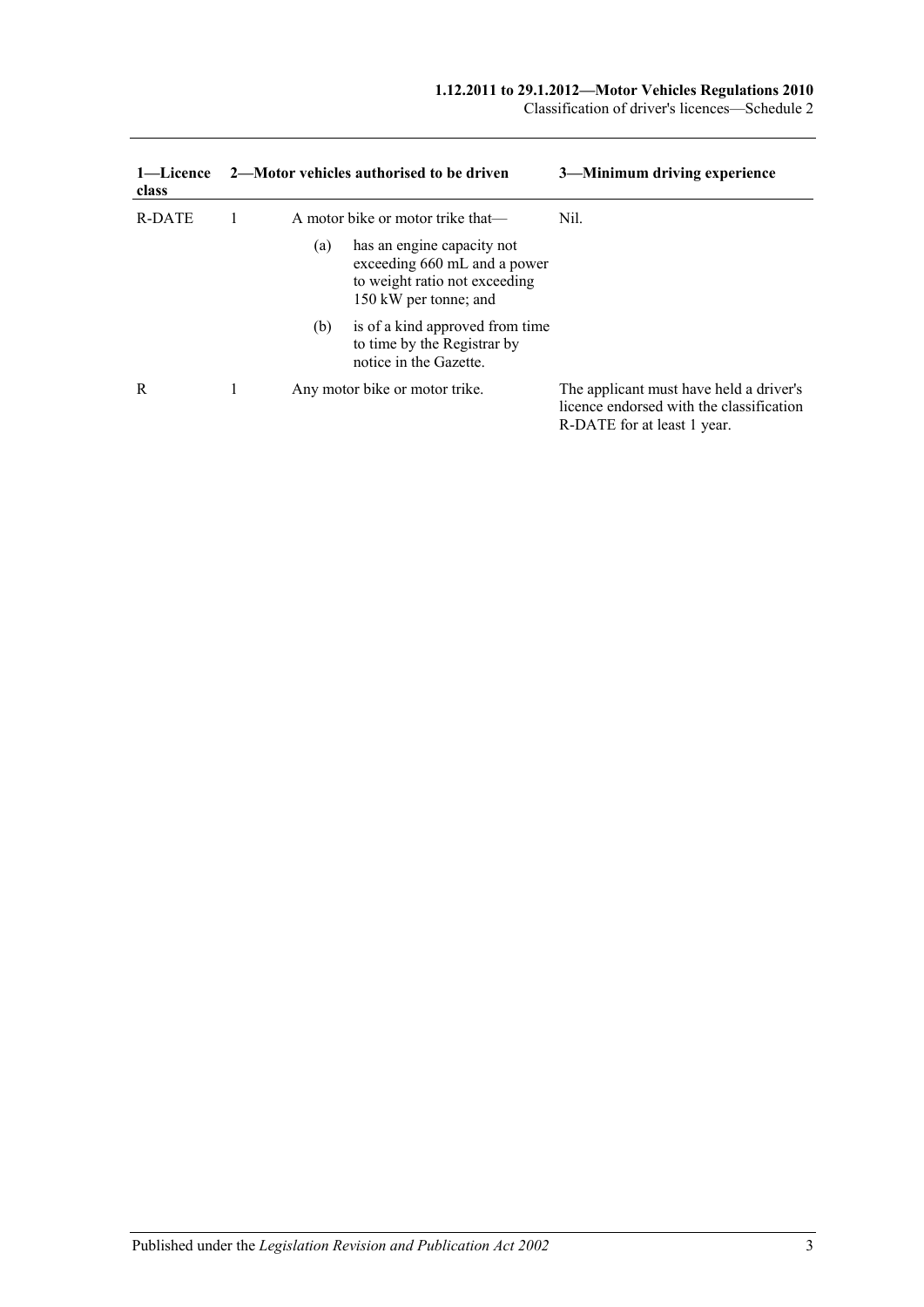| 1—Licence class | 2—Motor vehicles authorised to be driven | | | 3—Minimum driving experience |
|---|---|---|---|---|
| R-DATE | 1 | A motor bike or motor trike that— | | Nil. |
| | | (a) | has an engine capacity not exceeding 660 mL and a power to weight ratio not exceeding 150 kW per tonne; and | |
| | | (b) | is of a kind approved from time to time by the Registrar by notice in the Gazette. | |
| R | 1 | Any motor bike or motor trike. | | The applicant must have held a driver's licence endorsed with the classification R-DATE for at least 1 year. |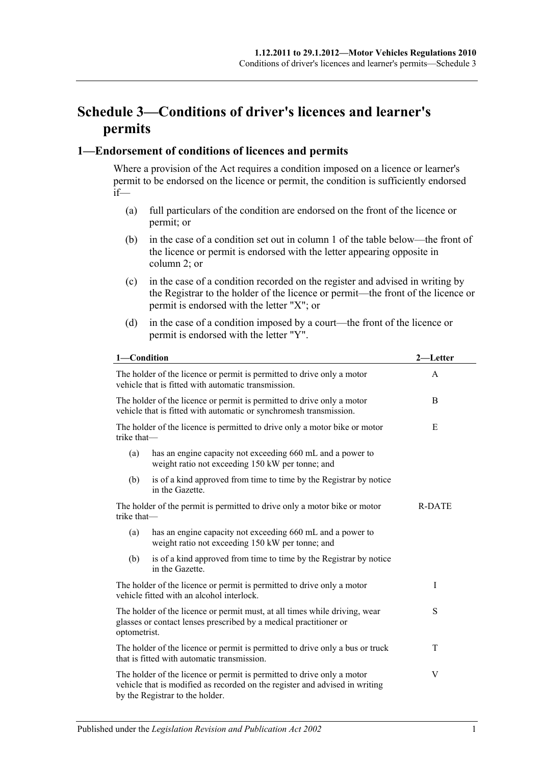# Schedule 3—Conditions of driver's licences and learner's permits

## 1—Endorsement of conditions of licences and permits

Where a provision of the Act requires a condition imposed on a licence or learner's permit to be endorsed on the licence or permit, the condition is sufficiently endorsed if—

(a) full particulars of the condition are endorsed on the front of the licence or permit; or

(b) in the case of a condition set out in column 1 of the table below—the front of the licence or permit is endorsed with the letter appearing opposite in column 2; or

(c) in the case of a condition recorded on the register and advised in writing by the Registrar to the holder of the licence or permit—the front of the licence or permit is endorsed with the letter "X"; or

(d) in the case of a condition imposed by a court—the front of the licence or permit is endorsed with the letter "Y".

| 1—Condition | 2—Letter |
|---|---|
| The holder of the licence or permit is permitted to drive only a motor vehicle that is fitted with automatic transmission. | A |
| The holder of the licence or permit is permitted to drive only a motor vehicle that is fitted with automatic or synchromesh transmission. | B |
| The holder of the licence is permitted to drive only a motor bike or motor trike that— (a) has an engine capacity not exceeding 660 mL and a power to weight ratio not exceeding 150 kW per tonne; and (b) is of a kind approved from time to time by the Registrar by notice in the Gazette. | E |
| The holder of the permit is permitted to drive only a motor bike or motor trike that— (a) has an engine capacity not exceeding 660 mL and a power to weight ratio not exceeding 150 kW per tonne; and (b) is of a kind approved from time to time by the Registrar by notice in the Gazette. | R-DATE |
| The holder of the licence or permit is permitted to drive only a motor vehicle fitted with an alcohol interlock. | I |
| The holder of the licence or permit must, at all times while driving, wear glasses or contact lenses prescribed by a medical practitioner or optometrist. | S |
| The holder of the licence or permit is permitted to drive only a bus or truck that is fitted with automatic transmission. | T |
| The holder of the licence or permit is permitted to drive only a motor vehicle that is modified as recorded on the register and advised in writing by the Registrar to the holder. | V |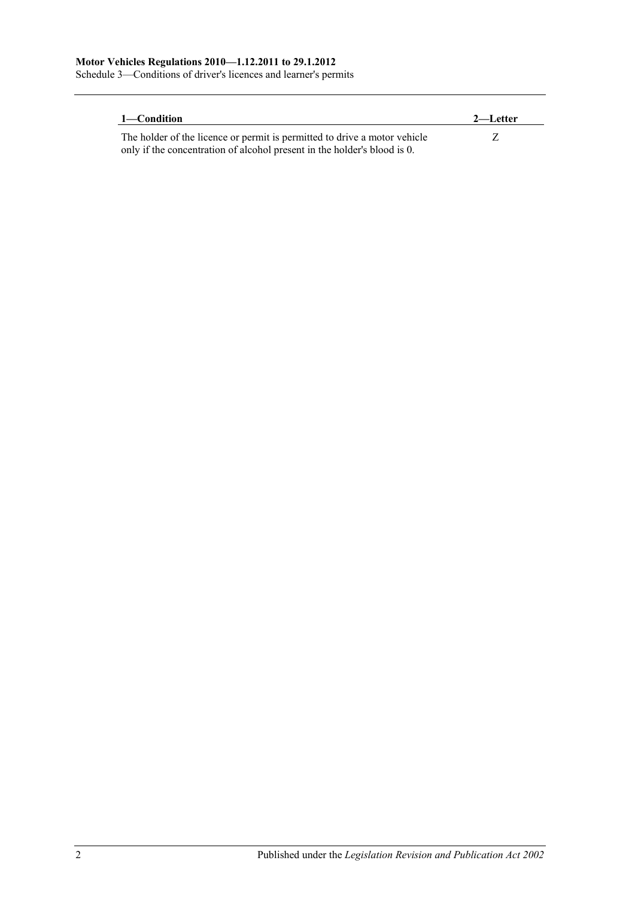| 1—Condition | 2—Letter |
| --- | --- |
| The holder of the licence or permit is permitted to drive a motor vehicle only if the concentration of alcohol present in the holder's blood is 0. | Z |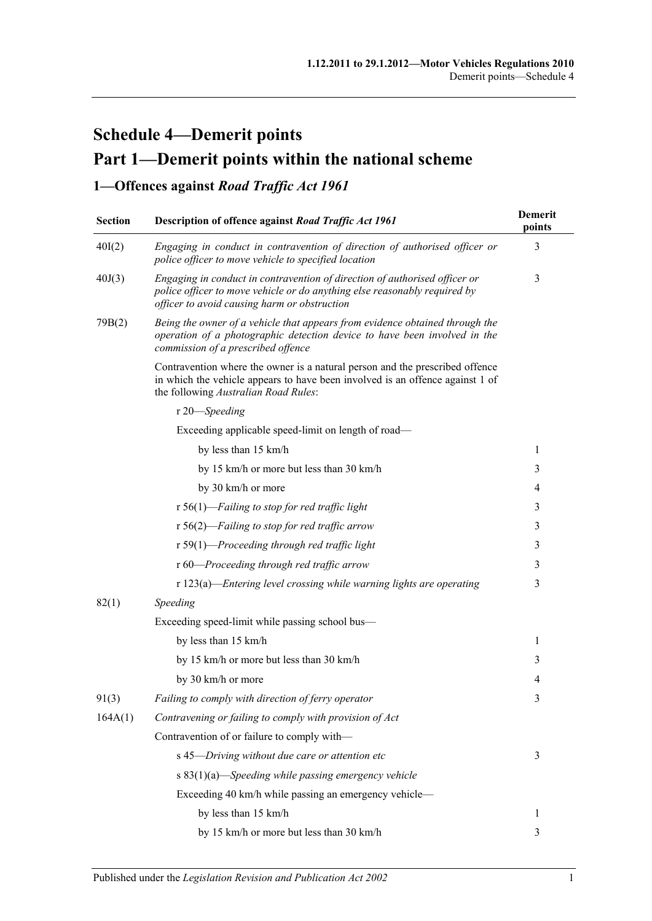# Schedule 4—Demerit points

## Part 1—Demerit points within the national scheme

### 1—Offences against *Road Traffic Act 1961*

| Section | Description of offence against *Road Traffic Act 1961* | Demerit points |
|---|---|---|
| 40I(2) | *Engaging in conduct in contravention of direction of authorised officer or police officer to move vehicle to specified location* | 3 |
| 40J(3) | *Engaging in conduct in contravention of direction of authorised officer or police officer to move vehicle or do anything else reasonably required by officer to avoid causing harm or obstruction* | 3 |
| 79B(2) | *Being the owner of a vehicle that appears from evidence obtained through the operation of a photographic detection device to have been involved in the commission of a prescribed offence* | |
| | Contravention where the owner is a natural person and the prescribed offence in which the vehicle appears to have been involved is an offence against 1 of the following *Australian Road Rules*: | |
| | r 20—*Speeding* | |
| | Exceeding applicable speed-limit on length of road— | |
| | by less than 15 km/h | 1 |
| | by 15 km/h or more but less than 30 km/h | 3 |
| | by 30 km/h or more | 4 |
| | r 56(1)—*Failing to stop for red traffic light* | 3 |
| | r 56(2)—*Failing to stop for red traffic arrow* | 3 |
| | r 59(1)—*Proceeding through red traffic light* | 3 |
| | r 60—*Proceeding through red traffic arrow* | 3 |
| | r 123(a)—*Entering level crossing while warning lights are operating* | 3 |
| 82(1) | *Speeding* | |
| | Exceeding speed-limit while passing school bus— | |
| | by less than 15 km/h | 1 |
| | by 15 km/h or more but less than 30 km/h | 3 |
| | by 30 km/h or more | 4 |
| 91(3) | *Failing to comply with direction of ferry operator* | 3 |
| 164A(1) | *Contravening or failing to comply with provision of Act* | |
| | Contravention of or failure to comply with— | |
| | s 45—*Driving without due care or attention etc* | 3 |
| | s 83(1)(a)—*Speeding while passing emergency vehicle* | |
| | Exceeding 40 km/h while passing an emergency vehicle— | |
| | by less than 15 km/h | 1 |
| | by 15 km/h or more but less than 30 km/h | 3 |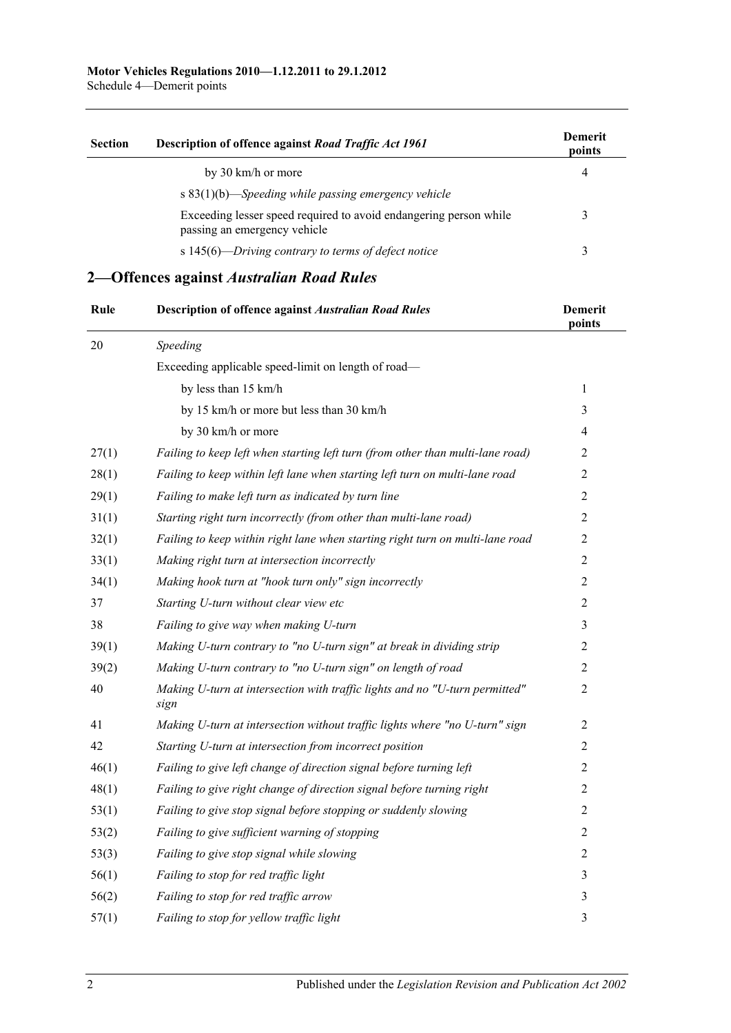| Section | Description of offence against *Road Traffic Act 1961* | Demerit points |
|---|---|---|
| | by 30 km/h or more | 4 |
| | s 83(1)(b)—*Speeding while passing emergency vehicle* | |
| | Exceeding lesser speed required to avoid endangering person while passing an emergency vehicle | 3 |
| | s 145(6)—*Driving contrary to terms of defect notice* | 3 |

## 2—Offences against *Australian Road Rules*

| Rule | Description of offence against *Australian Road Rules* | Demerit points |
|---|---|---|
| 20 | *Speeding* | |
| | Exceeding applicable speed-limit on length of road— | |
| | by less than 15 km/h | 1 |
| | by 15 km/h or more but less than 30 km/h | 3 |
| | by 30 km/h or more | 4 |
| 27(1) | *Failing to keep left when starting left turn (from other than multi-lane road)* | 2 |
| 28(1) | *Failing to keep within left lane when starting left turn on multi-lane road* | 2 |
| 29(1) | *Failing to make left turn as indicated by turn line* | 2 |
| 31(1) | *Starting right turn incorrectly (from other than multi-lane road)* | 2 |
| 32(1) | *Failing to keep within right lane when starting right turn on multi-lane road* | 2 |
| 33(1) | *Making right turn at intersection incorrectly* | 2 |
| 34(1) | *Making hook turn at "hook turn only" sign incorrectly* | 2 |
| 37 | *Starting U-turn without clear view etc* | 2 |
| 38 | *Failing to give way when making U-turn* | 3 |
| 39(1) | *Making U-turn contrary to "no U-turn sign" at break in dividing strip* | 2 |
| 39(2) | *Making U-turn contrary to "no U-turn sign" on length of road* | 2 |
| 40 | *Making U-turn at intersection with traffic lights and no "U-turn permitted" sign* | 2 |
| 41 | *Making U-turn at intersection without traffic lights where "no U-turn" sign* | 2 |
| 42 | *Starting U-turn at intersection from incorrect position* | 2 |
| 46(1) | *Failing to give left change of direction signal before turning left* | 2 |
| 48(1) | *Failing to give right change of direction signal before turning right* | 2 |
| 53(1) | *Failing to give stop signal before stopping or suddenly slowing* | 2 |
| 53(2) | *Failing to give sufficient warning of stopping* | 2 |
| 53(3) | *Failing to give stop signal while slowing* | 2 |
| 56(1) | *Failing to stop for red traffic light* | 3 |
| 56(2) | *Failing to stop for red traffic arrow* | 3 |
| 57(1) | *Failing to stop for yellow traffic light* | 3 |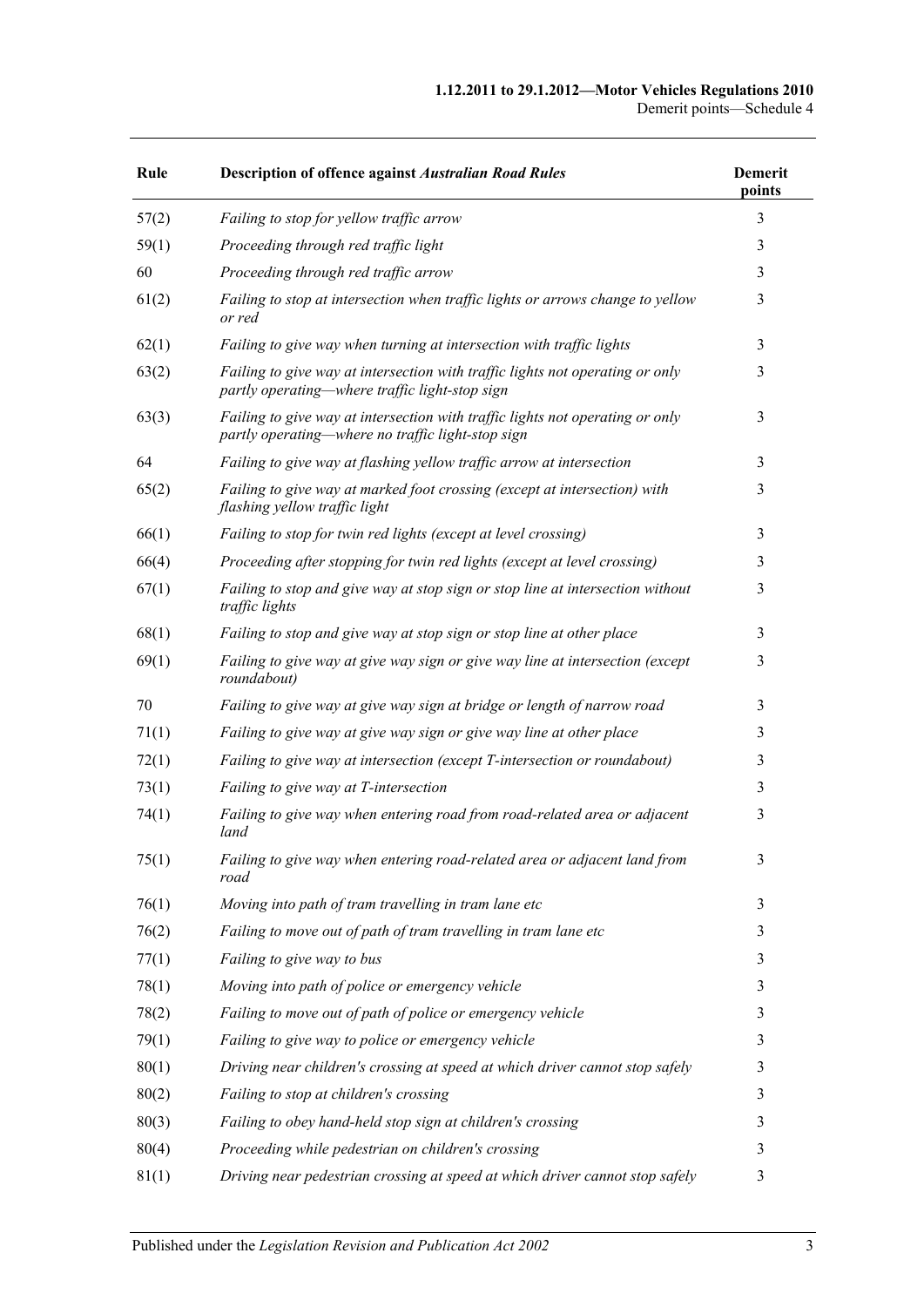| Rule | Description of offence against *Australian Road Rules* | Demerit points |
|---|---|---|
| 57(2) | *Failing to stop for yellow traffic arrow* | 3 |
| 59(1) | *Proceeding through red traffic light* | 3 |
| 60 | *Proceeding through red traffic arrow* | 3 |
| 61(2) | *Failing to stop at intersection when traffic lights or arrows change to yellow or red* | 3 |
| 62(1) | *Failing to give way when turning at intersection with traffic lights* | 3 |
| 63(2) | *Failing to give way at intersection with traffic lights not operating or only partly operating—where traffic light-stop sign* | 3 |
| 63(3) | *Failing to give way at intersection with traffic lights not operating or only partly operating—where no traffic light-stop sign* | 3 |
| 64 | *Failing to give way at flashing yellow traffic arrow at intersection* | 3 |
| 65(2) | *Failing to give way at marked foot crossing (except at intersection) with flashing yellow traffic light* | 3 |
| 66(1) | *Failing to stop for twin red lights (except at level crossing)* | 3 |
| 66(4) | *Proceeding after stopping for twin red lights (except at level crossing)* | 3 |
| 67(1) | *Failing to stop and give way at stop sign or stop line at intersection without traffic lights* | 3 |
| 68(1) | *Failing to stop and give way at stop sign or stop line at other place* | 3 |
| 69(1) | *Failing to give way at give way sign or give way line at intersection (except roundabout)* | 3 |
| 70 | *Failing to give way at give way sign at bridge or length of narrow road* | 3 |
| 71(1) | *Failing to give way at give way sign or give way line at other place* | 3 |
| 72(1) | *Failing to give way at intersection (except T-intersection or roundabout)* | 3 |
| 73(1) | *Failing to give way at T-intersection* | 3 |
| 74(1) | *Failing to give way when entering road from road-related area or adjacent land* | 3 |
| 75(1) | *Failing to give way when entering road-related area or adjacent land from road* | 3 |
| 76(1) | *Moving into path of tram travelling in tram lane etc* | 3 |
| 76(2) | *Failing to move out of path of tram travelling in tram lane etc* | 3 |
| 77(1) | *Failing to give way to bus* | 3 |
| 78(1) | *Moving into path of police or emergency vehicle* | 3 |
| 78(2) | *Failing to move out of path of police or emergency vehicle* | 3 |
| 79(1) | *Failing to give way to police or emergency vehicle* | 3 |
| 80(1) | *Driving near children's crossing at speed at which driver cannot stop safely* | 3 |
| 80(2) | *Failing to stop at children's crossing* | 3 |
| 80(3) | *Failing to obey hand-held stop sign at children's crossing* | 3 |
| 80(4) | *Proceeding while pedestrian on children's crossing* | 3 |
| 81(1) | *Driving near pedestrian crossing at speed at which driver cannot stop safely* | 3 |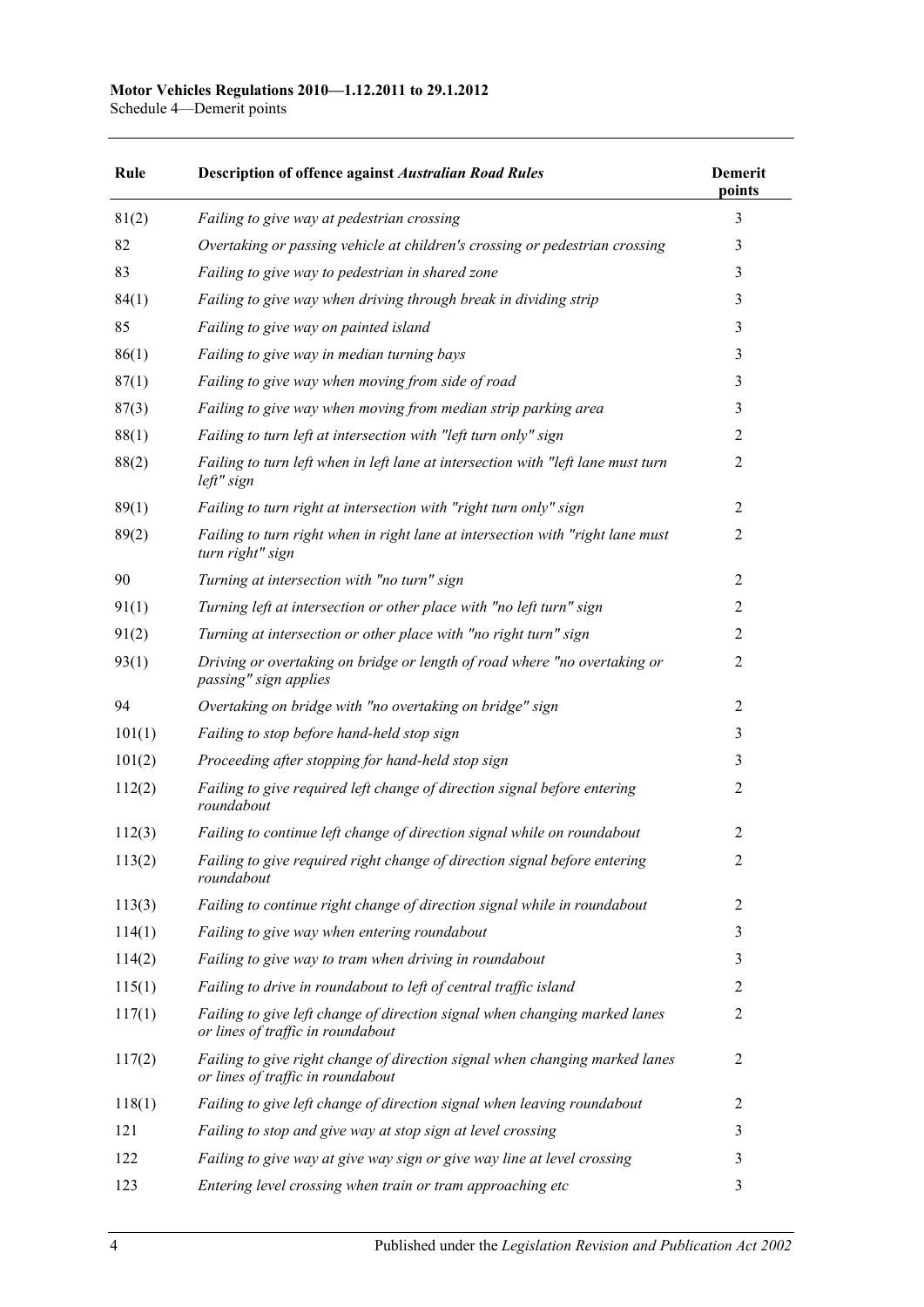| Rule | Description of offence against *Australian Road Rules* | Demerit points |
|---|---|---|
| 81(2) | *Failing to give way at pedestrian crossing* | 3 |
| 82 | *Overtaking or passing vehicle at children's crossing or pedestrian crossing* | 3 |
| 83 | *Failing to give way to pedestrian in shared zone* | 3 |
| 84(1) | *Failing to give way when driving through break in dividing strip* | 3 |
| 85 | *Failing to give way on painted island* | 3 |
| 86(1) | *Failing to give way in median turning bays* | 3 |
| 87(1) | *Failing to give way when moving from side of road* | 3 |
| 87(3) | *Failing to give way when moving from median strip parking area* | 3 |
| 88(1) | *Failing to turn left at intersection with "left turn only" sign* | 2 |
| 88(2) | *Failing to turn left when in left lane at intersection with "left lane must turn left" sign* | 2 |
| 89(1) | *Failing to turn right at intersection with "right turn only" sign* | 2 |
| 89(2) | *Failing to turn right when in right lane at intersection with "right lane must turn right" sign* | 2 |
| 90 | *Turning at intersection with "no turn" sign* | 2 |
| 91(1) | *Turning left at intersection or other place with "no left turn" sign* | 2 |
| 91(2) | *Turning at intersection or other place with "no right turn" sign* | 2 |
| 93(1) | *Driving or overtaking on bridge or length of road where "no overtaking or passing" sign applies* | 2 |
| 94 | *Overtaking on bridge with "no overtaking on bridge" sign* | 2 |
| 101(1) | *Failing to stop before hand-held stop sign* | 3 |
| 101(2) | *Proceeding after stopping for hand-held stop sign* | 3 |
| 112(2) | *Failing to give required left change of direction signal before entering roundabout* | 2 |
| 112(3) | *Failing to continue left change of direction signal while on roundabout* | 2 |
| 113(2) | *Failing to give required right change of direction signal before entering roundabout* | 2 |
| 113(3) | *Failing to continue right change of direction signal while in roundabout* | 2 |
| 114(1) | *Failing to give way when entering roundabout* | 3 |
| 114(2) | *Failing to give way to tram when driving in roundabout* | 3 |
| 115(1) | *Failing to drive in roundabout to left of central traffic island* | 2 |
| 117(1) | *Failing to give left change of direction signal when changing marked lanes or lines of traffic in roundabout* | 2 |
| 117(2) | *Failing to give right change of direction signal when changing marked lanes or lines of traffic in roundabout* | 2 |
| 118(1) | *Failing to give left change of direction signal when leaving roundabout* | 2 |
| 121 | *Failing to stop and give way at stop sign at level crossing* | 3 |
| 122 | *Failing to give way at give way sign or give way line at level crossing* | 3 |
| 123 | *Entering level crossing when train or tram approaching etc* | 3 |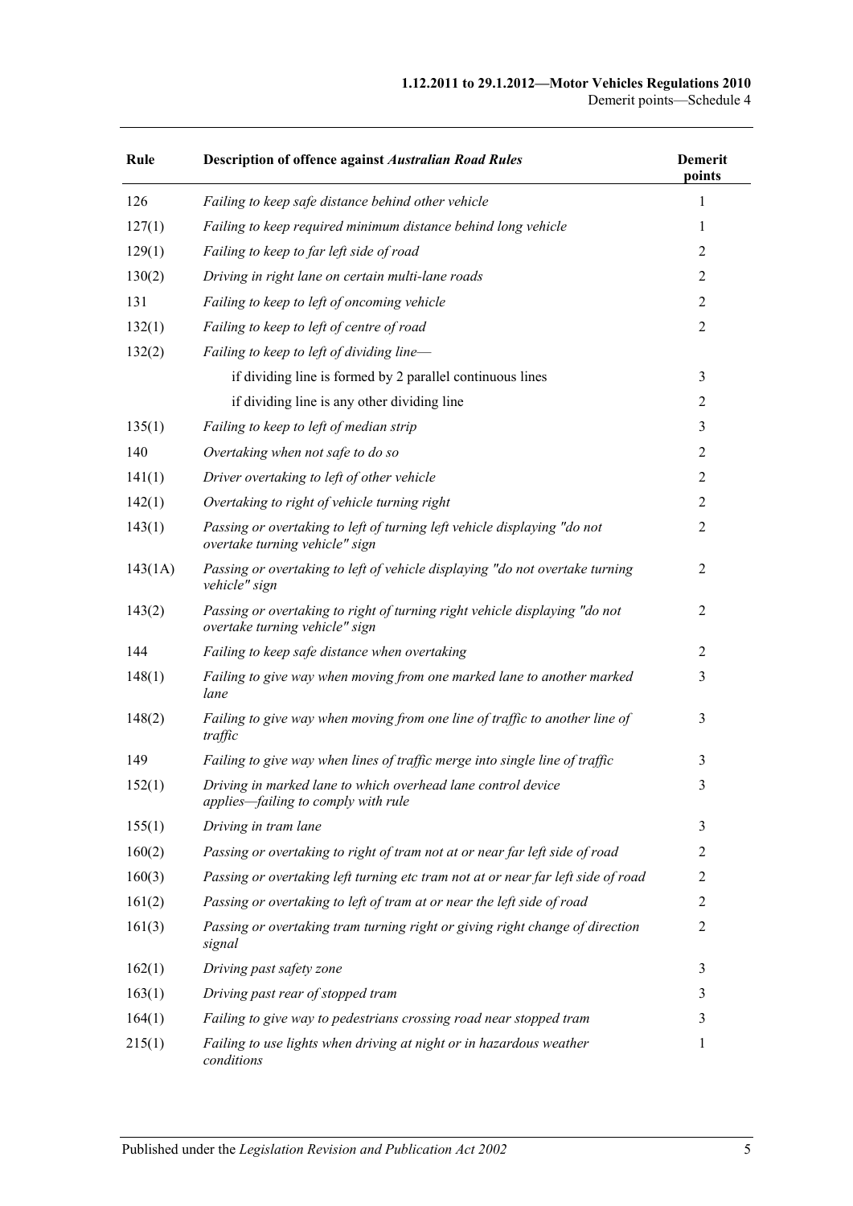| Rule | Description of offence against *Australian Road Rules* | Demerit points |
|---|---|---|
| 126 | *Failing to keep safe distance behind other vehicle* | 1 |
| 127(1) | *Failing to keep required minimum distance behind long vehicle* | 1 |
| 129(1) | *Failing to keep to far left side of road* | 2 |
| 130(2) | *Driving in right lane on certain multi-lane roads* | 2 |
| 131 | *Failing to keep to left of oncoming vehicle* | 2 |
| 132(1) | *Failing to keep to left of centre of road* | 2 |
| 132(2) | *Failing to keep to left of dividing line—* | |
| | if dividing line is formed by 2 parallel continuous lines | 3 |
| | if dividing line is any other dividing line | 2 |
| 135(1) | *Failing to keep to left of median strip* | 3 |
| 140 | *Overtaking when not safe to do so* | 2 |
| 141(1) | *Driver overtaking to left of other vehicle* | 2 |
| 142(1) | *Overtaking to right of vehicle turning right* | 2 |
| 143(1) | *Passing or overtaking to left of turning left vehicle displaying "do not overtake turning vehicle" sign* | 2 |
| 143(1A) | *Passing or overtaking to left of vehicle displaying "do not overtake turning vehicle" sign* | 2 |
| 143(2) | *Passing or overtaking to right of turning right vehicle displaying "do not overtake turning vehicle" sign* | 2 |
| 144 | *Failing to keep safe distance when overtaking* | 2 |
| 148(1) | *Failing to give way when moving from one marked lane to another marked lane* | 3 |
| 148(2) | *Failing to give way when moving from one line of traffic to another line of traffic* | 3 |
| 149 | *Failing to give way when lines of traffic merge into single line of traffic* | 3 |
| 152(1) | *Driving in marked lane to which overhead lane control device applies—failing to comply with rule* | 3 |
| 155(1) | *Driving in tram lane* | 3 |
| 160(2) | *Passing or overtaking to right of tram not at or near far left side of road* | 2 |
| 160(3) | *Passing or overtaking left turning etc tram not at or near far left side of road* | 2 |
| 161(2) | *Passing or overtaking to left of tram at or near the left side of road* | 2 |
| 161(3) | *Passing or overtaking tram turning right or giving right change of direction signal* | 2 |
| 162(1) | *Driving past safety zone* | 3 |
| 163(1) | *Driving past rear of stopped tram* | 3 |
| 164(1) | *Failing to give way to pedestrians crossing road near stopped tram* | 3 |
| 215(1) | *Failing to use lights when driving at night or in hazardous weather conditions* | 1 |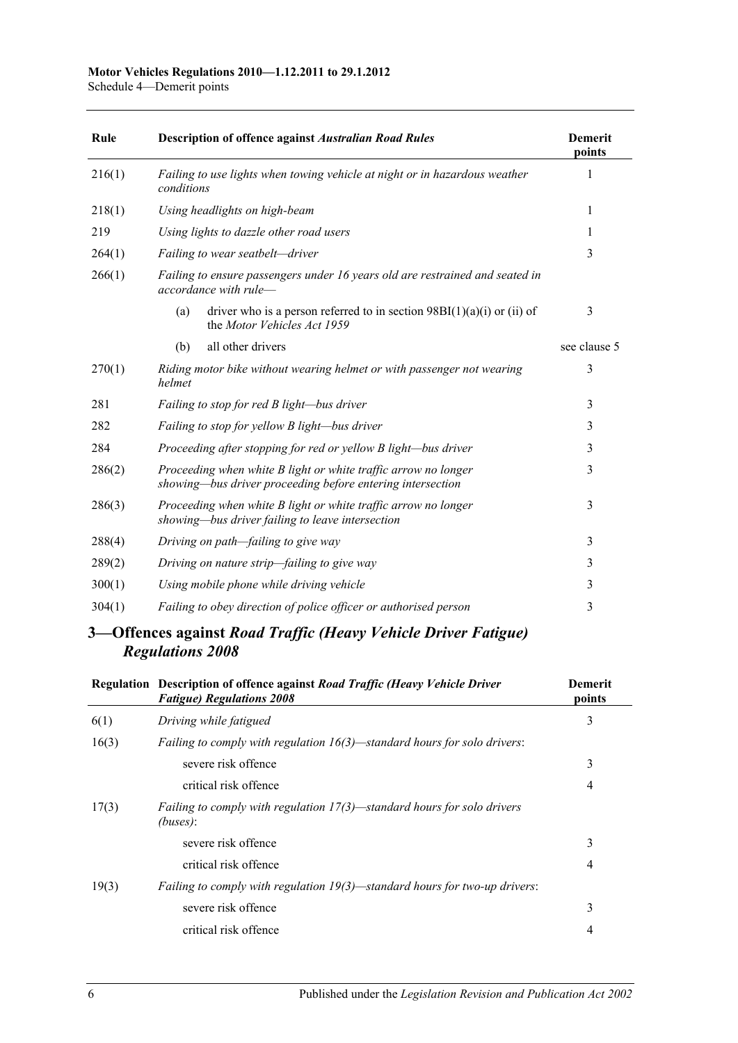| Rule | Description of offence against *Australian Road Rules* | Demerit points |
|---|---|---|
| 216(1) | *Failing to use lights when towing vehicle at night or in hazardous weather conditions* | 1 |
| 218(1) | *Using headlights on high-beam* | 1 |
| 219 | *Using lights to dazzle other road users* | 1 |
| 264(1) | *Failing to wear seatbelt—driver* | 3 |
| 266(1) | *Failing to ensure passengers under 16 years old are restrained and seated in accordance with rule—* | |
| | (a) driver who is a person referred to in section 98BI(1)(a)(i) or (ii) of the *Motor Vehicles Act 1959* | 3 |
| | (b) all other drivers | see clause 5 |
| 270(1) | *Riding motor bike without wearing helmet or with passenger not wearing helmet* | 3 |
| 281 | *Failing to stop for red B light—bus driver* | 3 |
| 282 | *Failing to stop for yellow B light—bus driver* | 3 |
| 284 | *Proceeding after stopping for red or yellow B light—bus driver* | 3 |
| 286(2) | *Proceeding when white B light or white traffic arrow no longer showing—bus driver proceeding before entering intersection* | 3 |
| 286(3) | *Proceeding when white B light or white traffic arrow no longer showing—bus driver failing to leave intersection* | 3 |
| 288(4) | *Driving on path—failing to give way* | 3 |
| 289(2) | *Driving on nature strip—failing to give way* | 3 |
| 300(1) | *Using mobile phone while driving vehicle* | 3 |
| 304(1) | *Failing to obey direction of police officer or authorised person* | 3 |

## 3—Offences against *Road Traffic (Heavy Vehicle Driver Fatigue) Regulations 2008*

| Regulation | Description of offence against *Road Traffic (Heavy Vehicle Driver Fatigue) Regulations 2008* | Demerit points |
|---|---|---|
| 6(1) | *Driving while fatigued* | 3 |
| 16(3) | *Failing to comply with regulation 16(3)—standard hours for solo drivers*: | |
| | severe risk offence | 3 |
| | critical risk offence | 4 |
| 17(3) | *Failing to comply with regulation 17(3)—standard hours for solo drivers (buses)*: | |
| | severe risk offence | 3 |
| | critical risk offence | 4 |
| 19(3) | *Failing to comply with regulation 19(3)—standard hours for two-up drivers*: | |
| | severe risk offence | 3 |
| | critical risk offence | 4 |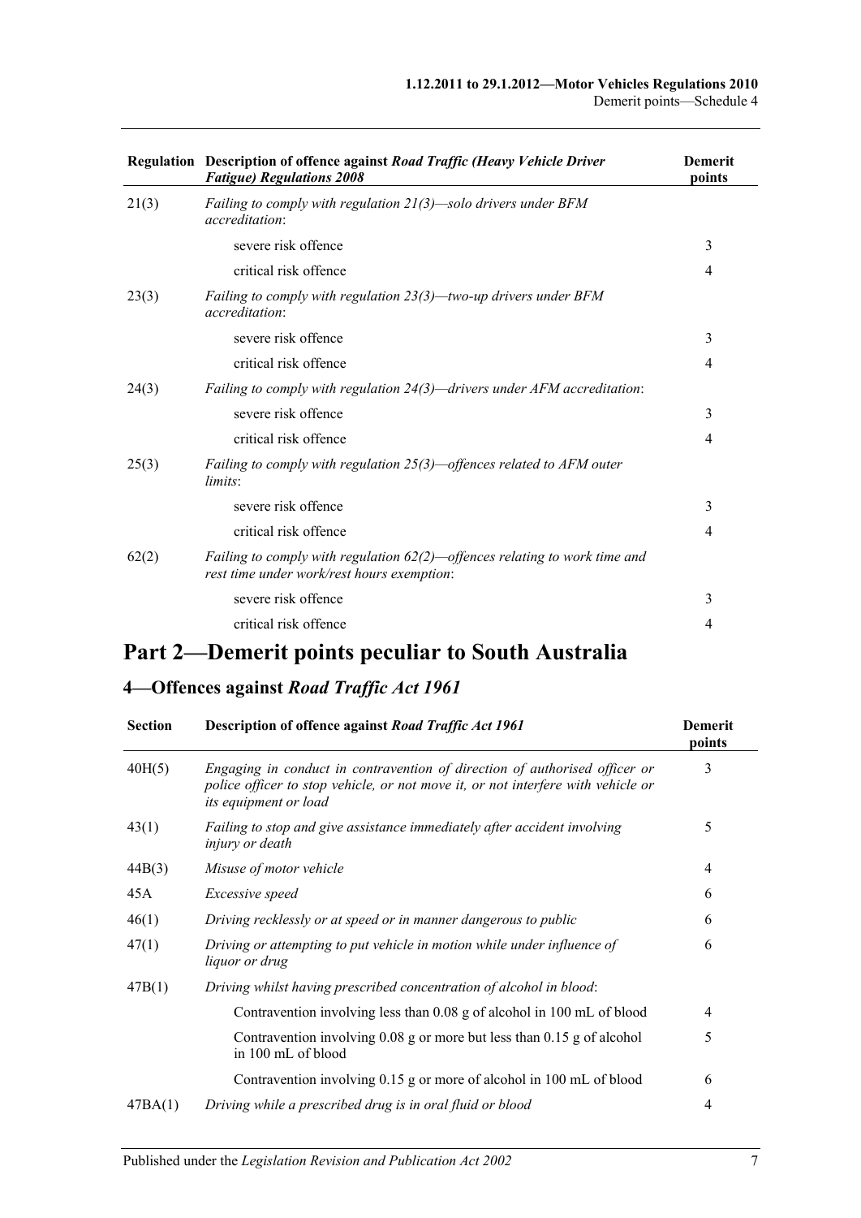| Regulation | Description of offence against *Road Traffic (Heavy Vehicle Driver Fatigue) Regulations 2008* | Demerit points |
|---|---|---|
| 21(3) | *Failing to comply with regulation 21(3)—solo drivers under BFM accreditation*: | |
| | severe risk offence | 3 |
| | critical risk offence | 4 |
| 23(3) | *Failing to comply with regulation 23(3)—two-up drivers under BFM accreditation*: | |
| | severe risk offence | 3 |
| | critical risk offence | 4 |
| 24(3) | *Failing to comply with regulation 24(3)—drivers under AFM accreditation*: | |
| | severe risk offence | 3 |
| | critical risk offence | 4 |
| 25(3) | *Failing to comply with regulation 25(3)—offences related to AFM outer limits*: | |
| | severe risk offence | 3 |
| | critical risk offence | 4 |
| 62(2) | *Failing to comply with regulation 62(2)—offences relating to work time and rest time under work/rest hours exemption*: | |
| | severe risk offence | 3 |
| | critical risk offence | 4 |

# Part 2—Demerit points peculiar to South Australia

## 4—Offences against *Road Traffic Act 1961*

| Section | Description of offence against *Road Traffic Act 1961* | Demerit points |
|---|---|---|
| 40H(5) | *Engaging in conduct in contravention of direction of authorised officer or police officer to stop vehicle, or not move it, or not interfere with vehicle or its equipment or load* | 3 |
| 43(1) | *Failing to stop and give assistance immediately after accident involving injury or death* | 5 |
| 44B(3) | *Misuse of motor vehicle* | 4 |
| 45A | *Excessive speed* | 6 |
| 46(1) | *Driving recklessly or at speed or in manner dangerous to public* | 6 |
| 47(1) | *Driving or attempting to put vehicle in motion while under influence of liquor or drug* | 6 |
| 47B(1) | *Driving whilst having prescribed concentration of alcohol in blood*: | |
| | Contravention involving less than 0.08 g of alcohol in 100 mL of blood | 4 |
| | Contravention involving 0.08 g or more but less than 0.15 g of alcohol in 100 mL of blood | 5 |
| | Contravention involving 0.15 g or more of alcohol in 100 mL of blood | 6 |
| 47BA(1) | *Driving while a prescribed drug is in oral fluid or blood* | 4 |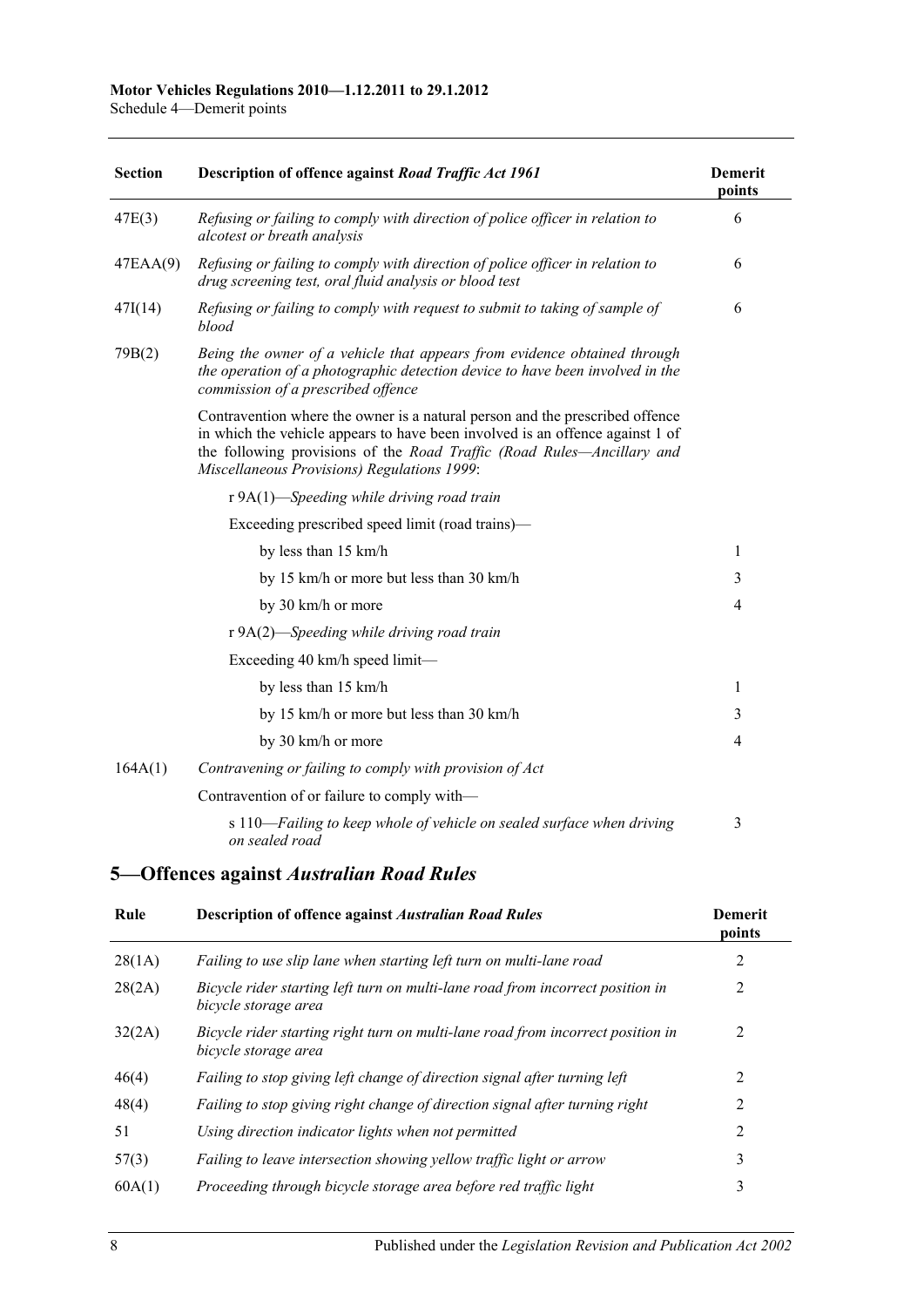| Section | Description of offence against *Road Traffic Act 1961* | Demerit points |
|---|---|---|
| 47E(3) | *Refusing or failing to comply with direction of police officer in relation to alcotest or breath analysis* | 6 |
| 47EAA(9) | *Refusing or failing to comply with direction of police officer in relation to drug screening test, oral fluid analysis or blood test* | 6 |
| 47I(14) | *Refusing or failing to comply with request to submit to taking of sample of blood* | 6 |
| 79B(2) | *Being the owner of a vehicle that appears from evidence obtained through the operation of a photographic detection device to have been involved in the commission of a prescribed offence* | |
| | Contravention where the owner is a natural person and the prescribed offence in which the vehicle appears to have been involved is an offence against 1 of the following provisions of the *Road Traffic (Road Rules—Ancillary and Miscellaneous Provisions) Regulations 1999*: | |
| | r 9A(1)—*Speeding while driving road train* | |
| | Exceeding prescribed speed limit (road trains)— | |
| | by less than 15 km/h | 1 |
| | by 15 km/h or more but less than 30 km/h | 3 |
| | by 30 km/h or more | 4 |
| | r 9A(2)—*Speeding while driving road train* | |
| | Exceeding 40 km/h speed limit— | |
| | by less than 15 km/h | 1 |
| | by 15 km/h or more but less than 30 km/h | 3 |
| | by 30 km/h or more | 4 |
| 164A(1) | *Contravening or failing to comply with provision of Act* | |
| | Contravention of or failure to comply with— | |
| | s 110—*Failing to keep whole of vehicle on sealed surface when driving on sealed road* | 3 |

## 5—Offences against *Australian Road Rules*

| Rule | Description of offence against *Australian Road Rules* | Demerit points |
|---|---|---|
| 28(1A) | *Failing to use slip lane when starting left turn on multi-lane road* | 2 |
| 28(2A) | *Bicycle rider starting left turn on multi-lane road from incorrect position in bicycle storage area* | 2 |
| 32(2A) | *Bicycle rider starting right turn on multi-lane road from incorrect position in bicycle storage area* | 2 |
| 46(4) | *Failing to stop giving left change of direction signal after turning left* | 2 |
| 48(4) | *Failing to stop giving right change of direction signal after turning right* | 2 |
| 51 | *Using direction indicator lights when not permitted* | 2 |
| 57(3) | *Failing to leave intersection showing yellow traffic light or arrow* | 3 |
| 60A(1) | *Proceeding through bicycle storage area before red traffic light* | 3 |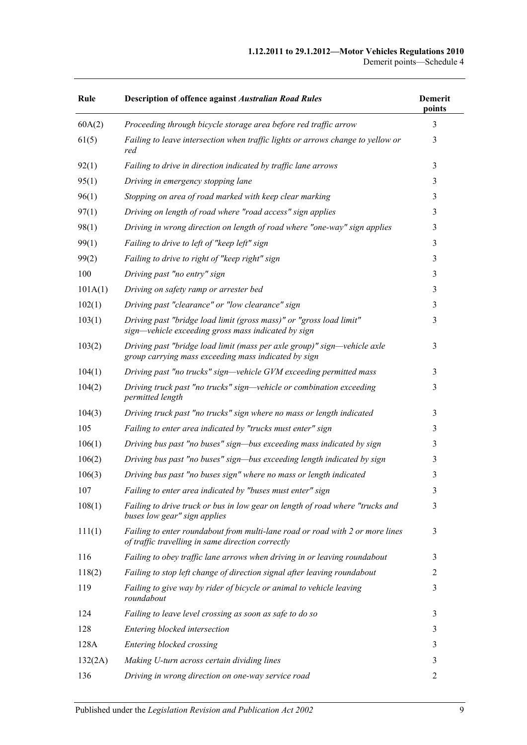| Rule | Description of offence against *Australian Road Rules* | Demerit points |
|---|---|---|
| 60A(2) | *Proceeding through bicycle storage area before red traffic arrow* | 3 |
| 61(5) | *Failing to leave intersection when traffic lights or arrows change to yellow or red* | 3 |
| 92(1) | *Failing to drive in direction indicated by traffic lane arrows* | 3 |
| 95(1) | *Driving in emergency stopping lane* | 3 |
| 96(1) | *Stopping on area of road marked with keep clear marking* | 3 |
| 97(1) | *Driving on length of road where "road access" sign applies* | 3 |
| 98(1) | *Driving in wrong direction on length of road where "one-way" sign applies* | 3 |
| 99(1) | *Failing to drive to left of "keep left" sign* | 3 |
| 99(2) | *Failing to drive to right of "keep right" sign* | 3 |
| 100 | *Driving past "no entry" sign* | 3 |
| 101A(1) | *Driving on safety ramp or arrester bed* | 3 |
| 102(1) | *Driving past "clearance" or "low clearance" sign* | 3 |
| 103(1) | *Driving past "bridge load limit (gross mass)" or "gross load limit" sign—vehicle exceeding gross mass indicated by sign* | 3 |
| 103(2) | *Driving past "bridge load limit (mass per axle group)" sign—vehicle axle group carrying mass exceeding mass indicated by sign* | 3 |
| 104(1) | *Driving past "no trucks" sign—vehicle GVM exceeding permitted mass* | 3 |
| 104(2) | *Driving truck past "no trucks" sign—vehicle or combination exceeding permitted length* | 3 |
| 104(3) | *Driving truck past "no trucks" sign where no mass or length indicated* | 3 |
| 105 | *Failing to enter area indicated by "trucks must enter" sign* | 3 |
| 106(1) | *Driving bus past "no buses" sign—bus exceeding mass indicated by sign* | 3 |
| 106(2) | *Driving bus past "no buses" sign—bus exceeding length indicated by sign* | 3 |
| 106(3) | *Driving bus past "no buses sign" where no mass or length indicated* | 3 |
| 107 | *Failing to enter area indicated by "buses must enter" sign* | 3 |
| 108(1) | *Failing to drive truck or bus in low gear on length of road where "trucks and buses low gear" sign applies* | 3 |
| 111(1) | *Failing to enter roundabout from multi-lane road or road with 2 or more lines of traffic travelling in same direction correctly* | 3 |
| 116 | *Failing to obey traffic lane arrows when driving in or leaving roundabout* | 3 |
| 118(2) | *Failing to stop left change of direction signal after leaving roundabout* | 2 |
| 119 | *Failing to give way by rider of bicycle or animal to vehicle leaving roundabout* | 3 |
| 124 | *Failing to leave level crossing as soon as safe to do so* | 3 |
| 128 | *Entering blocked intersection* | 3 |
| 128A | *Entering blocked crossing* | 3 |
| 132(2A) | *Making U-turn across certain dividing lines* | 3 |
| 136 | *Driving in wrong direction on one-way service road* | 2 |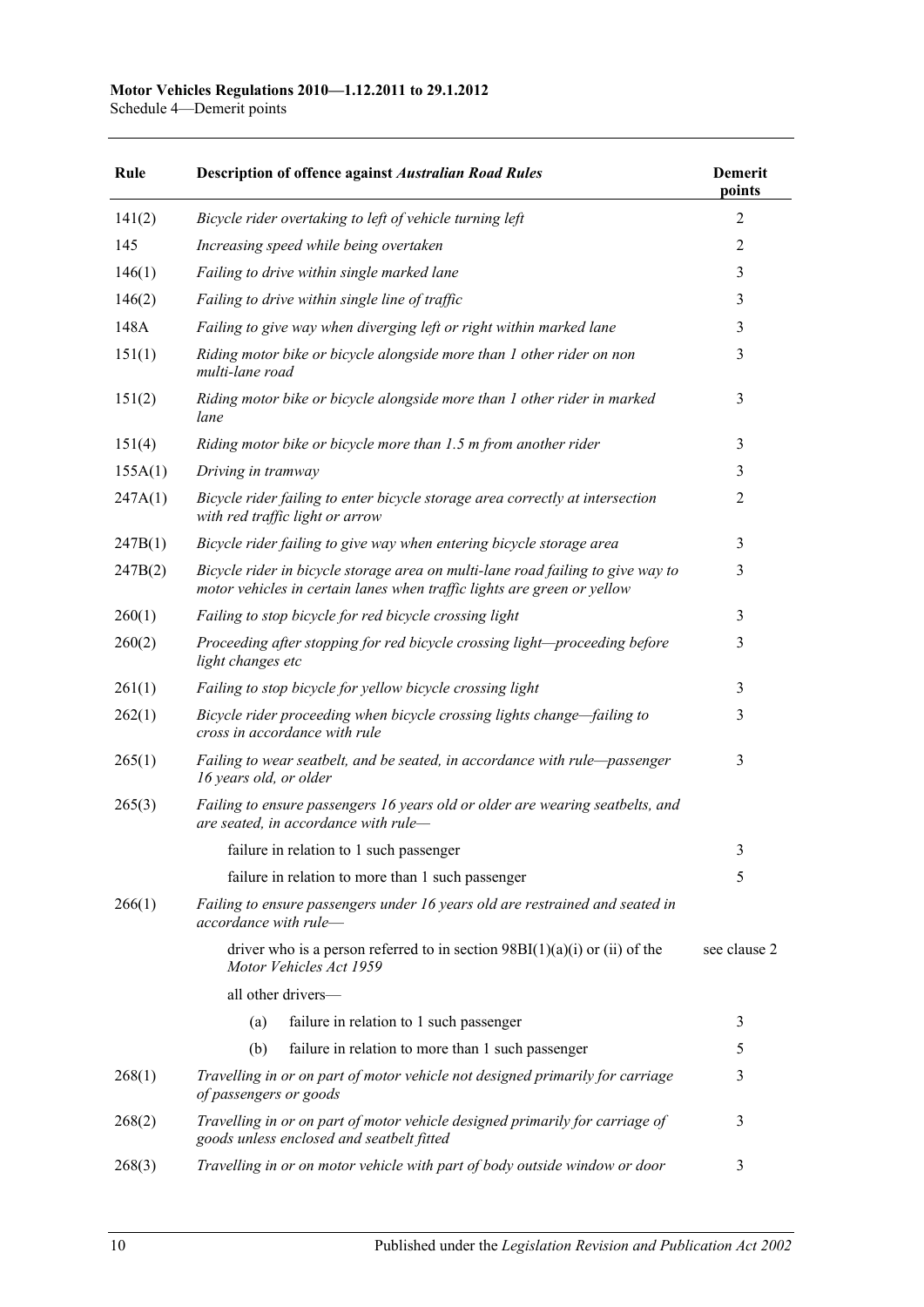| Rule | Description of offence against *Australian Road Rules* | Demerit points |
|---|---|---|
| 141(2) | *Bicycle rider overtaking to left of vehicle turning left* | 2 |
| 145 | *Increasing speed while being overtaken* | 2 |
| 146(1) | *Failing to drive within single marked lane* | 3 |
| 146(2) | *Failing to drive within single line of traffic* | 3 |
| 148A | *Failing to give way when diverging left or right within marked lane* | 3 |
| 151(1) | *Riding motor bike or bicycle alongside more than 1 other rider on non multi-lane road* | 3 |
| 151(2) | *Riding motor bike or bicycle alongside more than 1 other rider in marked lane* | 3 |
| 151(4) | *Riding motor bike or bicycle more than 1.5 m from another rider* | 3 |
| 155A(1) | *Driving in tramway* | 3 |
| 247A(1) | *Bicycle rider failing to enter bicycle storage area correctly at intersection with red traffic light or arrow* | 2 |
| 247B(1) | *Bicycle rider failing to give way when entering bicycle storage area* | 3 |
| 247B(2) | *Bicycle rider in bicycle storage area on multi-lane road failing to give way to motor vehicles in certain lanes when traffic lights are green or yellow* | 3 |
| 260(1) | *Failing to stop bicycle for red bicycle crossing light* | 3 |
| 260(2) | *Proceeding after stopping for red bicycle crossing light—proceeding before light changes etc* | 3 |
| 261(1) | *Failing to stop bicycle for yellow bicycle crossing light* | 3 |
| 262(1) | *Bicycle rider proceeding when bicycle crossing lights change—failing to cross in accordance with rule* | 3 |
| 265(1) | *Failing to wear seatbelt, and be seated, in accordance with rule—passenger 16 years old, or older* | 3 |
| 265(3) | *Failing to ensure passengers 16 years old or older are wearing seatbelts, and are seated, in accordance with rule—* | |
| | failure in relation to 1 such passenger | 3 |
| | failure in relation to more than 1 such passenger | 5 |
| 266(1) | *Failing to ensure passengers under 16 years old are restrained and seated in accordance with rule—* | |
| | driver who is a person referred to in section 98BI(1)(a)(i) or (ii) of the *Motor Vehicles Act 1959* | see clause 2 |
| | all other drivers— | |
| | (a) failure in relation to 1 such passenger | 3 |
| | (b) failure in relation to more than 1 such passenger | 5 |
| 268(1) | *Travelling in or on part of motor vehicle not designed primarily for carriage of passengers or goods* | 3 |
| 268(2) | *Travelling in or on part of motor vehicle designed primarily for carriage of goods unless enclosed and seatbelt fitted* | 3 |
| 268(3) | *Travelling in or on motor vehicle with part of body outside window or door* | 3 |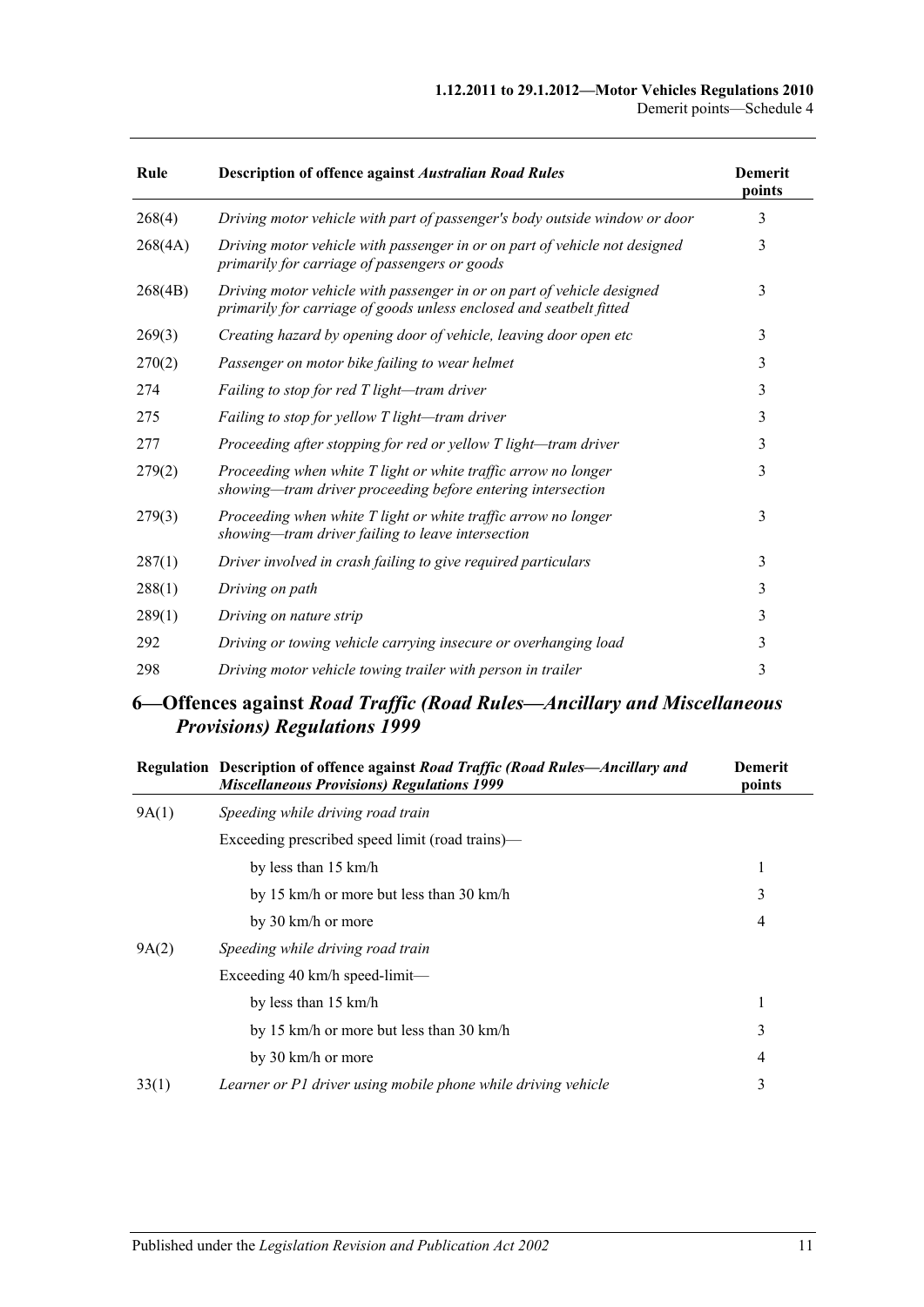| Rule | Description of offence against *Australian Road Rules* | Demerit points |
|---|---|---|
| 268(4) | *Driving motor vehicle with part of passenger's body outside window or door* | 3 |
| 268(4A) | *Driving motor vehicle with passenger in or on part of vehicle not designed primarily for carriage of passengers or goods* | 3 |
| 268(4B) | *Driving motor vehicle with passenger in or on part of vehicle designed primarily for carriage of goods unless enclosed and seatbelt fitted* | 3 |
| 269(3) | *Creating hazard by opening door of vehicle, leaving door open etc* | 3 |
| 270(2) | *Passenger on motor bike failing to wear helmet* | 3 |
| 274 | *Failing to stop for red T light—tram driver* | 3 |
| 275 | *Failing to stop for yellow T light—tram driver* | 3 |
| 277 | *Proceeding after stopping for red or yellow T light—tram driver* | 3 |
| 279(2) | *Proceeding when white T light or white traffic arrow no longer showing—tram driver proceeding before entering intersection* | 3 |
| 279(3) | *Proceeding when white T light or white traffic arrow no longer showing—tram driver failing to leave intersection* | 3 |
| 287(1) | *Driver involved in crash failing to give required particulars* | 3 |
| 288(1) | *Driving on path* | 3 |
| 289(1) | *Driving on nature strip* | 3 |
| 292 | *Driving or towing vehicle carrying insecure or overhanging load* | 3 |
| 298 | *Driving motor vehicle towing trailer with person in trailer* | 3 |

## 6—Offences against *Road Traffic (Road Rules—Ancillary and Miscellaneous Provisions) Regulations 1999*

| Regulation | Description of offence against *Road Traffic (Road Rules—Ancillary and Miscellaneous Provisions) Regulations 1999* | Demerit points |
|---|---|---|
| 9A(1) | *Speeding while driving road train* | |
| | Exceeding prescribed speed limit (road trains)— | |
| | by less than 15 km/h | 1 |
| | by 15 km/h or more but less than 30 km/h | 3 |
| | by 30 km/h or more | 4 |
| 9A(2) | *Speeding while driving road train* | |
| | Exceeding 40 km/h speed-limit— | |
| | by less than 15 km/h | 1 |
| | by 15 km/h or more but less than 30 km/h | 3 |
| | by 30 km/h or more | 4 |
| 33(1) | *Learner or P1 driver using mobile phone while driving vehicle* | 3 |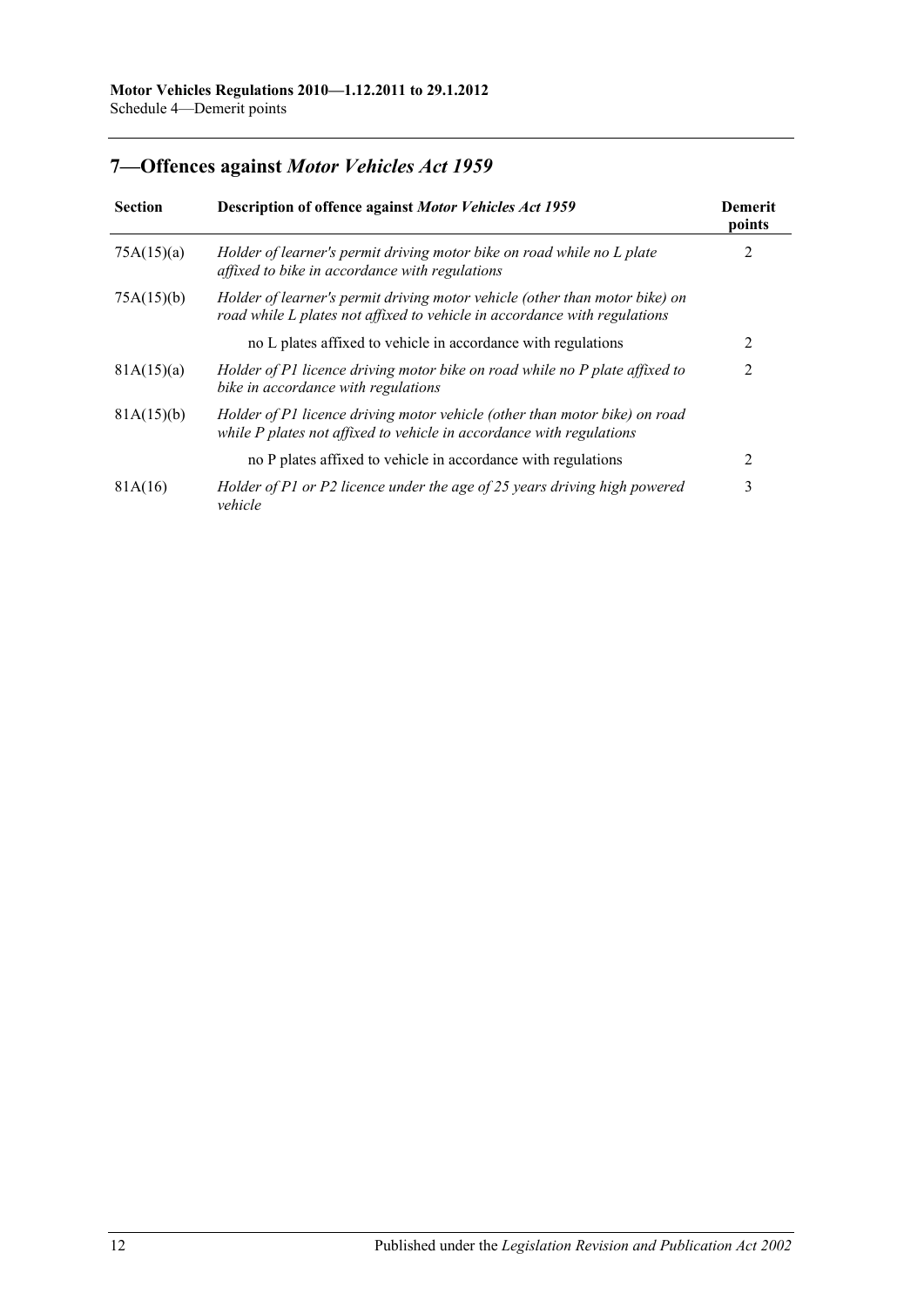## 7—Offences against *Motor Vehicles Act 1959*

| Section | Description of offence against *Motor Vehicles Act 1959* | Demerit points |
|---|---|---|
| 75A(15)(a) | *Holder of learner's permit driving motor bike on road while no L plate affixed to bike in accordance with regulations* | 2 |
| 75A(15)(b) | *Holder of learner's permit driving motor vehicle (other than motor bike) on road while L plates not affixed to vehicle in accordance with regulations* | |
| | no L plates affixed to vehicle in accordance with regulations | 2 |
| 81A(15)(a) | *Holder of P1 licence driving motor bike on road while no P plate affixed to bike in accordance with regulations* | 2 |
| 81A(15)(b) | *Holder of P1 licence driving motor vehicle (other than motor bike) on road while P plates not affixed to vehicle in accordance with regulations* | |
| | no P plates affixed to vehicle in accordance with regulations | 2 |
| 81A(16) | *Holder of P1 or P2 licence under the age of 25 years driving high powered vehicle* | 3 |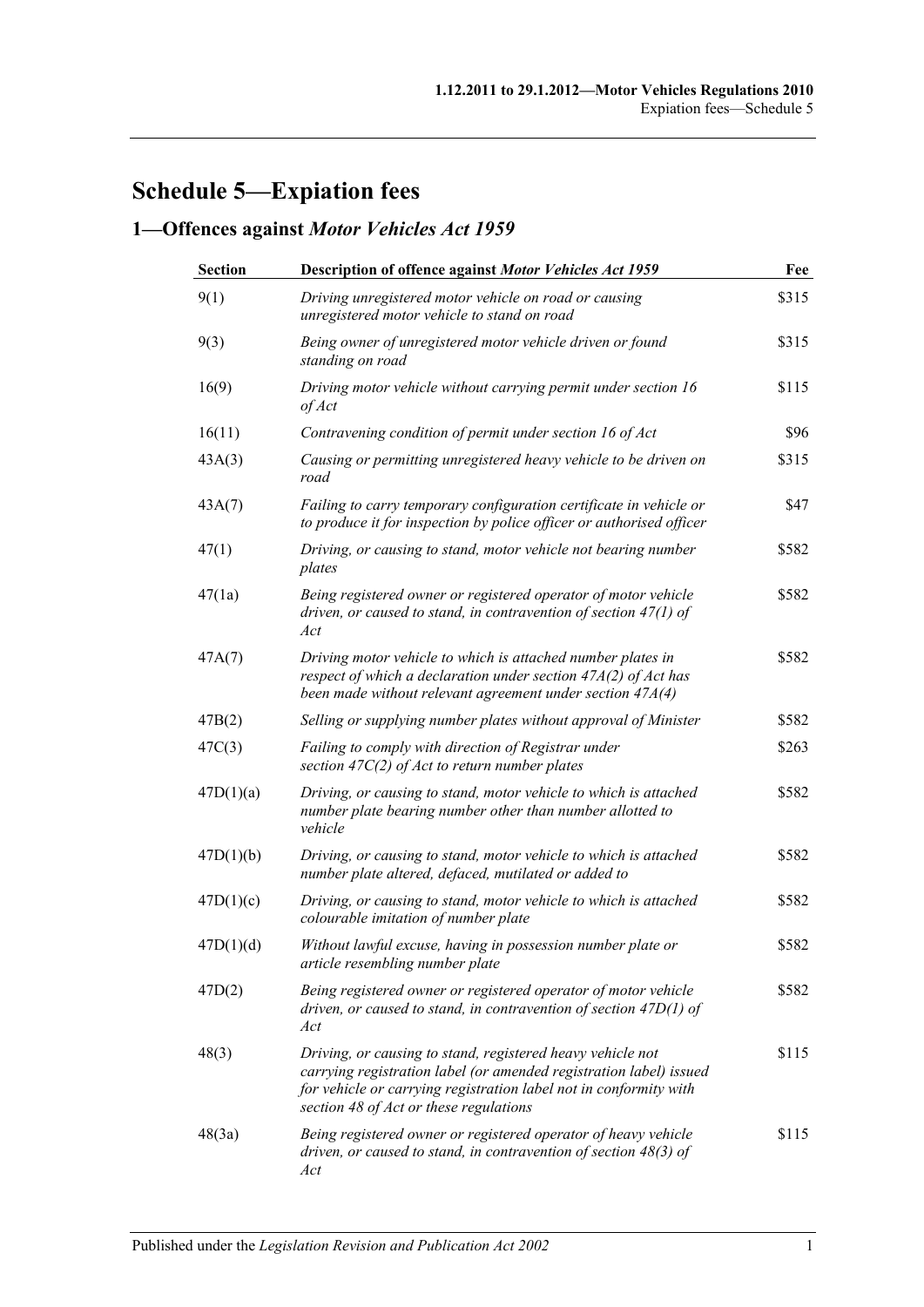# Schedule 5—Expiation fees

## 1—Offences against *Motor Vehicles Act 1959*

| Section | Description of offence against *Motor Vehicles Act 1959* | Fee |
|---|---|---|
| 9(1) | *Driving unregistered motor vehicle on road or causing unregistered motor vehicle to stand on road* | $315 |
| 9(3) | *Being owner of unregistered motor vehicle driven or found standing on road* | $315 |
| 16(9) | *Driving motor vehicle without carrying permit under section 16 of Act* | $115 |
| 16(11) | *Contravening condition of permit under section 16 of Act* | $96 |
| 43A(3) | *Causing or permitting unregistered heavy vehicle to be driven on road* | $315 |
| 43A(7) | *Failing to carry temporary configuration certificate in vehicle or to produce it for inspection by police officer or authorised officer* | $47 |
| 47(1) | *Driving, or causing to stand, motor vehicle not bearing number plates* | $582 |
| 47(1a) | *Being registered owner or registered operator of motor vehicle driven, or caused to stand, in contravention of section 47(1) of Act* | $582 |
| 47A(7) | *Driving motor vehicle to which is attached number plates in respect of which a declaration under section 47A(2) of Act has been made without relevant agreement under section 47A(4)* | $582 |
| 47B(2) | *Selling or supplying number plates without approval of Minister* | $582 |
| 47C(3) | *Failing to comply with direction of Registrar under section 47C(2) of Act to return number plates* | $263 |
| 47D(1)(a) | *Driving, or causing to stand, motor vehicle to which is attached number plate bearing number other than number allotted to vehicle* | $582 |
| 47D(1)(b) | *Driving, or causing to stand, motor vehicle to which is attached number plate altered, defaced, mutilated or added to* | $582 |
| 47D(1)(c) | *Driving, or causing to stand, motor vehicle to which is attached colourable imitation of number plate* | $582 |
| 47D(1)(d) | *Without lawful excuse, having in possession number plate or article resembling number plate* | $582 |
| 47D(2) | *Being registered owner or registered operator of motor vehicle driven, or caused to stand, in contravention of section 47D(1) of Act* | $582 |
| 48(3) | *Driving, or causing to stand, registered heavy vehicle not carrying registration label (or amended registration label) issued for vehicle or carrying registration label not in conformity with section 48 of Act or these regulations* | $115 |
| 48(3a) | *Being registered owner or registered operator of heavy vehicle driven, or caused to stand, in contravention of section 48(3) of Act* | $115 |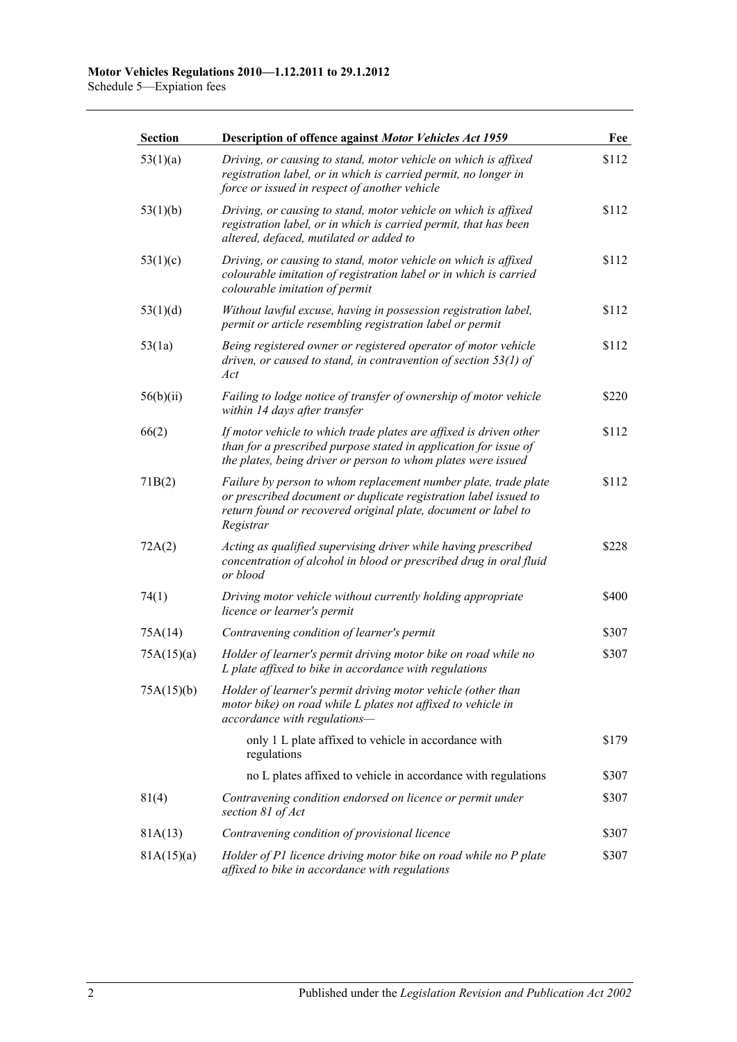| Section | Description of offence against *Motor Vehicles Act 1959* | Fee |
|---|---|---|
| 53(1)(a) | *Driving, or causing to stand, motor vehicle on which is affixed registration label, or in which is carried permit, no longer in force or issued in respect of another vehicle* | $112 |
| 53(1)(b) | *Driving, or causing to stand, motor vehicle on which is affixed registration label, or in which is carried permit, that has been altered, defaced, mutilated or added to* | $112 |
| 53(1)(c) | *Driving, or causing to stand, motor vehicle on which is affixed colourable imitation of registration label or in which is carried colourable imitation of permit* | $112 |
| 53(1)(d) | *Without lawful excuse, having in possession registration label, permit or article resembling registration label or permit* | $112 |
| 53(1a) | *Being registered owner or registered operator of motor vehicle driven, or caused to stand, in contravention of section 53(1) of Act* | $112 |
| 56(b)(ii) | *Failing to lodge notice of transfer of ownership of motor vehicle within 14 days after transfer* | $220 |
| 66(2) | *If motor vehicle to which trade plates are affixed is driven other than for a prescribed purpose stated in application for issue of the plates, being driver or person to whom plates were issued* | $112 |
| 71B(2) | *Failure by person to whom replacement number plate, trade plate or prescribed document or duplicate registration label issued to return found or recovered original plate, document or label to Registrar* | $112 |
| 72A(2) | *Acting as qualified supervising driver while having prescribed concentration of alcohol in blood or prescribed drug in oral fluid or blood* | $228 |
| 74(1) | *Driving motor vehicle without currently holding appropriate licence or learner's permit* | $400 |
| 75A(14) | *Contravening condition of learner's permit* | $307 |
| 75A(15)(a) | *Holder of learner's permit driving motor bike on road while no L plate affixed to bike in accordance with regulations* | $307 |
| 75A(15)(b) | *Holder of learner's permit driving motor vehicle (other than motor bike) on road while L plates not affixed to vehicle in accordance with regulations—* | |
| | only 1 L plate affixed to vehicle in accordance with regulations | $179 |
| | no L plates affixed to vehicle in accordance with regulations | $307 |
| 81(4) | *Contravening condition endorsed on licence or permit under section 81 of Act* | $307 |
| 81A(13) | *Contravening condition of provisional licence* | $307 |
| 81A(15)(a) | *Holder of P1 licence driving motor bike on road while no P plate affixed to bike in accordance with regulations* | $307 |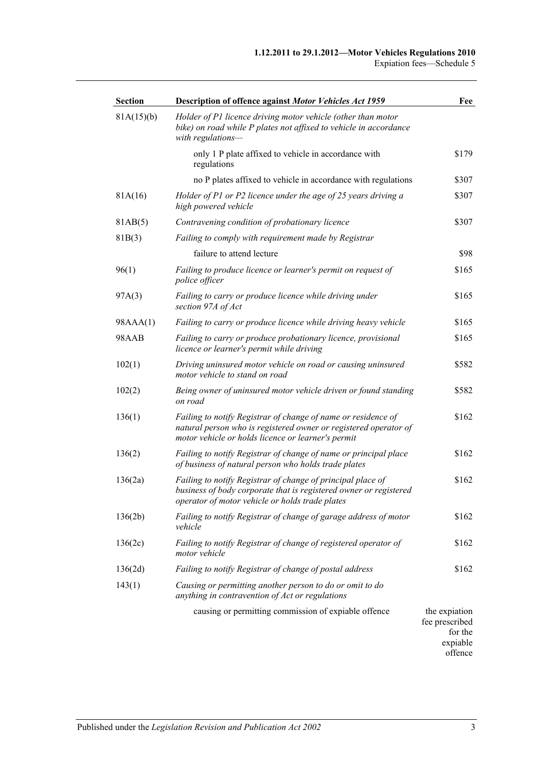| Section | Description of offence against *Motor Vehicles Act 1959* | Fee |
|---|---|---|
| 81A(15)(b) | *Holder of P1 licence driving motor vehicle (other than motor bike) on road while P plates not affixed to vehicle in accordance with regulations—* | |
| | only 1 P plate affixed to vehicle in accordance with regulations | \$179 |
| | no P plates affixed to vehicle in accordance with regulations | \$307 |
| 81A(16) | *Holder of P1 or P2 licence under the age of 25 years driving a high powered vehicle* | \$307 |
| 81AB(5) | *Contravening condition of probationary licence* | \$307 |
| 81B(3) | *Failing to comply with requirement made by Registrar* | |
| | failure to attend lecture | \$98 |
| 96(1) | *Failing to produce licence or learner's permit on request of police officer* | \$165 |
| 97A(3) | *Failing to carry or produce licence while driving under section 97A of Act* | \$165 |
| 98AAA(1) | *Failing to carry or produce licence while driving heavy vehicle* | \$165 |
| 98AAB | *Failing to carry or produce probationary licence, provisional licence or learner's permit while driving* | \$165 |
| 102(1) | *Driving uninsured motor vehicle on road or causing uninsured motor vehicle to stand on road* | \$582 |
| 102(2) | *Being owner of uninsured motor vehicle driven or found standing on road* | \$582 |
| 136(1) | *Failing to notify Registrar of change of name or residence of natural person who is registered owner or registered operator of motor vehicle or holds licence or learner's permit* | \$162 |
| 136(2) | *Failing to notify Registrar of change of name or principal place of business of natural person who holds trade plates* | \$162 |
| 136(2a) | *Failing to notify Registrar of change of principal place of business of body corporate that is registered owner or registered operator of motor vehicle or holds trade plates* | \$162 |
| 136(2b) | *Failing to notify Registrar of change of garage address of motor vehicle* | \$162 |
| 136(2c) | *Failing to notify Registrar of change of registered operator of motor vehicle* | \$162 |
| 136(2d) | *Failing to notify Registrar of change of postal address* | \$162 |
| 143(1) | *Causing or permitting another person to do or omit to do anything in contravention of Act or regulations* | |
| | causing or permitting commission of expiable offence | the expiation fee prescribed for the expiable offence |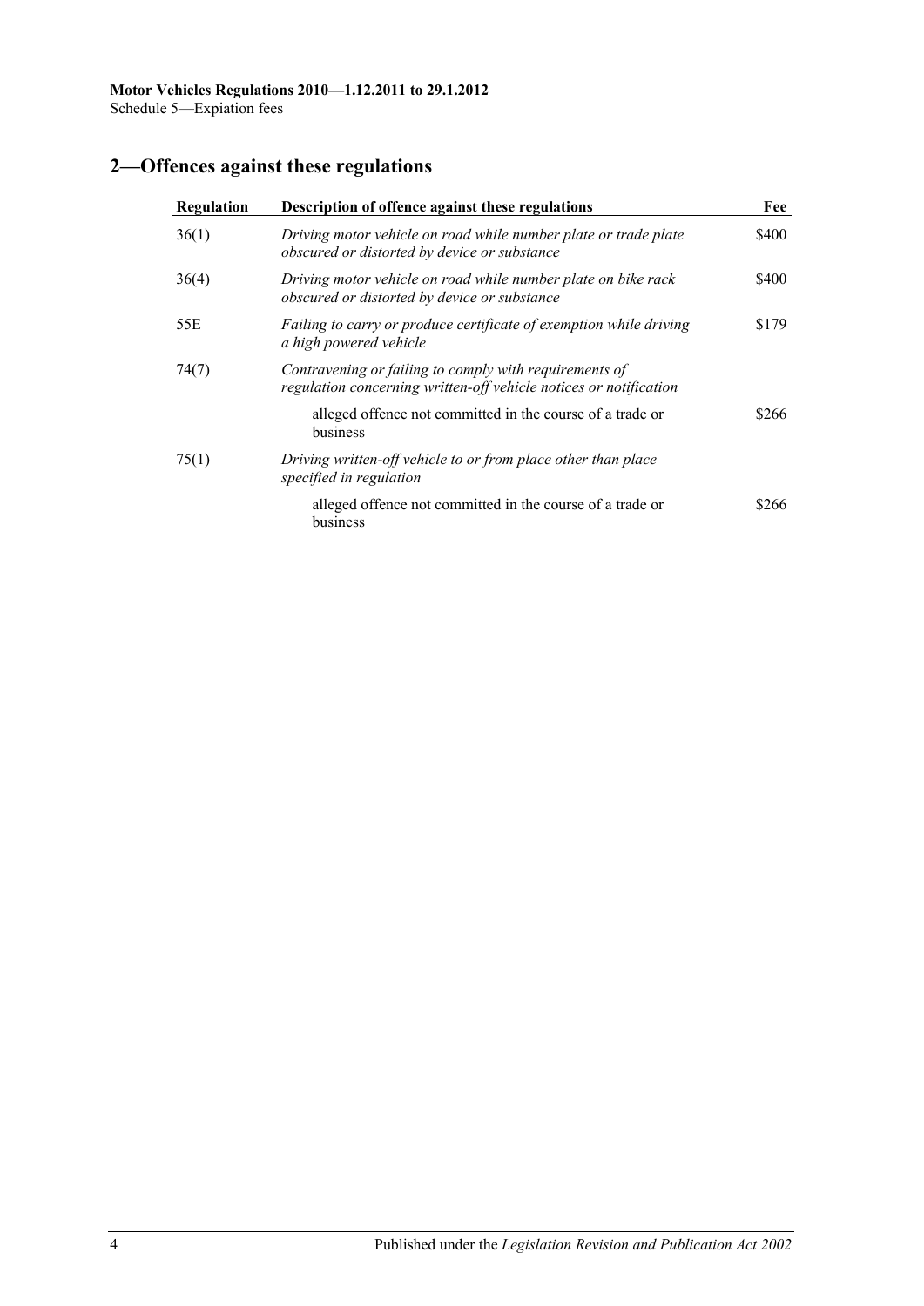## 2—Offences against these regulations

| Regulation | Description of offence against these regulations | Fee |
|---|---|---|
| 36(1) | *Driving motor vehicle on road while number plate or trade plate obscured or distorted by device or substance* | \$400 |
| 36(4) | *Driving motor vehicle on road while number plate on bike rack obscured or distorted by device or substance* | \$400 |
| 55E | *Failing to carry or produce certificate of exemption while driving a high powered vehicle* | \$179 |
| 74(7) | *Contravening or failing to comply with requirements of regulation concerning written-off vehicle notices or notification* | |
| | alleged offence not committed in the course of a trade or business | \$266 |
| 75(1) | *Driving written-off vehicle to or from place other than place specified in regulation* | |
| | alleged offence not committed in the course of a trade or business | \$266 |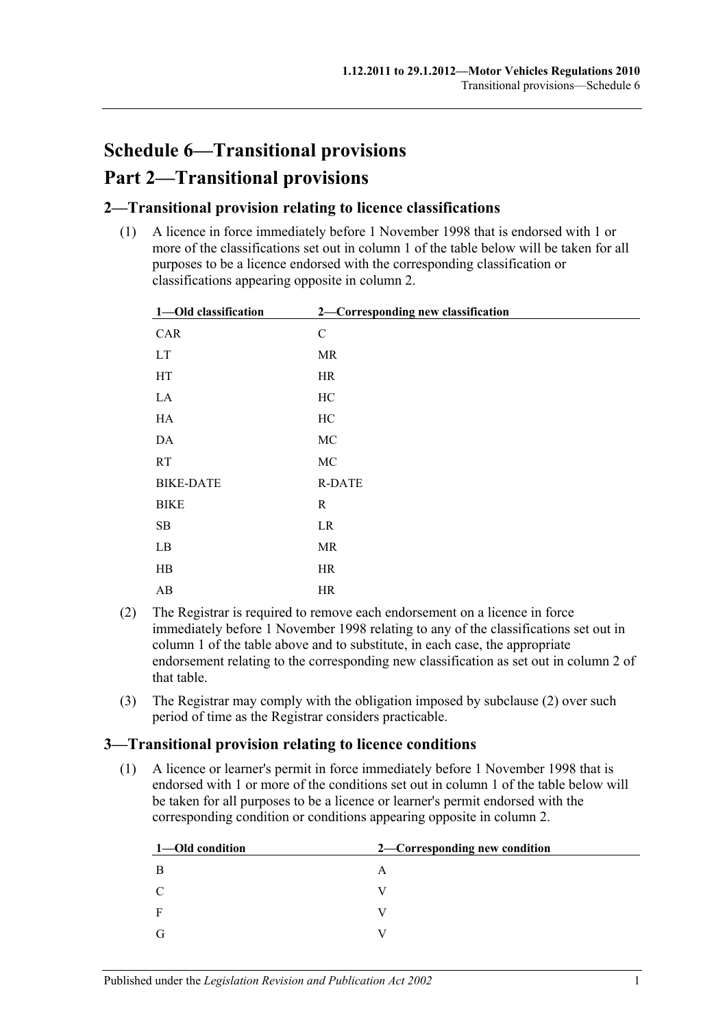# Schedule 6—Transitional provisions

## Part 2—Transitional provisions

### 2—Transitional provision relating to licence classifications

(1) A licence in force immediately before 1 November 1998 that is endorsed with 1 or more of the classifications set out in column 1 of the table below will be taken for all purposes to be a licence endorsed with the corresponding classification or classifications appearing opposite in column 2.

| 1—Old classification | 2—Corresponding new classification |
|---|---|
| CAR | C |
| LT | MR |
| HT | HR |
| LA | HC |
| HA | HC |
| DA | MC |
| RT | MC |
| BIKE-DATE | R-DATE |
| BIKE | R |
| SB | LR |
| LB | MR |
| HB | HR |
| AB | HR |

(2) The Registrar is required to remove each endorsement on a licence in force immediately before 1 November 1998 relating to any of the classifications set out in column 1 of the table above and to substitute, in each case, the appropriate endorsement relating to the corresponding new classification as set out in column 2 of that table.

(3) The Registrar may comply with the obligation imposed by subclause (2) over such period of time as the Registrar considers practicable.

### 3—Transitional provision relating to licence conditions

(1) A licence or learner's permit in force immediately before 1 November 1998 that is endorsed with 1 or more of the conditions set out in column 1 of the table below will be taken for all purposes to be a licence or learner's permit endorsed with the corresponding condition or conditions appearing opposite in column 2.

| 1—Old condition | 2—Corresponding new condition |
|---|---|
| B | A |
| C | V |
| F | V |
| G | V |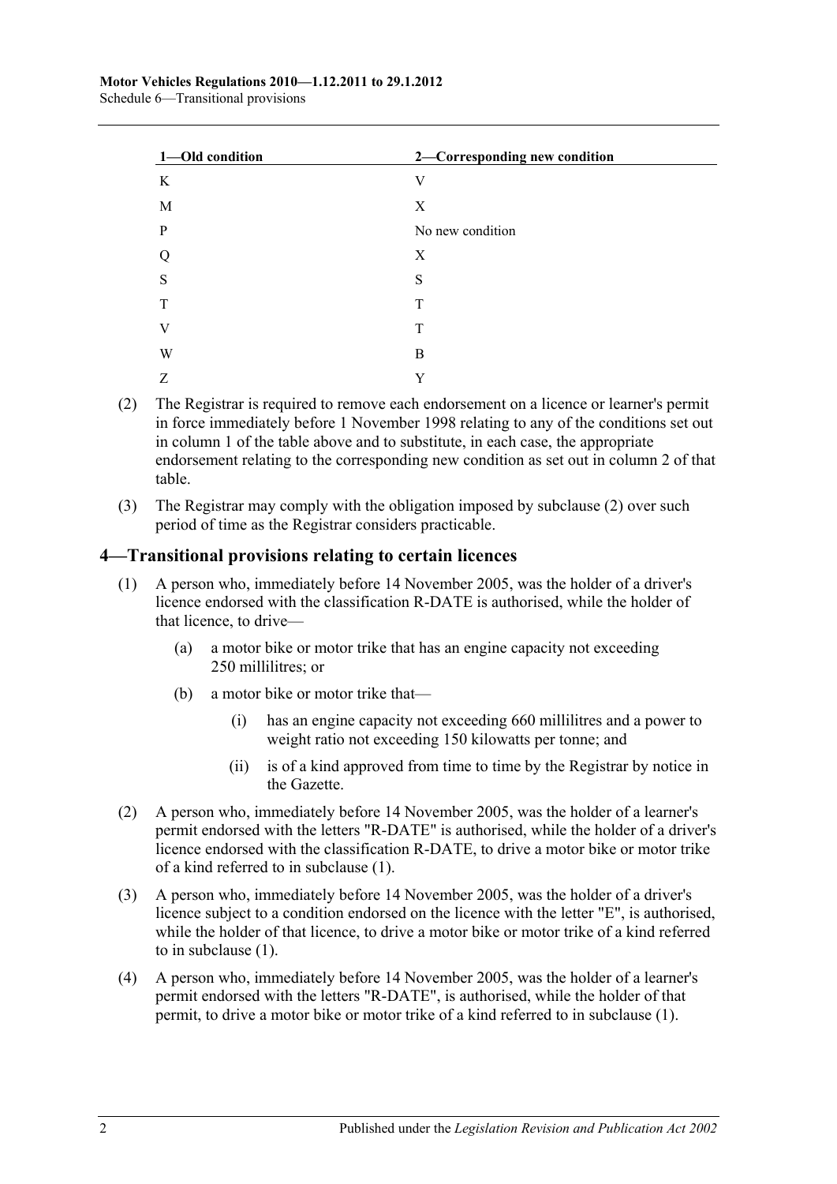| 1—Old condition | 2—Corresponding new condition |
| --- | --- |
| K | V |
| M | X |
| P | No new condition |
| Q | X |
| S | S |
| T | T |
| V | T |
| W | B |
| Z | Y |

(2) The Registrar is required to remove each endorsement on a licence or learner's permit in force immediately before 1 November 1998 relating to any of the conditions set out in column 1 of the table above and to substitute, in each case, the appropriate endorsement relating to the corresponding new condition as set out in column 2 of that table.

(3) The Registrar may comply with the obligation imposed by subclause (2) over such period of time as the Registrar considers practicable.

## 4—Transitional provisions relating to certain licences

(1) A person who, immediately before 14 November 2005, was the holder of a driver's licence endorsed with the classification R-DATE is authorised, while the holder of that licence, to drive—

(a) a motor bike or motor trike that has an engine capacity not exceeding 250 millilitres; or

(b) a motor bike or motor trike that—

(i) has an engine capacity not exceeding 660 millilitres and a power to weight ratio not exceeding 150 kilowatts per tonne; and

(ii) is of a kind approved from time to time by the Registrar by notice in the Gazette.

(2) A person who, immediately before 14 November 2005, was the holder of a learner's permit endorsed with the letters "R-DATE" is authorised, while the holder of a driver's licence endorsed with the classification R-DATE, to drive a motor bike or motor trike of a kind referred to in subclause (1).

(3) A person who, immediately before 14 November 2005, was the holder of a driver's licence subject to a condition endorsed on the licence with the letter "E", is authorised, while the holder of that licence, to drive a motor bike or motor trike of a kind referred to in subclause (1).

(4) A person who, immediately before 14 November 2005, was the holder of a learner's permit endorsed with the letters "R-DATE", is authorised, while the holder of that permit, to drive a motor bike or motor trike of a kind referred to in subclause (1).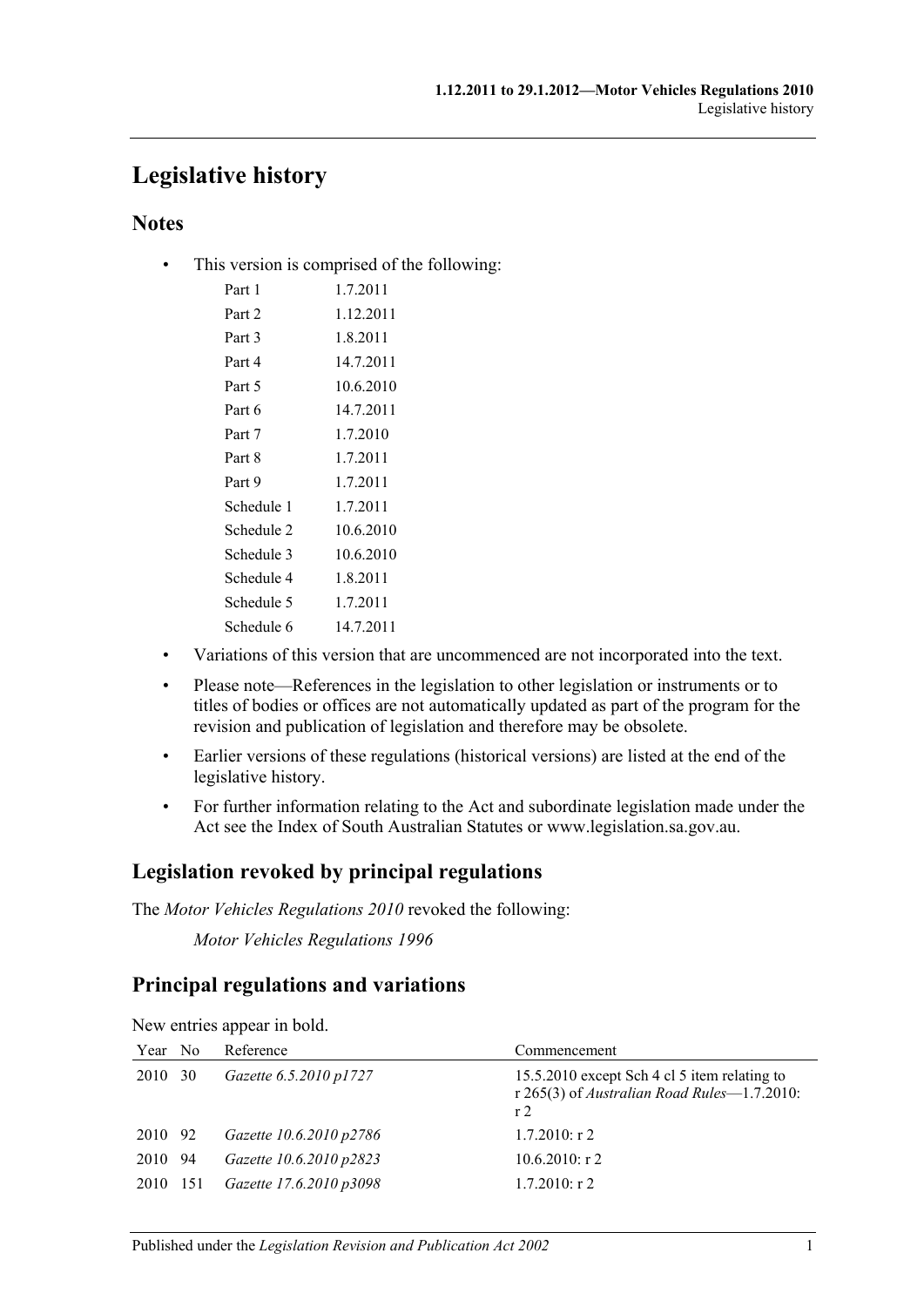# Legislative history

## Notes

- This version is comprised of the following:

| | |
|---|---|
| Part 1 | 1.7.2011 |
| Part 2 | 1.12.2011 |
| Part 3 | 1.8.2011 |
| Part 4 | 14.7.2011 |
| Part 5 | 10.6.2010 |
| Part 6 | 14.7.2011 |
| Part 7 | 1.7.2010 |
| Part 8 | 1.7.2011 |
| Part 9 | 1.7.2011 |
| Schedule 1 | 1.7.2011 |
| Schedule 2 | 10.6.2010 |
| Schedule 3 | 10.6.2010 |
| Schedule 4 | 1.8.2011 |
| Schedule 5 | 1.7.2011 |
| Schedule 6 | 14.7.2011 |

- Variations of this version that are uncommenced are not incorporated into the text.
- Please note—References in the legislation to other legislation or instruments or to titles of bodies or offices are not automatically updated as part of the program for the revision and publication of legislation and therefore may be obsolete.
- Earlier versions of these regulations (historical versions) are listed at the end of the legislative history.
- For further information relating to the Act and subordinate legislation made under the Act see the Index of South Australian Statutes or www.legislation.sa.gov.au.

## Legislation revoked by principal regulations

The *Motor Vehicles Regulations 2010* revoked the following:

*Motor Vehicles Regulations 1996*

## Principal regulations and variations

New entries appear in bold.

| Year | No | Reference | Commencement |
|---|---|---|---|
| 2010 | 30 | *Gazette 6.5.2010 p1727* | 15.5.2010 except Sch 4 cl 5 item relating to r 265(3) of *Australian Road Rules*—1.7.2010: r 2 |
| 2010 | 92 | *Gazette 10.6.2010 p2786* | 1.7.2010: r 2 |
| 2010 | 94 | *Gazette 10.6.2010 p2823* | 10.6.2010: r 2 |
| 2010 | 151 | *Gazette 17.6.2010 p3098* | 1.7.2010: r 2 |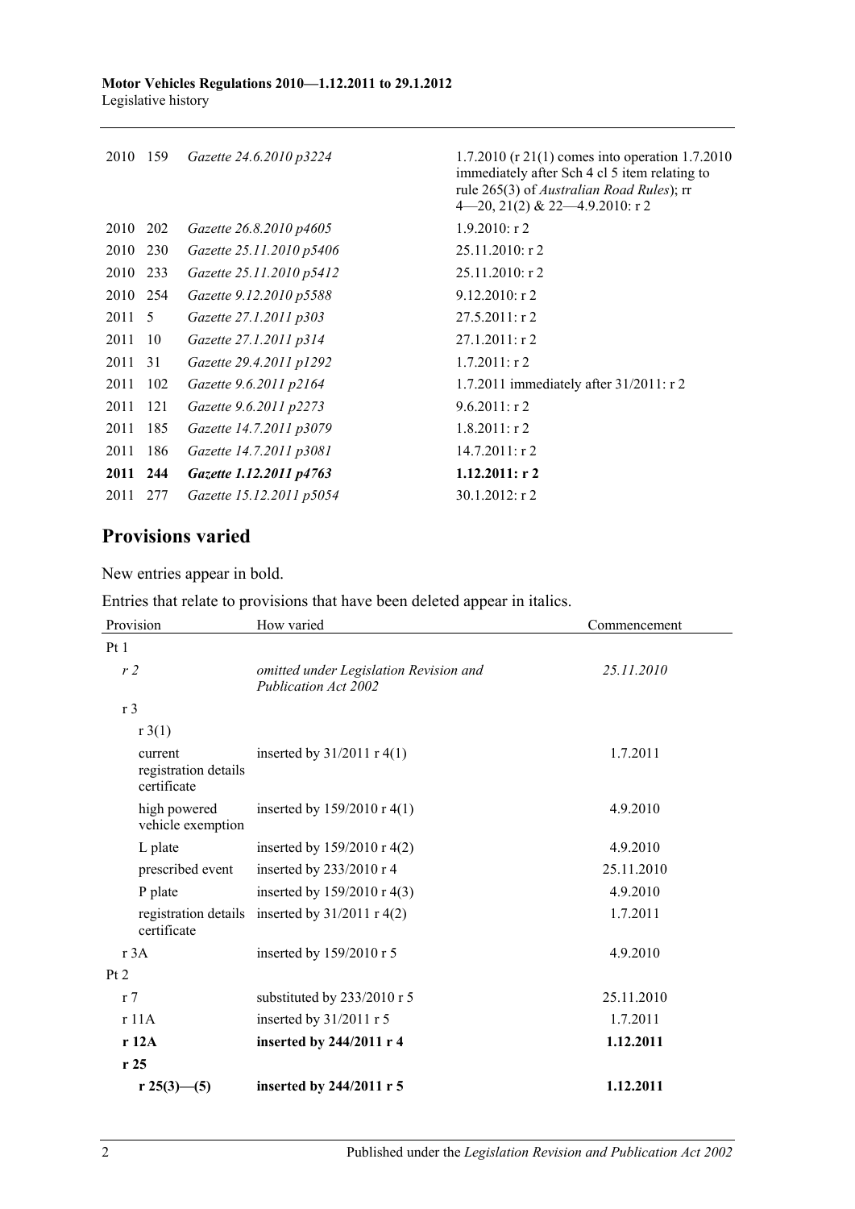| | | | |
|---|---|---|---|
| 2010 | 159 | *Gazette 24.6.2010 p3224* | 1.7.2010 (r 21(1) comes into operation 1.7.2010 immediately after Sch 4 cl 5 item relating to rule 265(3) of *Australian Road Rules*); rr 4—20, 21(2) & 22—4.9.2010: r 2 |
| 2010 | 202 | *Gazette 26.8.2010 p4605* | 1.9.2010: r 2 |
| 2010 | 230 | *Gazette 25.11.2010 p5406* | 25.11.2010: r 2 |
| 2010 | 233 | *Gazette 25.11.2010 p5412* | 25.11.2010: r 2 |
| 2010 | 254 | *Gazette 9.12.2010 p5588* | 9.12.2010: r 2 |
| 2011 | 5 | *Gazette 27.1.2011 p303* | 27.5.2011: r 2 |
| 2011 | 10 | *Gazette 27.1.2011 p314* | 27.1.2011: r 2 |
| 2011 | 31 | *Gazette 29.4.2011 p1292* | 1.7.2011: r 2 |
| 2011 | 102 | *Gazette 9.6.2011 p2164* | 1.7.2011 immediately after 31/2011: r 2 |
| 2011 | 121 | *Gazette 9.6.2011 p2273* | 9.6.2011: r 2 |
| 2011 | 185 | *Gazette 14.7.2011 p3079* | 1.8.2011: r 2 |
| 2011 | 186 | *Gazette 14.7.2011 p3081* | 14.7.2011: r 2 |
| **2011** | **244** | ***Gazette 1.12.2011 p4763*** | **1.12.2011: r 2** |
| 2011 | 277 | *Gazette 15.12.2011 p5054* | 30.1.2012: r 2 |

## Provisions varied

New entries appear in bold.

Entries that relate to provisions that have been deleted appear in italics.

| Provision | How varied | Commencement |
|---|---|---|
| Pt 1 | | |
| *r 2* | *omitted under Legislation Revision and Publication Act 2002* | *25.11.2010* |
| r 3 | | |
| r 3(1) | | |
| current registration details certificate | inserted by 31/2011 r 4(1) | 1.7.2011 |
| high powered vehicle exemption | inserted by 159/2010 r 4(1) | 4.9.2010 |
| L plate | inserted by 159/2010 r 4(2) | 4.9.2010 |
| prescribed event | inserted by 233/2010 r 4 | 25.11.2010 |
| P plate | inserted by 159/2010 r 4(3) | 4.9.2010 |
| registration details certificate | inserted by 31/2011 r 4(2) | 1.7.2011 |
| r 3A | inserted by 159/2010 r 5 | 4.9.2010 |
| Pt 2 | | |
| r 7 | substituted by 233/2010 r 5 | 25.11.2010 |
| r 11A | inserted by 31/2011 r 5 | 1.7.2011 |
| **r 12A** | **inserted by 244/2011 r 4** | **1.12.2011** |
| **r 25** | | |
| **r 25(3)—(5)** | **inserted by 244/2011 r 5** | **1.12.2011** |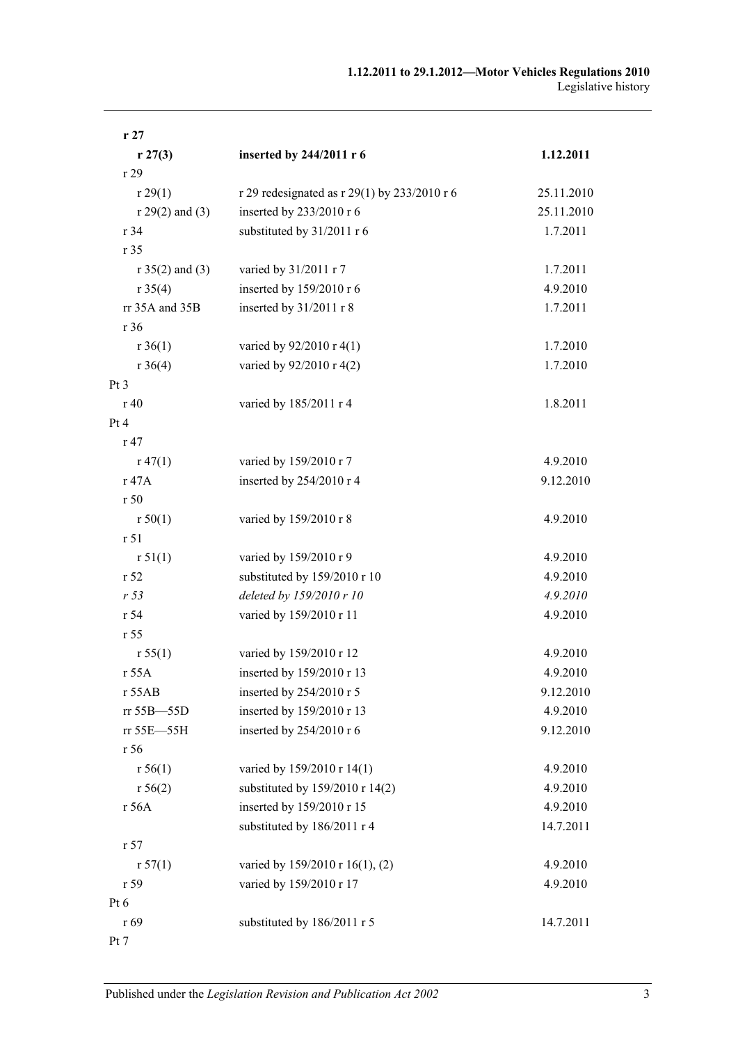| | | |
|---|---|---|
| **r 27** | | |
| **r 27(3)** | **inserted by 244/2011 r 6** | **1.12.2011** |
| r 29 | | |
| r 29(1) | r 29 redesignated as r 29(1) by 233/2010 r 6 | 25.11.2010 |
| r 29(2) and (3) | inserted by 233/2010 r 6 | 25.11.2010 |
| r 34 | substituted by 31/2011 r 6 | 1.7.2011 |
| r 35 | | |
| r 35(2) and (3) | varied by 31/2011 r 7 | 1.7.2011 |
| r 35(4) | inserted by 159/2010 r 6 | 4.9.2010 |
| rr 35A and 35B | inserted by 31/2011 r 8 | 1.7.2011 |
| r 36 | | |
| r 36(1) | varied by 92/2010 r 4(1) | 1.7.2010 |
| r 36(4) | varied by 92/2010 r 4(2) | 1.7.2010 |
| Pt 3 | | |
| r 40 | varied by 185/2011 r 4 | 1.8.2011 |
| Pt 4 | | |
| r 47 | | |
| r 47(1) | varied by 159/2010 r 7 | 4.9.2010 |
| r 47A | inserted by 254/2010 r 4 | 9.12.2010 |
| r 50 | | |
| r 50(1) | varied by 159/2010 r 8 | 4.9.2010 |
| r 51 | | |
| r 51(1) | varied by 159/2010 r 9 | 4.9.2010 |
| r 52 | substituted by 159/2010 r 10 | 4.9.2010 |
| *r 53* | *deleted by 159/2010 r 10* | *4.9.2010* |
| r 54 | varied by 159/2010 r 11 | 4.9.2010 |
| r 55 | | |
| r 55(1) | varied by 159/2010 r 12 | 4.9.2010 |
| r 55A | inserted by 159/2010 r 13 | 4.9.2010 |
| r 55AB | inserted by 254/2010 r 5 | 9.12.2010 |
| rr 55B—55D | inserted by 159/2010 r 13 | 4.9.2010 |
| rr 55E—55H | inserted by 254/2010 r 6 | 9.12.2010 |
| r 56 | | |
| r 56(1) | varied by 159/2010 r 14(1) | 4.9.2010 |
| r 56(2) | substituted by 159/2010 r 14(2) | 4.9.2010 |
| r 56A | inserted by 159/2010 r 15 | 4.9.2010 |
| | substituted by 186/2011 r 4 | 14.7.2011 |
| r 57 | | |
| r 57(1) | varied by 159/2010 r 16(1), (2) | 4.9.2010 |
| r 59 | varied by 159/2010 r 17 | 4.9.2010 |
| Pt 6 | | |
| r 69 | substituted by 186/2011 r 5 | 14.7.2011 |
| Pt 7 | | |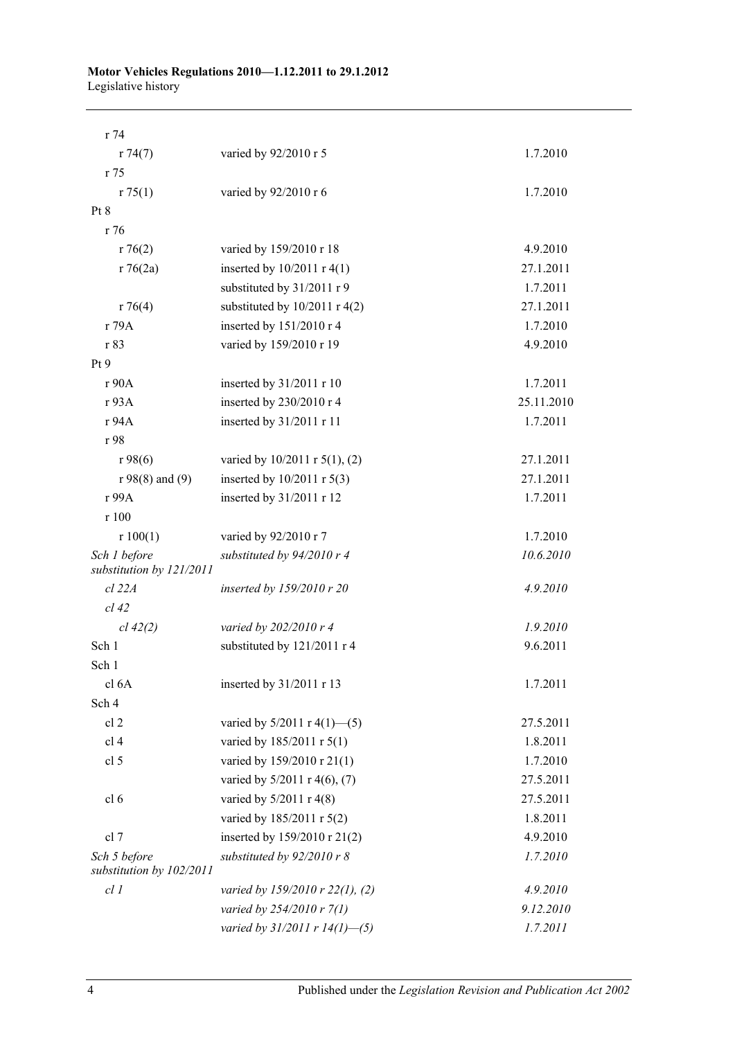| | | |
|---|---|---|
| r 74 | | |
| r 74(7) | varied by 92/2010 r 5 | 1.7.2010 |
| r 75 | | |
| r 75(1) | varied by 92/2010 r 6 | 1.7.2010 |
| Pt 8 | | |
| r 76 | | |
| r 76(2) | varied by 159/2010 r 18 | 4.9.2010 |
| r 76(2a) | inserted by 10/2011 r 4(1) | 27.1.2011 |
| | substituted by 31/2011 r 9 | 1.7.2011 |
| r 76(4) | substituted by 10/2011 r 4(2) | 27.1.2011 |
| r 79A | inserted by 151/2010 r 4 | 1.7.2010 |
| r 83 | varied by 159/2010 r 19 | 4.9.2010 |
| Pt 9 | | |
| r 90A | inserted by 31/2011 r 10 | 1.7.2011 |
| r 93A | inserted by 230/2010 r 4 | 25.11.2010 |
| r 94A | inserted by 31/2011 r 11 | 1.7.2011 |
| r 98 | | |
| r 98(6) | varied by 10/2011 r 5(1), (2) | 27.1.2011 |
| r 98(8) and (9) | inserted by 10/2011 r 5(3) | 27.1.2011 |
| r 99A | inserted by 31/2011 r 12 | 1.7.2011 |
| r 100 | | |
| r 100(1) | varied by 92/2010 r 7 | 1.7.2010 |
| *Sch 1 before substitution by 121/2011* | *substituted by 94/2010 r 4* | *10.6.2010* |
| *cl 22A* | *inserted by 159/2010 r 20* | *4.9.2010* |
| *cl 42* | | |
| *cl 42(2)* | *varied by 202/2010 r 4* | *1.9.2010* |
| Sch 1 | substituted by 121/2011 r 4 | 9.6.2011 |
| Sch 1 | | |
| cl 6A | inserted by 31/2011 r 13 | 1.7.2011 |
| Sch 4 | | |
| cl 2 | varied by 5/2011 r 4(1)—(5) | 27.5.2011 |
| cl 4 | varied by 185/2011 r 5(1) | 1.8.2011 |
| cl 5 | varied by 159/2010 r 21(1) | 1.7.2010 |
| | varied by 5/2011 r 4(6), (7) | 27.5.2011 |
| cl 6 | varied by 5/2011 r 4(8) | 27.5.2011 |
| | varied by 185/2011 r 5(2) | 1.8.2011 |
| cl 7 | inserted by 159/2010 r 21(2) | 4.9.2010 |
| *Sch 5 before substitution by 102/2011* | *substituted by 92/2010 r 8* | *1.7.2010* |
| *cl 1* | *varied by 159/2010 r 22(1), (2)* | *4.9.2010* |
| | *varied by 254/2010 r 7(1)* | *9.12.2010* |
| | *varied by 31/2011 r 14(1)—(5)* | *1.7.2011* |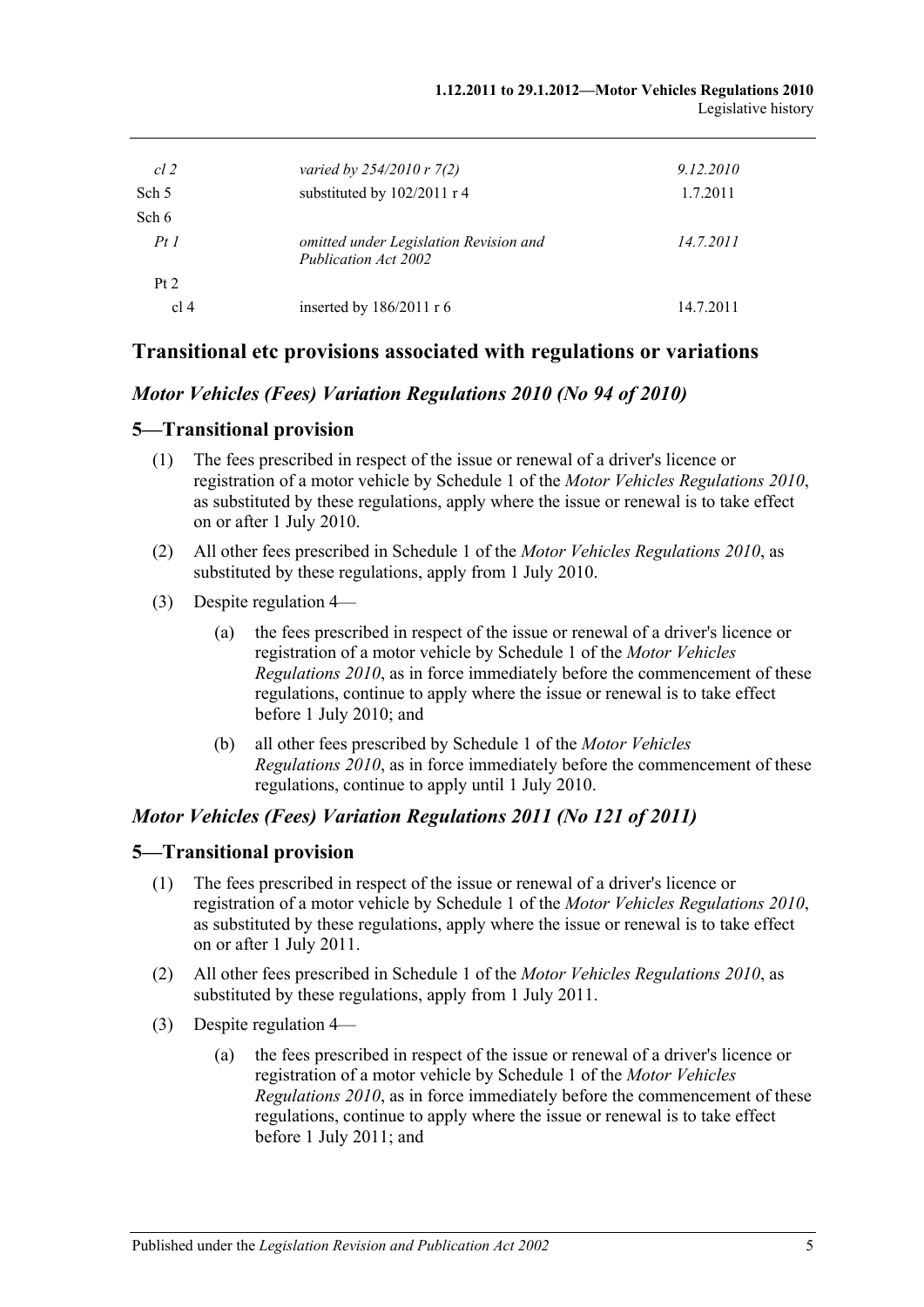| | | |
|---|---|---|
| *cl 2* | *varied by 254/2010 r 7(2)* | *9.12.2010* |
| Sch 5 | substituted by 102/2011 r 4 | 1.7.2011 |
| Sch 6 | | |
| *Pt 1* | *omitted under Legislation Revision and Publication Act 2002* | *14.7.2011* |
| Pt 2 | | |
| cl 4 | inserted by 186/2011 r 6 | 14.7.2011 |

## Transitional etc provisions associated with regulations or variations

### *Motor Vehicles (Fees) Variation Regulations 2010 (No 94 of 2010)*

### 5—Transitional provision

(1) The fees prescribed in respect of the issue or renewal of a driver's licence or registration of a motor vehicle by Schedule 1 of the *Motor Vehicles Regulations 2010*, as substituted by these regulations, apply where the issue or renewal is to take effect on or after 1 July 2010.

(2) All other fees prescribed in Schedule 1 of the *Motor Vehicles Regulations 2010*, as substituted by these regulations, apply from 1 July 2010.

(3) Despite regulation 4—

(a) the fees prescribed in respect of the issue or renewal of a driver's licence or registration of a motor vehicle by Schedule 1 of the *Motor Vehicles Regulations 2010*, as in force immediately before the commencement of these regulations, continue to apply where the issue or renewal is to take effect before 1 July 2010; and

(b) all other fees prescribed by Schedule 1 of the *Motor Vehicles Regulations 2010*, as in force immediately before the commencement of these regulations, continue to apply until 1 July 2010.

### *Motor Vehicles (Fees) Variation Regulations 2011 (No 121 of 2011)*

### 5—Transitional provision

(1) The fees prescribed in respect of the issue or renewal of a driver's licence or registration of a motor vehicle by Schedule 1 of the *Motor Vehicles Regulations 2010*, as substituted by these regulations, apply where the issue or renewal is to take effect on or after 1 July 2011.

(2) All other fees prescribed in Schedule 1 of the *Motor Vehicles Regulations 2010*, as substituted by these regulations, apply from 1 July 2011.

(3) Despite regulation 4—

(a) the fees prescribed in respect of the issue or renewal of a driver's licence or registration of a motor vehicle by Schedule 1 of the *Motor Vehicles Regulations 2010*, as in force immediately before the commencement of these regulations, continue to apply where the issue or renewal is to take effect before 1 July 2011; and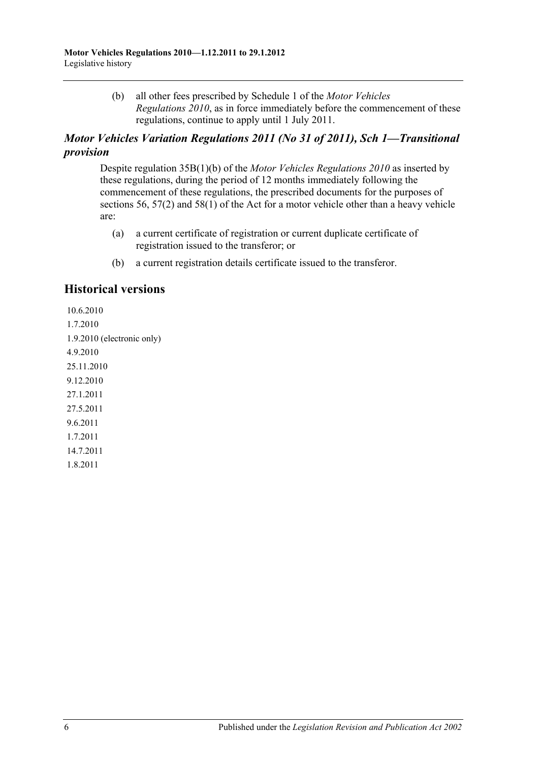(b) all other fees prescribed by Schedule 1 of the *Motor Vehicles Regulations 2010*, as in force immediately before the commencement of these regulations, continue to apply until 1 July 2011.

## *Motor Vehicles Variation Regulations 2011 (No 31 of 2011), Sch 1—Transitional provision*

Despite regulation 35B(1)(b) of the *Motor Vehicles Regulations 2010* as inserted by these regulations, during the period of 12 months immediately following the commencement of these regulations, the prescribed documents for the purposes of sections 56, 57(2) and 58(1) of the Act for a motor vehicle other than a heavy vehicle are:

(a) a current certificate of registration or current duplicate certificate of registration issued to the transferor; or

(b) a current registration details certificate issued to the transferor.

## Historical versions

10.6.2010

1.7.2010

1.9.2010 (electronic only)

4.9.2010

25.11.2010

9.12.2010

27.1.2011

27.5.2011

9.6.2011

1.7.2011

14.7.2011

1.8.2011